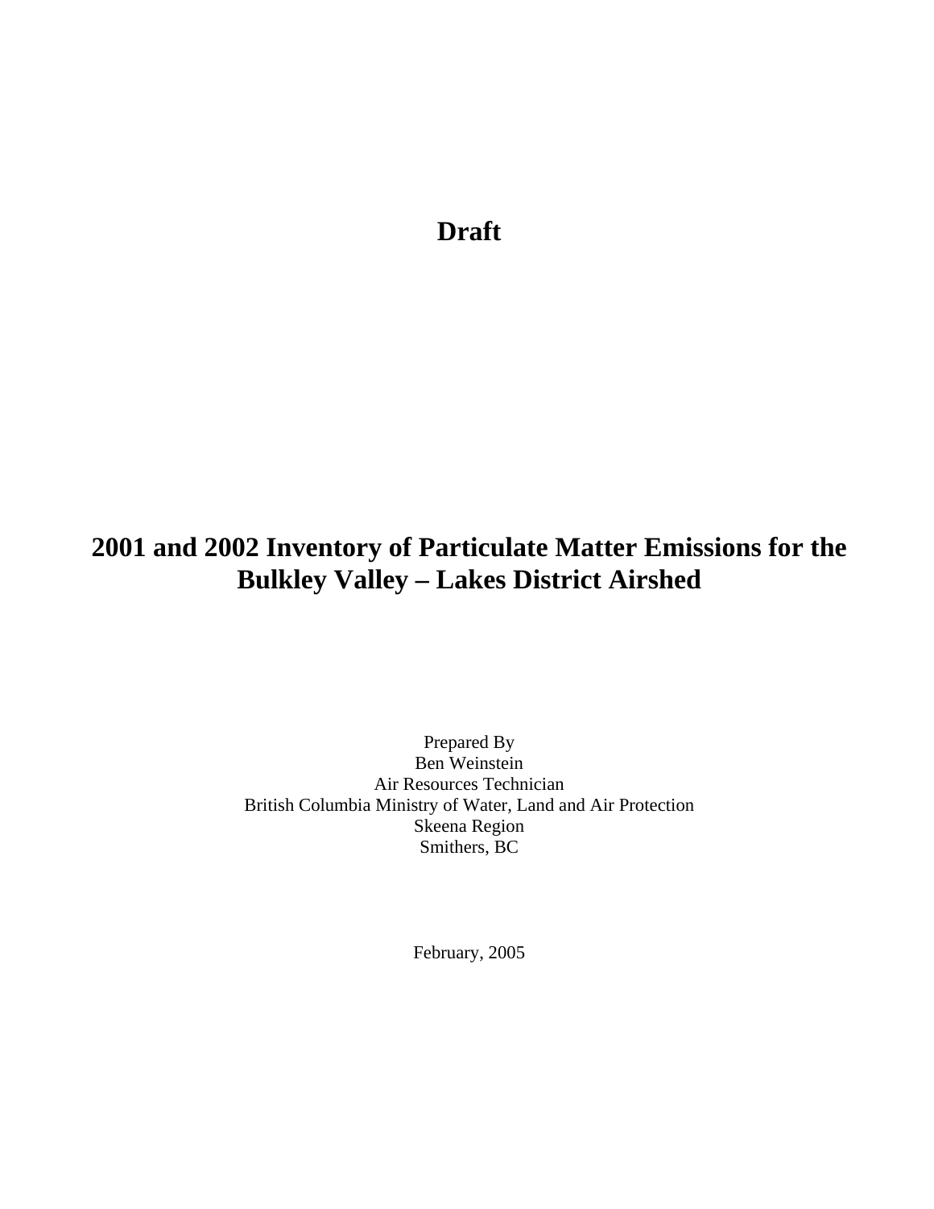**Draft**

# 2001 and 2002 Inventory of Particulate Matter Emissions for the Bulkley Valley – Lakes District Airshed

Prepared By
Ben Weinstein
Air Resources Technician
British Columbia Ministry of Water, Land and Air Protection
Skeena Region
Smithers, BC

February, 2005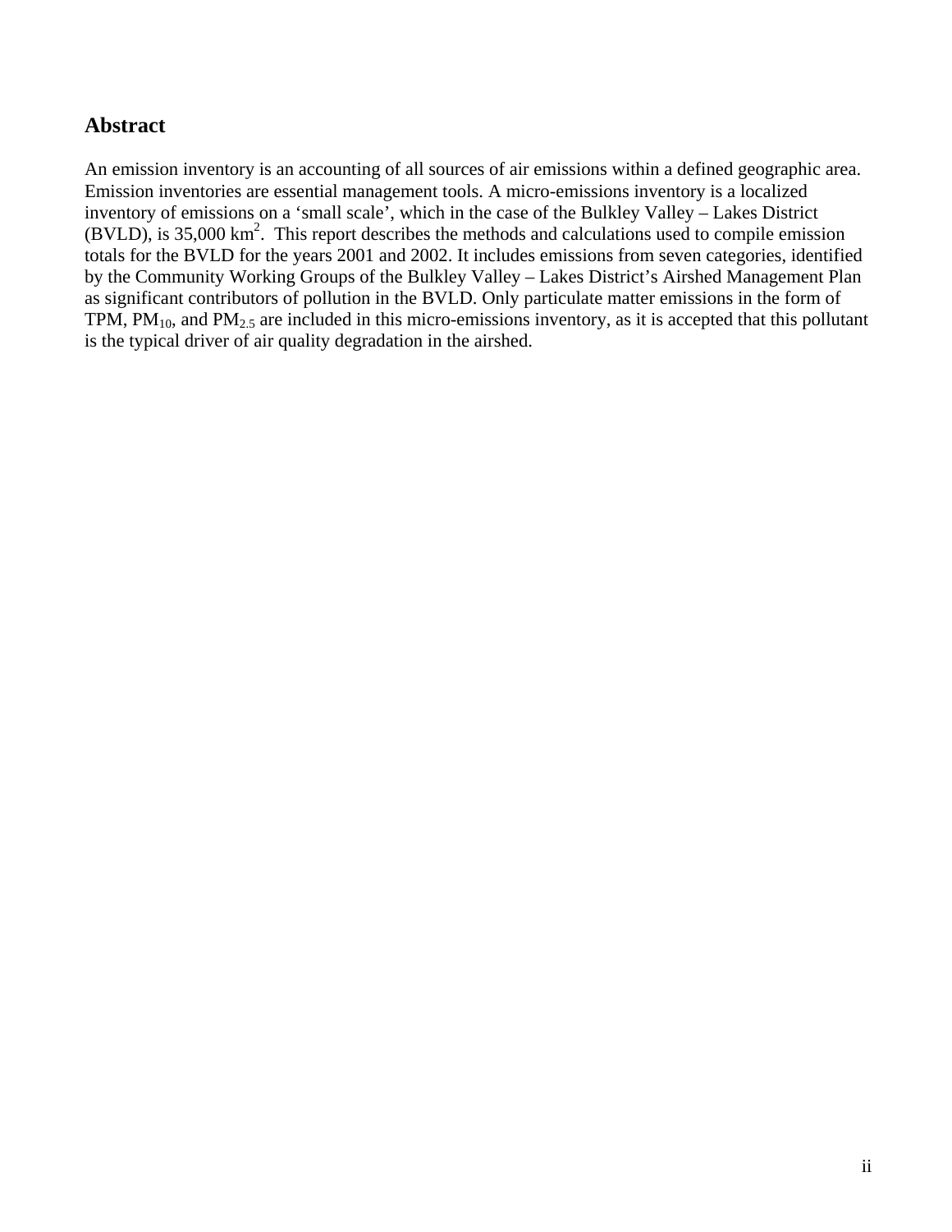## Abstract

An emission inventory is an accounting of all sources of air emissions within a defined geographic area. Emission inventories are essential management tools. A micro-emissions inventory is a localized inventory of emissions on a 'small scale', which in the case of the Bulkley Valley – Lakes District (BVLD), is 35,000 $km^2$. This report describes the methods and calculations used to compile emission totals for the BVLD for the years 2001 and 2002. It includes emissions from seven categories, identified by the Community Working Groups of the Bulkley Valley – Lakes District's Airshed Management Plan as significant contributors of pollution in the BVLD. Only particulate matter emissions in the form of TPM, $PM_{10}$, and $PM_{2.5}$ are included in this micro-emissions inventory, as it is accepted that this pollutant is the typical driver of air quality degradation in the airshed.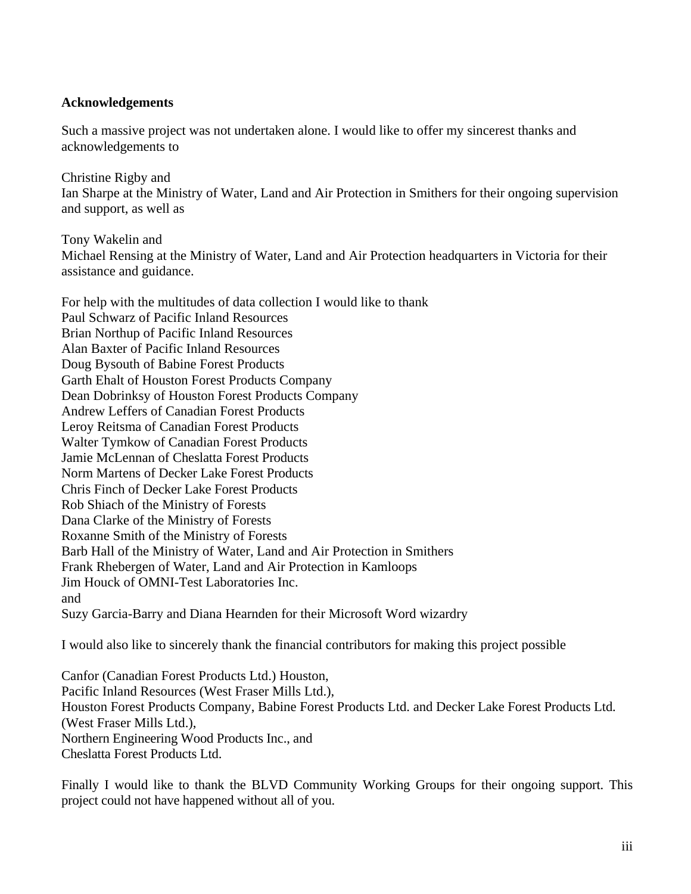**Acknowledgements**

Such a massive project was not undertaken alone. I would like to offer my sincerest thanks and acknowledgements to

Christine Rigby and
Ian Sharpe at the Ministry of Water, Land and Air Protection in Smithers for their ongoing supervision and support, as well as

Tony Wakelin and
Michael Rensing at the Ministry of Water, Land and Air Protection headquarters in Victoria for their assistance and guidance.

For help with the multitudes of data collection I would like to thank
Paul Schwarz of Pacific Inland Resources
Brian Northup of Pacific Inland Resources
Alan Baxter of Pacific Inland Resources
Doug Bysouth of Babine Forest Products
Garth Ehalt of Houston Forest Products Company
Dean Dobrinksy of Houston Forest Products Company
Andrew Leffers of Canadian Forest Products
Leroy Reitsma of Canadian Forest Products
Walter Tymkow of Canadian Forest Products
Jamie McLennan of Cheslatta Forest Products
Norm Martens of Decker Lake Forest Products
Chris Finch of Decker Lake Forest Products
Rob Shiach of the Ministry of Forests
Dana Clarke of the Ministry of Forests
Roxanne Smith of the Ministry of Forests
Barb Hall of the Ministry of Water, Land and Air Protection in Smithers
Frank Rhebergen of Water, Land and Air Protection in Kamloops
Jim Houck of OMNI-Test Laboratories Inc.
and
Suzy Garcia-Barry and Diana Hearnden for their Microsoft Word wizardry

I would also like to sincerely thank the financial contributors for making this project possible

Canfor (Canadian Forest Products Ltd.) Houston,
Pacific Inland Resources (West Fraser Mills Ltd.),
Houston Forest Products Company, Babine Forest Products Ltd. and Decker Lake Forest Products Ltd. (West Fraser Mills Ltd.),
Northern Engineering Wood Products Inc., and
Cheslatta Forest Products Ltd.

Finally I would like to thank the BLVD Community Working Groups for their ongoing support. This project could not have happened without all of you.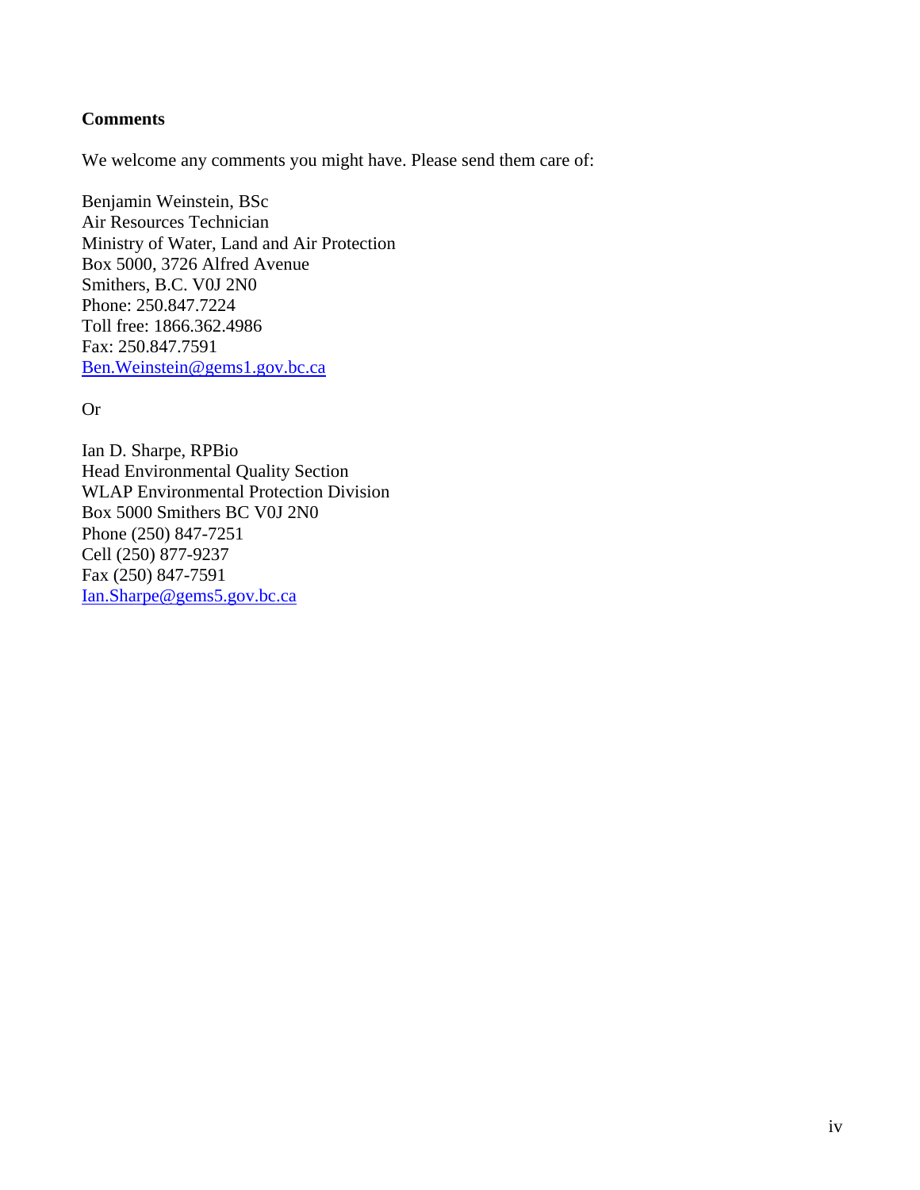### Comments

We welcome any comments you might have. Please send them care of:

Benjamin Weinstein, BSc
Air Resources Technician
Ministry of Water, Land and Air Protection
Box 5000, 3726 Alfred Avenue
Smithers, B.C. V0J 2N0
Phone: 250.847.7224
Toll free: 1866.362.4986
Fax: 250.847.7591
Ben.Weinstein@gems1.gov.bc.ca

Or

Ian D. Sharpe, RPBio
Head Environmental Quality Section
WLAP Environmental Protection Division
Box 5000 Smithers BC V0J 2N0
Phone (250) 847-7251
Cell (250) 877-9237
Fax (250) 847-7591
Ian.Sharpe@gems5.gov.bc.ca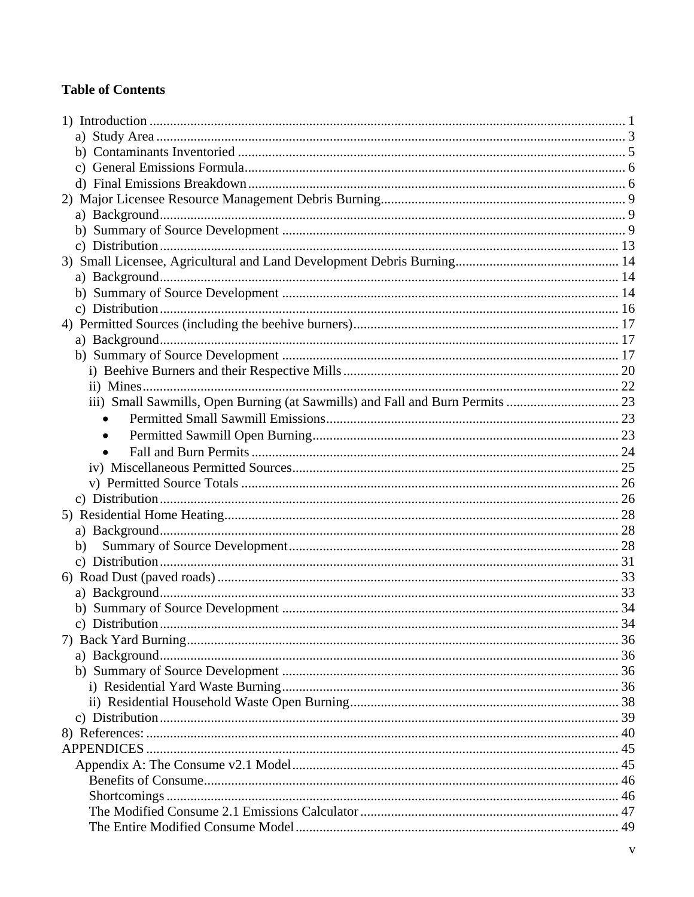**Table of Contents**

1) Introduction ........................................................................................................................... 1
  a) Study Area ......................................................................................................................... 3
  b) Contaminants Inventoried ................................................................................................. 5
  c) General Emissions Formula................................................................................................ 6
  d) Final Emissions Breakdown ............................................................................................... 6
2) Major Licensee Resource Management Debris Burning....................................................... 9
  a) Background......................................................................................................................... 9
  b) Summary of Source Development ..................................................................................... 9
  c) Distribution ...................................................................................................................... 13
3) Small Licensee, Agricultural and Land Development Debris Burning............................... 14
  a) Background....................................................................................................................... 14
  b) Summary of Source Development ................................................................................... 14
  c) Distribution ...................................................................................................................... 16
4) Permitted Sources (including the beehive burners)............................................................. 17
  a) Background....................................................................................................................... 17
  b) Summary of Source Development ................................................................................... 17
    i) Beehive Burners and their Respective Mills ................................................................ 20
    ii) Mines........................................................................................................................... 22
    iii) Small Sawmills, Open Burning (at Sawmills) and Fall and Burn Permits ................ 23
      - Permitted Small Sawmill Emissions...................................................................... 23
      - Permitted Sawmill Open Burning.......................................................................... 23
      - Fall and Burn Permits ............................................................................................ 24
    iv) Miscellaneous Permitted Sources................................................................................ 25
    v) Permitted Source Totals .............................................................................................. 26
  c) Distribution ...................................................................................................................... 26
5) Residential Home Heating................................................................................................... 28
  a) Background....................................................................................................................... 28
  b) Summary of Source Development.................................................................................... 28
  c) Distribution ...................................................................................................................... 31
6) Road Dust (paved roads) .................................................................................................... 33
  a) Background....................................................................................................................... 33
  b) Summary of Source Development ................................................................................... 34
  c) Distribution ...................................................................................................................... 34
7) Back Yard Burning.............................................................................................................. 36
  a) Background....................................................................................................................... 36
  b) Summary of Source Development ................................................................................... 36
    i) Residential Yard Waste Burning.................................................................................. 36
    ii) Residential Household Waste Open Burning.............................................................. 38
  c) Distribution ...................................................................................................................... 39
8) References: .......................................................................................................................... 40
APPENDICES .......................................................................................................................... 45
  Appendix A: The Consume v2.1 Model................................................................................ 45
    Benefits of Consume......................................................................................................... 46
    Shortcomings ................................................................................................................... 46
    The Modified Consume 2.1 Emissions Calculator ........................................................... 47
    The Entire Modified Consume Model .............................................................................. 49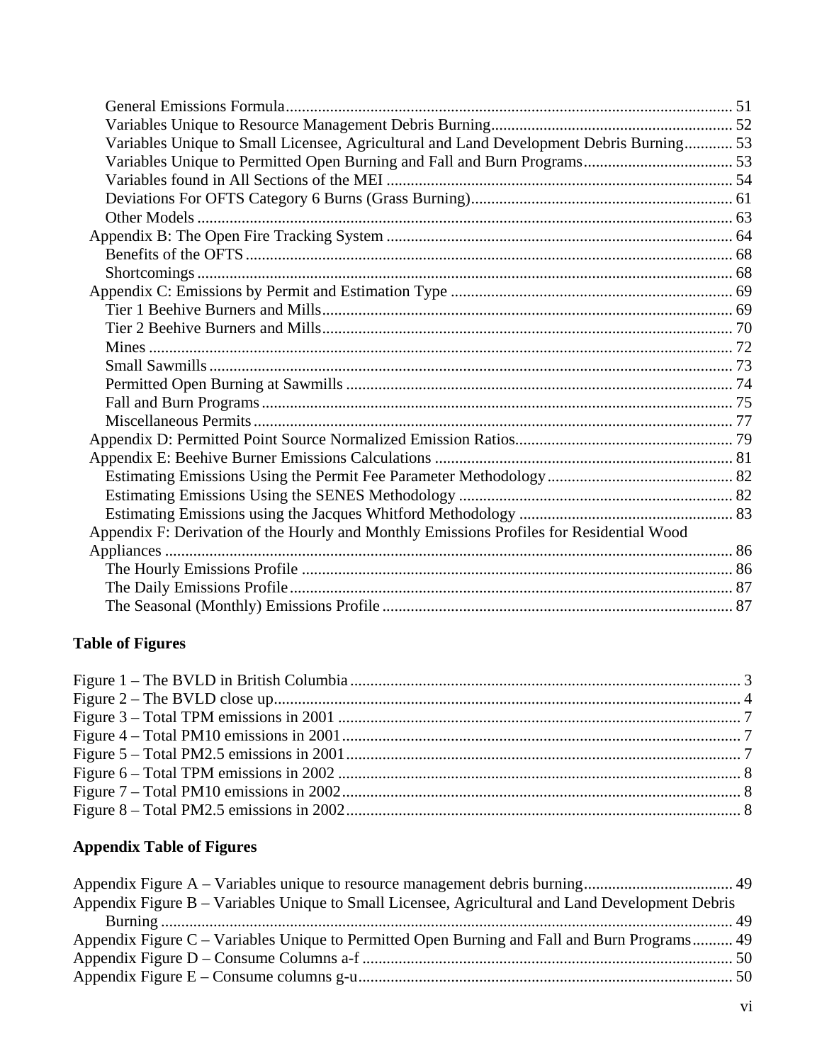General Emissions Formula .......... 51
Variables Unique to Resource Management Debris Burning .......... 52
Variables Unique to Small Licensee, Agricultural and Land Development Debris Burning .......... 53
Variables Unique to Permitted Open Burning and Fall and Burn Programs .......... 53
Variables found in All Sections of the MEI .......... 54
Deviations For OFTS Category 6 Burns (Grass Burning) .......... 61
Other Models .......... 63

Appendix B: The Open Fire Tracking System .......... 64
Benefits of the OFTS .......... 68
Shortcomings .......... 68

Appendix C: Emissions by Permit and Estimation Type .......... 69
Tier 1 Beehive Burners and Mills .......... 69
Tier 2 Beehive Burners and Mills .......... 70
Mines .......... 72
Small Sawmills .......... 73
Permitted Open Burning at Sawmills .......... 74
Fall and Burn Programs .......... 75
Miscellaneous Permits .......... 77

Appendix D: Permitted Point Source Normalized Emission Ratios .......... 79

Appendix E: Beehive Burner Emissions Calculations .......... 81
Estimating Emissions Using the Permit Fee Parameter Methodology .......... 82
Estimating Emissions Using the SENES Methodology .......... 82
Estimating Emissions using the Jacques Whitford Methodology .......... 83

Appendix F: Derivation of the Hourly and Monthly Emissions Profiles for Residential Wood Appliances .......... 86
The Hourly Emissions Profile .......... 86
The Daily Emissions Profile .......... 87
The Seasonal (Monthly) Emissions Profile .......... 87

**Table of Figures**

Figure 1 – The BVLD in British Columbia .......... 3
Figure 2 – The BVLD close up .......... 4
Figure 3 – Total TPM emissions in 2001 .......... 7
Figure 4 – Total PM10 emissions in 2001 .......... 7
Figure 5 – Total PM2.5 emissions in 2001 .......... 7
Figure 6 – Total TPM emissions in 2002 .......... 8
Figure 7 – Total PM10 emissions in 2002 .......... 8
Figure 8 – Total PM2.5 emissions in 2002 .......... 8

**Appendix Table of Figures**

Appendix Figure A – Variables unique to resource management debris burning .......... 49
Appendix Figure B – Variables Unique to Small Licensee, Agricultural and Land Development Debris Burning .......... 49
Appendix Figure C – Variables Unique to Permitted Open Burning and Fall and Burn Programs .......... 49
Appendix Figure D – Consume Columns a-f .......... 50
Appendix Figure E – Consume columns g-u .......... 50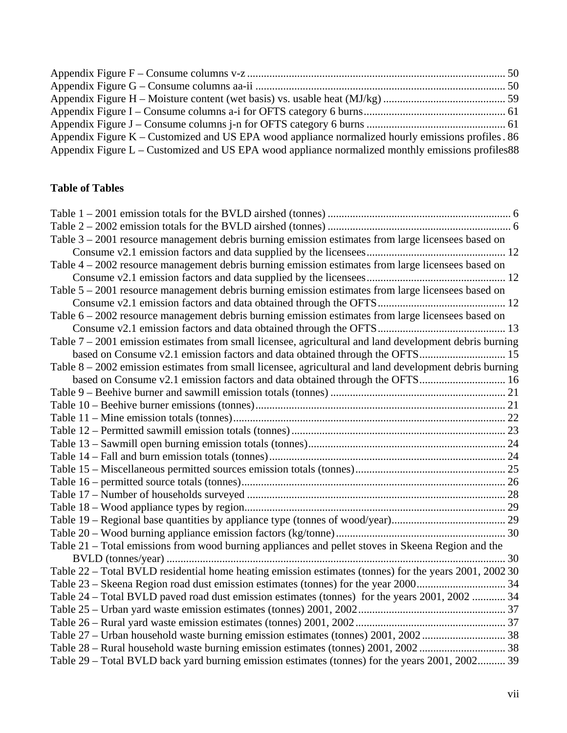Appendix Figure F – Consume columns v-z .......................................................................................... 50
Appendix Figure G – Consume columns aa-ii ........................................................................................ 50
Appendix Figure H – Moisture content (wet basis) vs. usable heat (MJ/kg) ........................................... 59
Appendix Figure I – Consume columns a-i for OFTS category 6 burns .................................................. 61
Appendix Figure J – Consume columns j-n for OFTS category 6 burns .................................................. 61
Appendix Figure K – Customized and US EPA wood appliance normalized hourly emissions profiles . 86
Appendix Figure L – Customized and US EPA wood appliance normalized monthly emissions profiles 88

**Table of Tables**

Table 1 – 2001 emission totals for the BVLD airshed (tonnes) ................................................................. 6
Table 2 – 2002 emission totals for the BVLD airshed (tonnes) ................................................................. 6
Table 3 – 2001 resource management debris burning emission estimates from large licensees based on Consume v2.1 emission factors and data supplied by the licensees .................................................. 12
Table 4 – 2002 resource management debris burning emission estimates from large licensees based on Consume v2.1 emission factors and data supplied by the licensees .................................................. 12
Table 5 – 2001 resource management debris burning emission estimates from large licensees based on Consume v2.1 emission factors and data obtained through the OFTS .............................................. 12
Table 6 – 2002 resource management debris burning emission estimates from large licensees based on Consume v2.1 emission factors and data obtained through the OFTS .............................................. 13
Table 7 – 2001 emission estimates from small licensee, agricultural and land development debris burning based on Consume v2.1 emission factors and data obtained through the OFTS ............................... 15
Table 8 – 2002 emission estimates from small licensee, agricultural and land development debris burning based on Consume v2.1 emission factors and data obtained through the OFTS ............................... 16
Table 9 – Beehive burner and sawmill emission totals (tonnes) .............................................................. 21
Table 10 – Beehive burner emissions (tonnes) ......................................................................................... 21
Table 11 – Mine emission totals (tonnes) ................................................................................................. 22
Table 12 – Permitted sawmill emission totals (tonnes) ............................................................................ 23
Table 13 – Sawmill open burning emission totals (tonnes) ...................................................................... 24
Table 14 – Fall and burn emission totals (tonnes) .................................................................................... 24
Table 15 – Miscellaneous permitted sources emission totals (tonnes) ...................................................... 25
Table 16 – permitted source totals (tonnes) .............................................................................................. 26
Table 17 – Number of households surveyed ............................................................................................. 28
Table 18 – Wood appliance types by region ............................................................................................. 29
Table 19 – Regional base quantities by appliance type (tonnes of wood/year) ......................................... 29
Table 20 – Wood burning appliance emission factors (kg/tonne) ............................................................ 30
Table 21 – Total emissions from wood burning appliances and pellet stoves in Skeena Region and the BVLD (tonnes/year) ........................................................................................................................... 30
Table 22 – Total BVLD residential home heating emission estimates (tonnes) for the years 2001, 2002 30
Table 23 – Skeena Region road dust emission estimates (tonnes) for the year 2000 ................................ 34
Table 24 – Total BVLD paved road dust emission estimates (tonnes) for the years 2001, 2002 ............ 34
Table 25 – Urban yard waste emission estimates (tonnes) 2001, 2002 .................................................... 37
Table 26 – Rural yard waste emission estimates (tonnes) 2001, 2002 ...................................................... 37
Table 27 – Urban household waste burning emission estimates (tonnes) 2001, 2002 ............................. 38
Table 28 – Rural household waste burning emission estimates (tonnes) 2001, 2002 .............................. 38
Table 29 – Total BVLD back yard burning emission estimates (tonnes) for the years 2001, 2002.......... 39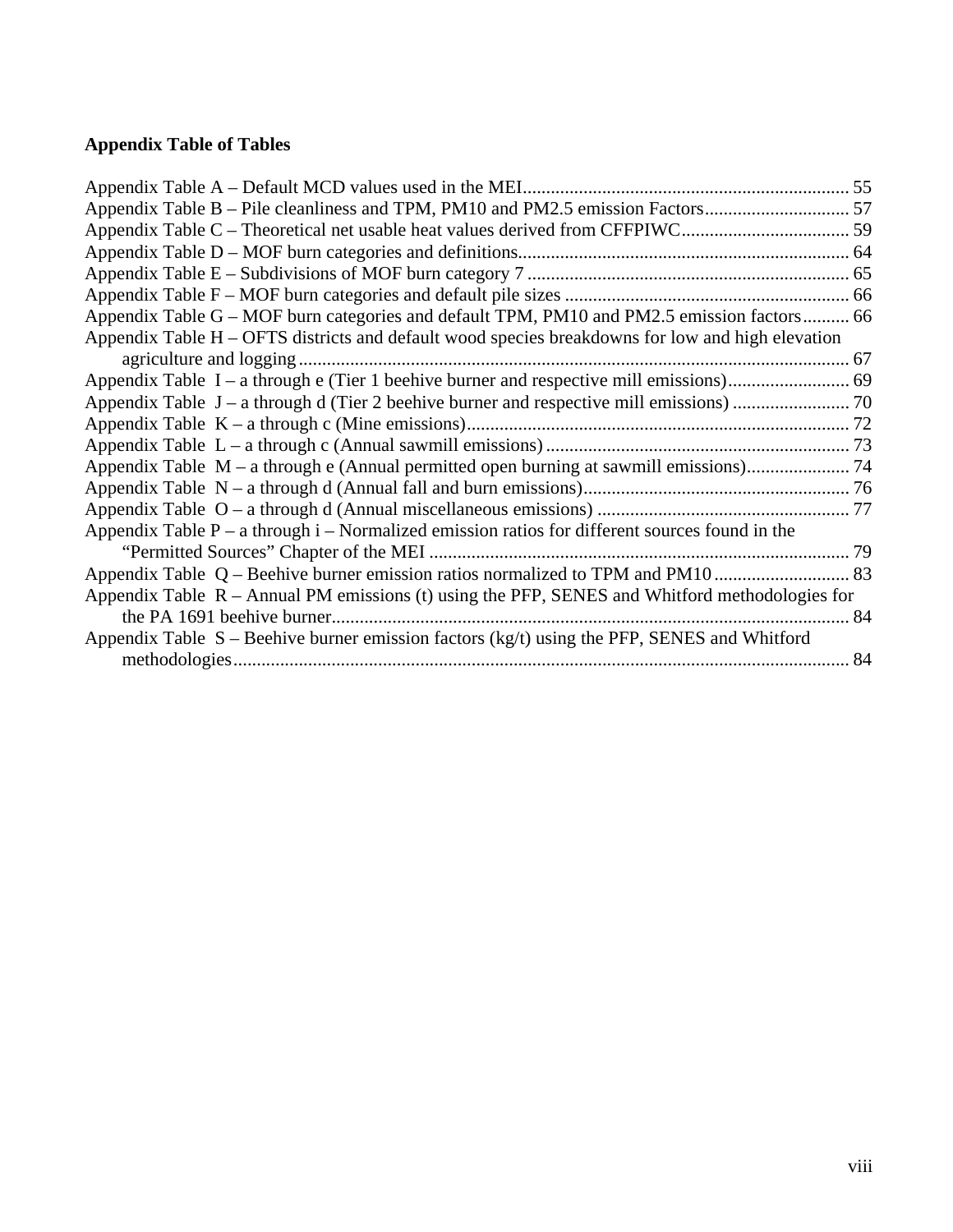**Appendix Table of Tables**

Appendix Table A – Default MCD values used in the MEI ..... 55
Appendix Table B – Pile cleanliness and TPM, PM10 and PM2.5 emission Factors ..... 57
Appendix Table C – Theoretical net usable heat values derived from CFFPIWC ..... 59
Appendix Table D – MOF burn categories and definitions ..... 64
Appendix Table E – Subdivisions of MOF burn category 7 ..... 65
Appendix Table F – MOF burn categories and default pile sizes ..... 66
Appendix Table G – MOF burn categories and default TPM, PM10 and PM2.5 emission factors ..... 66
Appendix Table H – OFTS districts and default wood species breakdowns for low and high elevation agriculture and logging ..... 67
Appendix Table I – a through e (Tier 1 beehive burner and respective mill emissions) ..... 69
Appendix Table J – a through d (Tier 2 beehive burner and respective mill emissions) ..... 70
Appendix Table K – a through c (Mine emissions) ..... 72
Appendix Table L – a through c (Annual sawmill emissions) ..... 73
Appendix Table M – a through e (Annual permitted open burning at sawmill emissions) ..... 74
Appendix Table N – a through d (Annual fall and burn emissions) ..... 76
Appendix Table O – a through d (Annual miscellaneous emissions) ..... 77
Appendix Table P – a through i – Normalized emission ratios for different sources found in the "Permitted Sources" Chapter of the MEI ..... 79
Appendix Table Q – Beehive burner emission ratios normalized to TPM and PM10 ..... 83
Appendix Table R – Annual PM emissions (t) using the PFP, SENES and Whitford methodologies for the PA 1691 beehive burner ..... 84
Appendix Table S – Beehive burner emission factors (kg/t) using the PFP, SENES and Whitford methodologies ..... 84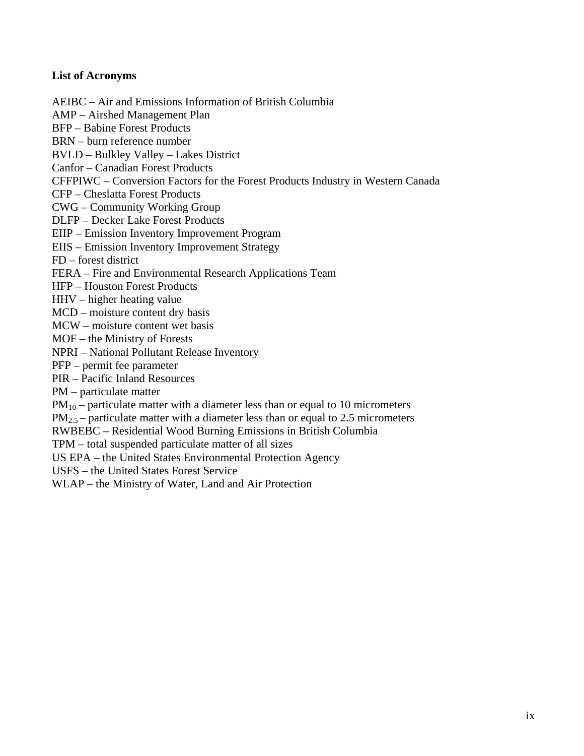**List of Acronyms**

AEIBC – Air and Emissions Information of British Columbia
AMP – Airshed Management Plan
BFP – Babine Forest Products
BRN – burn reference number
BVLD – Bulkley Valley – Lakes District
Canfor – Canadian Forest Products
CFFPIWC – Conversion Factors for the Forest Products Industry in Western Canada
CFP – Cheslatta Forest Products
CWG – Community Working Group
DLFP – Decker Lake Forest Products
EIIP – Emission Inventory Improvement Program
EIIS – Emission Inventory Improvement Strategy
FD – forest district
FERA – Fire and Environmental Research Applications Team
HFP – Houston Forest Products
HHV – higher heating value
MCD – moisture content dry basis
MCW – moisture content wet basis
MOF – the Ministry of Forests
NPRI – National Pollutant Release Inventory
PFP – permit fee parameter
PIR – Pacific Inland Resources
PM – particulate matter
$PM_{10}$ – particulate matter with a diameter less than or equal to 10 micrometers
$PM_{2.5}$ – particulate matter with a diameter less than or equal to 2.5 micrometers
RWBEBC – Residential Wood Burning Emissions in British Columbia
TPM – total suspended particulate matter of all sizes
US EPA – the United States Environmental Protection Agency
USFS – the United States Forest Service
WLAP – the Ministry of Water, Land and Air Protection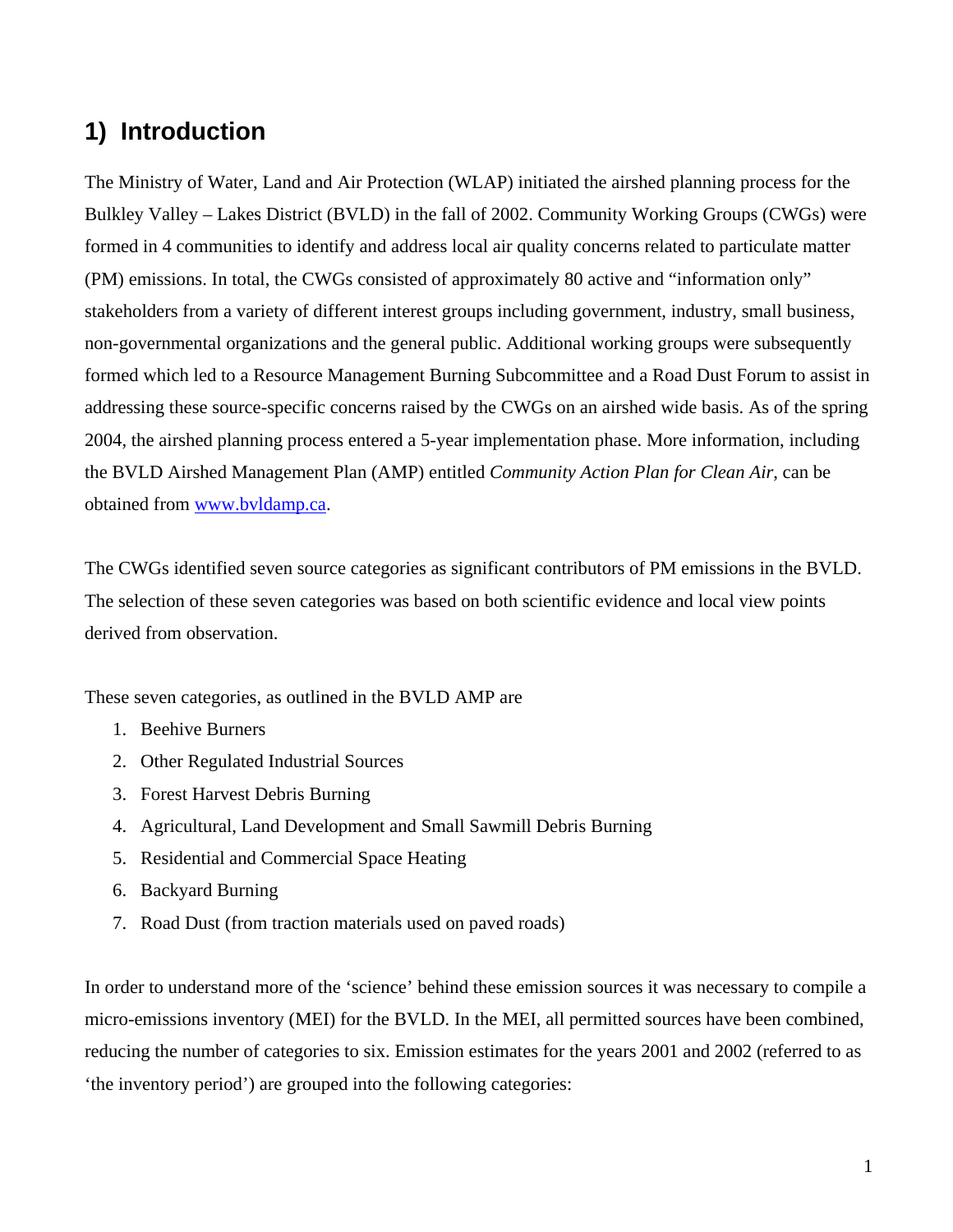# 1) Introduction

The Ministry of Water, Land and Air Protection (WLAP) initiated the airshed planning process for the Bulkley Valley – Lakes District (BVLD) in the fall of 2002. Community Working Groups (CWGs) were formed in 4 communities to identify and address local air quality concerns related to particulate matter (PM) emissions. In total, the CWGs consisted of approximately 80 active and "information only" stakeholders from a variety of different interest groups including government, industry, small business, non-governmental organizations and the general public. Additional working groups were subsequently formed which led to a Resource Management Burning Subcommittee and a Road Dust Forum to assist in addressing these source-specific concerns raised by the CWGs on an airshed wide basis. As of the spring 2004, the airshed planning process entered a 5-year implementation phase. More information, including the BVLD Airshed Management Plan (AMP) entitled *Community Action Plan for Clean Air*, can be obtained from www.bvldamp.ca.

The CWGs identified seven source categories as significant contributors of PM emissions in the BVLD. The selection of these seven categories was based on both scientific evidence and local view points derived from observation.

These seven categories, as outlined in the BVLD AMP are

1. Beehive Burners
2. Other Regulated Industrial Sources
3. Forest Harvest Debris Burning
4. Agricultural, Land Development and Small Sawmill Debris Burning
5. Residential and Commercial Space Heating
6. Backyard Burning
7. Road Dust (from traction materials used on paved roads)

In order to understand more of the 'science' behind these emission sources it was necessary to compile a micro-emissions inventory (MEI) for the BVLD. In the MEI, all permitted sources have been combined, reducing the number of categories to six. Emission estimates for the years 2001 and 2002 (referred to as 'the inventory period') are grouped into the following categories: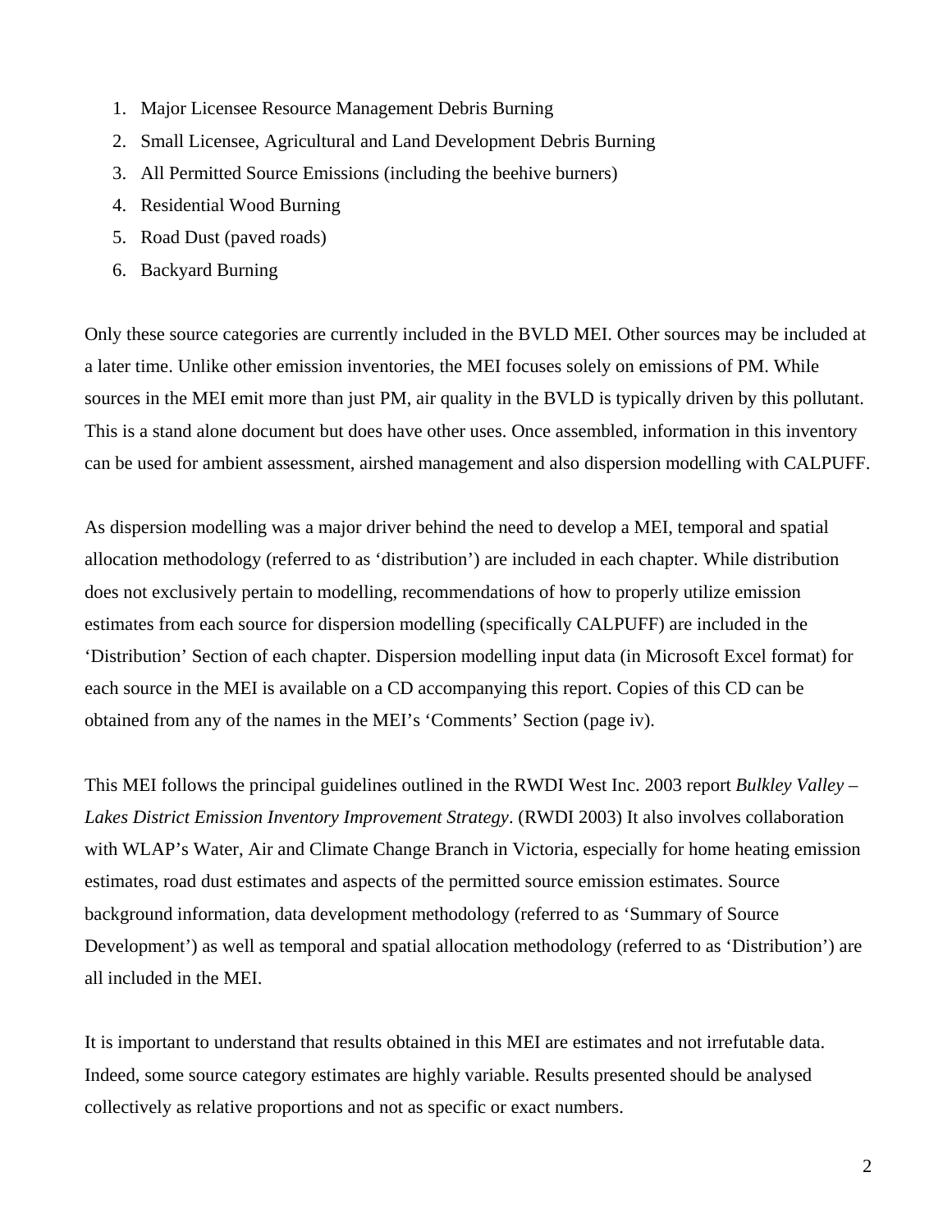1. Major Licensee Resource Management Debris Burning
2. Small Licensee, Agricultural and Land Development Debris Burning
3. All Permitted Source Emissions (including the beehive burners)
4. Residential Wood Burning
5. Road Dust (paved roads)
6. Backyard Burning

Only these source categories are currently included in the BVLD MEI. Other sources may be included at a later time. Unlike other emission inventories, the MEI focuses solely on emissions of PM. While sources in the MEI emit more than just PM, air quality in the BVLD is typically driven by this pollutant. This is a stand alone document but does have other uses. Once assembled, information in this inventory can be used for ambient assessment, airshed management and also dispersion modelling with CALPUFF.

As dispersion modelling was a major driver behind the need to develop a MEI, temporal and spatial allocation methodology (referred to as 'distribution') are included in each chapter. While distribution does not exclusively pertain to modelling, recommendations of how to properly utilize emission estimates from each source for dispersion modelling (specifically CALPUFF) are included in the 'Distribution' Section of each chapter. Dispersion modelling input data (in Microsoft Excel format) for each source in the MEI is available on a CD accompanying this report. Copies of this CD can be obtained from any of the names in the MEI's 'Comments' Section (page iv).

This MEI follows the principal guidelines outlined in the RWDI West Inc. 2003 report *Bulkley Valley – Lakes District Emission Inventory Improvement Strategy*. (RWDI 2003) It also involves collaboration with WLAP's Water, Air and Climate Change Branch in Victoria, especially for home heating emission estimates, road dust estimates and aspects of the permitted source emission estimates. Source background information, data development methodology (referred to as 'Summary of Source Development') as well as temporal and spatial allocation methodology (referred to as 'Distribution') are all included in the MEI.

It is important to understand that results obtained in this MEI are estimates and not irrefutable data. Indeed, some source category estimates are highly variable. Results presented should be analysed collectively as relative proportions and not as specific or exact numbers.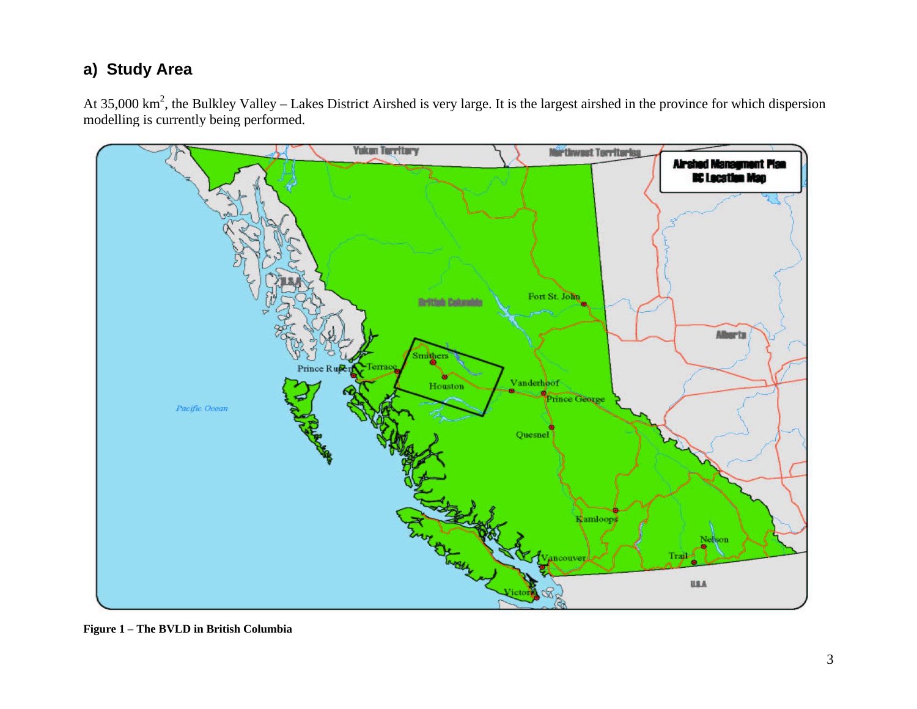## a) Study Area

At 35,000 km$^2$, the Bulkley Valley – Lakes District Airshed is very large. It is the largest airshed in the province for which dispersion modelling is currently being performed.

**Figure 1 – The BVLD in British Columbia**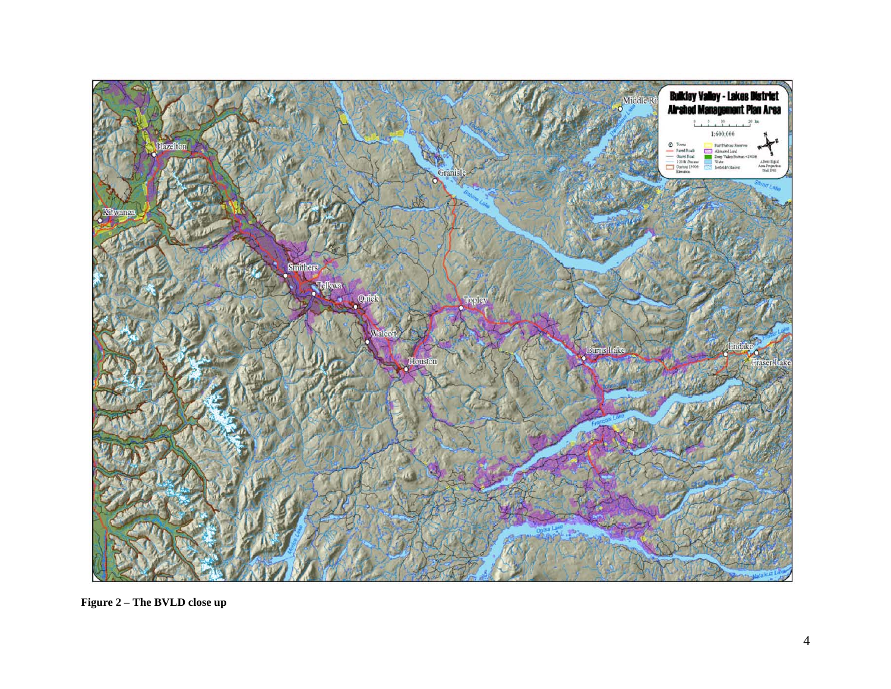**Figure 2 – The BVLD close up**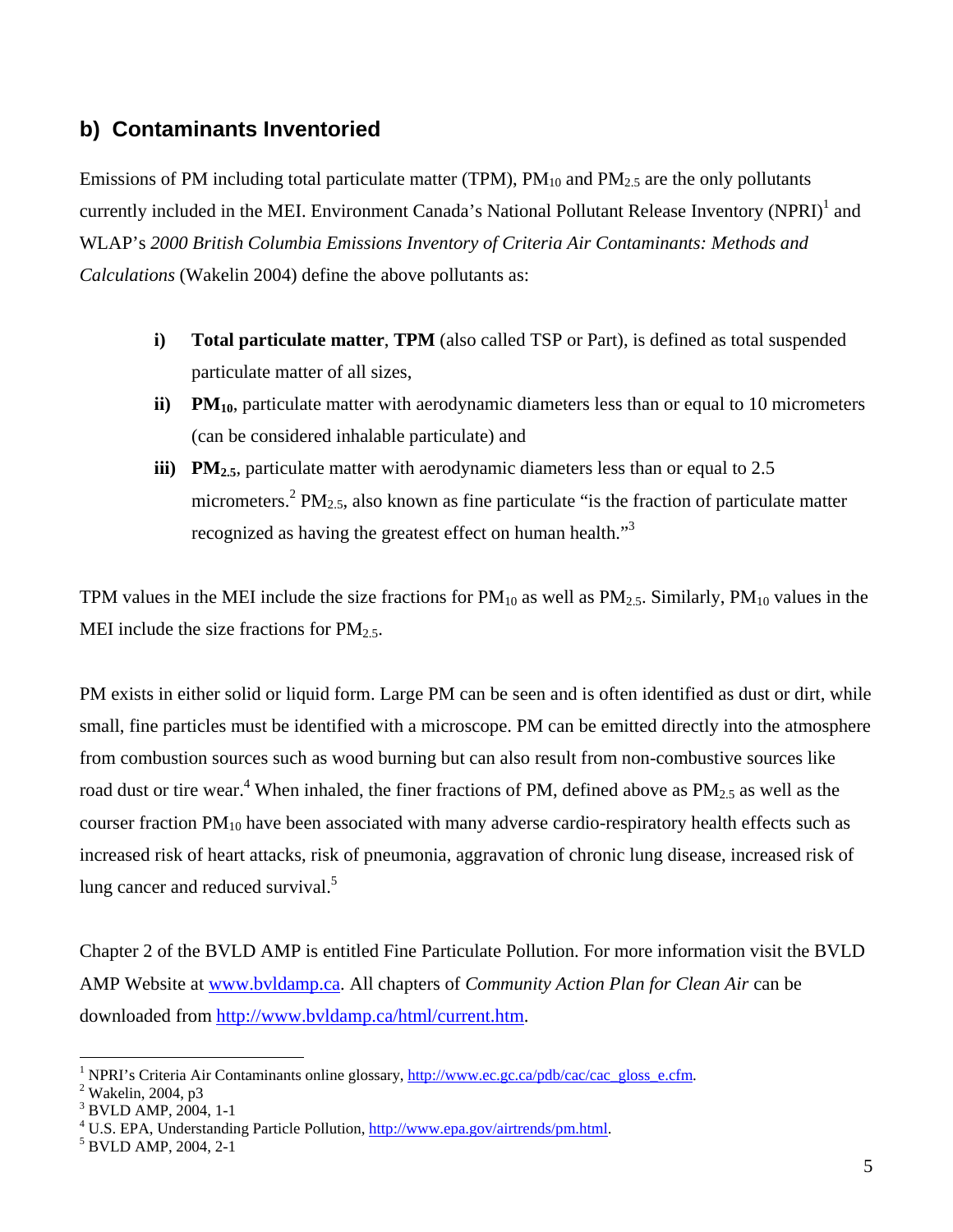## b) Contaminants Inventoried

Emissions of PM including total particulate matter (TPM), $PM_{10}$ and $PM_{2.5}$ are the only pollutants currently included in the MEI. Environment Canada's National Pollutant Release Inventory (NPRI)[1] and WLAP's *2000 British Columbia Emissions Inventory of Criteria Air Contaminants: Methods and Calculations* (Wakelin 2004) define the above pollutants as:

- **i)** **Total particulate matter**, **TPM** (also called TSP or Part), is defined as total suspended particulate matter of all sizes,
- **ii)** **$PM_{10}$**, particulate matter with aerodynamic diameters less than or equal to 10 micrometers (can be considered inhalable particulate) and
- **iii)** **$PM_{2.5}$**, particulate matter with aerodynamic diameters less than or equal to 2.5 micrometers.[2] $PM_{2.5}$, also known as fine particulate "is the fraction of particulate matter recognized as having the greatest effect on human health."[3]

TPM values in the MEI include the size fractions for $PM_{10}$ as well as $PM_{2.5}$. Similarly, $PM_{10}$ values in the MEI include the size fractions for $PM_{2.5}$.

PM exists in either solid or liquid form. Large PM can be seen and is often identified as dust or dirt, while small, fine particles must be identified with a microscope. PM can be emitted directly into the atmosphere from combustion sources such as wood burning but can also result from non-combustive sources like road dust or tire wear.[4] When inhaled, the finer fractions of PM, defined above as $PM_{2.5}$ as well as the courser fraction $PM_{10}$ have been associated with many adverse cardio-respiratory health effects such as increased risk of heart attacks, risk of pneumonia, aggravation of chronic lung disease, increased risk of lung cancer and reduced survival.[5]

Chapter 2 of the BVLD AMP is entitled Fine Particulate Pollution. For more information visit the BVLD AMP Website at www.bvldamp.ca. All chapters of *Community Action Plan for Clean Air* can be downloaded from http://www.bvldamp.ca/html/current.htm.

---

[1] NPRI's Criteria Air Contaminants online glossary, http://www.ec.gc.ca/pdb/cac/cac_gloss_e.cfm.
[2] Wakelin, 2004, p3
[3] BVLD AMP, 2004, 1-1
[4] U.S. EPA, Understanding Particle Pollution, http://www.epa.gov/airtrends/pm.html.
[5] BVLD AMP, 2004, 2-1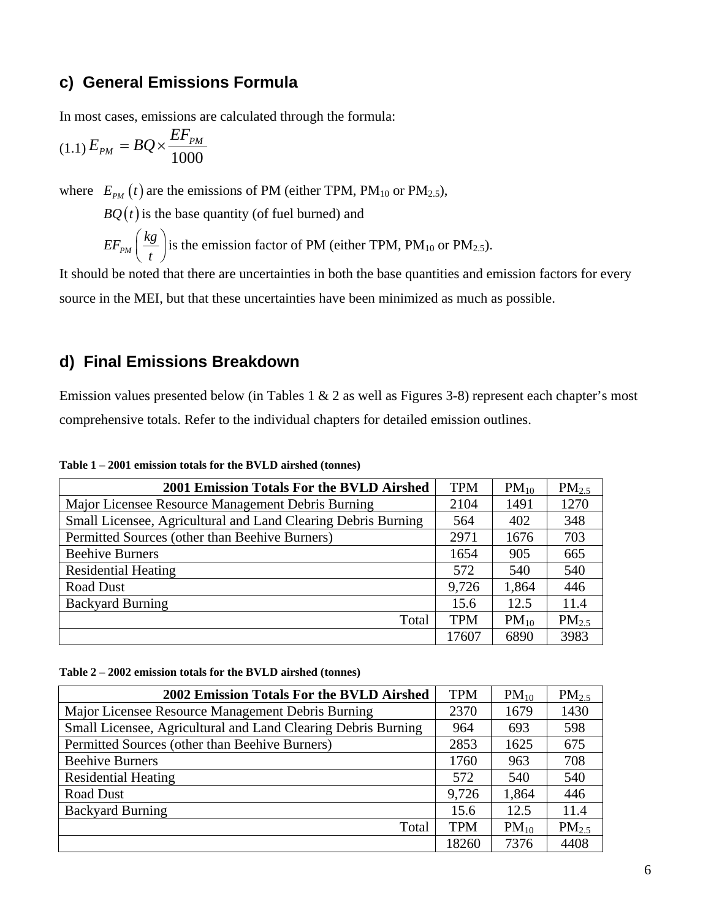## c) General Emissions Formula

In most cases, emissions are calculated through the formula:

(1.1) $$E_{PM} = BQ \times \frac{EF_{PM}}{1000}$$

where $E_{PM}\,(t)$ are the emissions of PM (either TPM, $PM_{10}$ or $PM_{2.5}$),

$BQ(t)$ is the base quantity (of fuel burned) and

$EF_{PM}\left(\frac{kg}{t}\right)$ is the emission factor of PM (either TPM, $PM_{10}$ or $PM_{2.5}$).

It should be noted that there are uncertainties in both the base quantities and emission factors for every source in the MEI, but that these uncertainties have been minimized as much as possible.

## d) Final Emissions Breakdown

Emission values presented below (in Tables 1 & 2 as well as Figures 3-8) represent each chapter's most comprehensive totals. Refer to the individual chapters for detailed emission outlines.

**Table 1 – 2001 emission totals for the BVLD airshed (tonnes)**

| 2001 Emission Totals For the BVLD Airshed | TPM | $PM_{10}$ | $PM_{2.5}$ |
|---|---|---|---|
| Major Licensee Resource Management Debris Burning | 2104 | 1491 | 1270 |
| Small Licensee, Agricultural and Land Clearing Debris Burning | 564 | 402 | 348 |
| Permitted Sources (other than Beehive Burners) | 2971 | 1676 | 703 |
| Beehive Burners | 1654 | 905 | 665 |
| Residential Heating | 572 | 540 | 540 |
| Road Dust | 9,726 | 1,864 | 446 |
| Backyard Burning | 15.6 | 12.5 | 11.4 |
| Total | TPM | $PM_{10}$ | $PM_{2.5}$ |
| | 17607 | 6890 | 3983 |

**Table 2 – 2002 emission totals for the BVLD airshed (tonnes)**

| 2002 Emission Totals For the BVLD Airshed | TPM | $PM_{10}$ | $PM_{2.5}$ |
|---|---|---|---|
| Major Licensee Resource Management Debris Burning | 2370 | 1679 | 1430 |
| Small Licensee, Agricultural and Land Clearing Debris Burning | 964 | 693 | 598 |
| Permitted Sources (other than Beehive Burners) | 2853 | 1625 | 675 |
| Beehive Burners | 1760 | 963 | 708 |
| Residential Heating | 572 | 540 | 540 |
| Road Dust | 9,726 | 1,864 | 446 |
| Backyard Burning | 15.6 | 12.5 | 11.4 |
| Total | TPM | $PM_{10}$ | $PM_{2.5}$ |
| | 18260 | 7376 | 4408 |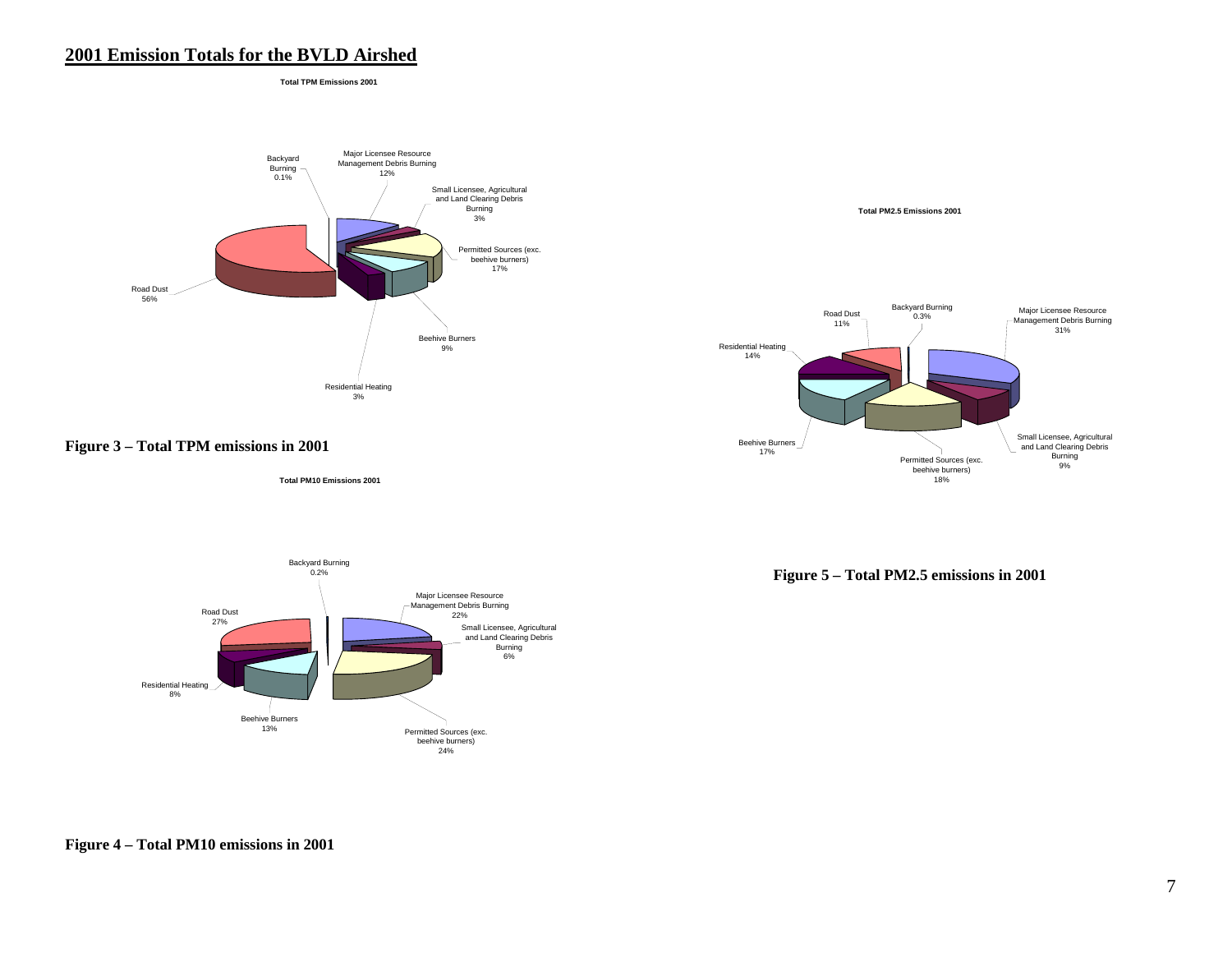## 2001 Emission Totals for the BVLD Airshed

Total TPM Emissions 2001

- Backyard Burning 0.1%
- Major Licensee Resource Management Debris Burning 12%
- Small Licensee, Agricultural and Land Clearing Debris Burning 3%
- Permitted Sources (exc. beehive burners) 17%
- Beehive Burners 9%
- Residential Heating 3%
- Road Dust 56%

**Figure 3 – Total TPM emissions in 2001**

Total PM10 Emissions 2001

- Backyard Burning 0.2%
- Major Licensee Resource Management Debris Burning 22%
- Small Licensee, Agricultural and Land Clearing Debris Burning 6%
- Permitted Sources (exc. beehive burners) 24%
- Beehive Burners 13%
- Residential Heating 8%
- Road Dust 27%

**Figure 4 – Total PM10 emissions in 2001**

Total PM2.5 Emissions 2001

- Backyard Burning 0.3%
- Major Licensee Resource Management Debris Burning 31%
- Small Licensee, Agricultural and Land Clearing Debris Burning 9%
- Permitted Sources (exc. beehive burners) 18%
- Beehive Burners 17%
- Residential Heating 14%
- Road Dust 11%

**Figure 5 – Total PM2.5 emissions in 2001**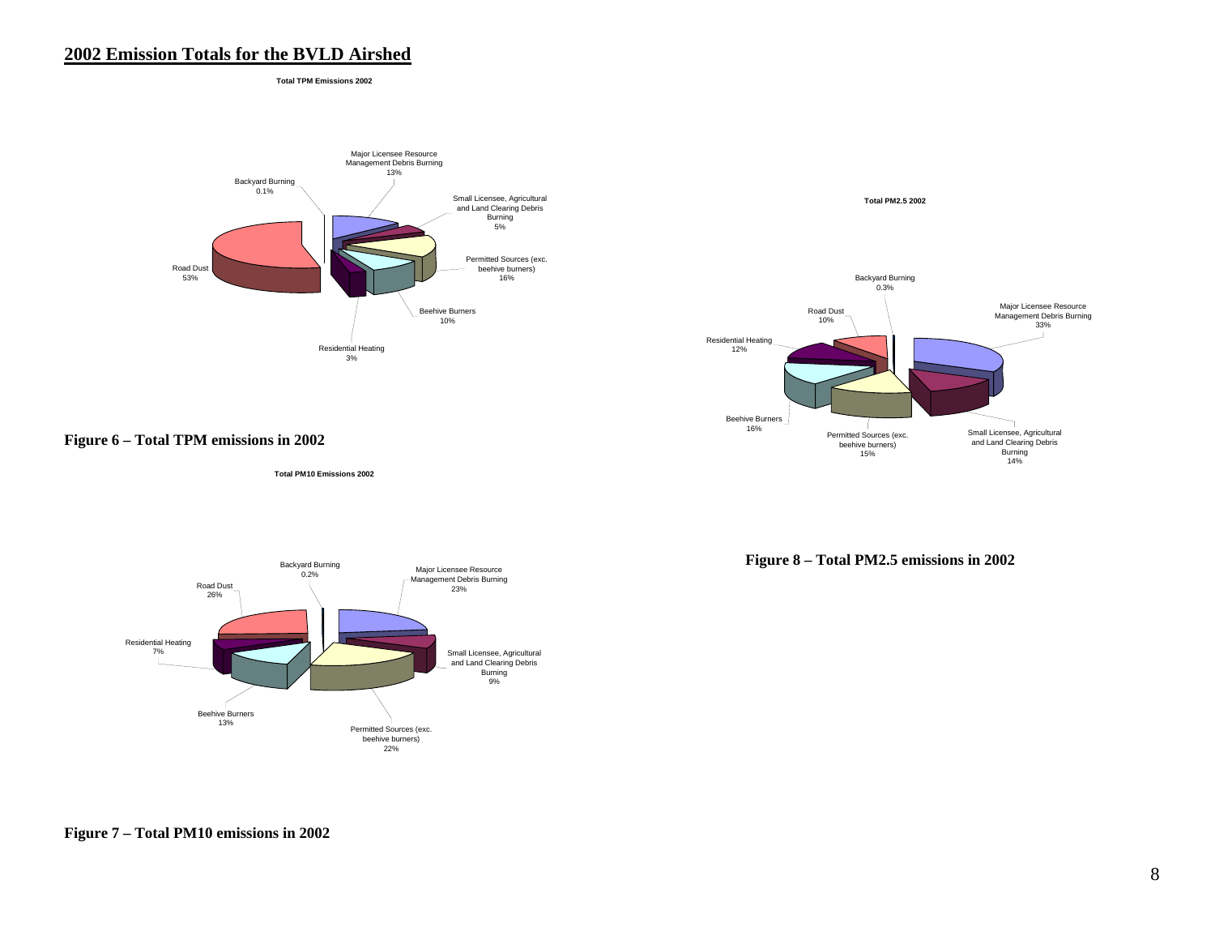## 2002 Emission Totals for the BVLD Airshed

Total TPM Emissions 2002

| Source | Percentage |
| --- | --- |
| Road Dust | 53% |
| Backyard Burning | 0.1% |
| Major Licensee Resource Management Debris Burning | 13% |
| Small Licensee, Agricultural and Land Clearing Debris Burning | 5% |
| Permitted Sources (exc. beehive burners) | 16% |
| Beehive Burners | 10% |
| Residential Heating | 3% |

**Figure 6 – Total TPM emissions in 2002**

Total PM10 Emissions 2002

| Source | Percentage |
| --- | --- |
| Backyard Burning | 0.2% |
| Road Dust | 26% |
| Major Licensee Resource Management Debris Burning | 23% |
| Small Licensee, Agricultural and Land Clearing Debris Burning | 9% |
| Permitted Sources (exc. beehive burners) | 22% |
| Beehive Burners | 13% |
| Residential Heating | 7% |

**Figure 7 – Total PM10 emissions in 2002**

Total PM2.5 2002

| Source | Percentage |
| --- | --- |
| Backyard Burning | 0.3% |
| Road Dust | 10% |
| Residential Heating | 12% |
| Major Licensee Resource Management Debris Burning | 33% |
| Beehive Burners | 16% |
| Permitted Sources (exc. beehive burners) | 15% |
| Small Licensee, Agricultural and Land Clearing Debris Burning | 14% |

**Figure 8 – Total PM2.5 emissions in 2002**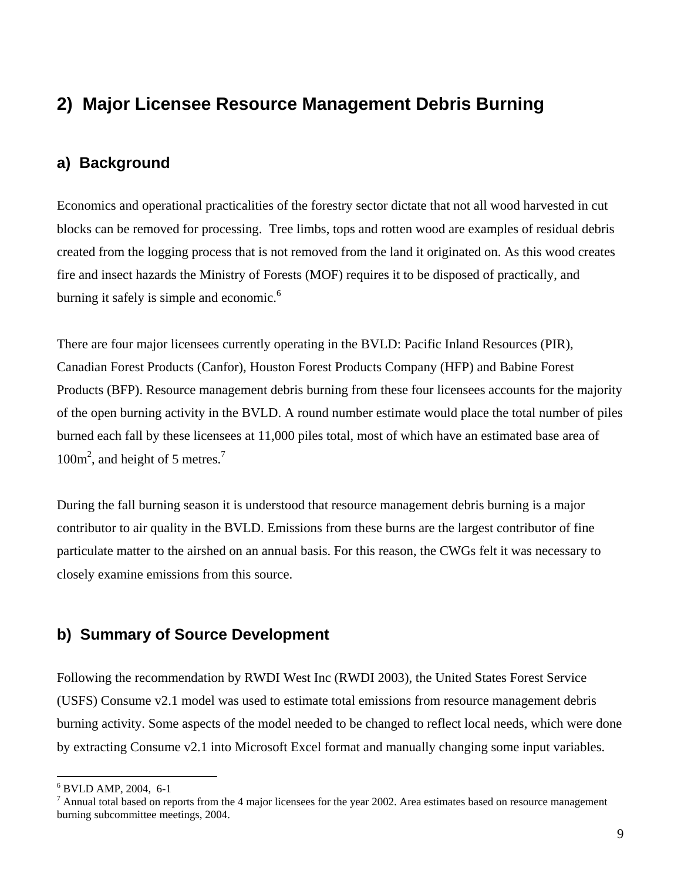## 2) Major Licensee Resource Management Debris Burning

### a) Background

Economics and operational practicalities of the forestry sector dictate that not all wood harvested in cut blocks can be removed for processing. Tree limbs, tops and rotten wood are examples of residual debris created from the logging process that is not removed from the land it originated on. As this wood creates fire and insect hazards the Ministry of Forests (MOF) requires it to be disposed of practically, and burning it safely is simple and economic.[6]

There are four major licensees currently operating in the BVLD: Pacific Inland Resources (PIR), Canadian Forest Products (Canfor), Houston Forest Products Company (HFP) and Babine Forest Products (BFP). Resource management debris burning from these four licensees accounts for the majority of the open burning activity in the BVLD. A round number estimate would place the total number of piles burned each fall by these licensees at 11,000 piles total, most of which have an estimated base area of $100m^2$, and height of 5 metres.[7]

During the fall burning season it is understood that resource management debris burning is a major contributor to air quality in the BVLD. Emissions from these burns are the largest contributor of fine particulate matter to the airshed on an annual basis. For this reason, the CWGs felt it was necessary to closely examine emissions from this source.

### b) Summary of Source Development

Following the recommendation by RWDI West Inc (RWDI 2003), the United States Forest Service (USFS) Consume v2.1 model was used to estimate total emissions from resource management debris burning activity. Some aspects of the model needed to be changed to reflect local needs, which were done by extracting Consume v2.1 into Microsoft Excel format and manually changing some input variables.

---

[6] BVLD AMP, 2004, 6-1

[7] Annual total based on reports from the 4 major licensees for the year 2002. Area estimates based on resource management burning subcommittee meetings, 2004.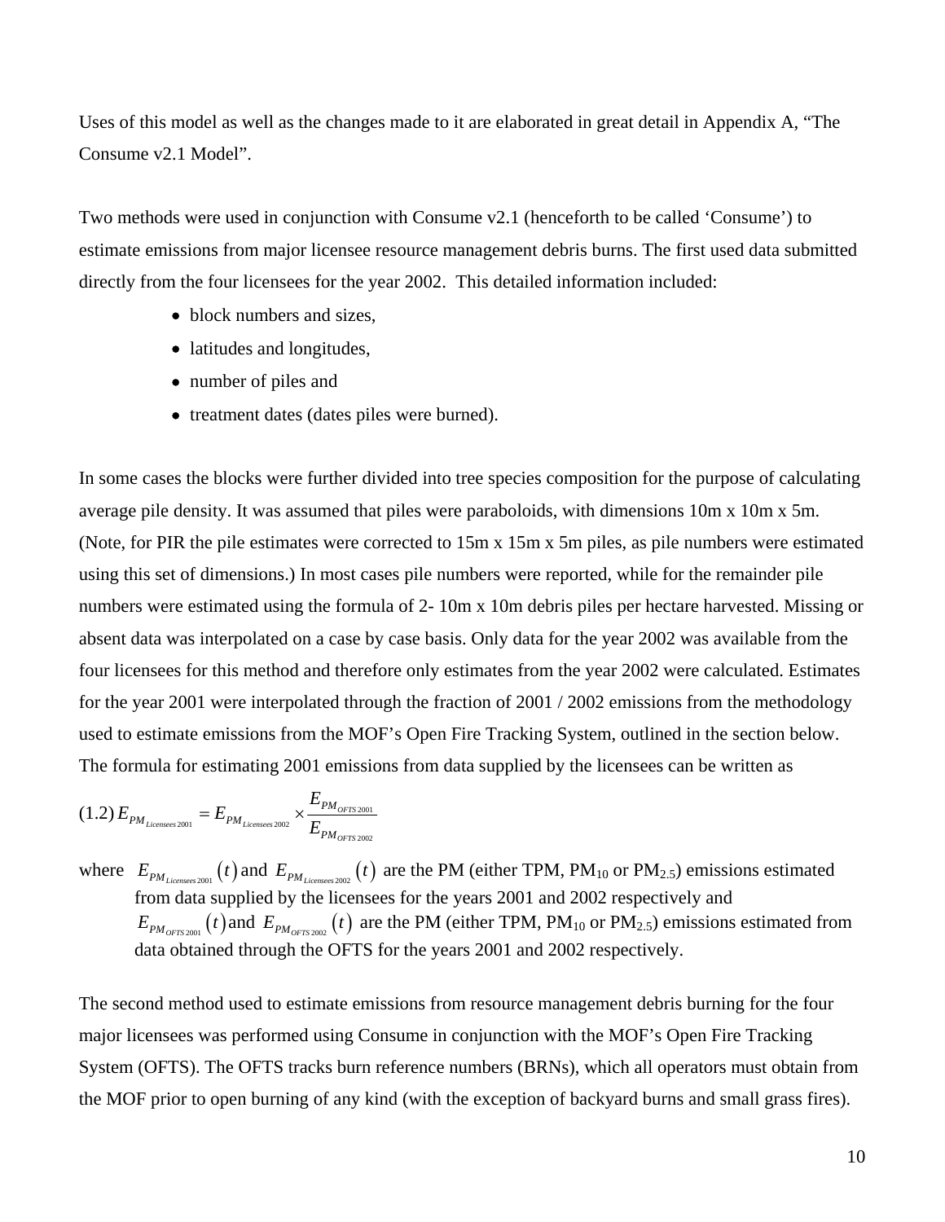Uses of this model as well as the changes made to it are elaborated in great detail in Appendix A, “The Consume v2.1 Model”.

Two methods were used in conjunction with Consume v2.1 (henceforth to be called ‘Consume’) to estimate emissions from major licensee resource management debris burns. The first used data submitted directly from the four licensees for the year 2002. This detailed information included:

- block numbers and sizes,
- latitudes and longitudes,
- number of piles and
- treatment dates (dates piles were burned).

In some cases the blocks were further divided into tree species composition for the purpose of calculating average pile density. It was assumed that piles were paraboloids, with dimensions 10m x 10m x 5m. (Note, for PIR the pile estimates were corrected to 15m x 15m x 5m piles, as pile numbers were estimated using this set of dimensions.) In most cases pile numbers were reported, while for the remainder pile numbers were estimated using the formula of 2- 10m x 10m debris piles per hectare harvested. Missing or absent data was interpolated on a case by case basis. Only data for the year 2002 was available from the four licensees for this method and therefore only estimates from the year 2002 were calculated. Estimates for the year 2001 were interpolated through the fraction of 2001 / 2002 emissions from the methodology used to estimate emissions from the MOF’s Open Fire Tracking System, outlined in the section below. The formula for estimating 2001 emissions from data supplied by the licensees can be written as

$$(1.2)\ E_{PM_{Licensees\,2001}} = E_{PM_{Licensees\,2002}} \times \frac{E_{PM_{OFTS\,2001}}}{E_{PM_{OFTS\,2002}}}$$

where $E_{PM_{Licensees\,2001}}(t)$ and $E_{PM_{Licensees\,2002}}(t)$ are the PM (either TPM, $PM_{10}$ or $PM_{2.5}$) emissions estimated from data supplied by the licensees for the years 2001 and 2002 respectively and $E_{PM_{OFTS\,2001}}(t)$ and $E_{PM_{OFTS\,2002}}(t)$ are the PM (either TPM, $PM_{10}$ or $PM_{2.5}$) emissions estimated from data obtained through the OFTS for the years 2001 and 2002 respectively.

The second method used to estimate emissions from resource management debris burning for the four major licensees was performed using Consume in conjunction with the MOF’s Open Fire Tracking System (OFTS). The OFTS tracks burn reference numbers (BRNs), which all operators must obtain from the MOF prior to open burning of any kind (with the exception of backyard burns and small grass fires).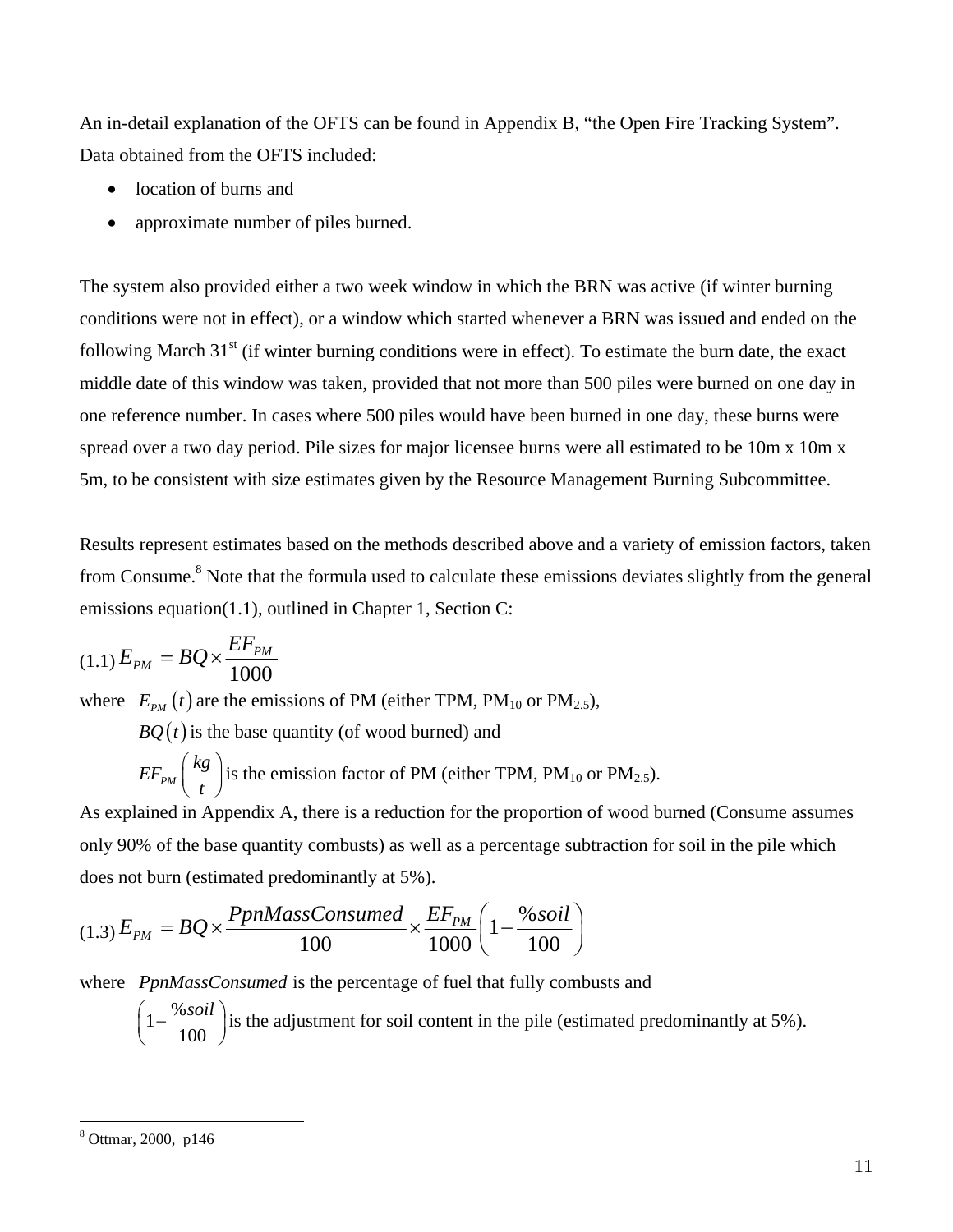An in-detail explanation of the OFTS can be found in Appendix B, "the Open Fire Tracking System". Data obtained from the OFTS included:

- location of burns and
- approximate number of piles burned.

The system also provided either a two week window in which the BRN was active (if winter burning conditions were not in effect), or a window which started whenever a BRN was issued and ended on the following March 31st (if winter burning conditions were in effect). To estimate the burn date, the exact middle date of this window was taken, provided that not more than 500 piles were burned on one day in one reference number. In cases where 500 piles would have been burned in one day, these burns were spread over a two day period. Pile sizes for major licensee burns were all estimated to be 10m x 10m x 5m, to be consistent with size estimates given by the Resource Management Burning Subcommittee.

Results represent estimates based on the methods described above and a variety of emission factors, taken from Consume.[8] Note that the formula used to calculate these emissions deviates slightly from the general emissions equation(1.1), outlined in Chapter 1, Section C:

$$(1.1)\ E_{PM} = BQ \times \frac{EF_{PM}}{1000}$$

where $E_{PM}(t)$ are the emissions of PM (either TPM, $PM_{10}$ or $PM_{2.5}$),

$BQ(t)$ is the base quantity (of wood burned) and

$EF_{PM}\left(\frac{kg}{t}\right)$ is the emission factor of PM (either TPM, $PM_{10}$ or $PM_{2.5}$).

As explained in Appendix A, there is a reduction for the proportion of wood burned (Consume assumes only 90% of the base quantity combusts) as well as a percentage subtraction for soil in the pile which does not burn (estimated predominantly at 5%).

$$(1.3)\ E_{PM} = BQ \times \frac{PpnMassConsumed}{100} \times \frac{EF_{PM}}{1000}\left(1 - \frac{\%soil}{100}\right)$$

where *PpnMassConsumed* is the percentage of fuel that fully combusts and

$\left(1 - \frac{\%soil}{100}\right)$ is the adjustment for soil content in the pile (estimated predominantly at 5%).

[8] Ottmar, 2000, p146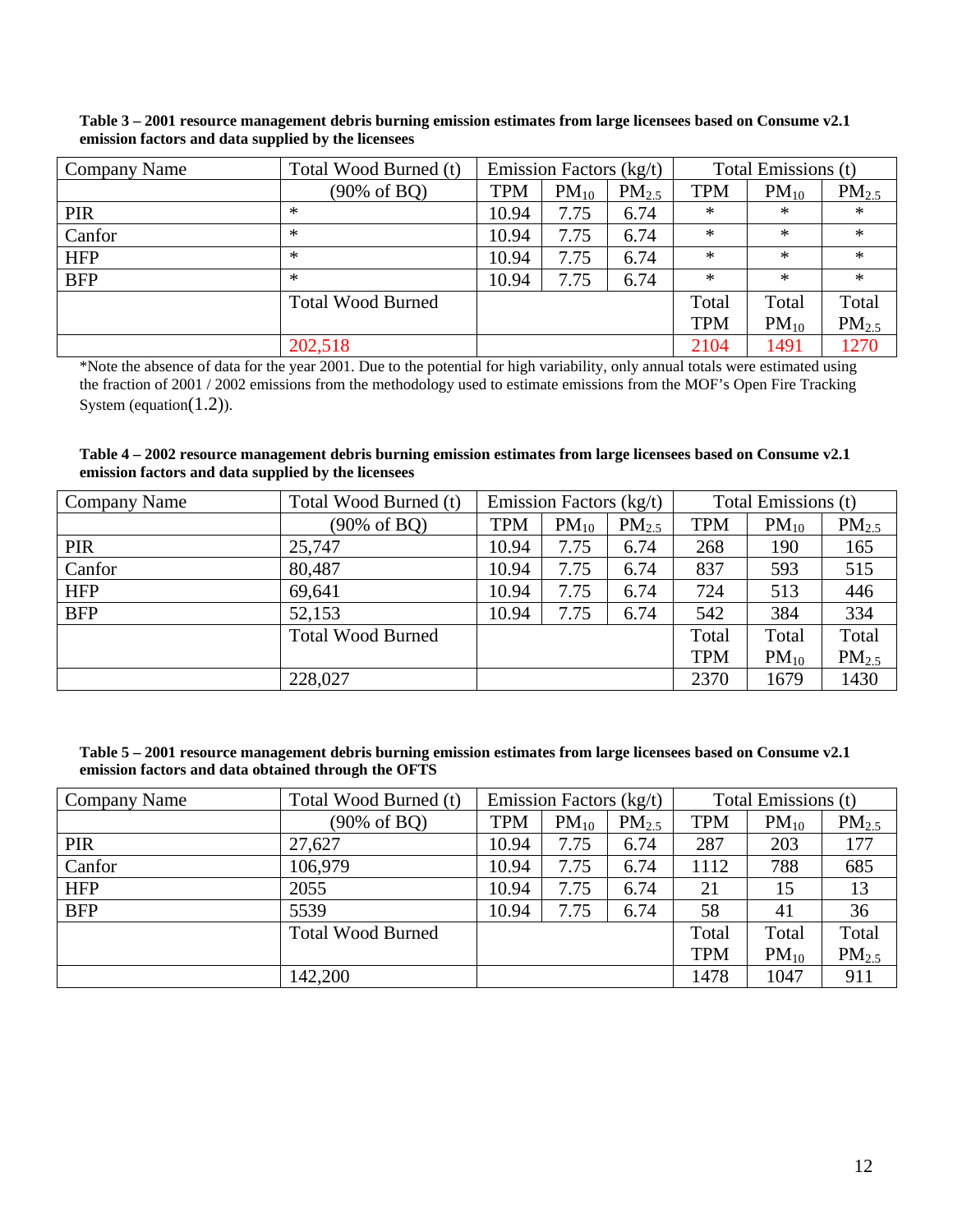**Table 3 – 2001 resource management debris burning emission estimates from large licensees based on Consume v2.1 emission factors and data supplied by the licensees**

| Company Name | Total Wood Burned (t) | Emission Factors (kg/t) | | | Total Emissions (t) | | |
|---|---|---|---|---|---|---|---|
| | (90% of BQ) | TPM | $PM_{10}$ | $PM_{2.5}$ | TPM | $PM_{10}$ | $PM_{2.5}$ |
| PIR | * | 10.94 | 7.75 | 6.74 | * | * | * |
| Canfor | * | 10.94 | 7.75 | 6.74 | * | * | * |
| HFP | * | 10.94 | 7.75 | 6.74 | * | * | * |
| BFP | * | 10.94 | 7.75 | 6.74 | * | * | * |
| | Total Wood Burned | | | | Total TPM | Total $PM_{10}$ | Total $PM_{2.5}$ |
| | 202,518 | | | | 2104 | 1491 | 1270 |

*Note the absence of data for the year 2001. Due to the potential for high variability, only annual totals were estimated using the fraction of 2001 / 2002 emissions from the methodology used to estimate emissions from the MOF's Open Fire Tracking System (equation(1.2)).

**Table 4 – 2002 resource management debris burning emission estimates from large licensees based on Consume v2.1 emission factors and data supplied by the licensees**

| Company Name | Total Wood Burned (t) | Emission Factors (kg/t) | | | Total Emissions (t) | | |
|---|---|---|---|---|---|---|---|
| | (90% of BQ) | TPM | $PM_{10}$ | $PM_{2.5}$ | TPM | $PM_{10}$ | $PM_{2.5}$ |
| PIR | 25,747 | 10.94 | 7.75 | 6.74 | 268 | 190 | 165 |
| Canfor | 80,487 | 10.94 | 7.75 | 6.74 | 837 | 593 | 515 |
| HFP | 69,641 | 10.94 | 7.75 | 6.74 | 724 | 513 | 446 |
| BFP | 52,153 | 10.94 | 7.75 | 6.74 | 542 | 384 | 334 |
| | Total Wood Burned | | | | Total TPM | Total $PM_{10}$ | Total $PM_{2.5}$ |
| | 228,027 | | | | 2370 | 1679 | 1430 |

**Table 5 – 2001 resource management debris burning emission estimates from large licensees based on Consume v2.1 emission factors and data obtained through the OFTS**

| Company Name | Total Wood Burned (t) | Emission Factors (kg/t) | | | Total Emissions (t) | | |
|---|---|---|---|---|---|---|---|
| | (90% of BQ) | TPM | $PM_{10}$ | $PM_{2.5}$ | TPM | $PM_{10}$ | $PM_{2.5}$ |
| PIR | 27,627 | 10.94 | 7.75 | 6.74 | 287 | 203 | 177 |
| Canfor | 106,979 | 10.94 | 7.75 | 6.74 | 1112 | 788 | 685 |
| HFP | 2055 | 10.94 | 7.75 | 6.74 | 21 | 15 | 13 |
| BFP | 5539 | 10.94 | 7.75 | 6.74 | 58 | 41 | 36 |
| | Total Wood Burned | | | | Total TPM | Total $PM_{10}$ | Total $PM_{2.5}$ |
| | 142,200 | | | | 1478 | 1047 | 911 |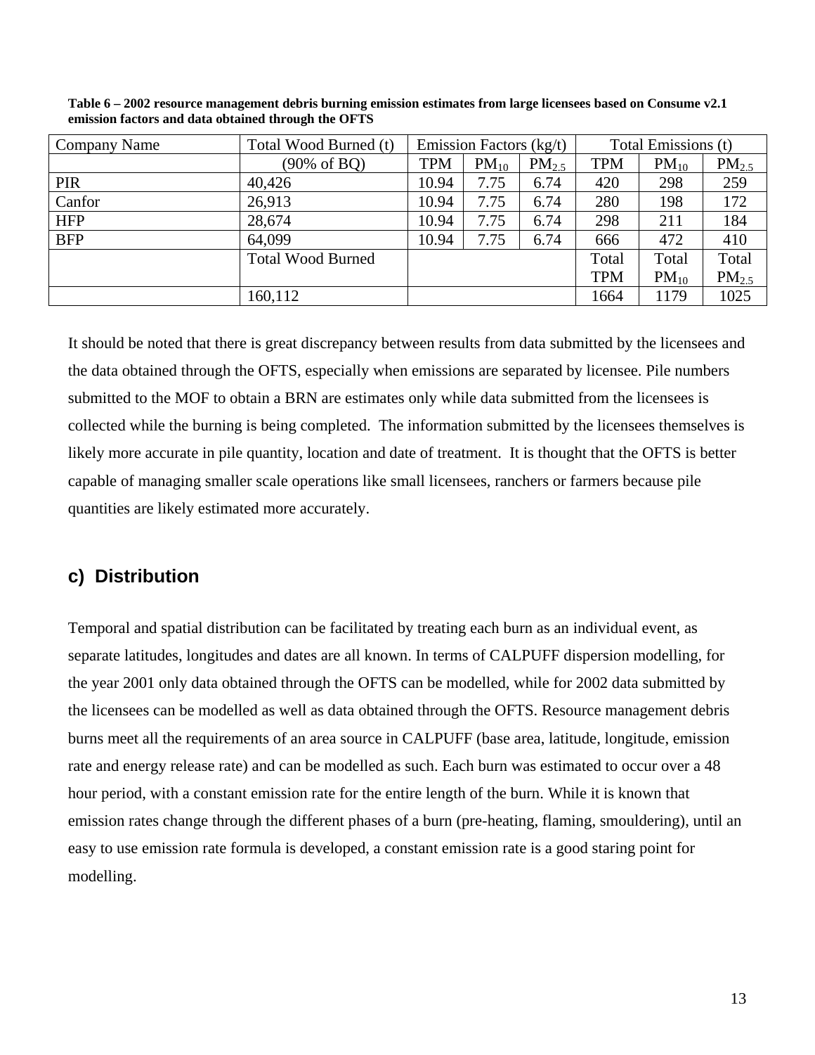**Table 6 – 2002 resource management debris burning emission estimates from large licensees based on Consume v2.1 emission factors and data obtained through the OFTS**

| Company Name | Total Wood Burned (t) | Emission Factors (kg/t) | | | Total Emissions (t) | | |
|---|---|---|---|---|---|---|---|
| | (90% of BQ) | TPM | $PM_{10}$ | $PM_{2.5}$ | TPM | $PM_{10}$ | $PM_{2.5}$ |
| PIR | 40,426 | 10.94 | 7.75 | 6.74 | 420 | 298 | 259 |
| Canfor | 26,913 | 10.94 | 7.75 | 6.74 | 280 | 198 | 172 |
| HFP | 28,674 | 10.94 | 7.75 | 6.74 | 298 | 211 | 184 |
| BFP | 64,099 | 10.94 | 7.75 | 6.74 | 666 | 472 | 410 |
| | Total Wood Burned | | | | Total TPM | Total $PM_{10}$ | Total $PM_{2.5}$ |
| | 160,112 | | | | 1664 | 1179 | 1025 |

It should be noted that there is great discrepancy between results from data submitted by the licensees and the data obtained through the OFTS, especially when emissions are separated by licensee. Pile numbers submitted to the MOF to obtain a BRN are estimates only while data submitted from the licensees is collected while the burning is being completed. The information submitted by the licensees themselves is likely more accurate in pile quantity, location and date of treatment. It is thought that the OFTS is better capable of managing smaller scale operations like small licensees, ranchers or farmers because pile quantities are likely estimated more accurately.

## c) Distribution

Temporal and spatial distribution can be facilitated by treating each burn as an individual event, as separate latitudes, longitudes and dates are all known. In terms of CALPUFF dispersion modelling, for the year 2001 only data obtained through the OFTS can be modelled, while for 2002 data submitted by the licensees can be modelled as well as data obtained through the OFTS. Resource management debris burns meet all the requirements of an area source in CALPUFF (base area, latitude, longitude, emission rate and energy release rate) and can be modelled as such. Each burn was estimated to occur over a 48 hour period, with a constant emission rate for the entire length of the burn. While it is known that emission rates change through the different phases of a burn (pre-heating, flaming, smouldering), until an easy to use emission rate formula is developed, a constant emission rate is a good staring point for modelling.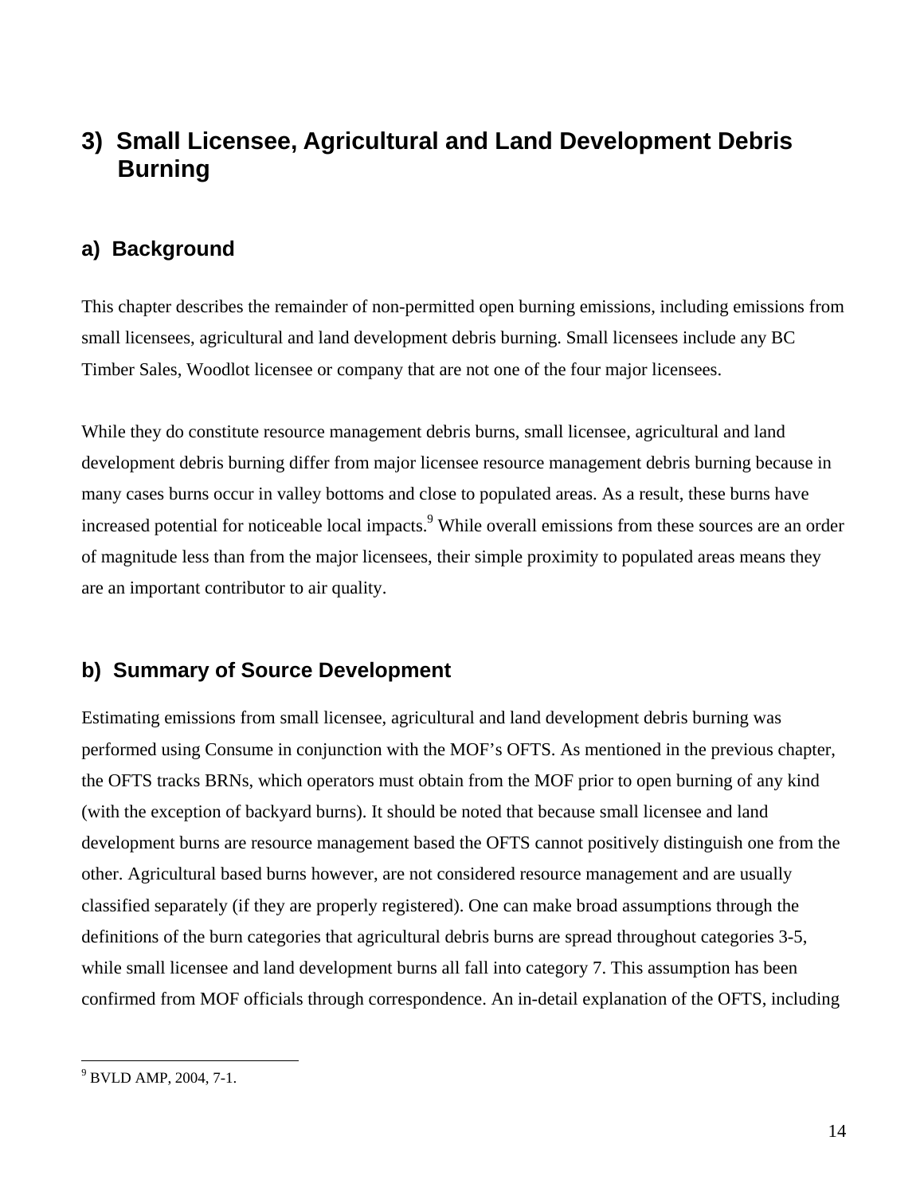# 3) Small Licensee, Agricultural and Land Development Debris Burning

## a) Background

This chapter describes the remainder of non-permitted open burning emissions, including emissions from small licensees, agricultural and land development debris burning. Small licensees include any BC Timber Sales, Woodlot licensee or company that are not one of the four major licensees.

While they do constitute resource management debris burns, small licensee, agricultural and land development debris burning differ from major licensee resource management debris burning because in many cases burns occur in valley bottoms and close to populated areas. As a result, these burns have increased potential for noticeable local impacts.[9] While overall emissions from these sources are an order of magnitude less than from the major licensees, their simple proximity to populated areas means they are an important contributor to air quality.

## b) Summary of Source Development

Estimating emissions from small licensee, agricultural and land development debris burning was performed using Consume in conjunction with the MOF's OFTS. As mentioned in the previous chapter, the OFTS tracks BRNs, which operators must obtain from the MOF prior to open burning of any kind (with the exception of backyard burns). It should be noted that because small licensee and land development burns are resource management based the OFTS cannot positively distinguish one from the other. Agricultural based burns however, are not considered resource management and are usually classified separately (if they are properly registered). One can make broad assumptions through the definitions of the burn categories that agricultural debris burns are spread throughout categories 3-5, while small licensee and land development burns all fall into category 7. This assumption has been confirmed from MOF officials through correspondence. An in-detail explanation of the OFTS, including

[9] BVLD AMP, 2004, 7-1.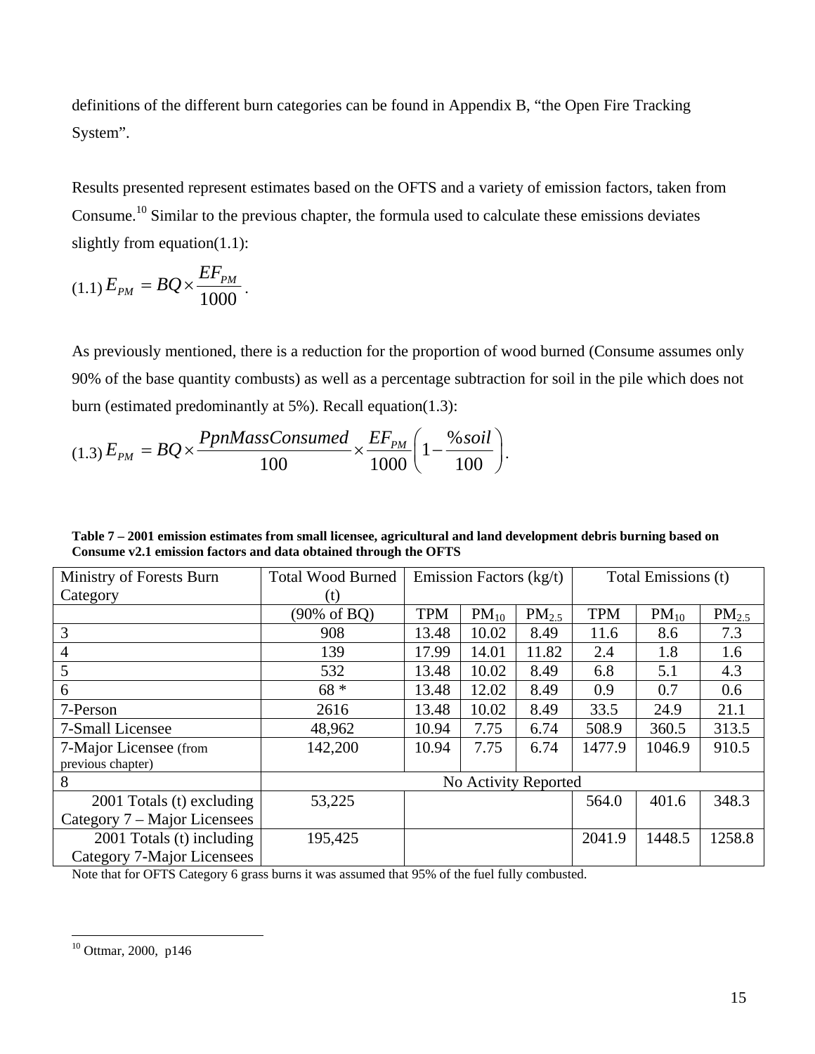definitions of the different burn categories can be found in Appendix B, "the Open Fire Tracking System".

Results presented represent estimates based on the OFTS and a variety of emission factors, taken from Consume.[10] Similar to the previous chapter, the formula used to calculate these emissions deviates slightly from equation(1.1):

$$(1.1)\ E_{PM} = BQ \times \frac{EF_{PM}}{1000}.$$

As previously mentioned, there is a reduction for the proportion of wood burned (Consume assumes only 90% of the base quantity combusts) as well as a percentage subtraction for soil in the pile which does not burn (estimated predominantly at 5%). Recall equation(1.3):

$$(1.3)\ E_{PM} = BQ \times \frac{PpnMassConsumed}{100} \times \frac{EF_{PM}}{1000}\left(1 - \frac{\%soil}{100}\right).$$

**Table 7 – 2001 emission estimates from small licensee, agricultural and land development debris burning based on Consume v2.1 emission factors and data obtained through the OFTS**

| Ministry of Forests Burn Category | Total Wood Burned (t) | Emission Factors (kg/t) | | | Total Emissions (t) | | |
|---|---|---|---|---|---|---|---|
| | (90% of BQ) | TPM | $PM_{10}$ | $PM_{2.5}$ | TPM | $PM_{10}$ | $PM_{2.5}$ |
| 3 | 908 | 13.48 | 10.02 | 8.49 | 11.6 | 8.6 | 7.3 |
| 4 | 139 | 17.99 | 14.01 | 11.82 | 2.4 | 1.8 | 1.6 |
| 5 | 532 | 13.48 | 10.02 | 8.49 | 6.8 | 5.1 | 4.3 |
| 6 | 68 * | 13.48 | 12.02 | 8.49 | 0.9 | 0.7 | 0.6 |
| 7-Person | 2616 | 13.48 | 10.02 | 8.49 | 33.5 | 24.9 | 21.1 |
| 7-Small Licensee | 48,962 | 10.94 | 7.75 | 6.74 | 508.9 | 360.5 | 313.5 |
| 7-Major Licensee (from previous chapter) | 142,200 | 10.94 | 7.75 | 6.74 | 1477.9 | 1046.9 | 910.5 |
| 8 | No Activity Reported | | | | | | |
| 2001 Totals (t) excluding Category 7 – Major Licensees | 53,225 | | | | 564.0 | 401.6 | 348.3 |
| 2001 Totals (t) including Category 7-Major Licensees | 195,425 | | | | 2041.9 | 1448.5 | 1258.8 |

Note that for OFTS Category 6 grass burns it was assumed that 95% of the fuel fully combusted.

[10] Ottmar, 2000, p146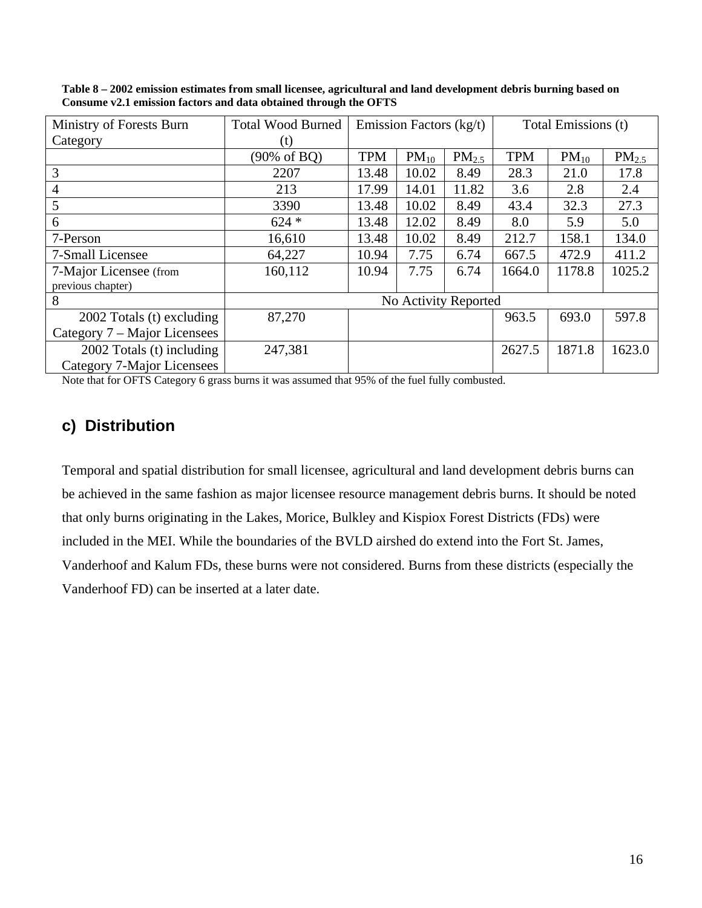**Table 8 – 2002 emission estimates from small licensee, agricultural and land development debris burning based on Consume v2.1 emission factors and data obtained through the OFTS**

| Ministry of Forests Burn Category | Total Wood Burned (t) | Emission Factors (kg/t) | | | Total Emissions (t) | | |
|---|---|---|---|---|---|---|---|
| | (90% of BQ) | TPM | $PM_{10}$ | $PM_{2.5}$ | TPM | $PM_{10}$ | $PM_{2.5}$ |
| 3 | 2207 | 13.48 | 10.02 | 8.49 | 28.3 | 21.0 | 17.8 |
| 4 | 213 | 17.99 | 14.01 | 11.82 | 3.6 | 2.8 | 2.4 |
| 5 | 3390 | 13.48 | 10.02 | 8.49 | 43.4 | 32.3 | 27.3 |
| 6 | 624 * | 13.48 | 12.02 | 8.49 | 8.0 | 5.9 | 5.0 |
| 7-Person | 16,610 | 13.48 | 10.02 | 8.49 | 212.7 | 158.1 | 134.0 |
| 7-Small Licensee | 64,227 | 10.94 | 7.75 | 6.74 | 667.5 | 472.9 | 411.2 |
| 7-Major Licensee (from previous chapter) | 160,112 | 10.94 | 7.75 | 6.74 | 1664.0 | 1178.8 | 1025.2 |
| 8 | No Activity Reported | | | | | | |
| 2002 Totals (t) excluding Category 7 – Major Licensees | 87,270 | | | | 963.5 | 693.0 | 597.8 |
| 2002 Totals (t) including Category 7-Major Licensees | 247,381 | | | | 2627.5 | 1871.8 | 1623.0 |

Note that for OFTS Category 6 grass burns it was assumed that 95% of the fuel fully combusted.

### c) Distribution

Temporal and spatial distribution for small licensee, agricultural and land development debris burns can be achieved in the same fashion as major licensee resource management debris burns. It should be noted that only burns originating in the Lakes, Morice, Bulkley and Kispiox Forest Districts (FDs) were included in the MEI. While the boundaries of the BVLD airshed do extend into the Fort St. James, Vanderhoof and Kalum FDs, these burns were not considered. Burns from these districts (especially the Vanderhoof FD) can be inserted at a later date.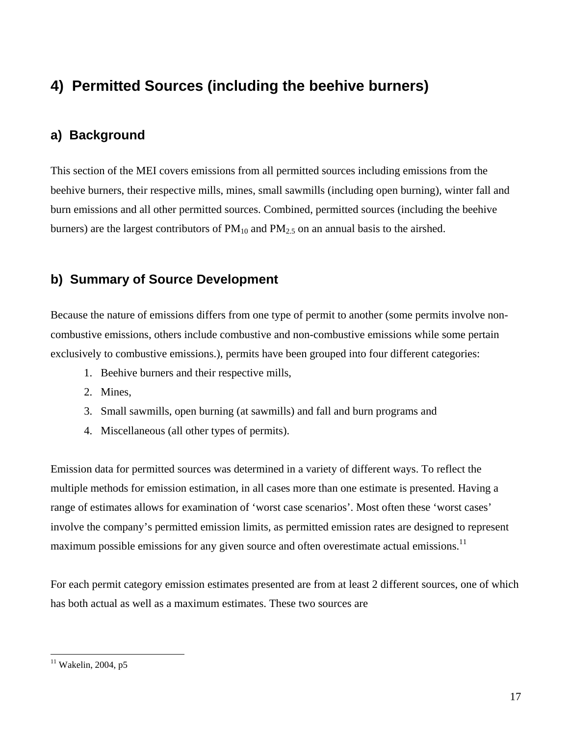## 4) Permitted Sources (including the beehive burners)

### a) Background

This section of the MEI covers emissions from all permitted sources including emissions from the beehive burners, their respective mills, mines, small sawmills (including open burning), winter fall and burn emissions and all other permitted sources. Combined, permitted sources (including the beehive burners) are the largest contributors of $PM_{10}$ and $PM_{2.5}$ on an annual basis to the airshed.

### b) Summary of Source Development

Because the nature of emissions differs from one type of permit to another (some permits involve non-combustive emissions, others include combustive and non-combustive emissions while some pertain exclusively to combustive emissions.), permits have been grouped into four different categories:

1. Beehive burners and their respective mills,
2. Mines,
3. Small sawmills, open burning (at sawmills) and fall and burn programs and
4. Miscellaneous (all other types of permits).

Emission data for permitted sources was determined in a variety of different ways. To reflect the multiple methods for emission estimation, in all cases more than one estimate is presented. Having a range of estimates allows for examination of 'worst case scenarios'. Most often these 'worst cases' involve the company's permitted emission limits, as permitted emission rates are designed to represent maximum possible emissions for any given source and often overestimate actual emissions.[11]

For each permit category emission estimates presented are from at least 2 different sources, one of which has both actual as well as a maximum estimates. These two sources are

[11] Wakelin, 2004, p5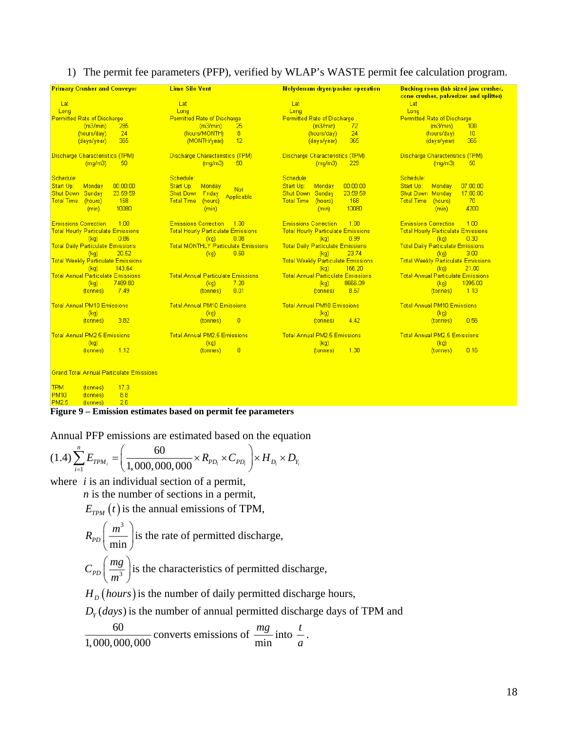1) The permit fee parameters (PFP), verified by WLAP's WASTE permit fee calculation program.

| Primary Crusher and Conveyor | | | Lime Silo Vent | | | Molydenum dryer/packer operation | | | Bucking room (lab sized jaw crusher, cone crusher, pulverizer and splitter) | | |
|---|---|---|---|---|---|---|---|---|---|---|---|
| Lat | | | Lat | | | Lat | | | Lat | | |
| Long | | | Long | | | Long | | | Long | | |
| Permitted Rate of Discharge | | | Permitted Rate of Discharge | | | Permitted Rate of Discharge | | | Permitted Rate of Discharge | | |
| | (m3/min) | 285 | | (m3/min) | 25 | | (m3/min) | 72 | | (m3/min) | 100 |
| | (hours/day) | 24 | | (hours/MONTH) | 8 | | (hours/day) | 24 | | (hours/day) | 10 |
| | (days/year) | 365 | | (MONTH/year) | 12 | | (days/year) | 365 | | (days/year) | 365 |
| Discharge Characteristics (TPM) | | | Discharge Characteristics (TPM) | | | Discharge Characteristics (TPM) | | | Discharge Characteristics (TPM) | | |
| | (mg/m3) | 50 | | (mg/m3) | 50 | | (mg/m3) | 229 | | (mg/m3) | 50 |
| Schedule: | | | Schedule: | | | Schedule: | | | Schedule: | | |
| Start Up: | Monday | 00:00:00 | Start Up: | Monday | Not Applicable | Start Up: | Monday | 00:00:00 | Start Up: | Monday | 07:00:00 |
| Shut Down | Sunday | 23:59:59 | Shut Down | Friday | | Shut Down | Sunday | 23:59:59 | Shut Down | Monday | 17:00:00 |
| Total Time | (hours) | 168 | Total Time | (hours) | | Total Time | (hours) | 168 | Total Time | (hours) | 70 |
| | (min) | 10080 | | (min) | | | (min) | 10080 | | (min) | 4200 |
| Emissions Correction | | 1.00 | Emissions Correction | | 1.00 | Emissions Correction | | 1.00 | Emissions Correction | | 1.00 |
| Total Hourly Particulate Emissions | | | Total Hourly Particulate Emissions | | | Total Hourly Particulate Emissions | | | Total Hourly Particulate Emissions | | |
| | (kg) | 0.86 | | (kg) | 0.08 | | (kg) | 0.99 | | (kg) | 0.30 |
| Total Daily Particulate Emissions | | | Total MONTHLY Particulate Emissions | | | Total Daily Particulate Emissions | | | Total Daily Particulate Emissions | | |
| | (kg) | 20.52 | | (kg) | 0.60 | | (kg) | 23.74 | | (kg) | 3.00 |
| Total Weekly Particulate Emissions | | | | | | Total Weekly Particulate Emissions | | | Total Weekly Particulate Emissions | | |
| | (kg) | 143.64 | | | | | (kg) | 166.20 | | (kg) | 21.00 |
| Total Annual Particulate Emissions | | | Total Annual Particulate Emissions | | | Total Annual Particulate Emissions | | | Total Annual Particulate Emissions | | |
| | (kg) | 7489.80 | | (kg) | 7.20 | | (kg) | 8666.09 | | (kg) | 1095.00 |
| | (tonnes) | 7.49 | | (tonnes) | 0.01 | | (tonnes) | 8.67 | | (tonnes) | 1.10 |
| Total Annual PM10 Emissions | | | Total Annual PM10 Emissions | | | Total Annual PM10 Emissions | | | Total Annual PM10 Emissions | | |
| | (kg) | | | (kg) | | | (kg) | | | (kg) | |
| | (tonnes) | 3.82 | | (tonnes) | 0 | | (tonnes) | 4.42 | | (tonnes) | 0.56 |
| Total Annual PM2.5 Emissions | | | Total Annual PM2.5 Emissions | | | Total Annual PM2.5 Emissions | | | Total Annual PM2.5 Emissions | | |
| | (kg) | | | (kg) | | | (kg) | | | (kg) | |
| | (tonnes) | 1.12 | | (tonnes) | 0 | | (tonnes) | 1.30 | | (tonnes) | 0.16 |

| Grand Total Annual Particulate Emissions | | |
|---|---|---|
| TPM | (tonnes) | 17.3 |
| PM10 | (tonnes) | 8.8 |
| PM2.5 | (tonnes) | 2.6 |

**Figure 9 – Emission estimates based on permit fee parameters**

Annual PFP emissions are estimated based on the equation

$$(1.4)\sum_{i=1}^{n} E_{TPM_i} = \left(\frac{60}{1,000,000,000} \times R_{PD_i} \times C_{PD_i}\right) \times H_{D_i} \times D_{Y_i}$$

where $i$ is an individual section of a permit,

$n$ is the number of sections in a permit,

$E_{TPM}(t)$ is the annual emissions of TPM,

$R_{PD}\left(\frac{m^3}{\min}\right)$ is the rate of permitted discharge,

$C_{PD}\left(\frac{mg}{m^3}\right)$ is the characteristics of permitted discharge,

$H_D(hours)$ is the number of daily permitted discharge hours,

$D_Y(days)$ is the number of annual permitted discharge days of TPM and

$\frac{60}{1,000,000,000}$ converts emissions of $\frac{mg}{\min}$ into $\frac{t}{a}$.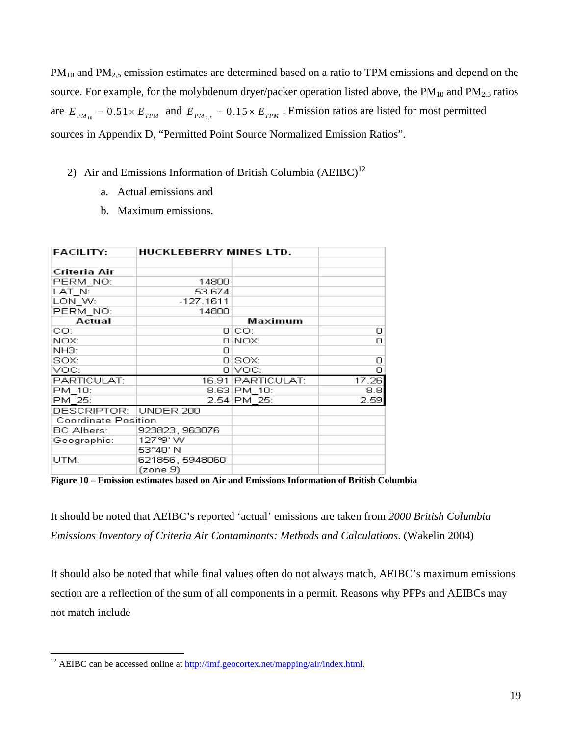$PM_{10}$ and $PM_{2.5}$ emission estimates are determined based on a ratio to TPM emissions and depend on the source. For example, for the molybdenum dryer/packer operation listed above, the $PM_{10}$ and $PM_{2.5}$ ratios are $E_{PM_{10}} = 0.51 \times E_{TPM}$ and $E_{PM_{2.5}} = 0.15 \times E_{TPM}$. Emission ratios are listed for most permitted sources in Appendix D, "Permitted Point Source Normalized Emission Ratios".

2) Air and Emissions Information of British Columbia (AEIBC)[12]
   a. Actual emissions and
   b. Maximum emissions.

| FACILITY: | HUCKLEBERRY MINES LTD. | | |
|---|---|---|---|
| | | | |
| Criteria Air | | | |
| PERM_NO: | 14800 | | |
| LAT_N: | 53.674 | | |
| LON_W: | -127.1611 | | |
| PERM_NO: | 14800 | | |
| Actual | | Maximum | |
| CO: | 0 | CO: | 0 |
| NOX: | 0 | NOX: | 0 |
| NH3: | 0 | | |
| SOX: | 0 | SOX: | 0 |
| VOC: | 0 | VOC: | 0 |
| PARTICULAT: | 16.91 | PARTICULAT: | 17.26 |
| PM_10: | 8.63 | PM_10: | 8.8 |
| PM_25: | 2.54 | PM_25: | 2.59 |
| DESCRIPTOR: | UNDER 200 | | |
| Coordinate Position | | | |
| BC Albers: | 923823, 963076 | | |
| Geographic: | 127°9' W | | |
| | 53°40' N | | |
| UTM: | 621856, 5948060 | | |
| | (zone 9) | | |

**Figure 10 – Emission estimates based on Air and Emissions Information of British Columbia**

It should be noted that AEIBC's reported 'actual' emissions are taken from *2000 British Columbia Emissions Inventory of Criteria Air Contaminants: Methods and Calculations*. (Wakelin 2004)

It should also be noted that while final values often do not always match, AEIBC's maximum emissions section are a reflection of the sum of all components in a permit. Reasons why PFPs and AEIBCs may not match include

[12] AEIBC can be accessed online at http://imf.geocortex.net/mapping/air/index.html.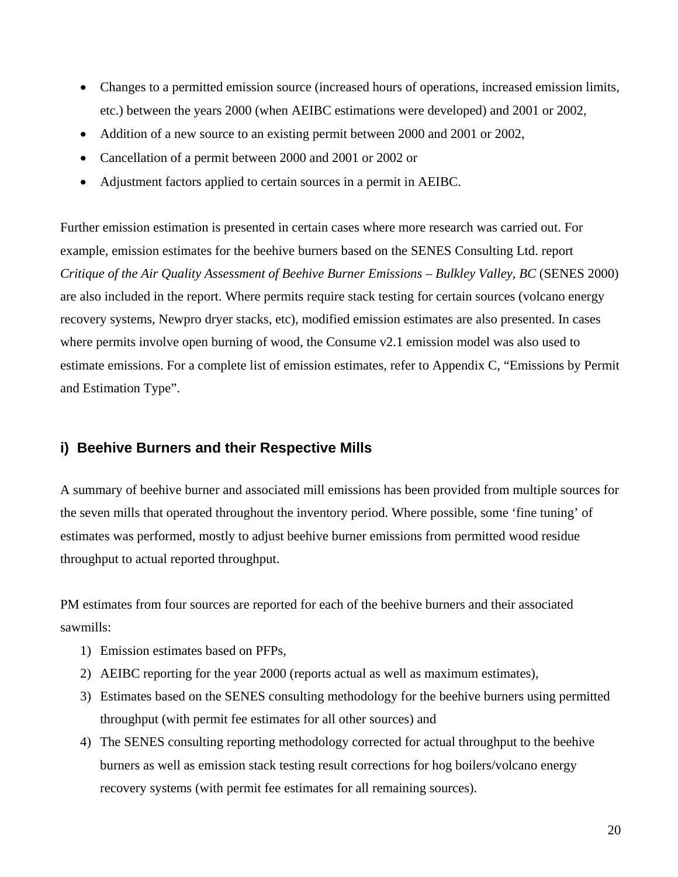- Changes to a permitted emission source (increased hours of operations, increased emission limits, etc.) between the years 2000 (when AEIBC estimations were developed) and 2001 or 2002,
- Addition of a new source to an existing permit between 2000 and 2001 or 2002,
- Cancellation of a permit between 2000 and 2001 or 2002 or
- Adjustment factors applied to certain sources in a permit in AEIBC.

Further emission estimation is presented in certain cases where more research was carried out. For example, emission estimates for the beehive burners based on the SENES Consulting Ltd. report *Critique of the Air Quality Assessment of Beehive Burner Emissions – Bulkley Valley, BC* (SENES 2000) are also included in the report. Where permits require stack testing for certain sources (volcano energy recovery systems, Newpro dryer stacks, etc), modified emission estimates are also presented. In cases where permits involve open burning of wood, the Consume v2.1 emission model was also used to estimate emissions. For a complete list of emission estimates, refer to Appendix C, "Emissions by Permit and Estimation Type".

### i) Beehive Burners and their Respective Mills

A summary of beehive burner and associated mill emissions has been provided from multiple sources for the seven mills that operated throughout the inventory period. Where possible, some 'fine tuning' of estimates was performed, mostly to adjust beehive burner emissions from permitted wood residue throughput to actual reported throughput.

PM estimates from four sources are reported for each of the beehive burners and their associated sawmills:

1) Emission estimates based on PFPs,
2) AEIBC reporting for the year 2000 (reports actual as well as maximum estimates),
3) Estimates based on the SENES consulting methodology for the beehive burners using permitted throughput (with permit fee estimates for all other sources) and
4) The SENES consulting reporting methodology corrected for actual throughput to the beehive burners as well as emission stack testing result corrections for hog boilers/volcano energy recovery systems (with permit fee estimates for all remaining sources).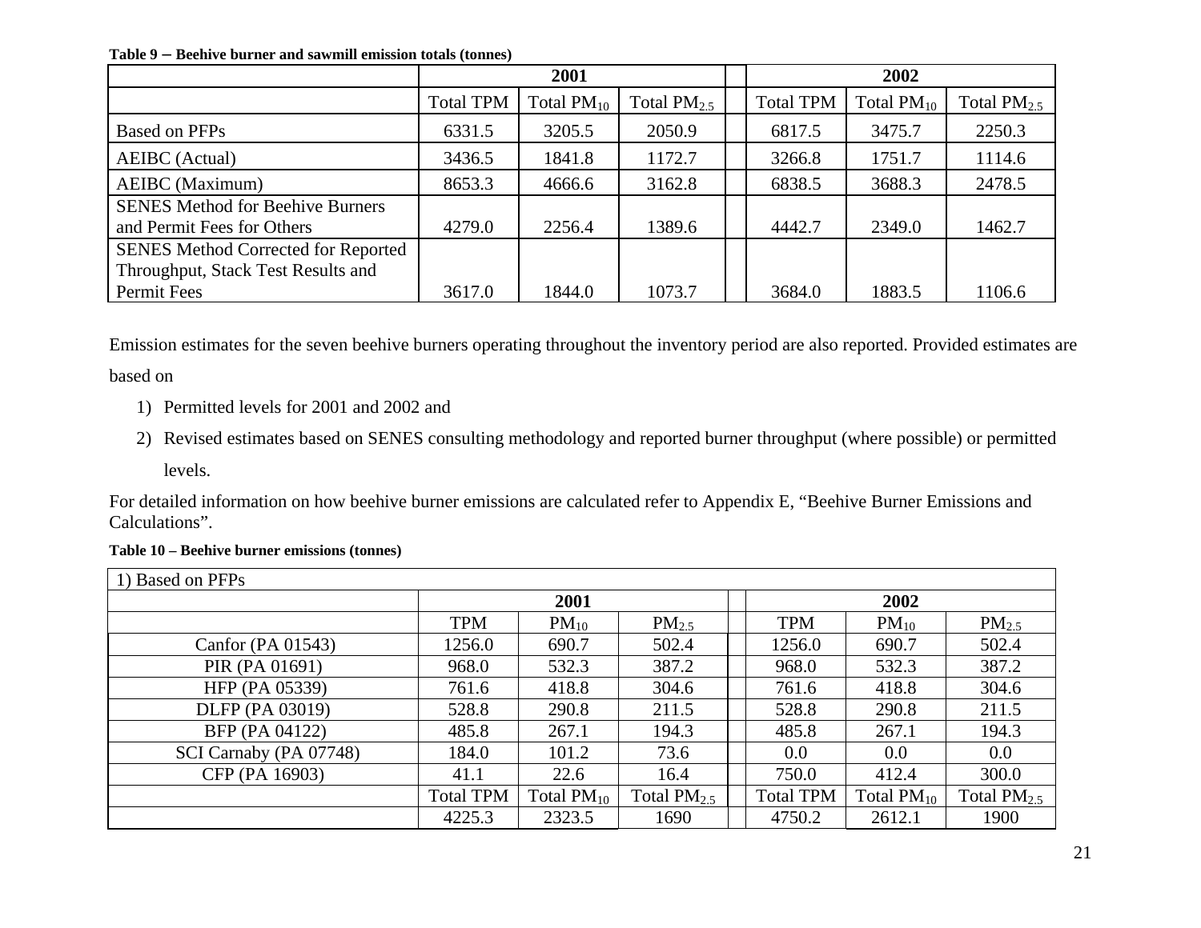**Table 9 – Beehive burner and sawmill emission totals (tonnes)**

| | 2001 | | | | 2002 | | |
|---|---|---|---|---|---|---|---|
| | Total TPM | Total $PM_{10}$ | Total $PM_{2.5}$ | | Total TPM | Total $PM_{10}$ | Total $PM_{2.5}$ |
| Based on PFPs | 6331.5 | 3205.5 | 2050.9 | | 6817.5 | 3475.7 | 2250.3 |
| AEIBC (Actual) | 3436.5 | 1841.8 | 1172.7 | | 3266.8 | 1751.7 | 1114.6 |
| AEIBC (Maximum) | 8653.3 | 4666.6 | 3162.8 | | 6838.5 | 3688.3 | 2478.5 |
| SENES Method for Beehive Burners and Permit Fees for Others | 4279.0 | 2256.4 | 1389.6 | | 4442.7 | 2349.0 | 1462.7 |
| SENES Method Corrected for Reported Throughput, Stack Test Results and Permit Fees | 3617.0 | 1844.0 | 1073.7 | | 3684.0 | 1883.5 | 1106.6 |

Emission estimates for the seven beehive burners operating throughout the inventory period are also reported. Provided estimates are based on

1) Permitted levels for 2001 and 2002 and
2) Revised estimates based on SENES consulting methodology and reported burner throughput (where possible) or permitted levels.

For detailed information on how beehive burner emissions are calculated refer to Appendix E, "Beehive Burner Emissions and Calculations".

**Table 10 – Beehive burner emissions (tonnes)**

| 1) Based on PFPs | | | | | | | |
|---|---|---|---|---|---|---|---|
| | 2001 | | | | 2002 | | |
| | TPM | $PM_{10}$ | $PM_{2.5}$ | | TPM | $PM_{10}$ | $PM_{2.5}$ |
| Canfor (PA 01543) | 1256.0 | 690.7 | 502.4 | | 1256.0 | 690.7 | 502.4 |
| PIR (PA 01691) | 968.0 | 532.3 | 387.2 | | 968.0 | 532.3 | 387.2 |
| HFP (PA 05339) | 761.6 | 418.8 | 304.6 | | 761.6 | 418.8 | 304.6 |
| DLFP (PA 03019) | 528.8 | 290.8 | 211.5 | | 528.8 | 290.8 | 211.5 |
| BFP (PA 04122) | 485.8 | 267.1 | 194.3 | | 485.8 | 267.1 | 194.3 |
| SCI Carnaby (PA 07748) | 184.0 | 101.2 | 73.6 | | 0.0 | 0.0 | 0.0 |
| CFP (PA 16903) | 41.1 | 22.6 | 16.4 | | 750.0 | 412.4 | 300.0 |
| | Total TPM | Total $PM_{10}$ | Total $PM_{2.5}$ | | Total TPM | Total $PM_{10}$ | Total $PM_{2.5}$ |
| | 4225.3 | 2323.5 | 1690 | | 4750.2 | 2612.1 | 1900 |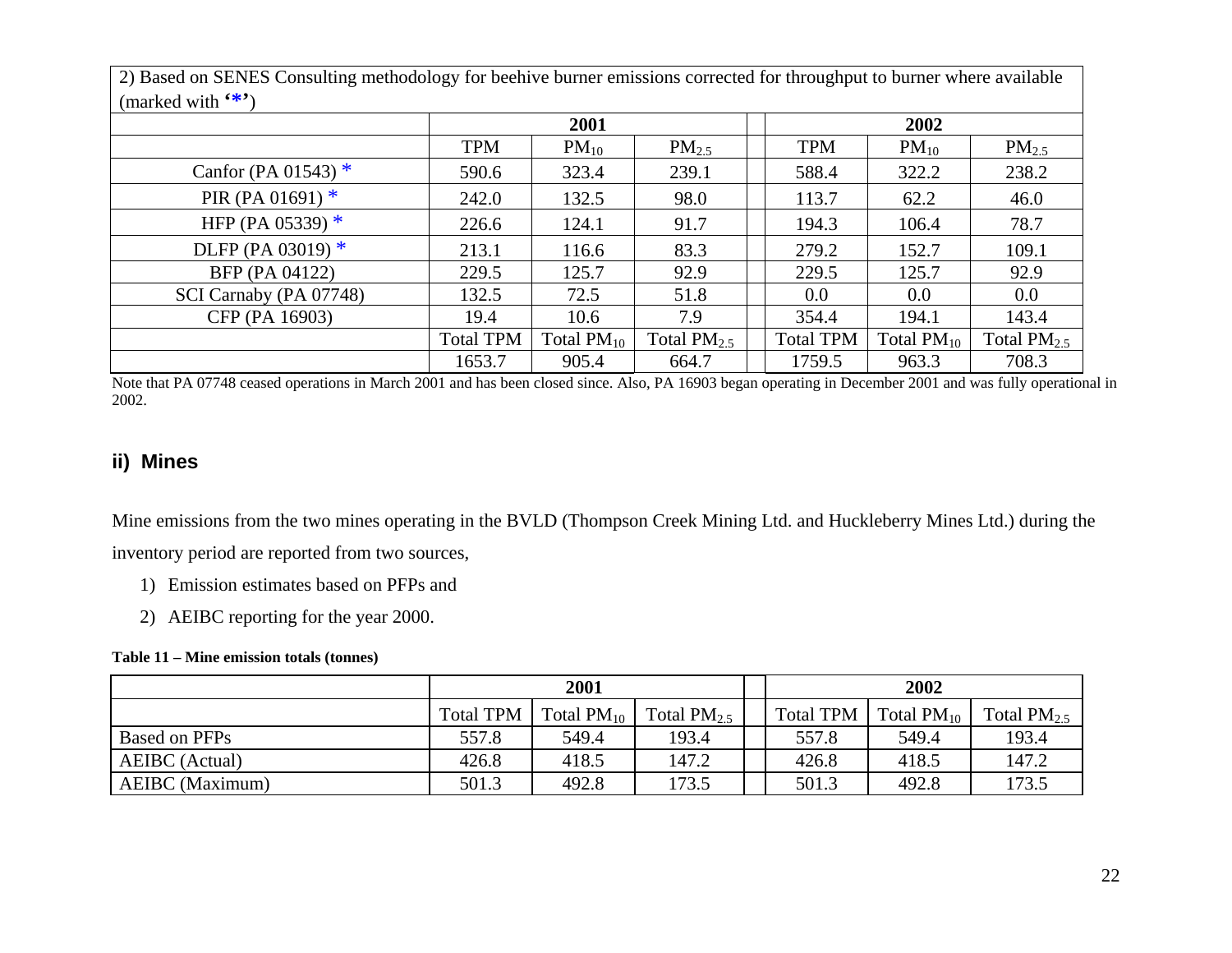| 2) Based on SENES Consulting methodology for beehive burner emissions corrected for throughput to burner where available (marked with '*') | | | | | | | |
|---|---|---|---|---|---|---|---|
| | 2001 | | | | 2002 | | |
| | TPM | $PM_{10}$ | $PM_{2.5}$ | | TPM | $PM_{10}$ | $PM_{2.5}$ |
| Canfor (PA 01543) * | 590.6 | 323.4 | 239.1 | | 588.4 | 322.2 | 238.2 |
| PIR (PA 01691) * | 242.0 | 132.5 | 98.0 | | 113.7 | 62.2 | 46.0 |
| HFP (PA 05339) * | 226.6 | 124.1 | 91.7 | | 194.3 | 106.4 | 78.7 |
| DLFP (PA 03019) * | 213.1 | 116.6 | 83.3 | | 279.2 | 152.7 | 109.1 |
| BFP (PA 04122) | 229.5 | 125.7 | 92.9 | | 229.5 | 125.7 | 92.9 |
| SCI Carnaby (PA 07748) | 132.5 | 72.5 | 51.8 | | 0.0 | 0.0 | 0.0 |
| CFP (PA 16903) | 19.4 | 10.6 | 7.9 | | 354.4 | 194.1 | 143.4 |
| | Total TPM | Total $PM_{10}$ | Total $PM_{2.5}$ | | Total TPM | Total $PM_{10}$ | Total $PM_{2.5}$ |
| | 1653.7 | 905.4 | 664.7 | | 1759.5 | 963.3 | 708.3 |

Note that PA 07748 ceased operations in March 2001 and has been closed since. Also, PA 16903 began operating in December 2001 and was fully operational in 2002.

### ii) Mines

Mine emissions from the two mines operating in the BVLD (Thompson Creek Mining Ltd. and Huckleberry Mines Ltd.) during the inventory period are reported from two sources,

1) Emission estimates based on PFPs and
2) AEIBC reporting for the year 2000.

**Table 11 – Mine emission totals (tonnes)**

| | 2001 | | | | 2002 | | |
|---|---|---|---|---|---|---|---|
| | Total TPM | Total $PM_{10}$ | Total $PM_{2.5}$ | | Total TPM | Total $PM_{10}$ | Total $PM_{2.5}$ |
| Based on PFPs | 557.8 | 549.4 | 193.4 | | 557.8 | 549.4 | 193.4 |
| AEIBC (Actual) | 426.8 | 418.5 | 147.2 | | 426.8 | 418.5 | 147.2 |
| AEIBC (Maximum) | 501.3 | 492.8 | 173.5 | | 501.3 | 492.8 | 173.5 |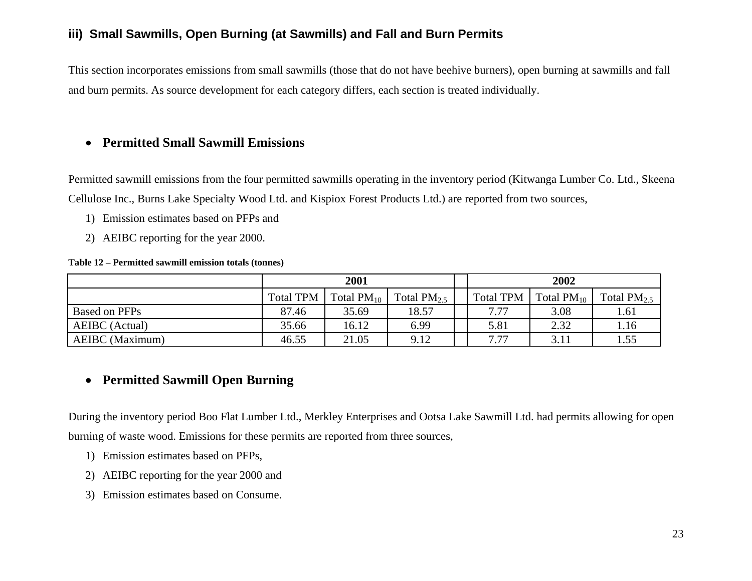### iii) Small Sawmills, Open Burning (at Sawmills) and Fall and Burn Permits

This section incorporates emissions from small sawmills (those that do not have beehive burners), open burning at sawmills and fall and burn permits. As source development for each category differs, each section is treated individually.

- **Permitted Small Sawmill Emissions**

Permitted sawmill emissions from the four permitted sawmills operating in the inventory period (Kitwanga Lumber Co. Ltd., Skeena Cellulose Inc., Burns Lake Specialty Wood Ltd. and Kispiox Forest Products Ltd.) are reported from two sources,

1) Emission estimates based on PFPs and
2) AEIBC reporting for the year 2000.

**Table 12 – Permitted sawmill emission totals (tonnes)**

| | 2001 | | | | 2002 | | |
|---|---|---|---|---|---|---|---|
| | Total TPM | Total $PM_{10}$ | Total $PM_{2.5}$ | | Total TPM | Total $PM_{10}$ | Total $PM_{2.5}$ |
| Based on PFPs | 87.46 | 35.69 | 18.57 | | 7.77 | 3.08 | 1.61 |
| AEIBC (Actual) | 35.66 | 16.12 | 6.99 | | 5.81 | 2.32 | 1.16 |
| AEIBC (Maximum) | 46.55 | 21.05 | 9.12 | | 7.77 | 3.11 | 1.55 |

- **Permitted Sawmill Open Burning**

During the inventory period Boo Flat Lumber Ltd., Merkley Enterprises and Ootsa Lake Sawmill Ltd. had permits allowing for open burning of waste wood. Emissions for these permits are reported from three sources,

1) Emission estimates based on PFPs,
2) AEIBC reporting for the year 2000 and
3) Emission estimates based on Consume.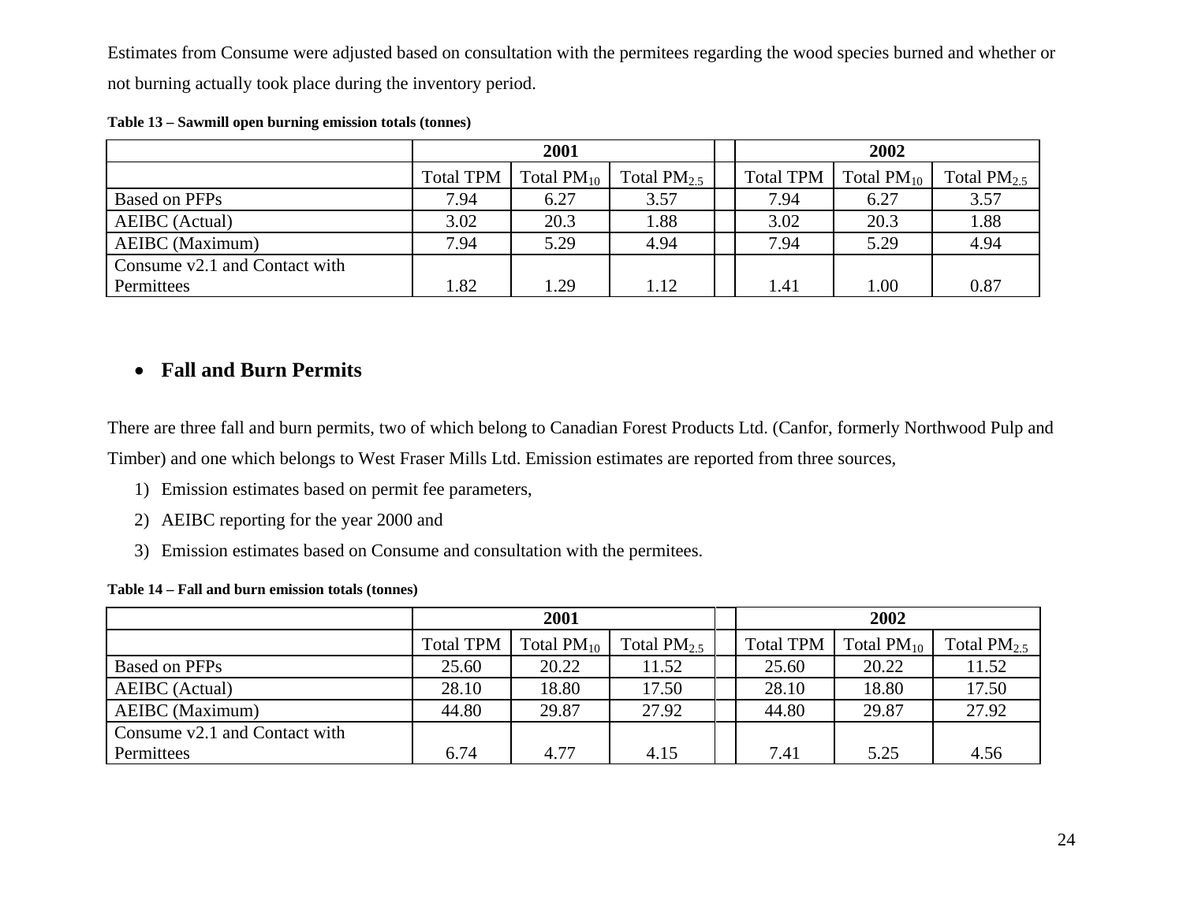Estimates from Consume were adjusted based on consultation with the permitees regarding the wood species burned and whether or not burning actually took place during the inventory period.

**Table 13 – Sawmill open burning emission totals (tonnes)**

| | 2001 | | | | 2002 | | |
|---|---|---|---|---|---|---|---|
| | Total TPM | Total $PM_{10}$ | Total $PM_{2.5}$ | | Total TPM | Total $PM_{10}$ | Total $PM_{2.5}$ |
| Based on PFPs | 7.94 | 6.27 | 3.57 | | 7.94 | 6.27 | 3.57 |
| AEIBC (Actual) | 3.02 | 20.3 | 1.88 | | 3.02 | 20.3 | 1.88 |
| AEIBC (Maximum) | 7.94 | 5.29 | 4.94 | | 7.94 | 5.29 | 4.94 |
| Consume v2.1 and Contact with Permittees | 1.82 | 1.29 | 1.12 | | 1.41 | 1.00 | 0.87 |

- **Fall and Burn Permits**

There are three fall and burn permits, two of which belong to Canadian Forest Products Ltd. (Canfor, formerly Northwood Pulp and Timber) and one which belongs to West Fraser Mills Ltd. Emission estimates are reported from three sources,

1) Emission estimates based on permit fee parameters,
2) AEIBC reporting for the year 2000 and
3) Emission estimates based on Consume and consultation with the permitees.

**Table 14 – Fall and burn emission totals (tonnes)**

| | 2001 | | | | 2002 | | |
|---|---|---|---|---|---|---|---|
| | Total TPM | Total $PM_{10}$ | Total $PM_{2.5}$ | | Total TPM | Total $PM_{10}$ | Total $PM_{2.5}$ |
| Based on PFPs | 25.60 | 20.22 | 11.52 | | 25.60 | 20.22 | 11.52 |
| AEIBC (Actual) | 28.10 | 18.80 | 17.50 | | 28.10 | 18.80 | 17.50 |
| AEIBC (Maximum) | 44.80 | 29.87 | 27.92 | | 44.80 | 29.87 | 27.92 |
| Consume v2.1 and Contact with Permittees | 6.74 | 4.77 | 4.15 | | 7.41 | 5.25 | 4.56 |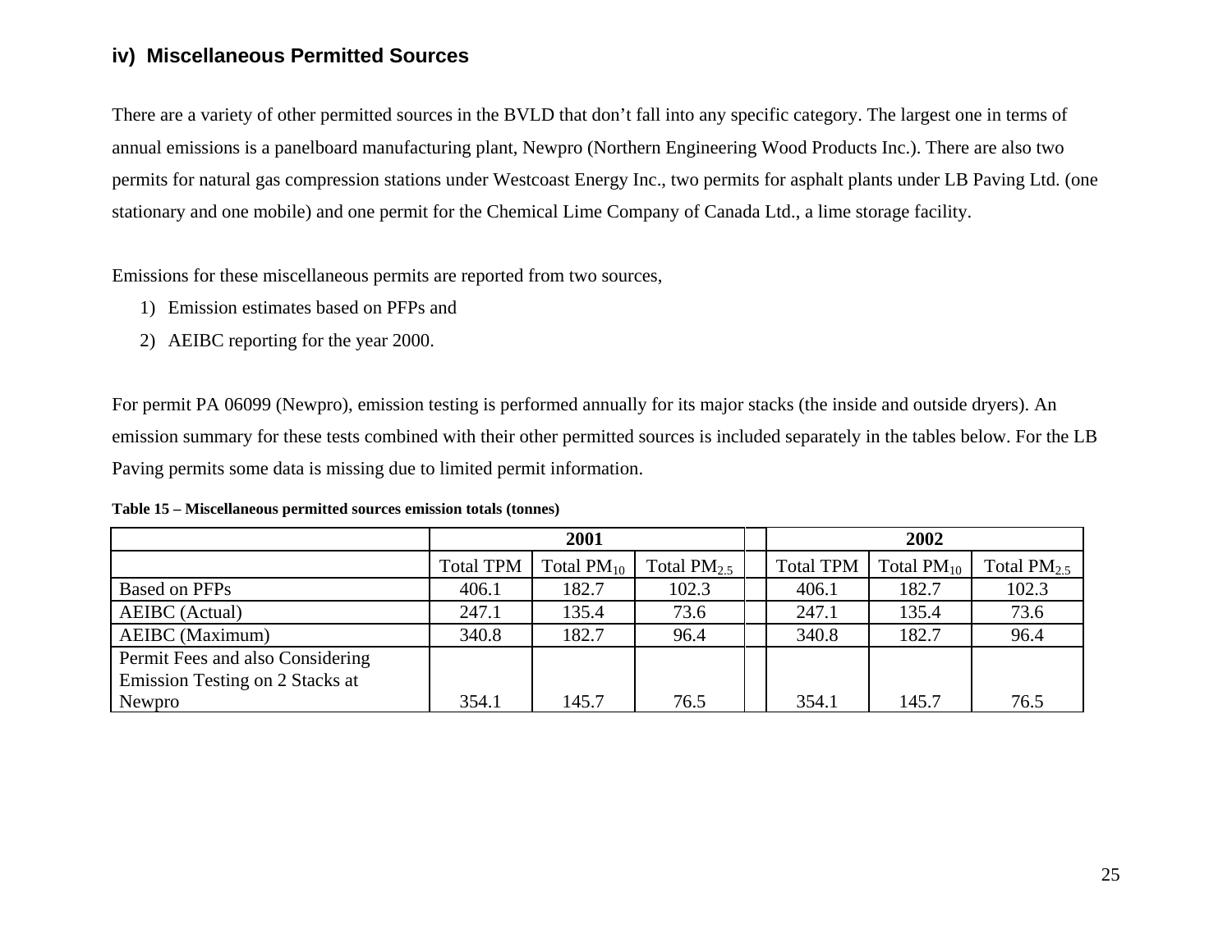### iv) Miscellaneous Permitted Sources

There are a variety of other permitted sources in the BVLD that don't fall into any specific category. The largest one in terms of annual emissions is a panelboard manufacturing plant, Newpro (Northern Engineering Wood Products Inc.). There are also two permits for natural gas compression stations under Westcoast Energy Inc., two permits for asphalt plants under LB Paving Ltd. (one stationary and one mobile) and one permit for the Chemical Lime Company of Canada Ltd., a lime storage facility.

Emissions for these miscellaneous permits are reported from two sources,

1) Emission estimates based on PFPs and
2) AEIBC reporting for the year 2000.

For permit PA 06099 (Newpro), emission testing is performed annually for its major stacks (the inside and outside dryers). An emission summary for these tests combined with their other permitted sources is included separately in the tables below. For the LB Paving permits some data is missing due to limited permit information.

**Table 15 – Miscellaneous permitted sources emission totals (tonnes)**

| | 2001 | | | | 2002 | | |
|---|---|---|---|---|---|---|---|
| | Total TPM | Total $PM_{10}$ | Total $PM_{2.5}$ | | Total TPM | Total $PM_{10}$ | Total $PM_{2.5}$ |
| Based on PFPs | 406.1 | 182.7 | 102.3 | | 406.1 | 182.7 | 102.3 |
| AEIBC (Actual) | 247.1 | 135.4 | 73.6 | | 247.1 | 135.4 | 73.6 |
| AEIBC (Maximum) | 340.8 | 182.7 | 96.4 | | 340.8 | 182.7 | 96.4 |
| Permit Fees and also Considering Emission Testing on 2 Stacks at Newpro | 354.1 | 145.7 | 76.5 | | 354.1 | 145.7 | 76.5 |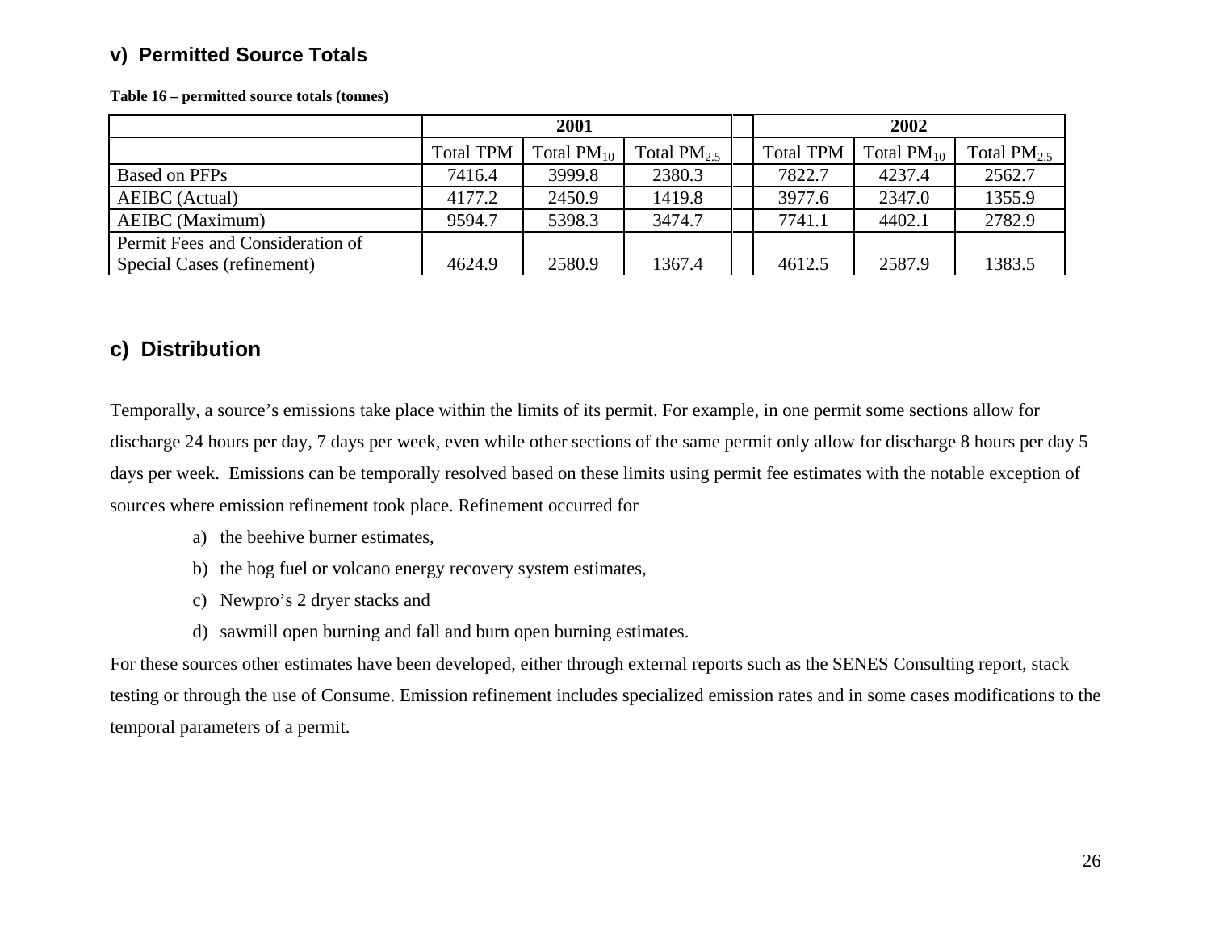### v) Permitted Source Totals

**Table 16 – permitted source totals (tonnes)**

| | 2001 | | | | 2002 | | |
|---|---|---|---|---|---|---|---|
| | Total TPM | Total $PM_{10}$ | Total $PM_{2.5}$ | | Total TPM | Total $PM_{10}$ | Total $PM_{2.5}$ |
| Based on PFPs | 7416.4 | 3999.8 | 2380.3 | | 7822.7 | 4237.4 | 2562.7 |
| AEIBC (Actual) | 4177.2 | 2450.9 | 1419.8 | | 3977.6 | 2347.0 | 1355.9 |
| AEIBC (Maximum) | 9594.7 | 5398.3 | 3474.7 | | 7741.1 | 4402.1 | 2782.9 |
| Permit Fees and Consideration of Special Cases (refinement) | 4624.9 | 2580.9 | 1367.4 | | 4612.5 | 2587.9 | 1383.5 |

### c) Distribution

Temporally, a source's emissions take place within the limits of its permit. For example, in one permit some sections allow for discharge 24 hours per day, 7 days per week, even while other sections of the same permit only allow for discharge 8 hours per day 5 days per week. Emissions can be temporally resolved based on these limits using permit fee estimates with the notable exception of sources where emission refinement took place. Refinement occurred for

a) the beehive burner estimates,
b) the hog fuel or volcano energy recovery system estimates,
c) Newpro's 2 dryer stacks and
d) sawmill open burning and fall and burn open burning estimates.

For these sources other estimates have been developed, either through external reports such as the SENES Consulting report, stack testing or through the use of Consume. Emission refinement includes specialized emission rates and in some cases modifications to the temporal parameters of a permit.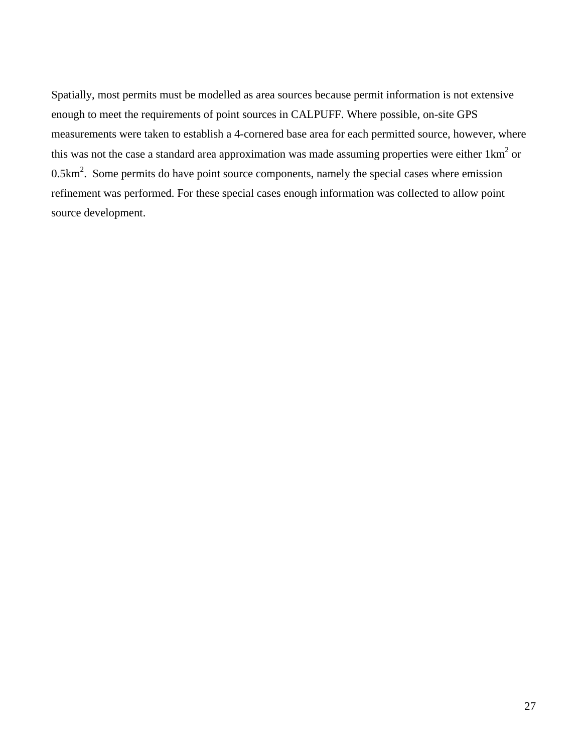Spatially, most permits must be modelled as area sources because permit information is not extensive enough to meet the requirements of point sources in CALPUFF. Where possible, on-site GPS measurements were taken to establish a 4-cornered base area for each permitted source, however, where this was not the case a standard area approximation was made assuming properties were either $1km^2$ or $0.5km^2$. Some permits do have point source components, namely the special cases where emission refinement was performed. For these special cases enough information was collected to allow point source development.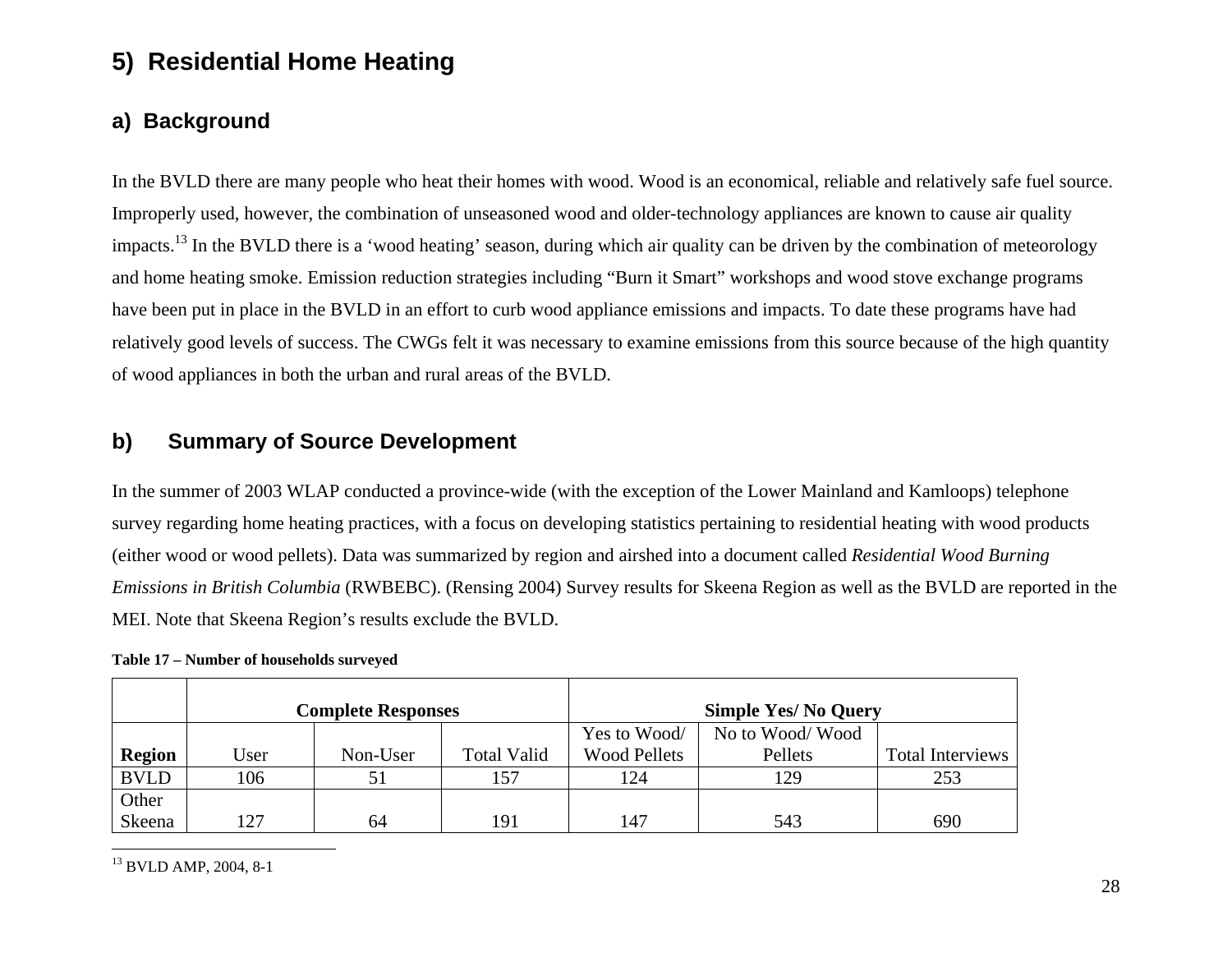## 5) Residential Home Heating

### a) Background

In the BVLD there are many people who heat their homes with wood. Wood is an economical, reliable and relatively safe fuel source. Improperly used, however, the combination of unseasoned wood and older-technology appliances are known to cause air quality impacts.[13] In the BVLD there is a 'wood heating' season, during which air quality can be driven by the combination of meteorology and home heating smoke. Emission reduction strategies including "Burn it Smart" workshops and wood stove exchange programs have been put in place in the BVLD in an effort to curb wood appliance emissions and impacts. To date these programs have had relatively good levels of success. The CWGs felt it was necessary to examine emissions from this source because of the high quantity of wood appliances in both the urban and rural areas of the BVLD.

### b) Summary of Source Development

In the summer of 2003 WLAP conducted a province-wide (with the exception of the Lower Mainland and Kamloops) telephone survey regarding home heating practices, with a focus on developing statistics pertaining to residential heating with wood products (either wood or wood pellets). Data was summarized by region and airshed into a document called *Residential Wood Burning Emissions in British Columbia* (RWBEBC). (Rensing 2004) Survey results for Skeena Region as well as the BVLD are reported in the MEI. Note that Skeena Region's results exclude the BVLD.

**Table 17 – Number of households surveyed**

| | Complete Responses | | | Simple Yes/ No Query | | |
|---|---|---|---|---|---|---|
| **Region** | User | Non-User | Total Valid | Yes to Wood/ Wood Pellets | No to Wood/ Wood Pellets | Total Interviews |
| BVLD | 106 | 51 | 157 | 124 | 129 | 253 |
| Other Skeena | 127 | 64 | 191 | 147 | 543 | 690 |

---

[13] BVLD AMP, 2004, 8-1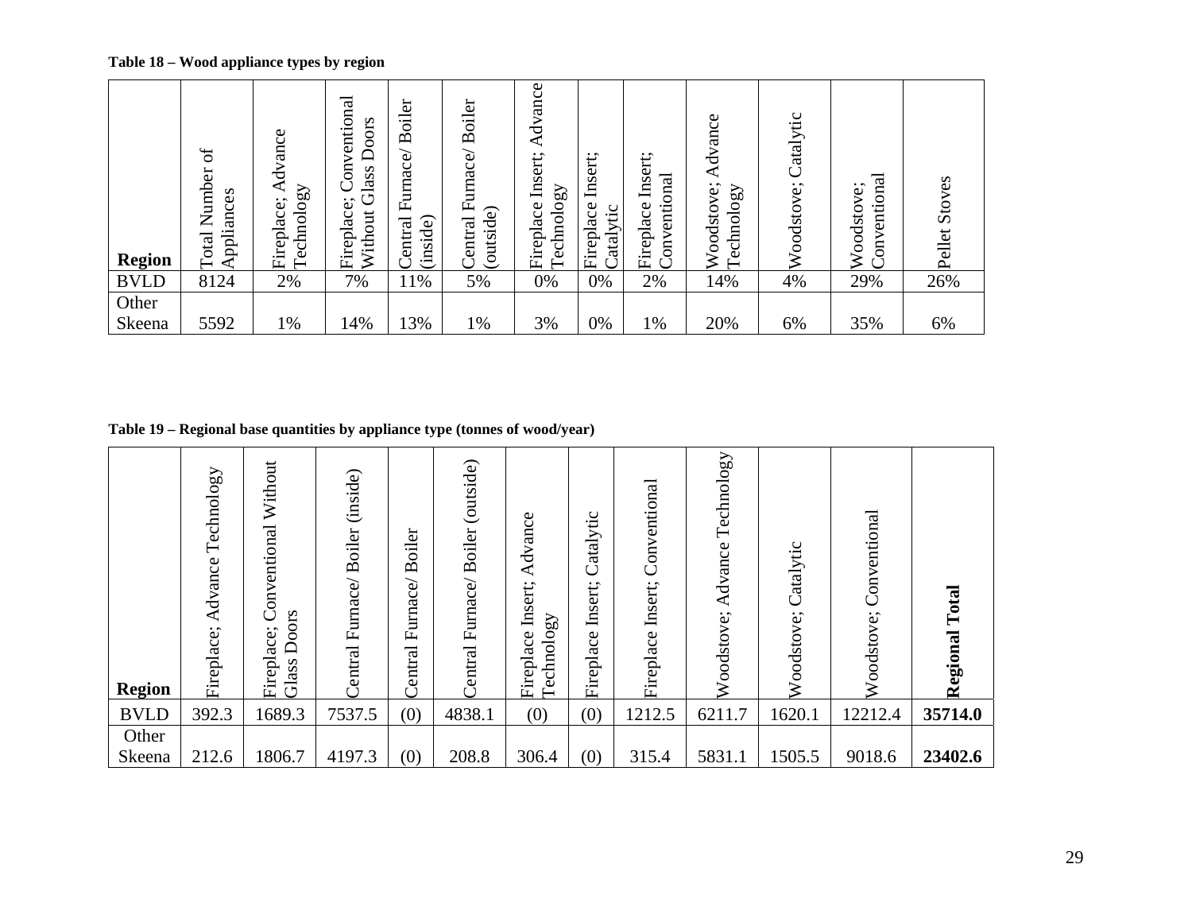**Table 18 – Wood appliance types by region**

| Region | Total Number of Appliances | Fireplace; Advance Technology | Fireplace; Conventional Without Glass Doors | Central Furnace/ Boiler (inside) | Central Furnace/ Boiler (outside) | Fireplace Insert; Advance Technology | Fireplace Insert; Catalytic | Fireplace Insert; Conventional | Woodstove; Advance Technology | Woodstove; Catalytic | Woodstove; Conventional | Pellet Stoves |
|---|---|---|---|---|---|---|---|---|---|---|---|---|
| BVLD | 8124 | 2% | 7% | 11% | 5% | 0% | 0% | 2% | 14% | 4% | 29% | 26% |
| Other Skeena | 5592 | 1% | 14% | 13% | 1% | 3% | 0% | 1% | 20% | 6% | 35% | 6% |

**Table 19 – Regional base quantities by appliance type (tonnes of wood/year)**

| Region | Fireplace; Advance Technology | Fireplace; Conventional Without Glass Doors | Central Furnace/ Boiler (inside) | Central Furnace/ Boiler | Central Furnace/ Boiler (outside) | Fireplace Insert; Advance Technology | Fireplace Insert; Catalytic | Fireplace Insert; Conventional | Woodstove; Advance Technology | Woodstove; Catalytic | Woodstove; Conventional | **Regional Total** |
|---|---|---|---|---|---|---|---|---|---|---|---|---|
| BVLD | 392.3 | 1689.3 | 7537.5 | (0) | 4838.1 | (0) | (0) | 1212.5 | 6211.7 | 1620.1 | 12212.4 | **35714.0** |
| Other Skeena | 212.6 | 1806.7 | 4197.3 | (0) | 208.8 | 306.4 | (0) | 315.4 | 5831.1 | 1505.5 | 9018.6 | **23402.6** |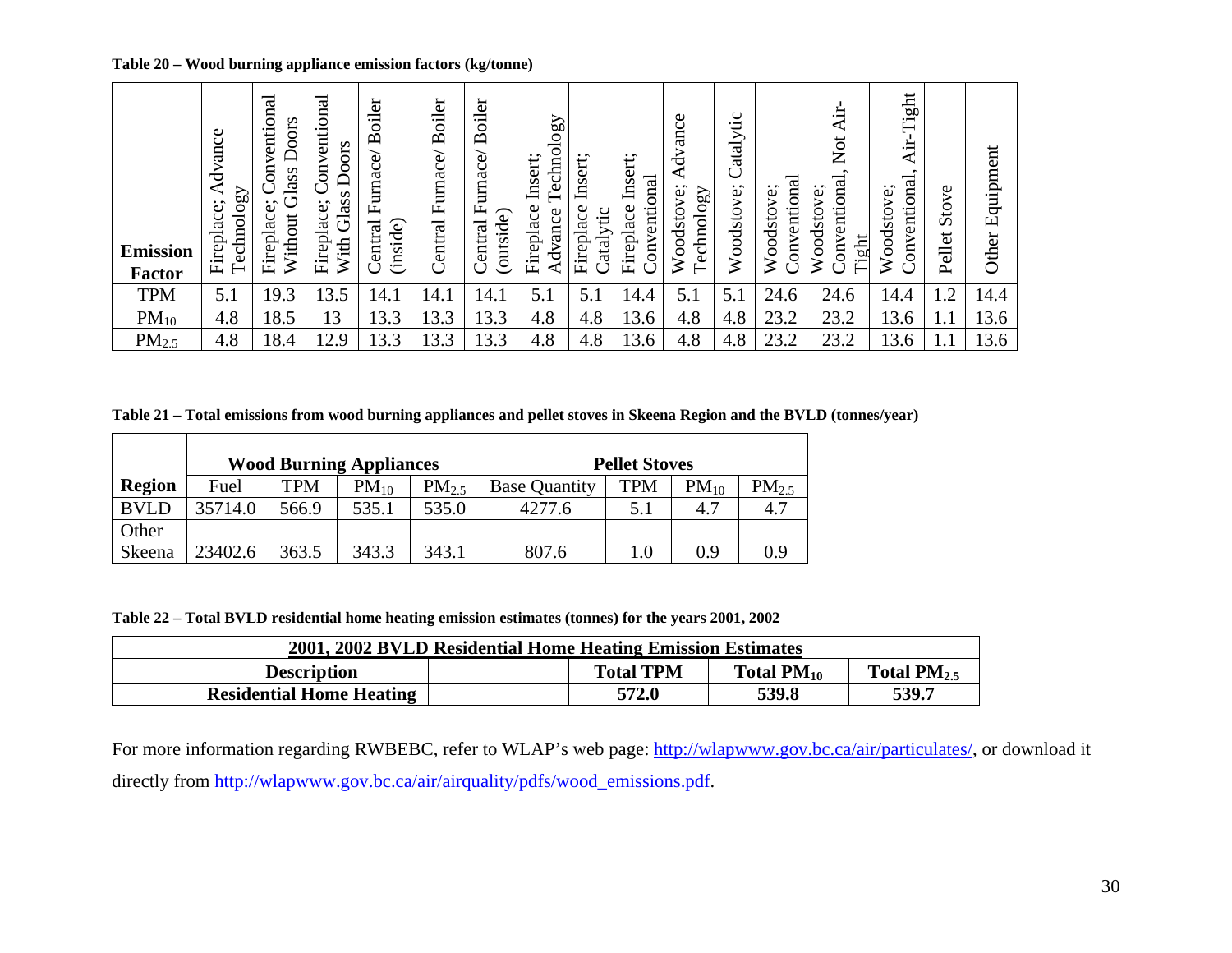**Table 20 – Wood burning appliance emission factors (kg/tonne)**

| Emission Factor | Fireplace; Advance Technology | Fireplace; Conventional Without Glass Doors | Fireplace; Conventional With Glass Doors | Central Furnace/ Boiler (inside) | Central Furnace/ Boiler | Central Furnace/ Boiler (outside) | Fireplace Insert; Advance Technology | Fireplace Insert; Catalytic | Fireplace Insert; Conventional | Woodstove; Advance Technology | Woodstove; Catalytic | Woodstove; Conventional | Woodstove; Conventional, Not Air-Tight | Woodstove; Conventional, Air-Tight | Pellet Stove | Other Equipment |
|---|---|---|---|---|---|---|---|---|---|---|---|---|---|---|---|---|
| TPM | 5.1 | 19.3 | 13.5 | 14.1 | 14.1 | 14.1 | 5.1 | 5.1 | 14.4 | 5.1 | 5.1 | 24.6 | 24.6 | 14.4 | 1.2 | 14.4 |
| $PM_{10}$ | 4.8 | 18.5 | 13 | 13.3 | 13.3 | 13.3 | 4.8 | 4.8 | 13.6 | 4.8 | 4.8 | 23.2 | 23.2 | 13.6 | 1.1 | 13.6 |
| $PM_{2.5}$ | 4.8 | 18.4 | 12.9 | 13.3 | 13.3 | 13.3 | 4.8 | 4.8 | 13.6 | 4.8 | 4.8 | 23.2 | 23.2 | 13.6 | 1.1 | 13.6 |

**Table 21 – Total emissions from wood burning appliances and pellet stoves in Skeena Region and the BVLD (tonnes/year)**

| | Wood Burning Appliances | | | | Pellet Stoves | | | |
|---|---|---|---|---|---|---|---|---|
| **Region** | Fuel | TPM | $PM_{10}$ | $PM_{2.5}$ | Base Quantity | TPM | $PM_{10}$ | $PM_{2.5}$ |
| BVLD | 35714.0 | 566.9 | 535.1 | 535.0 | 4277.6 | 5.1 | 4.7 | 4.7 |
| Other Skeena | 23402.6 | 363.5 | 343.3 | 343.1 | 807.6 | 1.0 | 0.9 | 0.9 |

**Table 22 – Total BVLD residential home heating emission estimates (tonnes) for the years 2001, 2002**

| 2001, 2002 BVLD Residential Home Heating Emission Estimates | | | | | |
|---|---|---|---|---|---|
| | **Description** | | **Total TPM** | **Total $PM_{10}$** | **Total $PM_{2.5}$** |
| | **Residential Home Heating** | | **572.0** | **539.8** | **539.7** |

For more information regarding RWBEBC, refer to WLAP's web page: http://wlapwww.gov.bc.ca/air/particulates/, or download it directly from http://wlapwww.gov.bc.ca/air/airquality/pdfs/wood_emissions.pdf.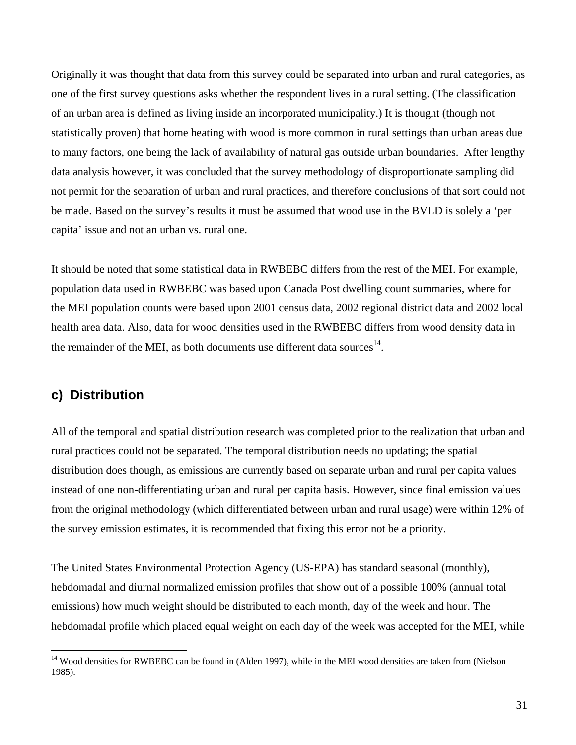Originally it was thought that data from this survey could be separated into urban and rural categories, as one of the first survey questions asks whether the respondent lives in a rural setting. (The classification of an urban area is defined as living inside an incorporated municipality.) It is thought (though not statistically proven) that home heating with wood is more common in rural settings than urban areas due to many factors, one being the lack of availability of natural gas outside urban boundaries. After lengthy data analysis however, it was concluded that the survey methodology of disproportionate sampling did not permit for the separation of urban and rural practices, and therefore conclusions of that sort could not be made. Based on the survey's results it must be assumed that wood use in the BVLD is solely a 'per capita' issue and not an urban vs. rural one.

It should be noted that some statistical data in RWBEBC differs from the rest of the MEI. For example, population data used in RWBEBC was based upon Canada Post dwelling count summaries, where for the MEI population counts were based upon 2001 census data, 2002 regional district data and 2002 local health area data. Also, data for wood densities used in the RWBEBC differs from wood density data in the remainder of the MEI, as both documents use different data sources[14].

### c) Distribution

All of the temporal and spatial distribution research was completed prior to the realization that urban and rural practices could not be separated. The temporal distribution needs no updating; the spatial distribution does though, as emissions are currently based on separate urban and rural per capita values instead of one non-differentiating urban and rural per capita basis. However, since final emission values from the original methodology (which differentiated between urban and rural usage) were within 12% of the survey emission estimates, it is recommended that fixing this error not be a priority.

The United States Environmental Protection Agency (US-EPA) has standard seasonal (monthly), hebdomadal and diurnal normalized emission profiles that show out of a possible 100% (annual total emissions) how much weight should be distributed to each month, day of the week and hour. The hebdomadal profile which placed equal weight on each day of the week was accepted for the MEI, while

[14] Wood densities for RWBEBC can be found in (Alden 1997), while in the MEI wood densities are taken from (Nielson 1985).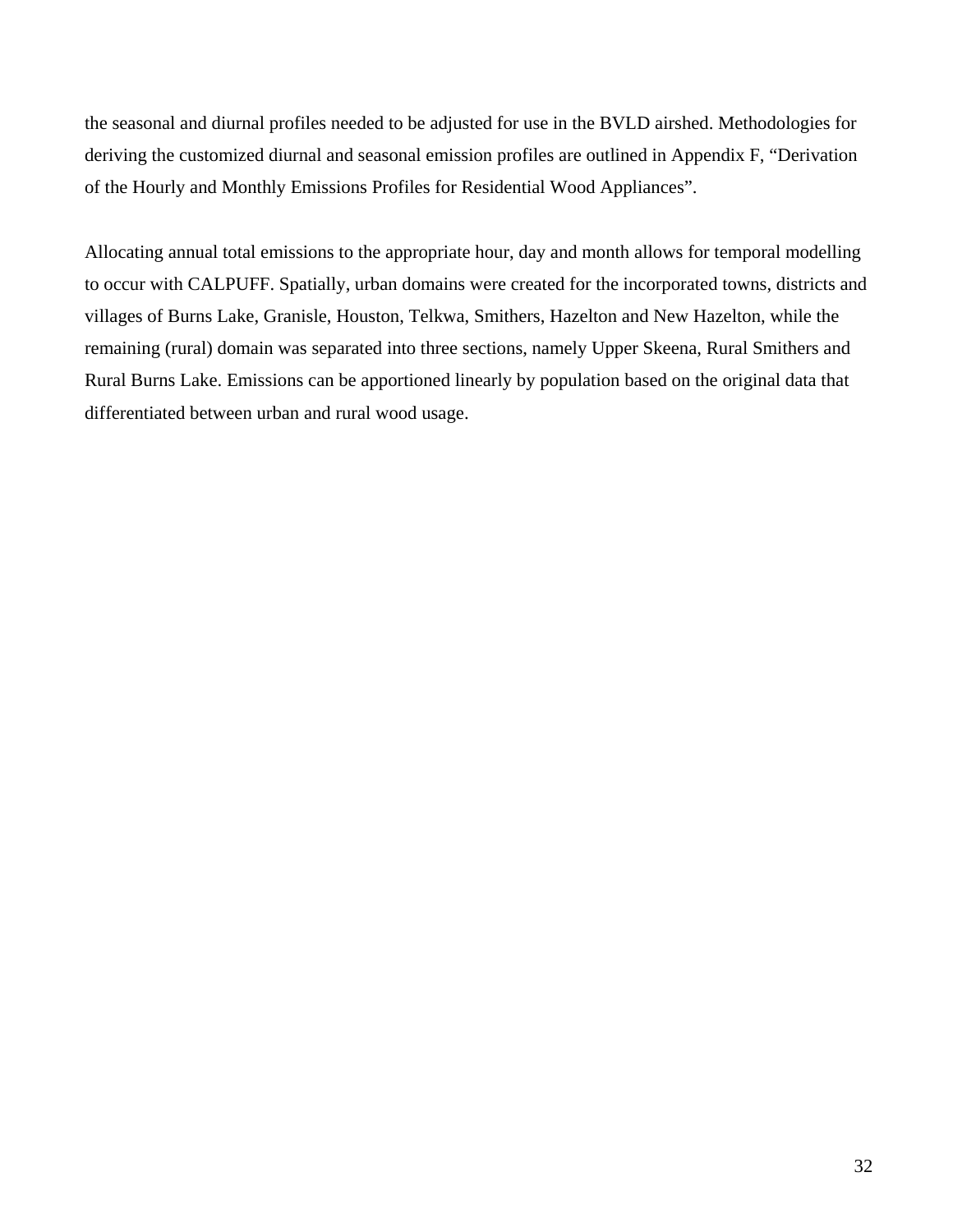the seasonal and diurnal profiles needed to be adjusted for use in the BVLD airshed. Methodologies for deriving the customized diurnal and seasonal emission profiles are outlined in Appendix F, "Derivation of the Hourly and Monthly Emissions Profiles for Residential Wood Appliances".

Allocating annual total emissions to the appropriate hour, day and month allows for temporal modelling to occur with CALPUFF. Spatially, urban domains were created for the incorporated towns, districts and villages of Burns Lake, Granisle, Houston, Telkwa, Smithers, Hazelton and New Hazelton, while the remaining (rural) domain was separated into three sections, namely Upper Skeena, Rural Smithers and Rural Burns Lake. Emissions can be apportioned linearly by population based on the original data that differentiated between urban and rural wood usage.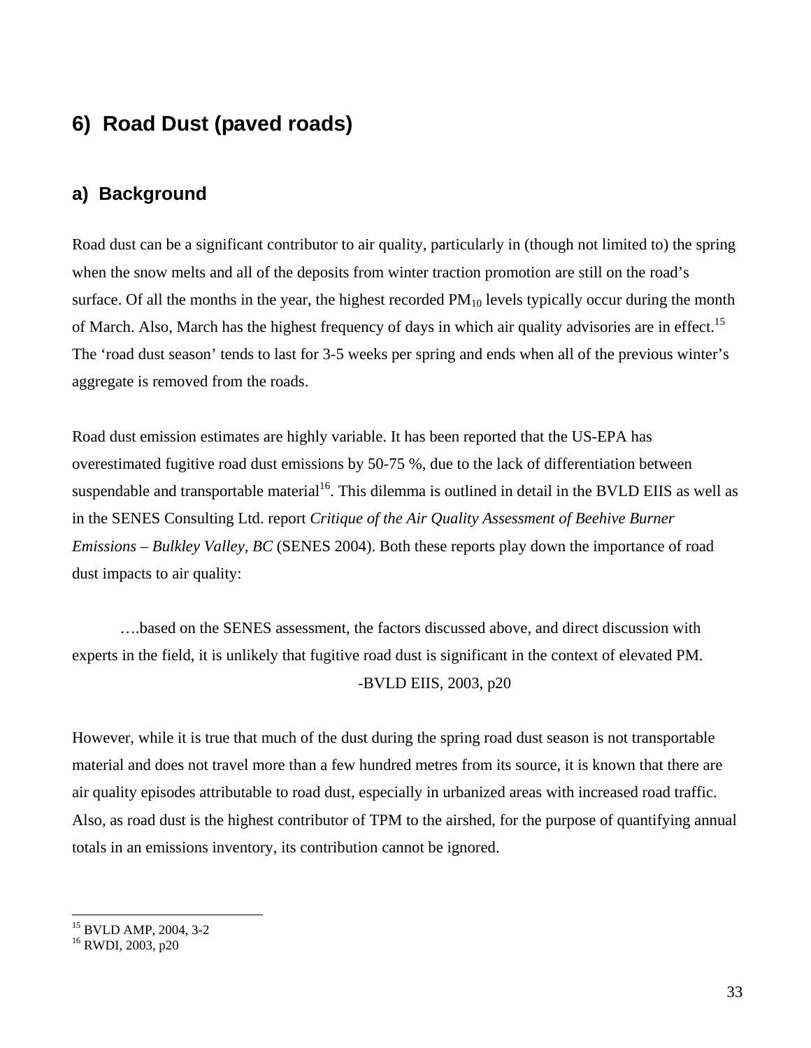## 6) Road Dust (paved roads)

### a) Background

Road dust can be a significant contributor to air quality, particularly in (though not limited to) the spring when the snow melts and all of the deposits from winter traction promotion are still on the road's surface. Of all the months in the year, the highest recorded $PM_{10}$ levels typically occur during the month of March. Also, March has the highest frequency of days in which air quality advisories are in effect.[15] The 'road dust season' tends to last for 3-5 weeks per spring and ends when all of the previous winter's aggregate is removed from the roads.

Road dust emission estimates are highly variable. It has been reported that the US-EPA has overestimated fugitive road dust emissions by 50-75 %, due to the lack of differentiation between suspendable and transportable material[16]. This dilemma is outlined in detail in the BVLD EIIS as well as in the SENES Consulting Ltd. report *Critique of the Air Quality Assessment of Beehive Burner Emissions – Bulkley Valley, BC* (SENES 2004). Both these reports play down the importance of road dust impacts to air quality:

> ….based on the SENES assessment, the factors discussed above, and direct discussion with experts in the field, it is unlikely that fugitive road dust is significant in the context of elevated PM.
>
> -BVLD EIIS, 2003, p20

However, while it is true that much of the dust during the spring road dust season is not transportable material and does not travel more than a few hundred metres from its source, it is known that there are air quality episodes attributable to road dust, especially in urbanized areas with increased road traffic. Also, as road dust is the highest contributor of TPM to the airshed, for the purpose of quantifying annual totals in an emissions inventory, its contribution cannot be ignored.

---

[15] BVLD AMP, 2004, 3-2
[16] RWDI, 2003, p20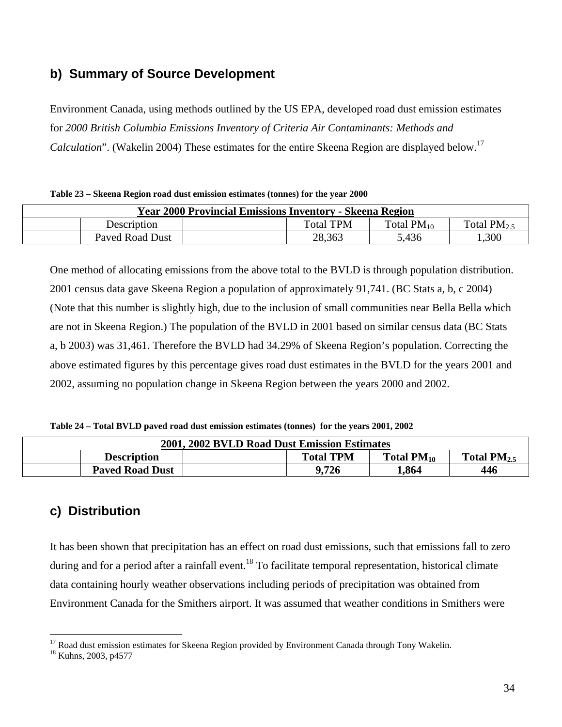## b) Summary of Source Development

Environment Canada, using methods outlined by the US EPA, developed road dust emission estimates for *2000 British Columbia Emissions Inventory of Criteria Air Contaminants: Methods and Calculation*". (Wakelin 2004) These estimates for the entire Skeena Region are displayed below.[17]

**Table 23 – Skeena Region road dust emission estimates (tonnes) for the year 2000**

| Year 2000 Provincial Emissions Inventory - Skeena Region | | | | | |
|---|---|---|---|---|---|
| | Description | | Total TPM | Total $PM_{10}$ | Total $PM_{2.5}$ |
| | Paved Road Dust | | 28,363 | 5,436 | 1,300 |

One method of allocating emissions from the above total to the BVLD is through population distribution. 2001 census data gave Skeena Region a population of approximately 91,741. (BC Stats a, b, c 2004) (Note that this number is slightly high, due to the inclusion of small communities near Bella Bella which are not in Skeena Region.) The population of the BVLD in 2001 based on similar census data (BC Stats a, b 2003) was 31,461. Therefore the BVLD had 34.29% of Skeena Region's population. Correcting the above estimated figures by this percentage gives road dust estimates in the BVLD for the years 2001 and 2002, assuming no population change in Skeena Region between the years 2000 and 2002.

**Table 24 – Total BVLD paved road dust emission estimates (tonnes) for the years 2001, 2002**

| 2001, 2002 BVLD Road Dust Emission Estimates | | | | | |
|---|---|---|---|---|---|
| | **Description** | | **Total TPM** | **Total $PM_{10}$** | **Total $PM_{2.5}$** |
| | **Paved Road Dust** | | **9,726** | **1,864** | **446** |

## c) Distribution

It has been shown that precipitation has an effect on road dust emissions, such that emissions fall to zero during and for a period after a rainfall event.[18] To facilitate temporal representation, historical climate data containing hourly weather observations including periods of precipitation was obtained from Environment Canada for the Smithers airport. It was assumed that weather conditions in Smithers were

[17] Road dust emission estimates for Skeena Region provided by Environment Canada through Tony Wakelin.
[18] Kuhns, 2003, p4577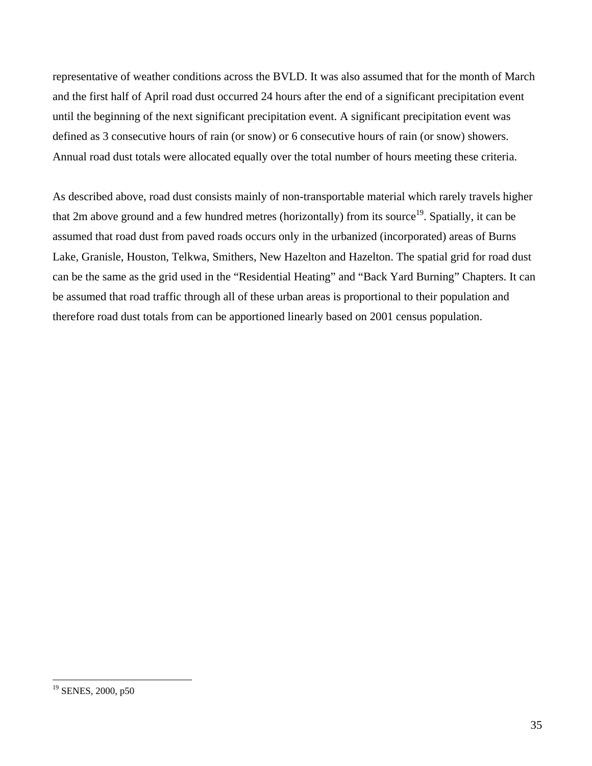representative of weather conditions across the BVLD. It was also assumed that for the month of March and the first half of April road dust occurred 24 hours after the end of a significant precipitation event until the beginning of the next significant precipitation event. A significant precipitation event was defined as 3 consecutive hours of rain (or snow) or 6 consecutive hours of rain (or snow) showers. Annual road dust totals were allocated equally over the total number of hours meeting these criteria.

As described above, road dust consists mainly of non-transportable material which rarely travels higher that 2m above ground and a few hundred metres (horizontally) from its source[19]. Spatially, it can be assumed that road dust from paved roads occurs only in the urbanized (incorporated) areas of Burns Lake, Granisle, Houston, Telkwa, Smithers, New Hazelton and Hazelton. The spatial grid for road dust can be the same as the grid used in the “Residential Heating” and “Back Yard Burning” Chapters. It can be assumed that road traffic through all of these urban areas is proportional to their population and therefore road dust totals from can be apportioned linearly based on 2001 census population.

[19] SENES, 2000, p50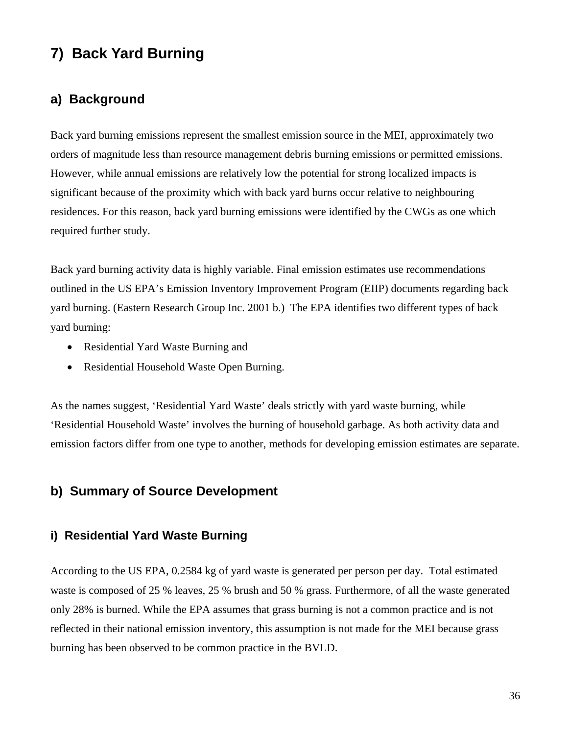# 7) Back Yard Burning

## a) Background

Back yard burning emissions represent the smallest emission source in the MEI, approximately two orders of magnitude less than resource management debris burning emissions or permitted emissions. However, while annual emissions are relatively low the potential for strong localized impacts is significant because of the proximity which with back yard burns occur relative to neighbouring residences. For this reason, back yard burning emissions were identified by the CWGs as one which required further study.

Back yard burning activity data is highly variable. Final emission estimates use recommendations outlined in the US EPA's Emission Inventory Improvement Program (EIIP) documents regarding back yard burning. (Eastern Research Group Inc. 2001 b.) The EPA identifies two different types of back yard burning:

- Residential Yard Waste Burning and
- Residential Household Waste Open Burning.

As the names suggest, 'Residential Yard Waste' deals strictly with yard waste burning, while 'Residential Household Waste' involves the burning of household garbage. As both activity data and emission factors differ from one type to another, methods for developing emission estimates are separate.

## b) Summary of Source Development

### i) Residential Yard Waste Burning

According to the US EPA, 0.2584 kg of yard waste is generated per person per day. Total estimated waste is composed of 25 % leaves, 25 % brush and 50 % grass. Furthermore, of all the waste generated only 28% is burned. While the EPA assumes that grass burning is not a common practice and is not reflected in their national emission inventory, this assumption is not made for the MEI because grass burning has been observed to be common practice in the BVLD.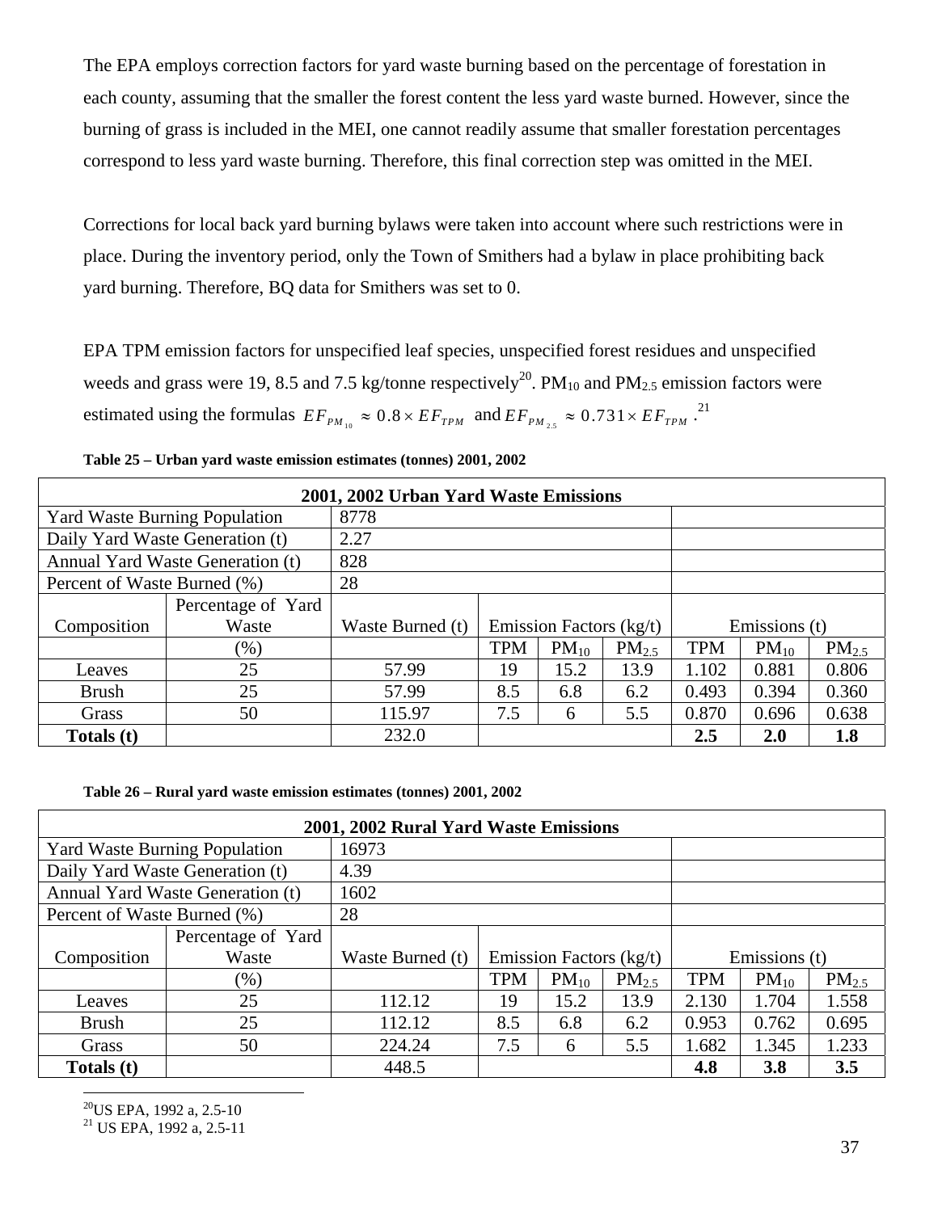The EPA employs correction factors for yard waste burning based on the percentage of forestation in each county, assuming that the smaller the forest content the less yard waste burned. However, since the burning of grass is included in the MEI, one cannot readily assume that smaller forestation percentages correspond to less yard waste burning. Therefore, this final correction step was omitted in the MEI.

Corrections for local back yard burning bylaws were taken into account where such restrictions were in place. During the inventory period, only the Town of Smithers had a bylaw in place prohibiting back yard burning. Therefore, BQ data for Smithers was set to 0.

EPA TPM emission factors for unspecified leaf species, unspecified forest residues and unspecified weeds and grass were 19, 8.5 and 7.5 kg/tonne respectively[20]. $PM_{10}$ and $PM_{2.5}$ emission factors were estimated using the formulas $EF_{PM_{10}} \approx 0.8 \times EF_{TPM}$ and $EF_{PM_{2.5}} \approx 0.731 \times EF_{TPM}$ .[21]

**Table 25 – Urban yard waste emission estimates (tonnes) 2001, 2002**

| 2001, 2002 Urban Yard Waste Emissions | | | | | | | | |
|---|---|---|---|---|---|---|---|---|
| Yard Waste Burning Population | | 8778 | | | | | | |
| Daily Yard Waste Generation (t) | | 2.27 | | | | | | |
| Annual Yard Waste Generation (t) | | 828 | | | | | | |
| Percent of Waste Burned (%) | | 28 | | | | | | |
| Composition | Percentage of Yard Waste | Waste Burned (t) | Emission Factors (kg/t) | | | Emissions (t) | | |
| | (%) | | TPM | $PM_{10}$ | $PM_{2.5}$ | TPM | $PM_{10}$ | $PM_{2.5}$ |
| Leaves | 25 | 57.99 | 19 | 15.2 | 13.9 | 1.102 | 0.881 | 0.806 |
| Brush | 25 | 57.99 | 8.5 | 6.8 | 6.2 | 0.493 | 0.394 | 0.360 |
| Grass | 50 | 115.97 | 7.5 | 6 | 5.5 | 0.870 | 0.696 | 0.638 |
| **Totals (t)** | | 232.0 | | | | **2.5** | **2.0** | **1.8** |

**Table 26 – Rural yard waste emission estimates (tonnes) 2001, 2002**

| 2001, 2002 Rural Yard Waste Emissions | | | | | | | | |
|---|---|---|---|---|---|---|---|---|
| Yard Waste Burning Population | | 16973 | | | | | | |
| Daily Yard Waste Generation (t) | | 4.39 | | | | | | |
| Annual Yard Waste Generation (t) | | 1602 | | | | | | |
| Percent of Waste Burned (%) | | 28 | | | | | | |
| Composition | Percentage of Yard Waste | Waste Burned (t) | Emission Factors (kg/t) | | | Emissions (t) | | |
| | (%) | | TPM | $PM_{10}$ | $PM_{2.5}$ | TPM | $PM_{10}$ | $PM_{2.5}$ |
| Leaves | 25 | 112.12 | 19 | 15.2 | 13.9 | 2.130 | 1.704 | 1.558 |
| Brush | 25 | 112.12 | 8.5 | 6.8 | 6.2 | 0.953 | 0.762 | 0.695 |
| Grass | 50 | 224.24 | 7.5 | 6 | 5.5 | 1.682 | 1.345 | 1.233 |
| **Totals (t)** | | 448.5 | | | | **4.8** | **3.8** | **3.5** |

[20] US EPA, 1992 a, 2.5-10
[21] US EPA, 1992 a, 2.5-11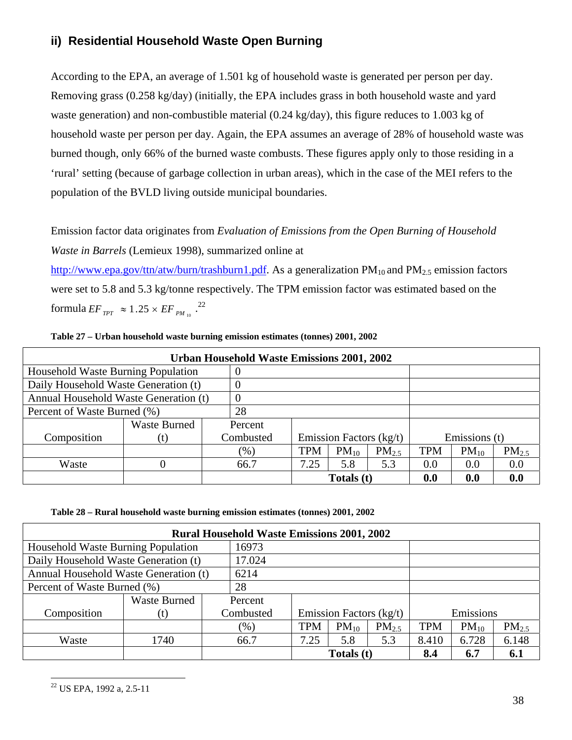### ii) Residential Household Waste Open Burning

According to the EPA, an average of 1.501 kg of household waste is generated per person per day. Removing grass (0.258 kg/day) (initially, the EPA includes grass in both household waste and yard waste generation) and non-combustible material (0.24 kg/day), this figure reduces to 1.003 kg of household waste per person per day. Again, the EPA assumes an average of 28% of household waste was burned though, only 66% of the burned waste combusts. These figures apply only to those residing in a 'rural' setting (because of garbage collection in urban areas), which in the case of the MEI refers to the population of the BVLD living outside municipal boundaries.

Emission factor data originates from *Evaluation of Emissions from the Open Burning of Household Waste in Barrels* (Lemieux 1998), summarized online at http://www.epa.gov/ttn/atw/burn/trashburn1.pdf. As a generalization $PM_{10}$ and $PM_{2.5}$ emission factors were set to 5.8 and 5.3 kg/tonne respectively. The TPM emission factor was estimated based on the formula $EF_{TPT} \approx 1.25 \times EF_{PM_{10}}$.[22]

**Table 27 – Urban household waste burning emission estimates (tonnes) 2001, 2002**

| Urban Household Waste Emissions 2001, 2002 | | | | | | | | |
|---|---|---|---|---|---|---|---|---|
| Household Waste Burning Population | | 0 | | | | | | |
| Daily Household Waste Generation (t) | | 0 | | | | | | |
| Annual Household Waste Generation (t) | | 0 | | | | | | |
| Percent of Waste Burned (%) | | 28 | | | | | | |
| Composition | Waste Burned (t) | Percent Combusted | Emission Factors (kg/t) | | | Emissions (t) | | |
| | | (%) | TPM | $PM_{10}$ | $PM_{2.5}$ | TPM | $PM_{10}$ | $PM_{2.5}$ |
| Waste | 0 | 66.7 | 7.25 | 5.8 | 5.3 | 0.0 | 0.0 | 0.0 |
| | | | **Totals (t)** | | | **0.0** | **0.0** | **0.0** |

**Table 28 – Rural household waste burning emission estimates (tonnes) 2001, 2002**

| Rural Household Waste Emissions 2001, 2002 | | | | | | | | |
|---|---|---|---|---|---|---|---|---|
| Household Waste Burning Population | | 16973 | | | | | | |
| Daily Household Waste Generation (t) | | 17.024 | | | | | | |
| Annual Household Waste Generation (t) | | 6214 | | | | | | |
| Percent of Waste Burned (%) | | 28 | | | | | | |
| Composition | Waste Burned (t) | Percent Combusted | Emission Factors (kg/t) | | | Emissions | | |
| | | (%) | TPM | $PM_{10}$ | $PM_{2.5}$ | TPM | $PM_{10}$ | $PM_{2.5}$ |
| Waste | 1740 | 66.7 | 7.25 | 5.8 | 5.3 | 8.410 | 6.728 | 6.148 |
| | | | **Totals (t)** | | | **8.4** | **6.7** | **6.1** |

[22] US EPA, 1992 a, 2.5-11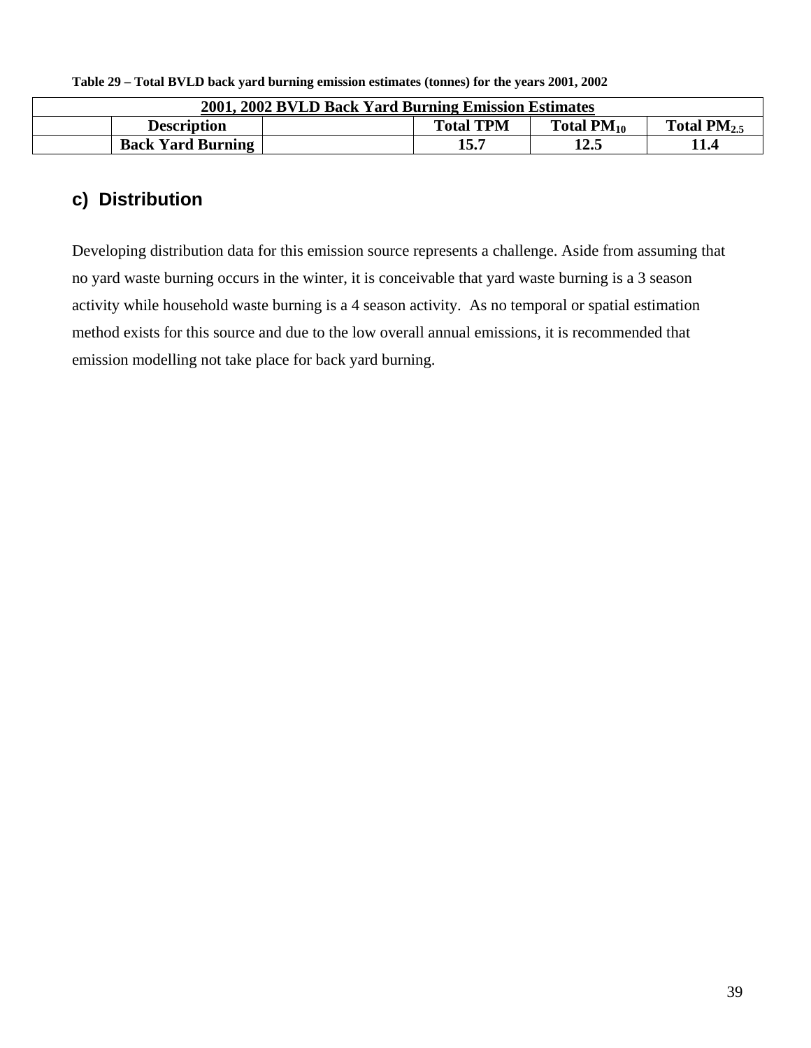**Table 29 – Total BVLD back yard burning emission estimates (tonnes) for the years 2001, 2002**

| 2001, 2002 BVLD Back Yard Burning Emission Estimates | | | | | |
|---|---|---|---|---|---|
| | **Description** | | **Total TPM** | **Total $PM_{10}$** | **Total $PM_{2.5}$** |
| | **Back Yard Burning** | | **15.7** | **12.5** | **11.4** |

## c) Distribution

Developing distribution data for this emission source represents a challenge. Aside from assuming that no yard waste burning occurs in the winter, it is conceivable that yard waste burning is a 3 season activity while household waste burning is a 4 season activity. As no temporal or spatial estimation method exists for this source and due to the low overall annual emissions, it is recommended that emission modelling not take place for back yard burning.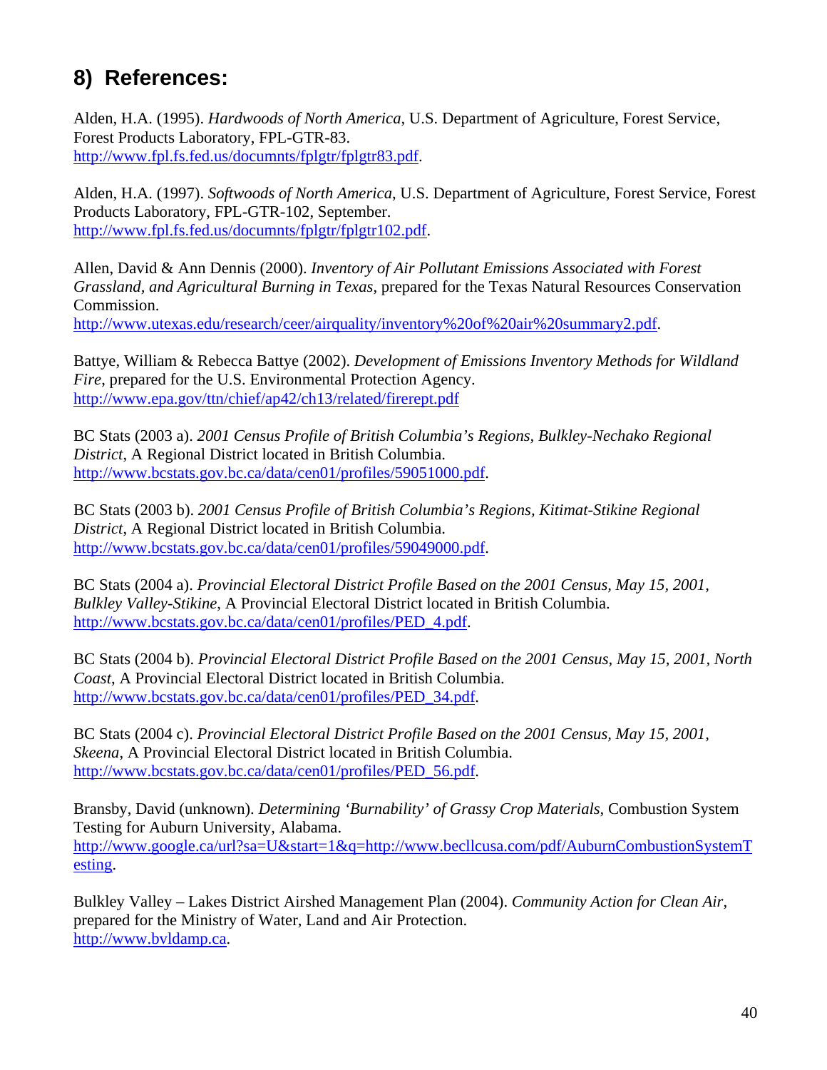## 8) References:

Alden, H.A. (1995). *Hardwoods of North America*, U.S. Department of Agriculture, Forest Service, Forest Products Laboratory, FPL-GTR-83.
http://www.fpl.fs.fed.us/documnts/fplgtr/fplgtr83.pdf.

Alden, H.A. (1997). *Softwoods of North America*, U.S. Department of Agriculture, Forest Service, Forest Products Laboratory, FPL-GTR-102, September.
http://www.fpl.fs.fed.us/documnts/fplgtr/fplgtr102.pdf.

Allen, David & Ann Dennis (2000). *Inventory of Air Pollutant Emissions Associated with Forest Grassland, and Agricultural Burning in Texas*, prepared for the Texas Natural Resources Conservation Commission.
http://www.utexas.edu/research/ceer/airquality/inventory%20of%20air%20summary2.pdf.

Battye, William & Rebecca Battye (2002). *Development of Emissions Inventory Methods for Wildland Fire*, prepared for the U.S. Environmental Protection Agency.
http://www.epa.gov/ttn/chief/ap42/ch13/related/firerept.pdf

BC Stats (2003 a). *2001 Census Profile of British Columbia's Regions, Bulkley-Nechako Regional District*, A Regional District located in British Columbia.
http://www.bcstats.gov.bc.ca/data/cen01/profiles/59051000.pdf.

BC Stats (2003 b). *2001 Census Profile of British Columbia's Regions, Kitimat-Stikine Regional District*, A Regional District located in British Columbia.
http://www.bcstats.gov.bc.ca/data/cen01/profiles/59049000.pdf.

BC Stats (2004 a). *Provincial Electoral District Profile Based on the 2001 Census, May 15, 2001, Bulkley Valley-Stikine*, A Provincial Electoral District located in British Columbia.
http://www.bcstats.gov.bc.ca/data/cen01/profiles/PED_4.pdf.

BC Stats (2004 b). *Provincial Electoral District Profile Based on the 2001 Census, May 15, 2001, North Coast*, A Provincial Electoral District located in British Columbia.
http://www.bcstats.gov.bc.ca/data/cen01/profiles/PED_34.pdf.

BC Stats (2004 c). *Provincial Electoral District Profile Based on the 2001 Census, May 15, 2001, Skeena*, A Provincial Electoral District located in British Columbia.
http://www.bcstats.gov.bc.ca/data/cen01/profiles/PED_56.pdf.

Bransby, David (unknown). *Determining 'Burnability' of Grassy Crop Materials*, Combustion System Testing for Auburn University, Alabama.
http://www.google.ca/url?sa=U&start=1&q=http://www.becllcusa.com/pdf/AuburnCombustionSystemTesting.

Bulkley Valley – Lakes District Airshed Management Plan (2004). *Community Action for Clean Air*, prepared for the Ministry of Water, Land and Air Protection.
http://www.bvldamp.ca.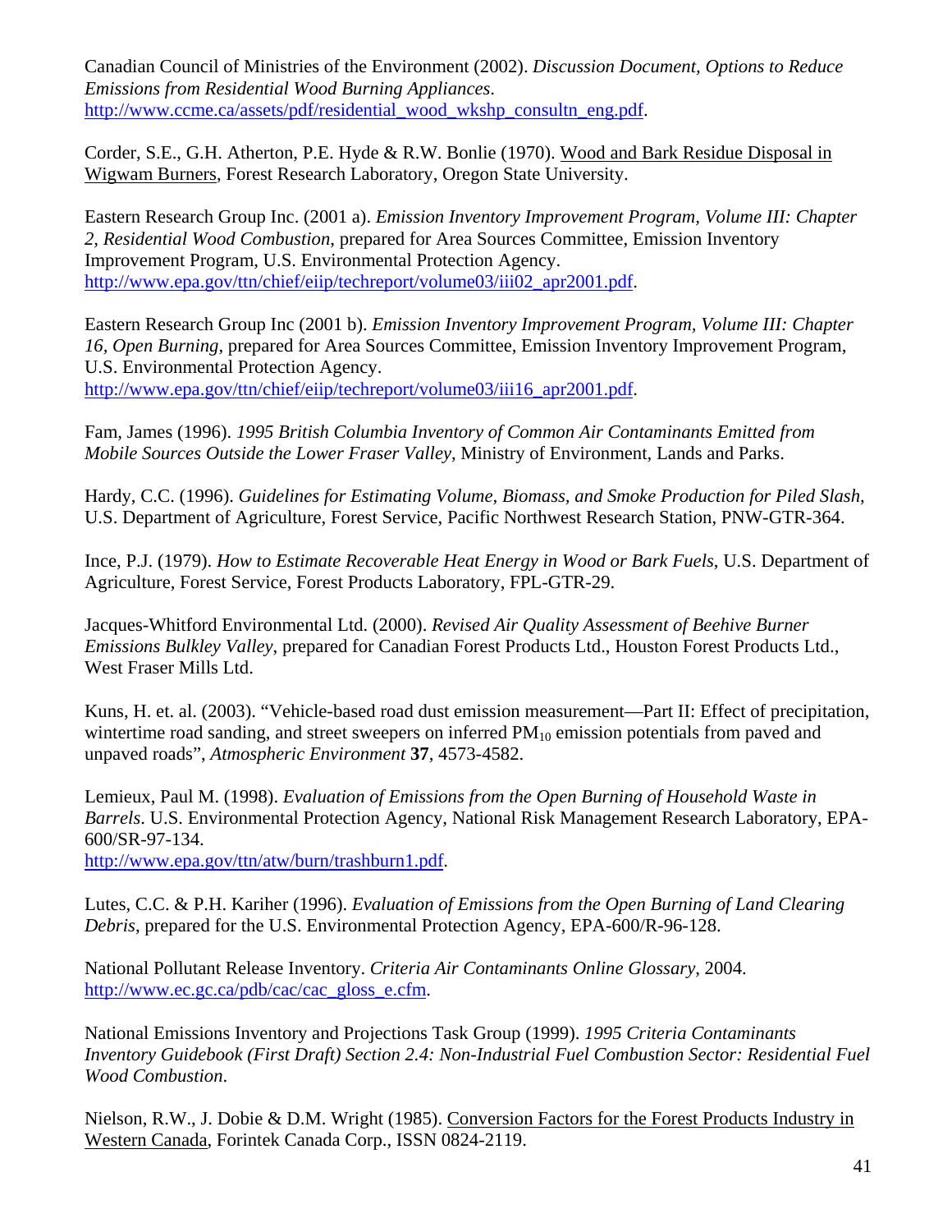Canadian Council of Ministries of the Environment (2002). *Discussion Document, Options to Reduce Emissions from Residential Wood Burning Appliances*. http://www.ccme.ca/assets/pdf/residential_wood_wkshp_consultn_eng.pdf.

Corder, S.E., G.H. Atherton, P.E. Hyde & R.W. Bonlie (1970). Wood and Bark Residue Disposal in Wigwam Burners, Forest Research Laboratory, Oregon State University.

Eastern Research Group Inc. (2001 a). *Emission Inventory Improvement Program, Volume III: Chapter 2, Residential Wood Combustion*, prepared for Area Sources Committee, Emission Inventory Improvement Program, U.S. Environmental Protection Agency. http://www.epa.gov/ttn/chief/eiip/techreport/volume03/iii02_apr2001.pdf.

Eastern Research Group Inc (2001 b). *Emission Inventory Improvement Program, Volume III: Chapter 16, Open Burning*, prepared for Area Sources Committee, Emission Inventory Improvement Program, U.S. Environmental Protection Agency. http://www.epa.gov/ttn/chief/eiip/techreport/volume03/iii16_apr2001.pdf.

Fam, James (1996). *1995 British Columbia Inventory of Common Air Contaminants Emitted from Mobile Sources Outside the Lower Fraser Valley*, Ministry of Environment, Lands and Parks.

Hardy, C.C. (1996). *Guidelines for Estimating Volume, Biomass, and Smoke Production for Piled Slash*, U.S. Department of Agriculture, Forest Service, Pacific Northwest Research Station, PNW-GTR-364.

Ince, P.J. (1979). *How to Estimate Recoverable Heat Energy in Wood or Bark Fuels*, U.S. Department of Agriculture, Forest Service, Forest Products Laboratory, FPL-GTR-29.

Jacques-Whitford Environmental Ltd. (2000). *Revised Air Quality Assessment of Beehive Burner Emissions Bulkley Valley*, prepared for Canadian Forest Products Ltd., Houston Forest Products Ltd., West Fraser Mills Ltd.

Kuns, H. et. al. (2003). "Vehicle-based road dust emission measurement—Part II: Effect of precipitation, wintertime road sanding, and street sweepers on inferred $PM_{10}$ emission potentials from paved and unpaved roads", *Atmospheric Environment* **37**, 4573-4582.

Lemieux, Paul M. (1998). *Evaluation of Emissions from the Open Burning of Household Waste in Barrels*. U.S. Environmental Protection Agency, National Risk Management Research Laboratory, EPA-600/SR-97-134.
http://www.epa.gov/ttn/atw/burn/trashburn1.pdf.

Lutes, C.C. & P.H. Kariher (1996). *Evaluation of Emissions from the Open Burning of Land Clearing Debris*, prepared for the U.S. Environmental Protection Agency, EPA-600/R-96-128.

National Pollutant Release Inventory. *Criteria Air Contaminants Online Glossary*, 2004. http://www.ec.gc.ca/pdb/cac/cac_gloss_e.cfm.

National Emissions Inventory and Projections Task Group (1999). *1995 Criteria Contaminants Inventory Guidebook (First Draft) Section 2.4: Non-Industrial Fuel Combustion Sector: Residential Fuel Wood Combustion*.

Nielson, R.W., J. Dobie & D.M. Wright (1985). Conversion Factors for the Forest Products Industry in Western Canada, Forintek Canada Corp., ISSN 0824-2119.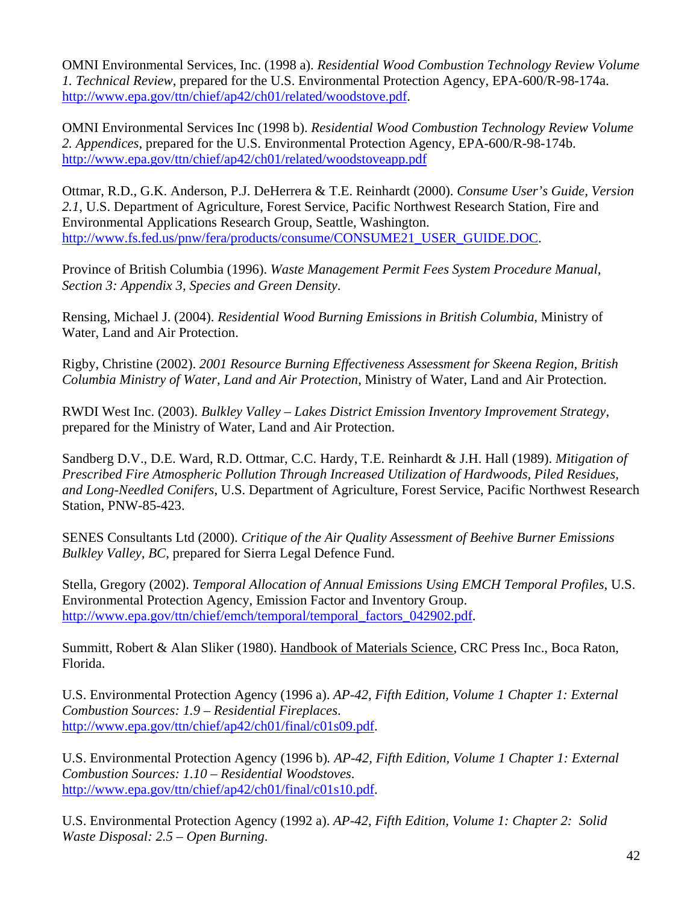OMNI Environmental Services, Inc. (1998 a). *Residential Wood Combustion Technology Review Volume 1. Technical Review*, prepared for the U.S. Environmental Protection Agency, EPA-600/R-98-174a. http://www.epa.gov/ttn/chief/ap42/ch01/related/woodstove.pdf.

OMNI Environmental Services Inc (1998 b). *Residential Wood Combustion Technology Review Volume 2. Appendices*, prepared for the U.S. Environmental Protection Agency, EPA-600/R-98-174b. http://www.epa.gov/ttn/chief/ap42/ch01/related/woodstoveapp.pdf

Ottmar, R.D., G.K. Anderson, P.J. DeHerrera & T.E. Reinhardt (2000). *Consume User's Guide, Version 2.1*, U.S. Department of Agriculture, Forest Service, Pacific Northwest Research Station, Fire and Environmental Applications Research Group, Seattle, Washington. http://www.fs.fed.us/pnw/fera/products/consume/CONSUME21_USER_GUIDE.DOC.

Province of British Columbia (1996). *Waste Management Permit Fees System Procedure Manual, Section 3: Appendix 3, Species and Green Density*.

Rensing, Michael J. (2004). *Residential Wood Burning Emissions in British Columbia*, Ministry of Water, Land and Air Protection.

Rigby, Christine (2002). *2001 Resource Burning Effectiveness Assessment for Skeena Region, British Columbia Ministry of Water, Land and Air Protection*, Ministry of Water, Land and Air Protection.

RWDI West Inc. (2003). *Bulkley Valley – Lakes District Emission Inventory Improvement Strategy*, prepared for the Ministry of Water, Land and Air Protection.

Sandberg D.V., D.E. Ward, R.D. Ottmar, C.C. Hardy, T.E. Reinhardt & J.H. Hall (1989). *Mitigation of Prescribed Fire Atmospheric Pollution Through Increased Utilization of Hardwoods, Piled Residues, and Long-Needled Conifers*, U.S. Department of Agriculture, Forest Service, Pacific Northwest Research Station, PNW-85-423.

SENES Consultants Ltd (2000). *Critique of the Air Quality Assessment of Beehive Burner Emissions Bulkley Valley, BC*, prepared for Sierra Legal Defence Fund.

Stella, Gregory (2002). *Temporal Allocation of Annual Emissions Using EMCH Temporal Profiles*, U.S. Environmental Protection Agency, Emission Factor and Inventory Group. http://www.epa.gov/ttn/chief/emch/temporal/temporal_factors_042902.pdf.

Summitt, Robert & Alan Sliker (1980). Handbook of Materials Science, CRC Press Inc., Boca Raton, Florida.

U.S. Environmental Protection Agency (1996 a). *AP-42, Fifth Edition, Volume 1 Chapter 1: External Combustion Sources: 1.9 – Residential Fireplaces*. http://www.epa.gov/ttn/chief/ap42/ch01/final/c01s09.pdf.

U.S. Environmental Protection Agency (1996 b). *AP-42, Fifth Edition, Volume 1 Chapter 1: External Combustion Sources: 1.10 – Residential Woodstoves*. http://www.epa.gov/ttn/chief/ap42/ch01/final/c01s10.pdf.

U.S. Environmental Protection Agency (1992 a). *AP-42, Fifth Edition, Volume 1: Chapter 2: Solid Waste Disposal: 2.5 – Open Burning*.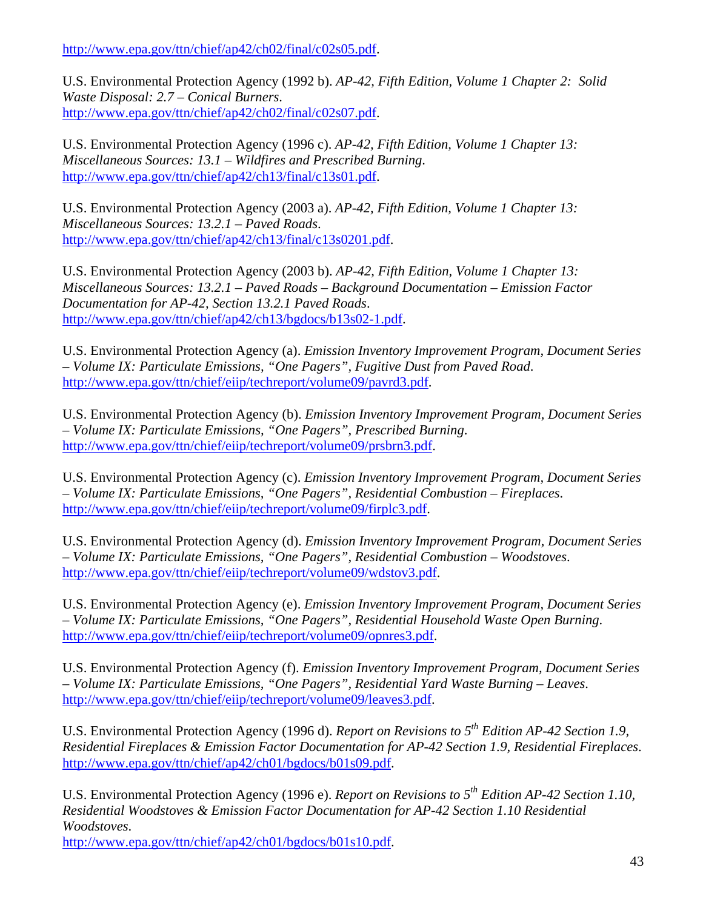http://www.epa.gov/ttn/chief/ap42/ch02/final/c02s05.pdf.

U.S. Environmental Protection Agency (1992 b). *AP-42, Fifth Edition, Volume 1 Chapter 2: Solid Waste Disposal: 2.7 – Conical Burners*. http://www.epa.gov/ttn/chief/ap42/ch02/final/c02s07.pdf.

U.S. Environmental Protection Agency (1996 c). *AP-42, Fifth Edition, Volume 1 Chapter 13: Miscellaneous Sources: 13.1 – Wildfires and Prescribed Burning*. http://www.epa.gov/ttn/chief/ap42/ch13/final/c13s01.pdf.

U.S. Environmental Protection Agency (2003 a). *AP-42, Fifth Edition, Volume 1 Chapter 13: Miscellaneous Sources: 13.2.1 – Paved Roads*. http://www.epa.gov/ttn/chief/ap42/ch13/final/c13s0201.pdf.

U.S. Environmental Protection Agency (2003 b). *AP-42, Fifth Edition, Volume 1 Chapter 13: Miscellaneous Sources: 13.2.1 – Paved Roads – Background Documentation – Emission Factor Documentation for AP-42, Section 13.2.1 Paved Roads*. http://www.epa.gov/ttn/chief/ap42/ch13/bgdocs/b13s02-1.pdf.

U.S. Environmental Protection Agency (a). *Emission Inventory Improvement Program, Document Series – Volume IX: Particulate Emissions, "One Pagers", Fugitive Dust from Paved Road*. http://www.epa.gov/ttn/chief/eiip/techreport/volume09/pavrd3.pdf.

U.S. Environmental Protection Agency (b). *Emission Inventory Improvement Program, Document Series – Volume IX: Particulate Emissions, "One Pagers", Prescribed Burning*. http://www.epa.gov/ttn/chief/eiip/techreport/volume09/prsbrn3.pdf.

U.S. Environmental Protection Agency (c). *Emission Inventory Improvement Program, Document Series – Volume IX: Particulate Emissions, "One Pagers", Residential Combustion – Fireplaces*. http://www.epa.gov/ttn/chief/eiip/techreport/volume09/firplc3.pdf.

U.S. Environmental Protection Agency (d). *Emission Inventory Improvement Program, Document Series – Volume IX: Particulate Emissions, "One Pagers", Residential Combustion – Woodstoves*. http://www.epa.gov/ttn/chief/eiip/techreport/volume09/wdstov3.pdf.

U.S. Environmental Protection Agency (e). *Emission Inventory Improvement Program, Document Series – Volume IX: Particulate Emissions, "One Pagers", Residential Household Waste Open Burning*. http://www.epa.gov/ttn/chief/eiip/techreport/volume09/opnres3.pdf.

U.S. Environmental Protection Agency (f). *Emission Inventory Improvement Program, Document Series – Volume IX: Particulate Emissions, "One Pagers", Residential Yard Waste Burning – Leaves*. http://www.epa.gov/ttn/chief/eiip/techreport/volume09/leaves3.pdf.

U.S. Environmental Protection Agency (1996 d). *Report on Revisions to 5th Edition AP-42 Section 1.9, Residential Fireplaces & Emission Factor Documentation for AP-42 Section 1.9, Residential Fireplaces*. http://www.epa.gov/ttn/chief/ap42/ch01/bgdocs/b01s09.pdf.

U.S. Environmental Protection Agency (1996 e). *Report on Revisions to 5th Edition AP-42 Section 1.10, Residential Woodstoves & Emission Factor Documentation for AP-42 Section 1.10 Residential Woodstoves*. http://www.epa.gov/ttn/chief/ap42/ch01/bgdocs/b01s10.pdf.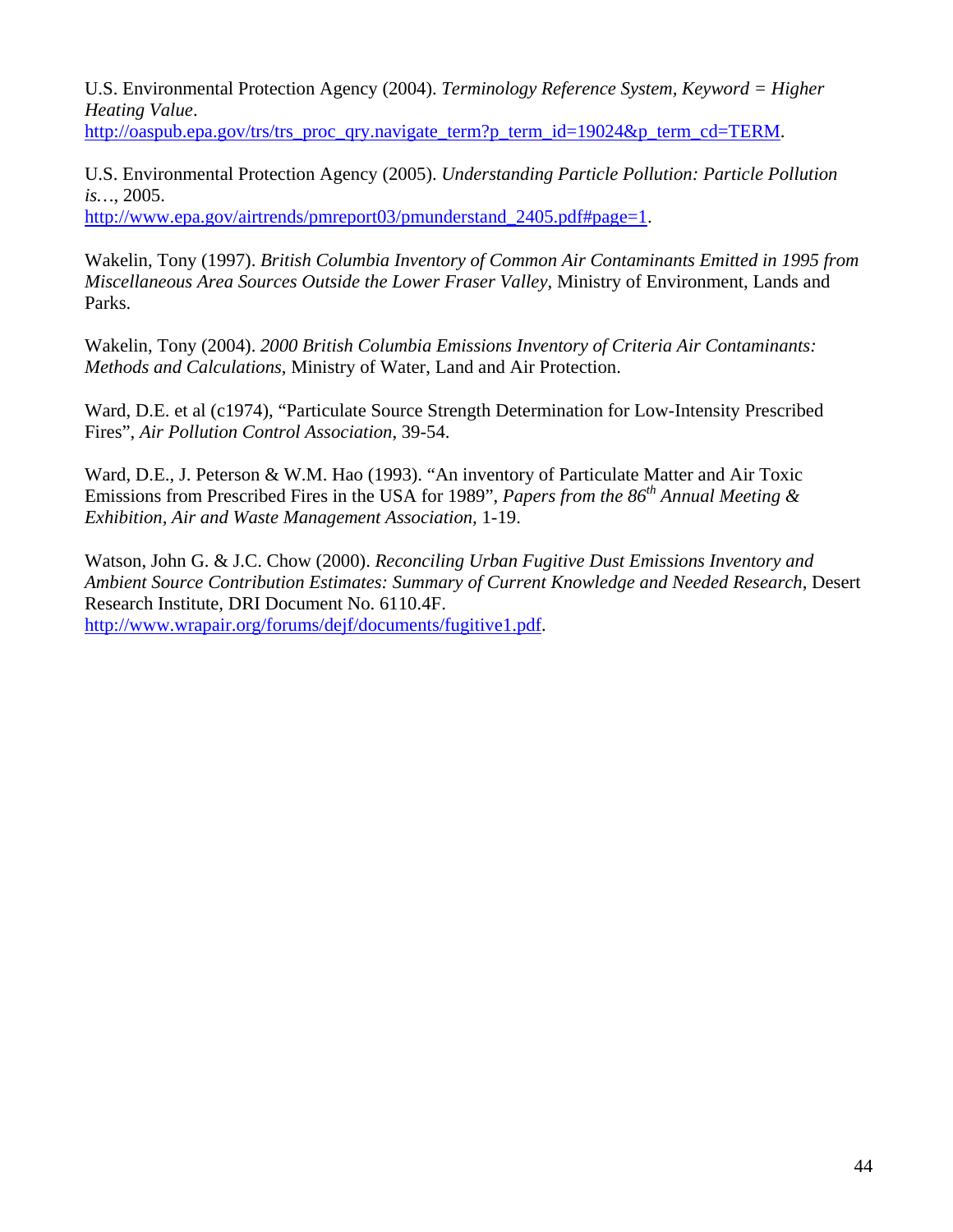U.S. Environmental Protection Agency (2004). *Terminology Reference System, Keyword = Higher Heating Value*. http://oaspub.epa.gov/trs/trs_proc_qry.navigate_term?p_term_id=19024&p_term_cd=TERM.

U.S. Environmental Protection Agency (2005). *Understanding Particle Pollution: Particle Pollution is…*, 2005. http://www.epa.gov/airtrends/pmreport03/pmunderstand_2405.pdf#page=1.

Wakelin, Tony (1997). *British Columbia Inventory of Common Air Contaminants Emitted in 1995 from Miscellaneous Area Sources Outside the Lower Fraser Valley*, Ministry of Environment, Lands and Parks.

Wakelin, Tony (2004). *2000 British Columbia Emissions Inventory of Criteria Air Contaminants: Methods and Calculations*, Ministry of Water, Land and Air Protection.

Ward, D.E. et al (c1974), "Particulate Source Strength Determination for Low-Intensity Prescribed Fires", *Air Pollution Control Association*, 39-54.

Ward, D.E., J. Peterson & W.M. Hao (1993). "An inventory of Particulate Matter and Air Toxic Emissions from Prescribed Fires in the USA for 1989", *Papers from the 86th Annual Meeting & Exhibition, Air and Waste Management Association*, 1-19.

Watson, John G. & J.C. Chow (2000). *Reconciling Urban Fugitive Dust Emissions Inventory and Ambient Source Contribution Estimates: Summary of Current Knowledge and Needed Research*, Desert Research Institute, DRI Document No. 6110.4F. http://www.wrapair.org/forums/dejf/documents/fugitive1.pdf.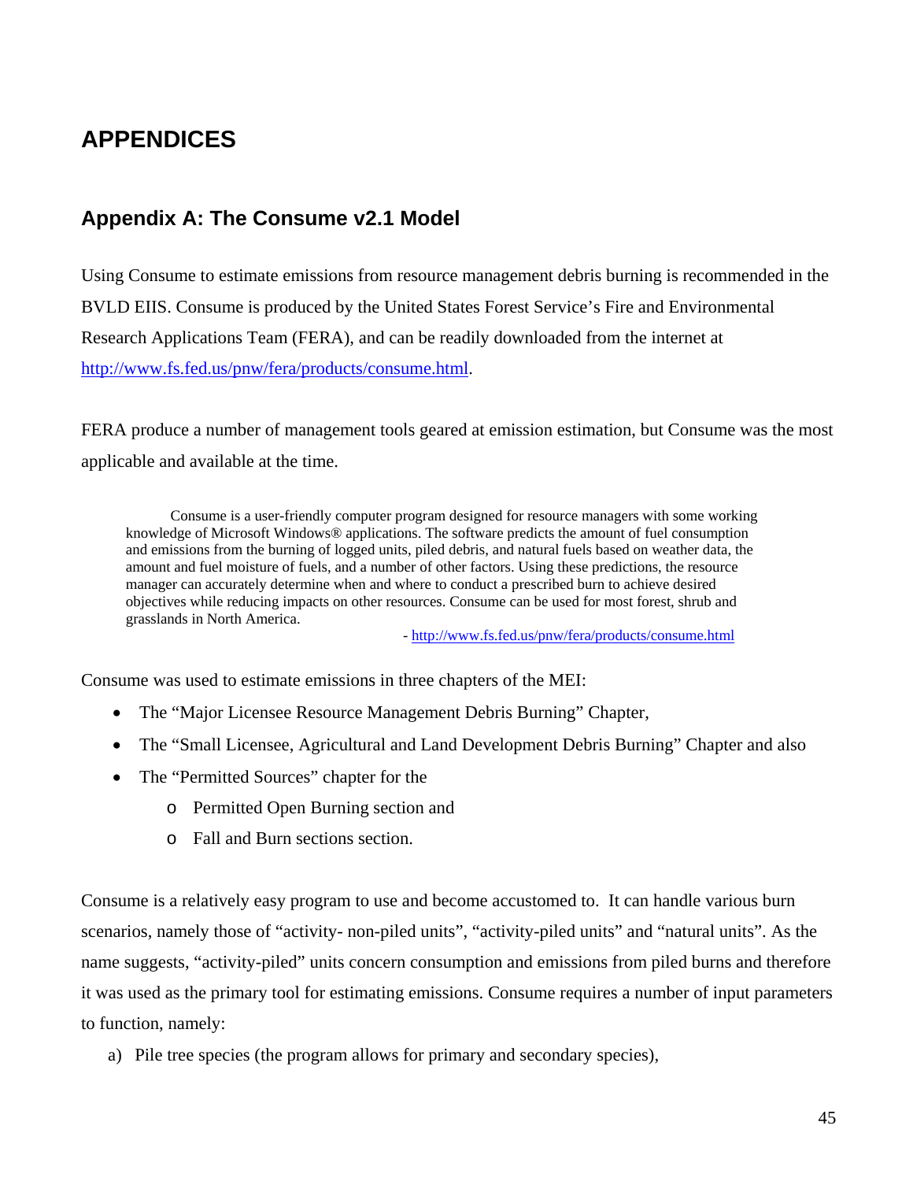# APPENDICES

## Appendix A: The Consume v2.1 Model

Using Consume to estimate emissions from resource management debris burning is recommended in the BVLD EIIS. Consume is produced by the United States Forest Service's Fire and Environmental Research Applications Team (FERA), and can be readily downloaded from the internet at http://www.fs.fed.us/pnw/fera/products/consume.html.

FERA produce a number of management tools geared at emission estimation, but Consume was the most applicable and available at the time.

> Consume is a user-friendly computer program designed for resource managers with some working knowledge of Microsoft Windows® applications. The software predicts the amount of fuel consumption and emissions from the burning of logged units, piled debris, and natural fuels based on weather data, the amount and fuel moisture of fuels, and a number of other factors. Using these predictions, the resource manager can accurately determine when and where to conduct a prescribed burn to achieve desired objectives while reducing impacts on other resources. Consume can be used for most forest, shrub and grasslands in North America.
>
> \- http://www.fs.fed.us/pnw/fera/products/consume.html

Consume was used to estimate emissions in three chapters of the MEI:

- The "Major Licensee Resource Management Debris Burning" Chapter,
- The "Small Licensee, Agricultural and Land Development Debris Burning" Chapter and also
- The "Permitted Sources" chapter for the
  - Permitted Open Burning section and
  - Fall and Burn sections section.

Consume is a relatively easy program to use and become accustomed to. It can handle various burn scenarios, namely those of "activity- non-piled units", "activity-piled units" and "natural units". As the name suggests, "activity-piled" units concern consumption and emissions from piled burns and therefore it was used as the primary tool for estimating emissions. Consume requires a number of input parameters to function, namely:

a) Pile tree species (the program allows for primary and secondary species),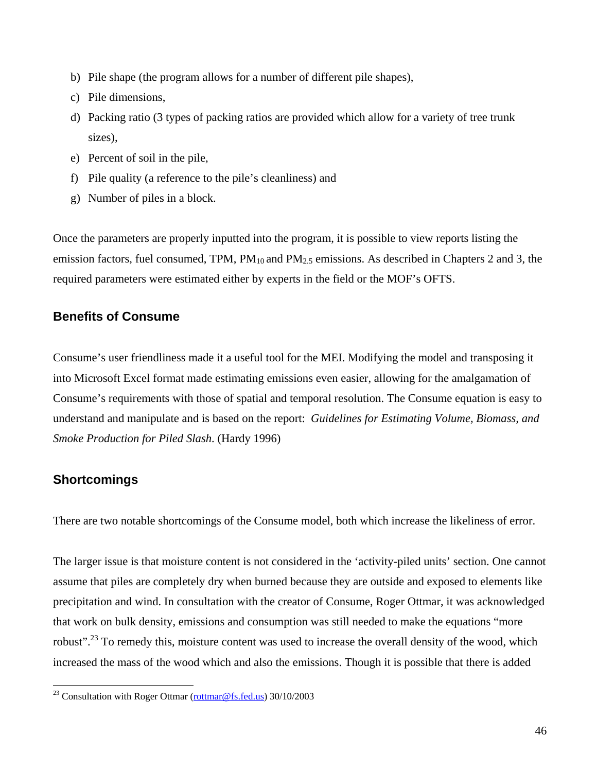b) Pile shape (the program allows for a number of different pile shapes),
c) Pile dimensions,
d) Packing ratio (3 types of packing ratios are provided which allow for a variety of tree trunk sizes),
e) Percent of soil in the pile,
f) Pile quality (a reference to the pile's cleanliness) and
g) Number of piles in a block.

Once the parameters are properly inputted into the program, it is possible to view reports listing the emission factors, fuel consumed, TPM, $PM_{10}$ and $PM_{2.5}$ emissions. As described in Chapters 2 and 3, the required parameters were estimated either by experts in the field or the MOF's OFTS.

### Benefits of Consume

Consume's user friendliness made it a useful tool for the MEI. Modifying the model and transposing it into Microsoft Excel format made estimating emissions even easier, allowing for the amalgamation of Consume's requirements with those of spatial and temporal resolution. The Consume equation is easy to understand and manipulate and is based on the report: *Guidelines for Estimating Volume, Biomass, and Smoke Production for Piled Slash.* (Hardy 1996)

### Shortcomings

There are two notable shortcomings of the Consume model, both which increase the likeliness of error.

The larger issue is that moisture content is not considered in the 'activity-piled units' section. One cannot assume that piles are completely dry when burned because they are outside and exposed to elements like precipitation and wind. In consultation with the creator of Consume, Roger Ottmar, it was acknowledged that work on bulk density, emissions and consumption was still needed to make the equations "more robust".[23] To remedy this, moisture content was used to increase the overall density of the wood, which increased the mass of the wood which and also the emissions. Though it is possible that there is added

[23] Consultation with Roger Ottmar (rottmar@fs.fed.us) 30/10/2003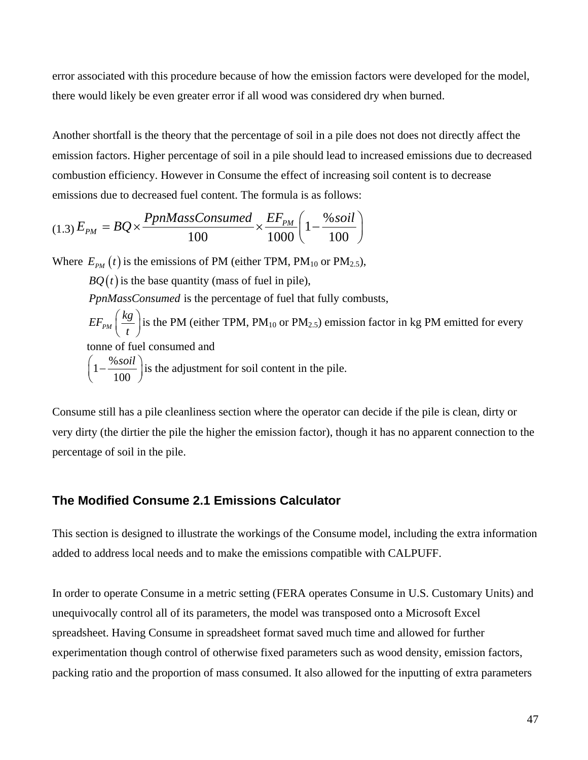error associated with this procedure because of how the emission factors were developed for the model, there would likely be even greater error if all wood was considered dry when burned.

Another shortfall is the theory that the percentage of soil in a pile does not does not directly affect the emission factors. Higher percentage of soil in a pile should lead to increased emissions due to decreased combustion efficiency. However in Consume the effect of increasing soil content is to decrease emissions due to decreased fuel content. The formula is as follows:

$$\text{(1.3)} \quad E_{PM} = BQ \times \frac{PpnMassConsumed}{100} \times \frac{EF_{PM}}{1000}\left(1 - \frac{\%soil}{100}\right)$$

Where $E_{PM}(t)$ is the emissions of PM (either TPM, $PM_{10}$ or $PM_{2.5}$),

$BQ(t)$ is the base quantity (mass of fuel in pile),

*PpnMassConsumed* is the percentage of fuel that fully combusts,

$EF_{PM}\left(\frac{kg}{t}\right)$ is the PM (either TPM, $PM_{10}$ or $PM_{2.5}$) emission factor in kg PM emitted for every tonne of fuel consumed and

$\left(1 - \frac{\%soil}{100}\right)$ is the adjustment for soil content in the pile.

Consume still has a pile cleanliness section where the operator can decide if the pile is clean, dirty or very dirty (the dirtier the pile the higher the emission factor), though it has no apparent connection to the percentage of soil in the pile.

## The Modified Consume 2.1 Emissions Calculator

This section is designed to illustrate the workings of the Consume model, including the extra information added to address local needs and to make the emissions compatible with CALPUFF.

In order to operate Consume in a metric setting (FERA operates Consume in U.S. Customary Units) and unequivocally control all of its parameters, the model was transposed onto a Microsoft Excel spreadsheet. Having Consume in spreadsheet format saved much time and allowed for further experimentation though control of otherwise fixed parameters such as wood density, emission factors, packing ratio and the proportion of mass consumed. It also allowed for the inputting of extra parameters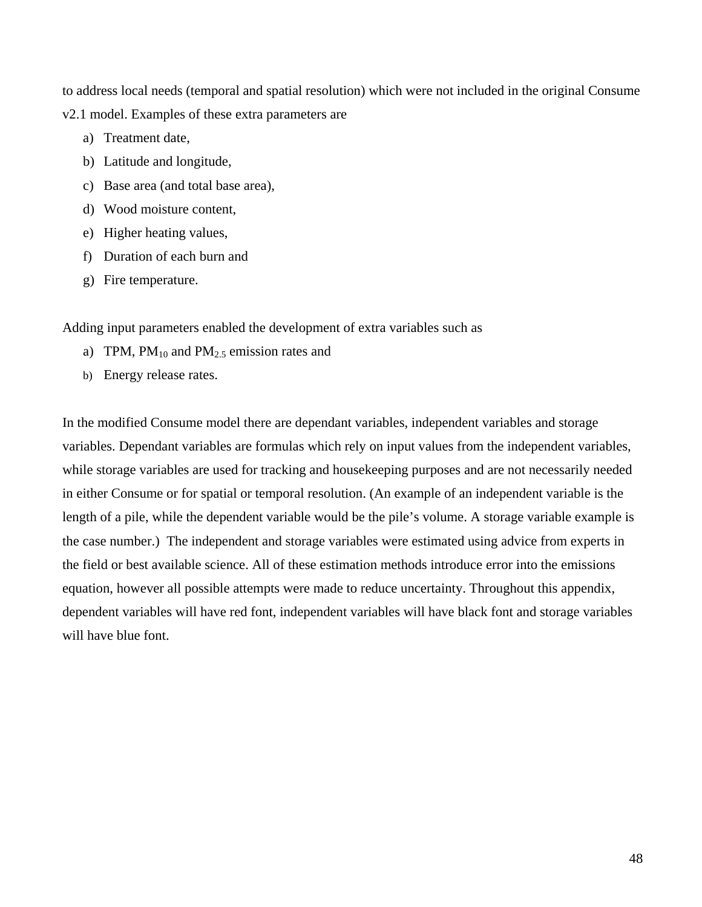to address local needs (temporal and spatial resolution) which were not included in the original Consume v2.1 model. Examples of these extra parameters are

a) Treatment date,
b) Latitude and longitude,
c) Base area (and total base area),
d) Wood moisture content,
e) Higher heating values,
f) Duration of each burn and
g) Fire temperature.

Adding input parameters enabled the development of extra variables such as

a) TPM, $PM_{10}$ and $PM_{2.5}$ emission rates and
b) Energy release rates.

In the modified Consume model there are dependant variables, independent variables and storage variables. Dependant variables are formulas which rely on input values from the independent variables, while storage variables are used for tracking and housekeeping purposes and are not necessarily needed in either Consume or for spatial or temporal resolution. (An example of an independent variable is the length of a pile, while the dependent variable would be the pile's volume. A storage variable example is the case number.) The independent and storage variables were estimated using advice from experts in the field or best available science. All of these estimation methods introduce error into the emissions equation, however all possible attempts were made to reduce uncertainty. Throughout this appendix, dependent variables will have red font, independent variables will have black font and storage variables will have blue font.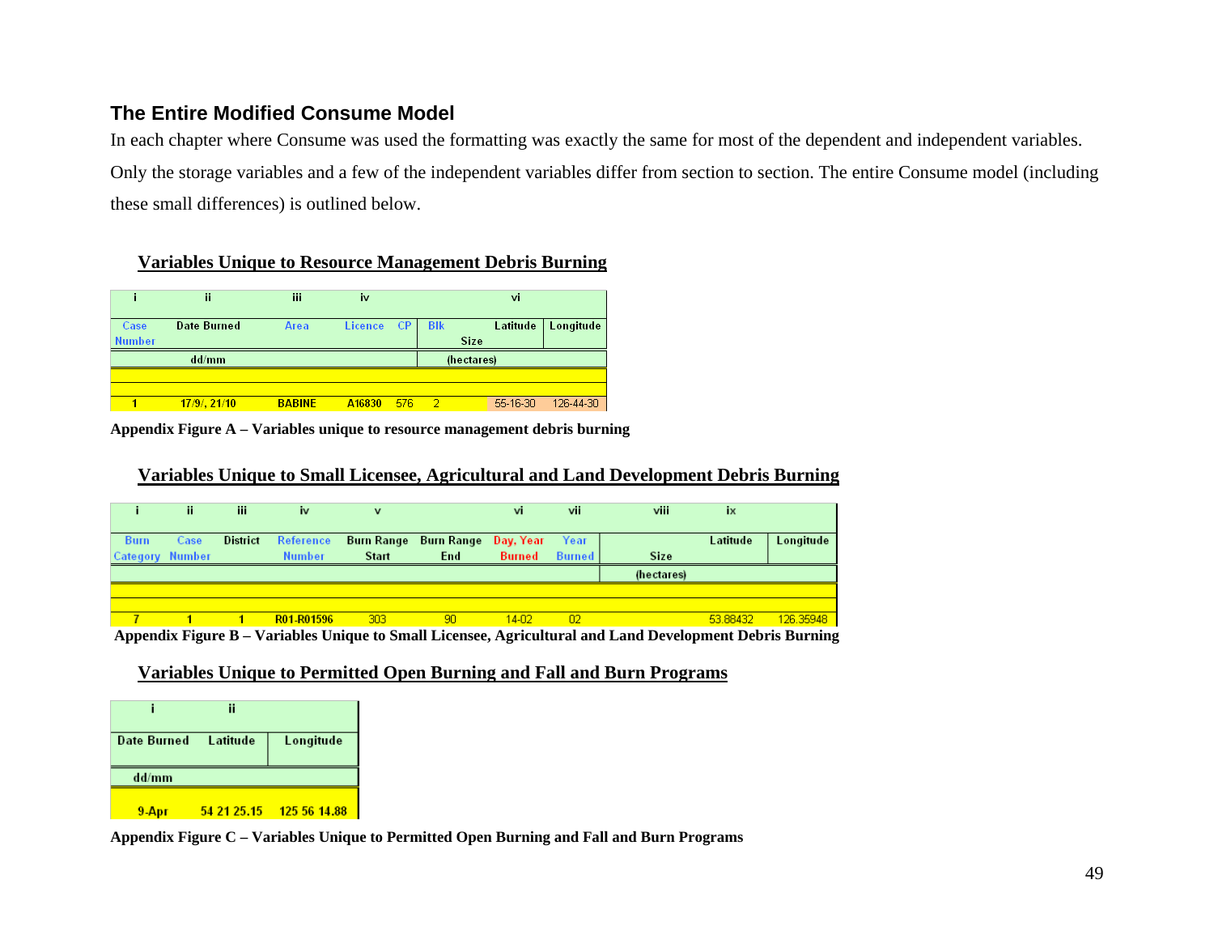## The Entire Modified Consume Model

In each chapter where Consume was used the formatting was exactly the same for most of the dependent and independent variables. Only the storage variables and a few of the independent variables differ from section to section. The entire Consume model (including these small differences) is outlined below.

### Variables Unique to Resource Management Debris Burning

| i | ii | iii | iv | | | vi | |
|---|---|---|---|---|---|---|---|
| Case Number | Date Burned | Area | Licence | CP | Blk Size | Latitude | Longitude |
| | dd/mm | | | | (hectares) | | |
| 1 | 17/9/, 21/10 | BABINE | A16830 | 576 | 2 | 55-16-30 | 126-44-30 |

**Appendix Figure A – Variables unique to resource management debris burning**

### Variables Unique to Small Licensee, Agricultural and Land Development Debris Burning

| i | ii | iii | iv | v | | vi | vii | viii | ix | |
|---|---|---|---|---|---|---|---|---|---|---|
| Burn Category | Case Number | District | Reference Number | Burn Range Start | Burn Range End | Day, Year Burned | Year Burned | Size | Latitude | Longitude |
| | | | | | | | | (hectares) | | |
| 7 | 1 | 1 | R01-R01596 | 303 | 90 | 14-02 | 02 | | 53.88432 | 126.35948 |

**Appendix Figure B – Variables Unique to Small Licensee, Agricultural and Land Development Debris Burning**

### Variables Unique to Permitted Open Burning and Fall and Burn Programs

| i | ii | |
|---|---|---|
| Date Burned | Latitude | Longitude |
| dd/mm | | |
| 9-Apr | 54 21 25.15 | 125 56 14.88 |

**Appendix Figure C – Variables Unique to Permitted Open Burning and Fall and Burn Programs**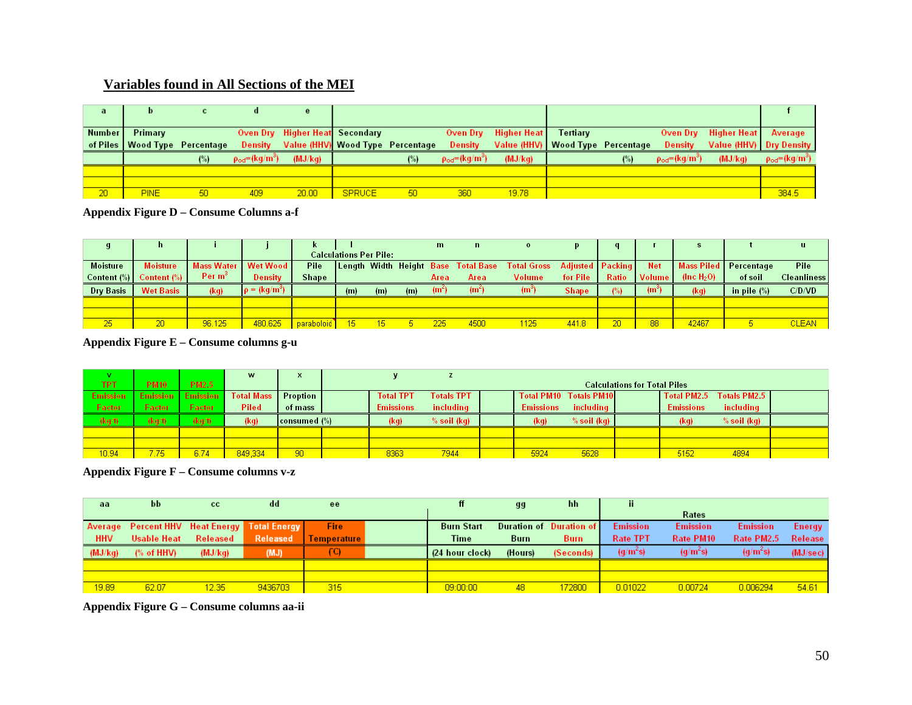## Variables found in All Sections of the MEI

| a | b | c | d | e | | | | | | | | | f |
|---|---|---|---|---|---|---|---|---|---|---|---|---|---|
| Number of Piles | Primary Wood Type | Percentage | Oven Dry Density | Higher Heat Value (HHV) | Secondary Wood Type | Percentage | Oven Dry Density | Higher Heat Value (HHV) | Tertiary Wood Type | Percentage | Oven Dry Density | Higher Heat Value (HHV) | Average Dry Density |
| | | (%) | $\rho_{od}$=(kg/m$^3$) | (MJ/kg) | | (%) | $\rho_{od}$=(kg/m$^3$) | (MJ/kg) | | (%) | $\rho_{od}$=(kg/m$^3$) | (MJ/kg) | $\rho_{od}$=(kg/m$^3$) |
| | | | | | | | | | | | | | |
| | | | | | | | | | | | | | |
| 20 | PINE | 50 | 409 | 20.00 | SPRUCE | 50 | 360 | 19.78 | | | | | 384.5 |

**Appendix Figure D – Consume Columns a-f**

| g | h | i | j | k | l | | | m | n | o | p | q | r | s | t | u |
|---|---|---|---|---|---|---|---|---|---|---|---|---|---|---|---|---|
| | | | | | Calculations Per Pile: | | | | | | | | | | | |
| Moisture Content (%) | Moisture Content (%) | Mass Water Per m$^3$ | Wet Wood Density | Pile Shape | Length | Width | Height | Base Area | Total Base Area | Total Gross Volume | Adjusted for Pile | Packing Ratio | Net Volume | Mass Piled (Inc $H_2O$) | Percentage of soil | Pile Cleanliness |
| Dry Basis | Wet Basis | (kg) | $\rho$ = (kg/m$^3$) | | (m) | (m) | (m) | (m$^2$) | (m$^2$) | (m$^3$) | Shape | (%) | (m$^3$) | (kg) | in pile (%) | C/D/VD |
| | | | | | | | | | | | | | | | | |
| | | | | | | | | | | | | | | | | |
| 25 | 20 | 96.125 | 480.625 | paraboloid | 15 | 15 | 5 | 225 | 4500 | 1125 | 441.8 | 20 | 88 | 42467 | 5 | CLEAN |

**Appendix Figure E – Consume columns g-u**

| v | | | w | x | | y | z | | | | | | | |
|---|---|---|---|---|---|---|---|---|---|---|---|---|---|---|
| | | | | | Calculations for Total Piles | | | | | | | | | |
| TPT Emission Factor | PM10 Emission Factor | PM2.5 Emission Factor | Total Mass Piled | Proption of mass | | Total TPT Emissions | Totals TPT including | | Total PM10 Emissions | Totals PM10 including | | Total PM2.5 Emissions | Totals PM2.5 including | |
| (kg/t) | (kg/t) | (kg/t) | (kg) | consumed (%) | | (kg) | % soil (kg) | | (kg) | % soil (kg) | | (kg) | % soil (kg) | |
| | | | | | | | | | | | | | | |
| | | | | | | | | | | | | | | |
| 10.94 | 7.75 | 6.74 | 849,334 | 90 | | 8363 | 7944 | | 5924 | 5628 | | 5152 | 4894 | |

**Appendix Figure F – Consume columns v-z**

| aa | bb | cc | dd | ee | | ff | gg | hh | ii | | | |
|---|---|---|---|---|---|---|---|---|---|---|---|---|
| | | | | | | | | | Rates | | | |
| Average HHV | Percent HHV Usable Heat | Heat Energy Released | Total Energy Released | Fire Temperature | | Burn Start Time | Duration of Burn | Duration of Burn | Emission Rate TPT | Emission Rate PM10 | Emission Rate PM2.5 | Energy Release |
| (MJ/kg) | (% of HHV) | (MJ/kg) | (MJ) | (°C) | | (24 hour clock) | (Hours) | (Seconds) | (g/m$^2$s) | (g/m$^2$s) | (g/m$^2$s) | (MJ/sec) |
| | | | | | | | | | | | | |
| | | | | | | | | | | | | |
| 19.89 | 62.07 | 12.35 | 9436703 | 315 | | 09:00:00 | 48 | 172800 | 0.01022 | 0.00724 | 0.006294 | 54.61 |

**Appendix Figure G – Consume columns aa-ii**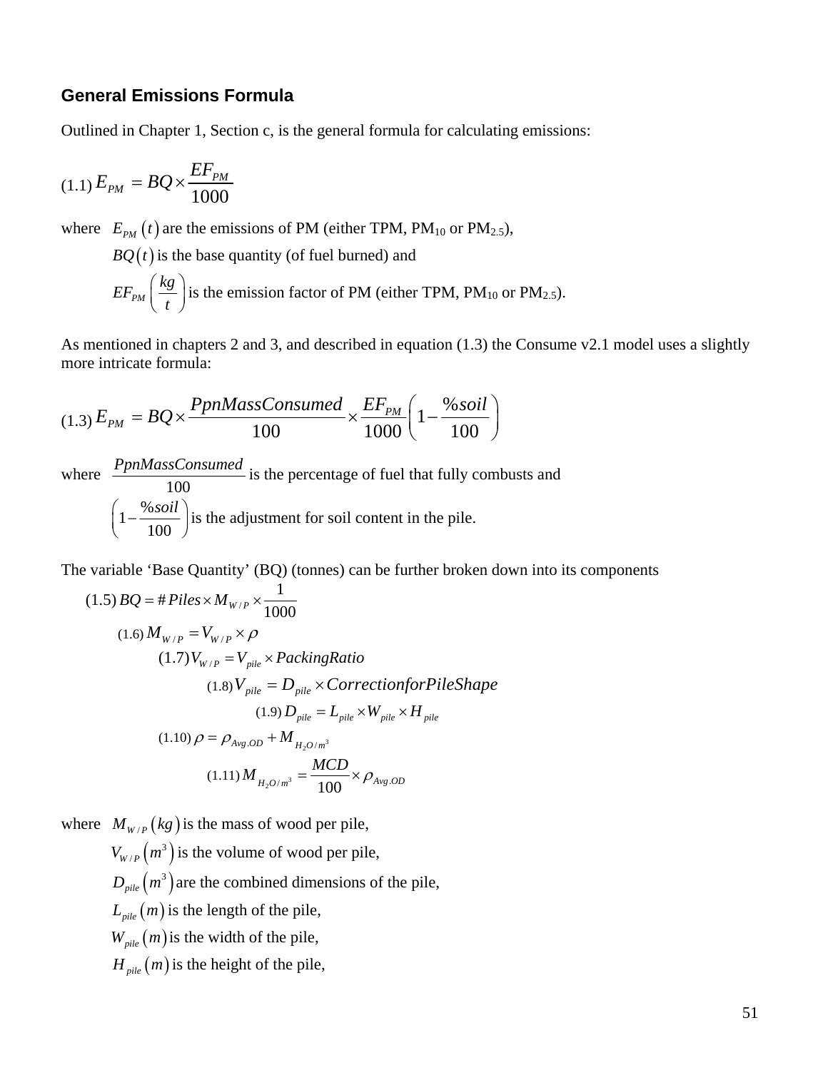### General Emissions Formula

Outlined in Chapter 1, Section c, is the general formula for calculating emissions:

$$(1.1)\; E_{PM} = BQ \times \frac{EF_{PM}}{1000}$$

where $E_{PM}\left(t\right)$ are the emissions of PM (either TPM, $PM_{10}$ or $PM_{2.5}$),

$BQ\left(t\right)$ is the base quantity (of fuel burned) and

$EF_{PM}\left(\frac{kg}{t}\right)$ is the emission factor of PM (either TPM, $PM_{10}$ or $PM_{2.5}$).

As mentioned in chapters 2 and 3, and described in equation (1.3) the Consume v2.1 model uses a slightly more intricate formula:

$$(1.3)\; E_{PM} = BQ \times \frac{PpnMassConsumed}{100} \times \frac{EF_{PM}}{1000}\left(1 - \frac{\%soil}{100}\right)$$

where $\frac{PpnMassConsumed}{100}$ is the percentage of fuel that fully combusts and

$\left(1 - \frac{\%soil}{100}\right)$ is the adjustment for soil content in the pile.

The variable 'Base Quantity' (BQ) (tonnes) can be further broken down into its components

$$(1.5)\; BQ = \#Piles \times M_{W/P} \times \frac{1}{1000}$$

$$(1.6)\; M_{W/P} = V_{W/P} \times \rho$$

$$(1.7)\; V_{W/P} = V_{pile} \times PackingRatio$$

$$(1.8)\; V_{pile} = D_{pile} \times CorrectionforPileShape$$

$$(1.9)\; D_{pile} = L_{pile} \times W_{pile} \times H_{pile}$$

$$(1.10)\; \rho = \rho_{Avg.OD} + M_{H_2O/m^3}$$

$$(1.11)\; M_{H_2O/m^3} = \frac{MCD}{100} \times \rho_{Avg.OD}$$

where $M_{W/P}\left(kg\right)$ is the mass of wood per pile,

$V_{W/P}\left(m^3\right)$ is the volume of wood per pile,

$D_{pile}\left(m^3\right)$ are the combined dimensions of the pile,

$L_{pile}\left(m\right)$ is the length of the pile,

$W_{pile}\left(m\right)$ is the width of the pile,

$H_{pile}\left(m\right)$ is the height of the pile,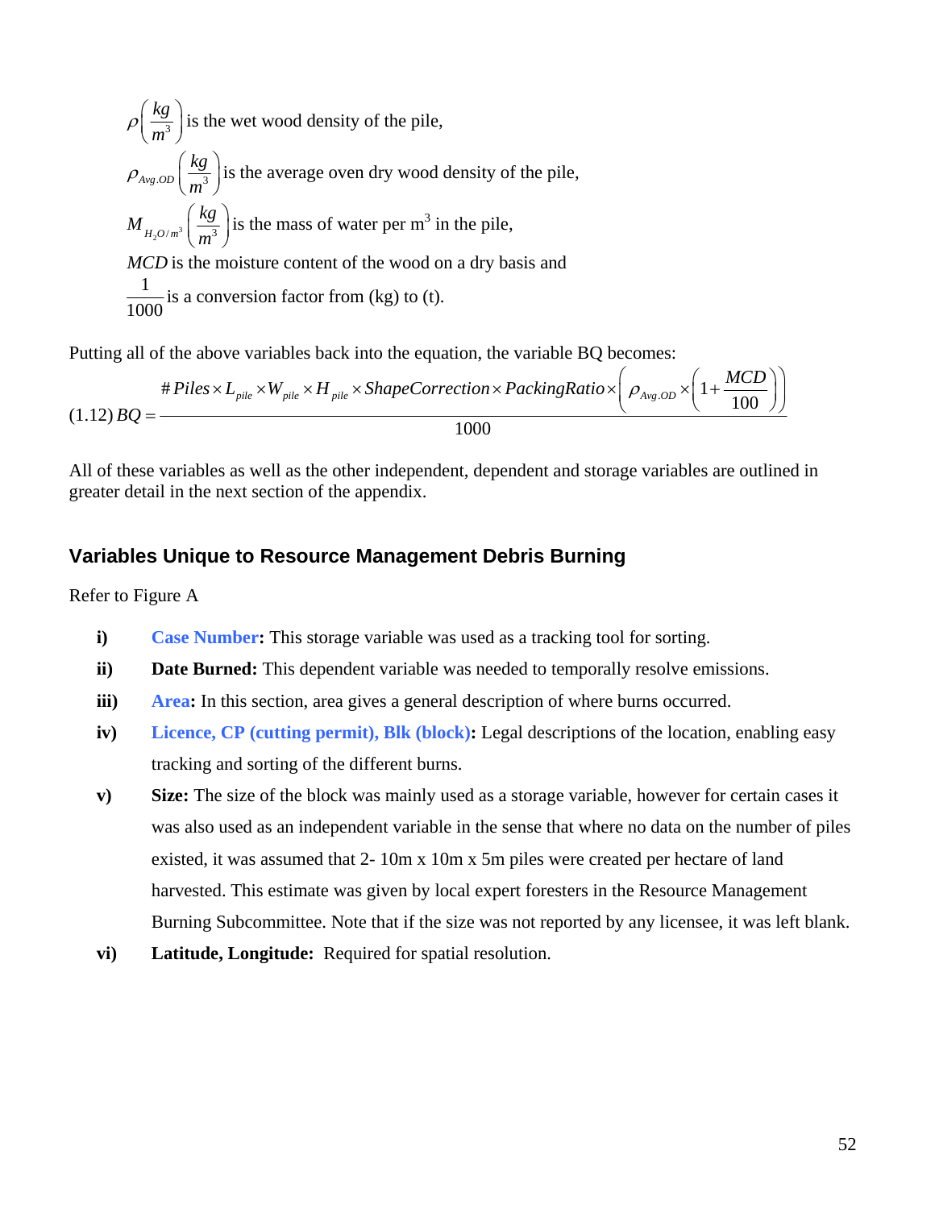$\rho\left(\frac{kg}{m^3}\right)$ is the wet wood density of the pile,

$\rho_{Avg.OD}\left(\frac{kg}{m^3}\right)$ is the average oven dry wood density of the pile,

$M_{H_2O/m^3}\left(\frac{kg}{m^3}\right)$ is the mass of water per m$^3$ in the pile,

$MCD$ is the moisture content of the wood on a dry basis and

$\frac{1}{1000}$ is a conversion factor from (kg) to (t).

Putting all of the above variables back into the equation, the variable BQ becomes:

$$(1.12)\; BQ = \frac{\#Piles \times L_{pile} \times W_{pile} \times H_{pile} \times ShapeCorrection \times PackingRatio \times \left(\rho_{Avg.OD} \times \left(1 + \frac{MCD}{100}\right)\right)}{1000}$$

All of these variables as well as the other independent, dependent and storage variables are outlined in greater detail in the next section of the appendix.

## Variables Unique to Resource Management Debris Burning

Refer to Figure A

i) **Case Number:** This storage variable was used as a tracking tool for sorting.

ii) **Date Burned:** This dependent variable was needed to temporally resolve emissions.

iii) **Area:** In this section, area gives a general description of where burns occurred.

iv) **Licence, CP (cutting permit), Blk (block):** Legal descriptions of the location, enabling easy tracking and sorting of the different burns.

v) **Size:** The size of the block was mainly used as a storage variable, however for certain cases it was also used as an independent variable in the sense that where no data on the number of piles existed, it was assumed that 2- 10m x 10m x 5m piles were created per hectare of land harvested. This estimate was given by local expert foresters in the Resource Management Burning Subcommittee. Note that if the size was not reported by any licensee, it was left blank.

vi) **Latitude, Longitude:** Required for spatial resolution.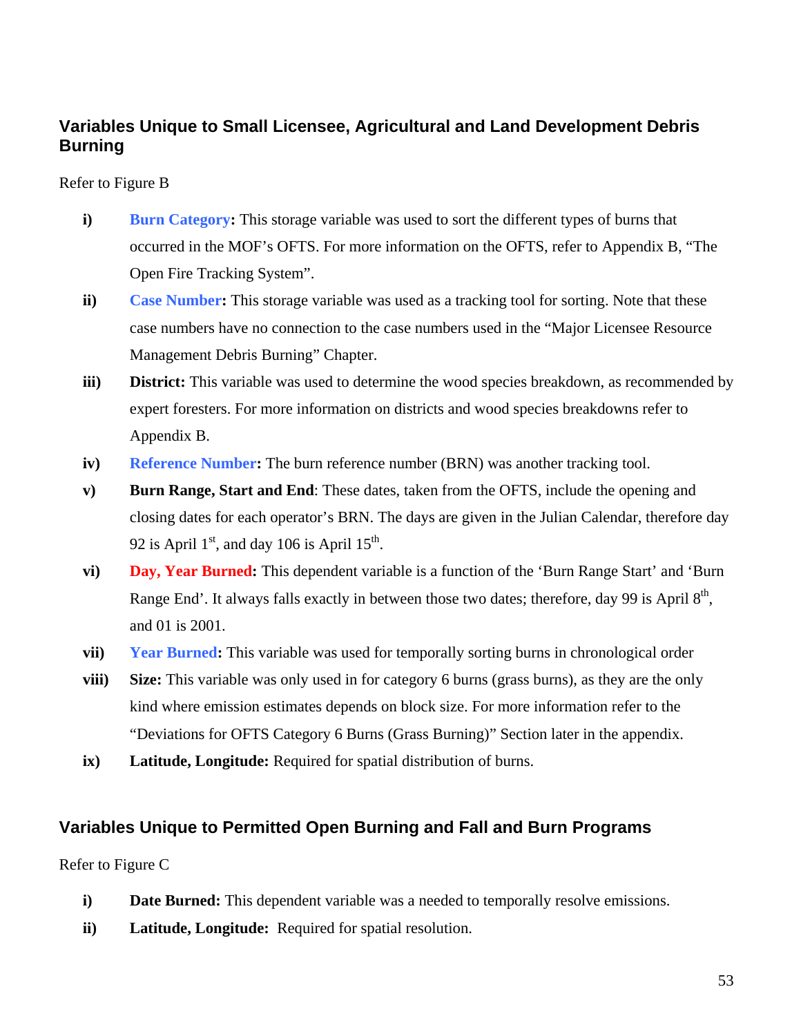## Variables Unique to Small Licensee, Agricultural and Land Development Debris Burning

Refer to Figure B

i) **Burn Category:** This storage variable was used to sort the different types of burns that occurred in the MOF's OFTS. For more information on the OFTS, refer to Appendix B, "The Open Fire Tracking System".

ii) **Case Number:** This storage variable was used as a tracking tool for sorting. Note that these case numbers have no connection to the case numbers used in the "Major Licensee Resource Management Debris Burning" Chapter.

iii) **District:** This variable was used to determine the wood species breakdown, as recommended by expert foresters. For more information on districts and wood species breakdowns refer to Appendix B.

iv) **Reference Number:** The burn reference number (BRN) was another tracking tool.

v) **Burn Range, Start and End**: These dates, taken from the OFTS, include the opening and closing dates for each operator's BRN. The days are given in the Julian Calendar, therefore day 92 is April 1st, and day 106 is April 15th.

vi) **Day, Year Burned:** This dependent variable is a function of the 'Burn Range Start' and 'Burn Range End'. It always falls exactly in between those two dates; therefore, day 99 is April 8th, and 01 is 2001.

vii) **Year Burned:** This variable was used for temporally sorting burns in chronological order

viii) **Size:** This variable was only used in for category 6 burns (grass burns), as they are the only kind where emission estimates depends on block size. For more information refer to the "Deviations for OFTS Category 6 Burns (Grass Burning)" Section later in the appendix.

ix) **Latitude, Longitude:** Required for spatial distribution of burns.

## Variables Unique to Permitted Open Burning and Fall and Burn Programs

Refer to Figure C

i) **Date Burned:** This dependent variable was a needed to temporally resolve emissions.

ii) **Latitude, Longitude:** Required for spatial resolution.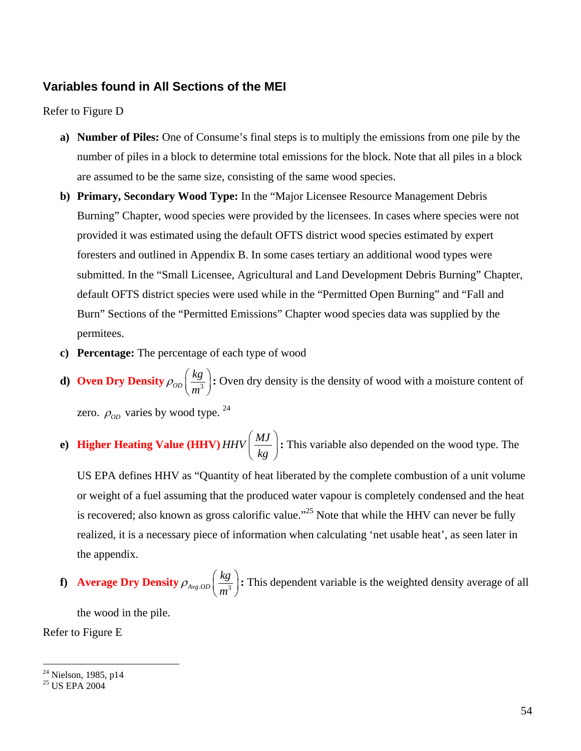### Variables found in All Sections of the MEI

Refer to Figure D

a) **Number of Piles:** One of Consume's final steps is to multiply the emissions from one pile by the number of piles in a block to determine total emissions for the block. Note that all piles in a block are assumed to be the same size, consisting of the same wood species.

b) **Primary, Secondary Wood Type:** In the "Major Licensee Resource Management Debris Burning" Chapter, wood species were provided by the licensees. In cases where species were not provided it was estimated using the default OFTS district wood species estimated by expert foresters and outlined in Appendix B. In some cases tertiary an additional wood types were submitted. In the "Small Licensee, Agricultural and Land Development Debris Burning" Chapter, default OFTS district species were used while in the "Permitted Open Burning" and "Fall and Burn" Sections of the "Permitted Emissions" Chapter wood species data was supplied by the permitees.

c) **Percentage:** The percentage of each type of wood

d) **Oven Dry Density** $\rho_{OD}\left(\frac{kg}{m^3}\right)$**:** Oven dry density is the density of wood with a moisture content of zero. $\rho_{OD}$ varies by wood type. [24]

e) **Higher Heating Value (HHV)** $HHV\left(\frac{MJ}{kg}\right)$**:** This variable also depended on the wood type. The US EPA defines HHV as "Quantity of heat liberated by the complete combustion of a unit volume or weight of a fuel assuming that the produced water vapour is completely condensed and the heat is recovered; also known as gross calorific value."[25] Note that while the HHV can never be fully realized, it is a necessary piece of information when calculating 'net usable heat', as seen later in the appendix.

f) **Average Dry Density** $\rho_{Avg.OD}\left(\frac{kg}{m^3}\right)$**:** This dependent variable is the weighted density average of all the wood in the pile.

Refer to Figure E

---

[24] Nielson, 1985, p14

[25] US EPA 2004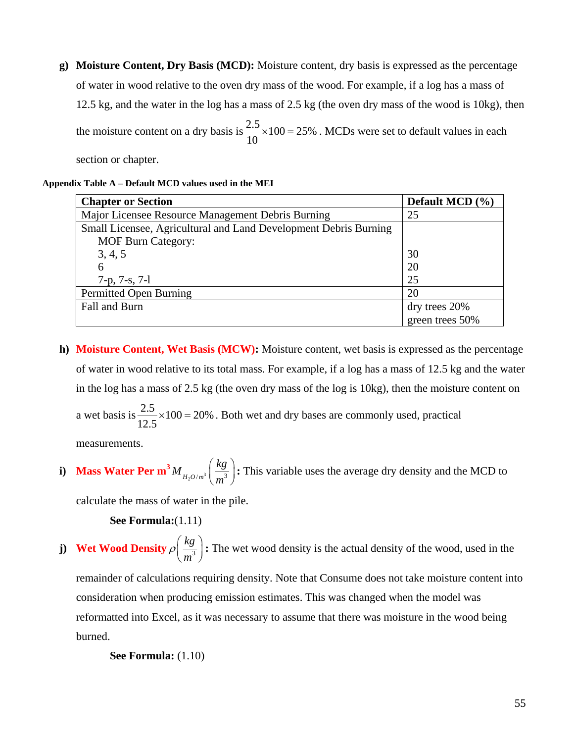g) **Moisture Content, Dry Basis (MCD):** Moisture content, dry basis is expressed as the percentage of water in wood relative to the oven dry mass of the wood. For example, if a log has a mass of 12.5 kg, and the water in the log has a mass of 2.5 kg (the oven dry mass of the wood is 10kg), then the moisture content on a dry basis is $\frac{2.5}{10} \times 100 = 25\%$. MCDs were set to default values in each section or chapter.

**Appendix Table A – Default MCD values used in the MEI**

| Chapter or Section | Default MCD (%) |
|---|---|
| Major Licensee Resource Management Debris Burning | 25 |
| Small Licensee, Agricultural and Land Development Debris Burning | |
| MOF Burn Category: | |
| 3, 4, 5 | 30 |
| 6 | 20 |
| 7-p, 7-s, 7-l | 25 |
| Permitted Open Burning | 20 |
| Fall and Burn | dry trees 20%<br>green trees 50% |

h) **Moisture Content, Wet Basis (MCW):** Moisture content, wet basis is expressed as the percentage of water in wood relative to its total mass. For example, if a log has a mass of 12.5 kg and the water in the log has a mass of 2.5 kg (the oven dry mass of the log is 10kg), then the moisture content on a wet basis is $\frac{2.5}{12.5} \times 100 = 20\%$. Both wet and dry bases are commonly used, practical measurements.

i) **Mass Water Per $m^3$** $M_{H_2O/m^3}\left(\frac{kg}{m^3}\right)$**:** This variable uses the average dry density and the MCD to calculate the mass of water in the pile.

**See Formula:**(1.11)

j) **Wet Wood Density** $\rho\left(\frac{kg}{m^3}\right)$**:** The wet wood density is the actual density of the wood, used in the remainder of calculations requiring density. Note that Consume does not take moisture content into consideration when producing emission estimates. This was changed when the model was reformatted into Excel, as it was necessary to assume that there was moisture in the wood being burned.

**See Formula:** (1.10)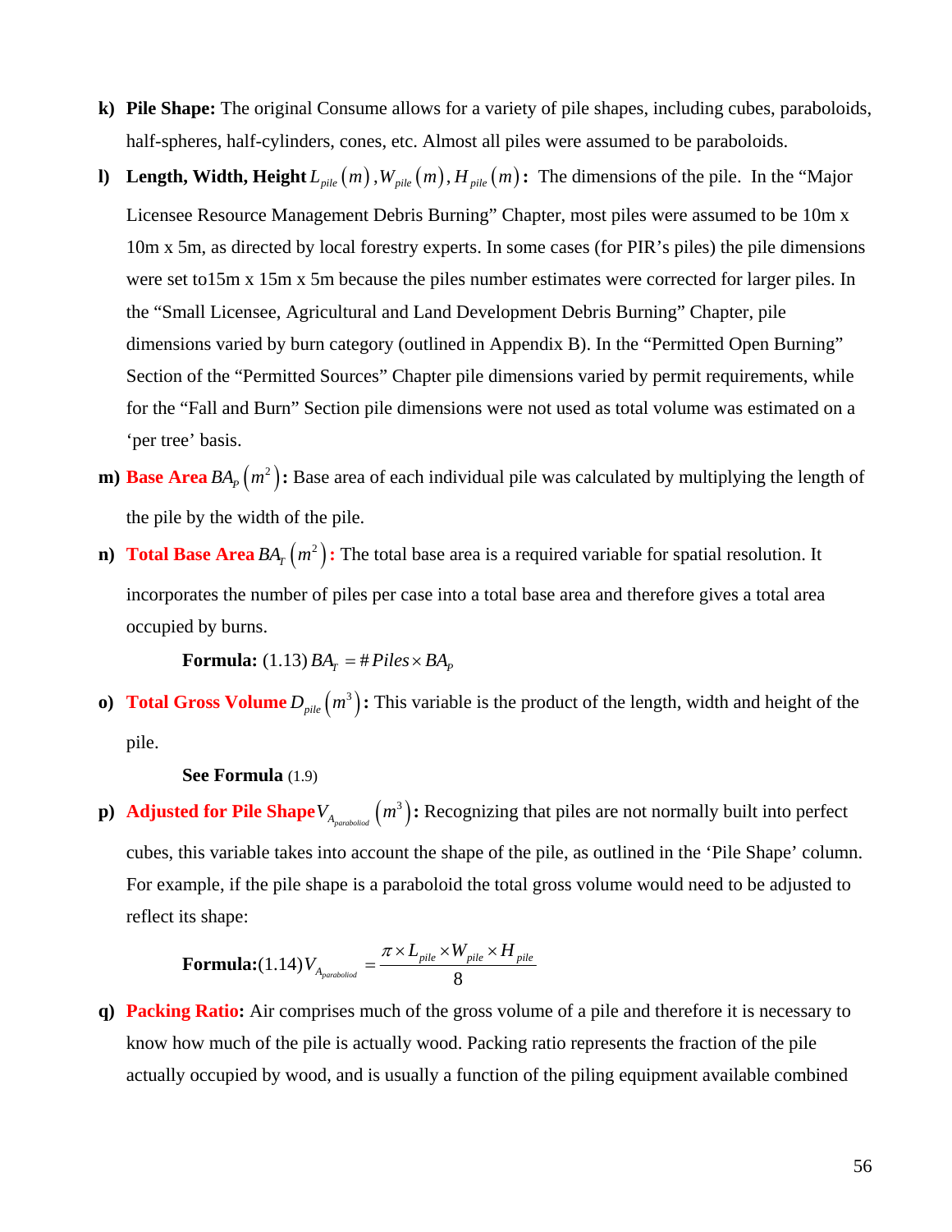k) **Pile Shape:** The original Consume allows for a variety of pile shapes, including cubes, paraboloids, half-spheres, half-cylinders, cones, etc. Almost all piles were assumed to be paraboloids.

l) **Length, Width, Height** $L_{pile}(m), W_{pile}(m), H_{pile}(m)$**:** The dimensions of the pile. In the "Major Licensee Resource Management Debris Burning" Chapter, most piles were assumed to be 10m x 10m x 5m, as directed by local forestry experts. In some cases (for PIR's piles) the pile dimensions were set to15m x 15m x 5m because the piles number estimates were corrected for larger piles. In the "Small Licensee, Agricultural and Land Development Debris Burning" Chapter, pile dimensions varied by burn category (outlined in Appendix B). In the "Permitted Open Burning" Section of the "Permitted Sources" Chapter pile dimensions varied by permit requirements, while for the "Fall and Burn" Section pile dimensions were not used as total volume was estimated on a 'per tree' basis.

m) **Base Area** $BA_P\left(m^2\right)$**:** Base area of each individual pile was calculated by multiplying the length of the pile by the width of the pile.

n) **Total Base Area** $BA_T\left(m^2\right)$**:** The total base area is a required variable for spatial resolution. It incorporates the number of piles per case into a total base area and therefore gives a total area occupied by burns.

**Formula:** (1.13) $BA_T = \#Piles \times BA_P$

o) **Total Gross Volume** $D_{pile}\left(m^3\right)$**:** This variable is the product of the length, width and height of the pile.

**See Formula** (1.9)

p) **Adjusted for Pile Shape** $V_{A_{paraboliod}}\left(m^3\right)$**:** Recognizing that piles are not normally built into perfect cubes, this variable takes into account the shape of the pile, as outlined in the 'Pile Shape' column. For example, if the pile shape is a paraboloid the total gross volume would need to be adjusted to reflect its shape:

**Formula:**(1.14) $V_{A_{paraboliod}} = \dfrac{\pi \times L_{pile} \times W_{pile} \times H_{pile}}{8}$

q) **Packing Ratio:** Air comprises much of the gross volume of a pile and therefore it is necessary to know how much of the pile is actually wood. Packing ratio represents the fraction of the pile actually occupied by wood, and is usually a function of the piling equipment available combined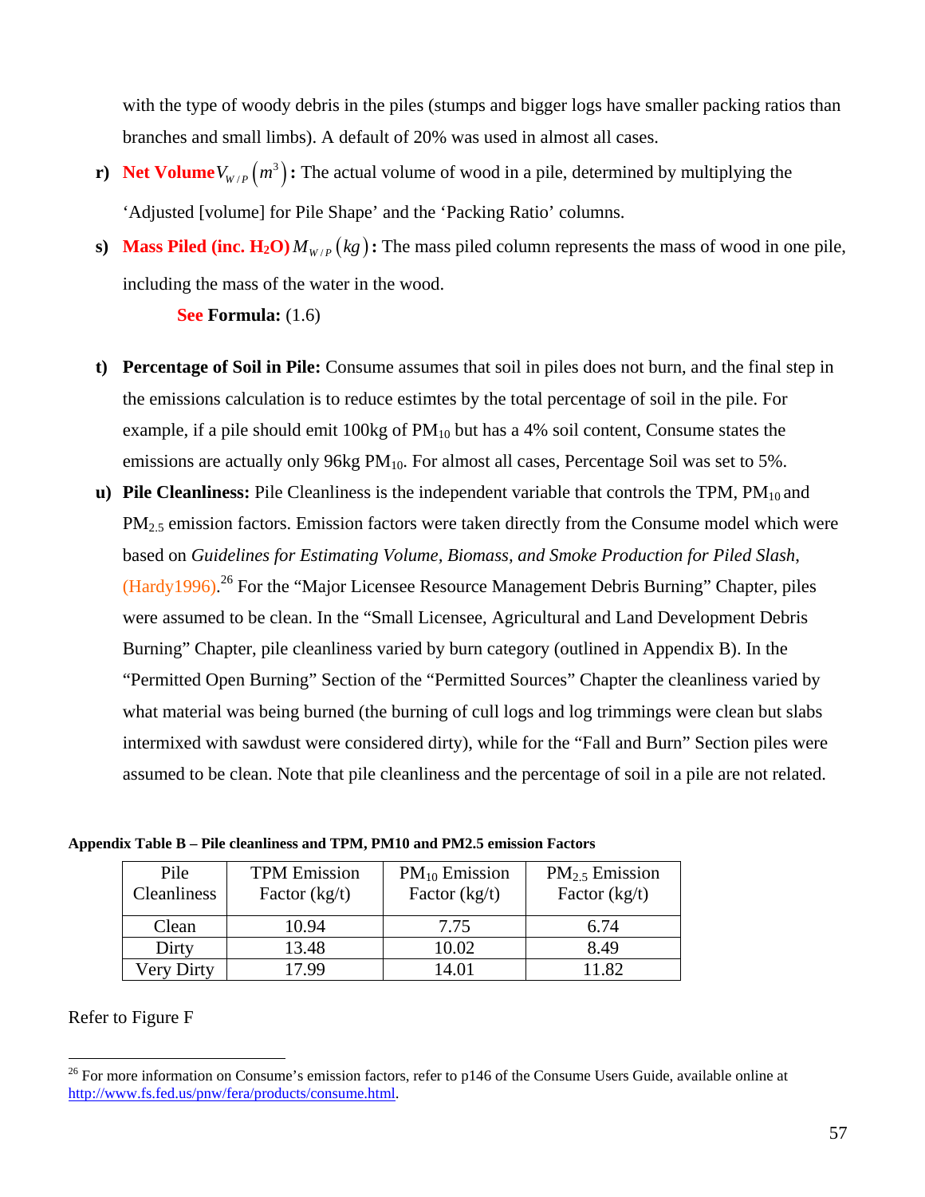with the type of woody debris in the piles (stumps and bigger logs have smaller packing ratios than branches and small limbs). A default of 20% was used in almost all cases.

**r) Net Volume** $V_{W/P}\left(m^3\right)$**:** The actual volume of wood in a pile, determined by multiplying the 'Adjusted [volume] for Pile Shape' and the 'Packing Ratio' columns.

**s) Mass Piled (inc. $H_2O$)** $M_{W/P}\left(kg\right)$**:** The mass piled column represents the mass of wood in one pile, including the mass of the water in the wood.

**See Formula:** (1.6)

**t) Percentage of Soil in Pile:** Consume assumes that soil in piles does not burn, and the final step in the emissions calculation is to reduce estimtes by the total percentage of soil in the pile. For example, if a pile should emit 100kg of $PM_{10}$ but has a 4% soil content, Consume states the emissions are actually only 96kg $PM_{10}$. For almost all cases, Percentage Soil was set to 5%.

**u) Pile Cleanliness:** Pile Cleanliness is the independent variable that controls the TPM, $PM_{10}$ and $PM_{2.5}$ emission factors. Emission factors were taken directly from the Consume model which were based on *Guidelines for Estimating Volume, Biomass, and Smoke Production for Piled Slash*, (Hardy1996).[26] For the "Major Licensee Resource Management Debris Burning" Chapter, piles were assumed to be clean. In the "Small Licensee, Agricultural and Land Development Debris Burning" Chapter, pile cleanliness varied by burn category (outlined in Appendix B). In the "Permitted Open Burning" Section of the "Permitted Sources" Chapter the cleanliness varied by what material was being burned (the burning of cull logs and log trimmings were clean but slabs intermixed with sawdust were considered dirty), while for the "Fall and Burn" Section piles were assumed to be clean. Note that pile cleanliness and the percentage of soil in a pile are not related.

**Appendix Table B – Pile cleanliness and TPM, PM10 and PM2.5 emission Factors**

| Pile Cleanliness | TPM Emission Factor (kg/t) | $PM_{10}$ Emission Factor (kg/t) | $PM_{2.5}$ Emission Factor (kg/t) |
|---|---|---|---|
| Clean | 10.94 | 7.75 | 6.74 |
| Dirty | 13.48 | 10.02 | 8.49 |
| Very Dirty | 17.99 | 14.01 | 11.82 |

Refer to Figure F

[26] For more information on Consume's emission factors, refer to p146 of the Consume Users Guide, available online at http://www.fs.fed.us/pnw/fera/products/consume.html.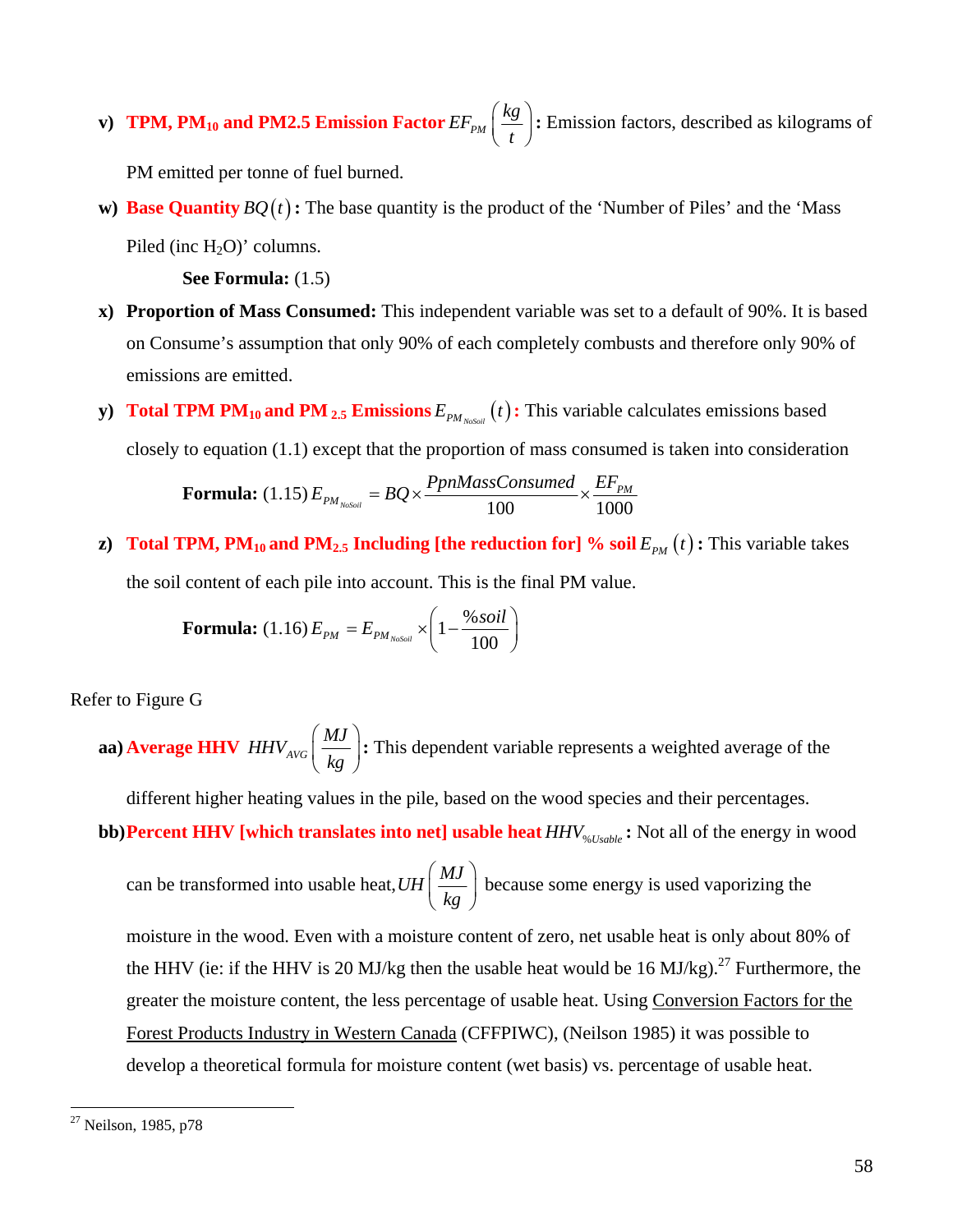v) **TPM, $PM_{10}$ and PM2.5 Emission Factor** $EF_{PM}\left(\frac{kg}{t}\right)$**:** Emission factors, described as kilograms of PM emitted per tonne of fuel burned.

w) **Base Quantity** $BQ(t)$**:** The base quantity is the product of the 'Number of Piles' and the 'Mass Piled (inc $H_2O$)' columns.

   **See Formula:** (1.5)

x) **Proportion of Mass Consumed:** This independent variable was set to a default of 90%. It is based on Consume's assumption that only 90% of each completely combusts and therefore only 90% of emissions are emitted.

y) **Total TPM $PM_{10}$ and $PM_{2.5}$ Emissions** $E_{PM_{NoSoil}}(t)$**:** This variable calculates emissions based closely to equation (1.1) except that the proportion of mass consumed is taken into consideration

   **Formula:** (1.15) $E_{PM_{NoSoil}} = BQ \times \frac{PpnMassConsumed}{100} \times \frac{EF_{PM}}{1000}$

z) **Total TPM, $PM_{10}$ and $PM_{2.5}$ Including [the reduction for] % soil** $E_{PM}(t)$**:** This variable takes the soil content of each pile into account. This is the final PM value.

   **Formula:** (1.16) $E_{PM} = E_{PM_{NoSoil}} \times \left(1 - \frac{\%soil}{100}\right)$

Refer to Figure G

aa) **Average HHV** $HHV_{AVG}\left(\frac{MJ}{kg}\right)$**:** This dependent variable represents a weighted average of the different higher heating values in the pile, based on the wood species and their percentages.

bb) **Percent HHV [which translates into net] usable heat** $HHV_{\%Usable}$**:** Not all of the energy in wood can be transformed into usable heat, $UH\left(\frac{MJ}{kg}\right)$ because some energy is used vaporizing the moisture in the wood. Even with a moisture content of zero, net usable heat is only about 80% of the HHV (ie: if the HHV is 20 MJ/kg then the usable heat would be 16 MJ/kg).[27] Furthermore, the greater the moisture content, the less percentage of usable heat. Using Conversion Factors for the Forest Products Industry in Western Canada (CFFPIWC), (Neilson 1985) it was possible to develop a theoretical formula for moisture content (wet basis) vs. percentage of usable heat.

---

[27] Neilson, 1985, p78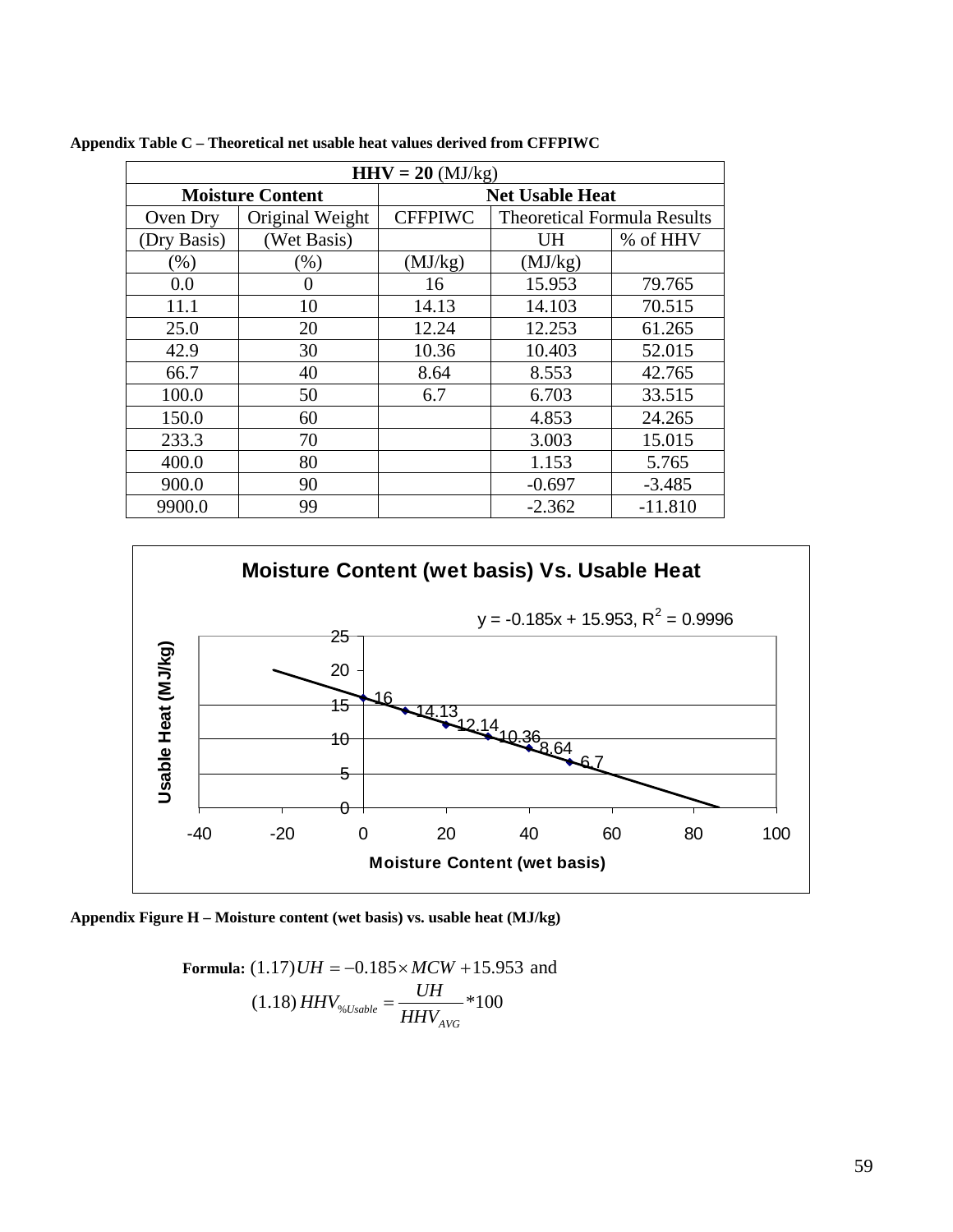**Appendix Table C – Theoretical net usable heat values derived from CFFPIWC**

| **HHV = 20** (MJ/kg) | | | | |
|---|---|---|---|---|
| **Moisture Content** | | **Net Usable Heat** | | |
| Oven Dry | Original Weight | CFFPIWC | Theoretical Formula Results | |
| (Dry Basis) | (Wet Basis) | | UH | % of HHV |
| (%) | (%) | (MJ/kg) | (MJ/kg) | |
| 0.0 | 0 | 16 | 15.953 | 79.765 |
| 11.1 | 10 | 14.13 | 14.103 | 70.515 |
| 25.0 | 20 | 12.24 | 12.253 | 61.265 |
| 42.9 | 30 | 10.36 | 10.403 | 52.015 |
| 66.7 | 40 | 8.64 | 8.553 | 42.765 |
| 100.0 | 50 | 6.7 | 6.703 | 33.515 |
| 150.0 | 60 | | 4.853 | 24.265 |
| 233.3 | 70 | | 3.003 | 15.015 |
| 400.0 | 80 | | 1.153 | 5.765 |
| 900.0 | 90 | | -0.697 | -3.485 |
| 9900.0 | 99 | | -2.362 | -11.810 |

**Appendix Figure H – Moisture content (wet basis) vs. usable heat (MJ/kg)**

**Formula:** $(1.17)\, UH = -0.185 \times MCW + 15.953$ and

$$(1.18)\, HHV_{\%Usable} = \frac{UH}{HHV_{AVG}} * 100$$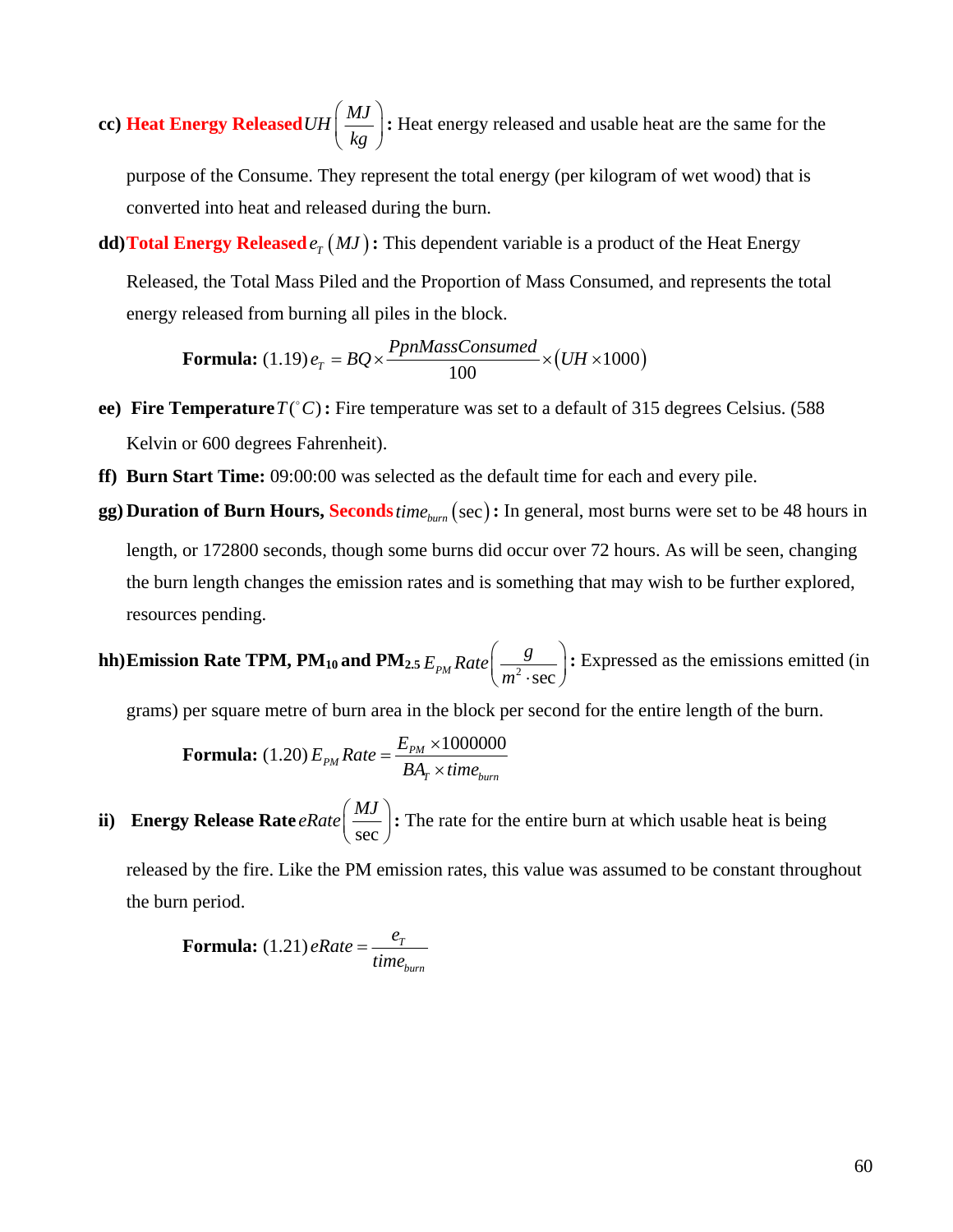**cc) Heat Energy Released** $UH\left(\frac{MJ}{kg}\right)$**:** Heat energy released and usable heat are the same for the purpose of the Consume. They represent the total energy (per kilogram of wet wood) that is converted into heat and released during the burn.

**dd) Total Energy Released** $e_T\left(MJ\right)$**:** This dependent variable is a product of the Heat Energy Released, the Total Mass Piled and the Proportion of Mass Consumed, and represents the total energy released from burning all piles in the block.

**Formula:** (1.19) $e_T = BQ \times \frac{PpnMassConsumed}{100} \times \left(UH \times 1000\right)$

**ee) Fire Temperature** $T(^{\circ}C)$**:** Fire temperature was set to a default of 315 degrees Celsius. (588 Kelvin or 600 degrees Fahrenheit).

**ff) Burn Start Time:** 09:00:00 was selected as the default time for each and every pile.

**gg) Duration of Burn Hours, Seconds** $time_{burn}\left(\sec\right)$**:** In general, most burns were set to be 48 hours in length, or 172800 seconds, though some burns did occur over 72 hours. As will be seen, changing the burn length changes the emission rates and is something that may wish to be further explored, resources pending.

**hh) Emission Rate TPM, PM$_{10}$ and PM$_{2.5}$** $E_{PM}\,Rate\left(\frac{g}{m^2 \cdot \sec}\right)$**:** Expressed as the emissions emitted (in grams) per square metre of burn area in the block per second for the entire length of the burn.

**Formula:** (1.20) $E_{PM}\,Rate = \frac{E_{PM} \times 1000000}{BA_T \times time_{burn}}$

**ii) Energy Release Rate** $eRate\left(\frac{MJ}{\sec}\right)$**:** The rate for the entire burn at which usable heat is being released by the fire. Like the PM emission rates, this value was assumed to be constant throughout the burn period.

**Formula:** (1.21) $eRate = \frac{e_T}{time_{burn}}$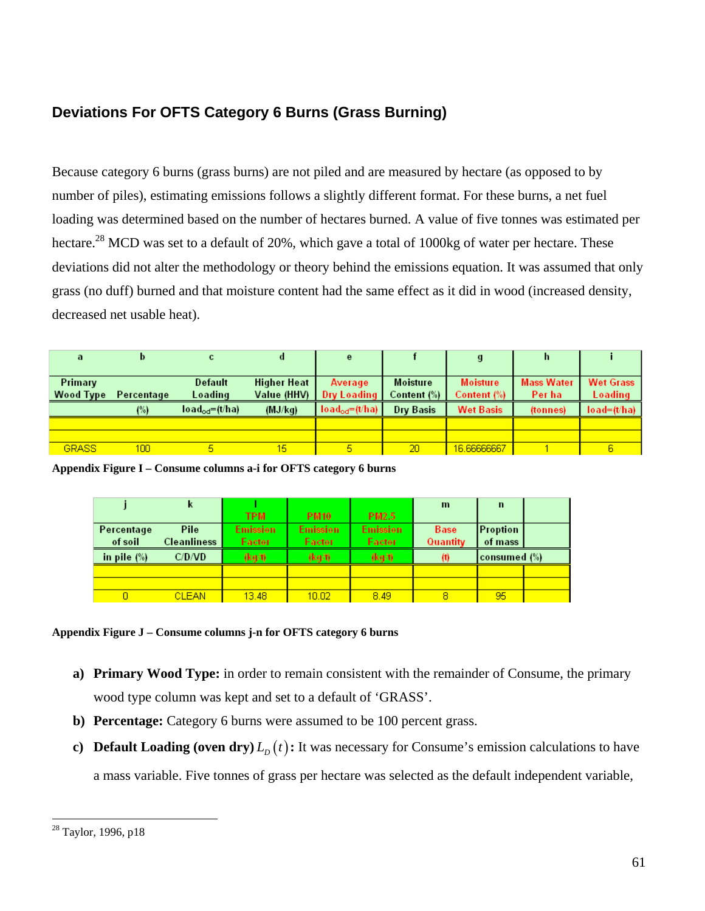## Deviations For OFTS Category 6 Burns (Grass Burning)

Because category 6 burns (grass burns) are not piled and are measured by hectare (as opposed to by number of piles), estimating emissions follows a slightly different format. For these burns, a net fuel loading was determined based on the number of hectares burned. A value of five tonnes was estimated per hectare.[28] MCD was set to a default of 20%, which gave a total of 1000kg of water per hectare. These deviations did not alter the methodology or theory behind the emissions equation. It was assumed that only grass (no duff) burned and that moisture content had the same effect as it did in wood (increased density, decreased net usable heat).

| a | b | c | d | e | f | g | h | i |
|---|---|---|---|---|---|---|---|---|
| Primary Wood Type | Percentage | Default Loading | Higher Heat Value (HHV) | Average Dry Loading | Moisture Content (%) | Moisture Content (%) | Mass Water Per ha | Wet Grass Loading |
| | (%) | load$_{od}$=(t/ha) | (MJ/kg) | load$_{od}$=(t/ha) | Dry Basis | Wet Basis | (tonnes) | load=(t/ha) |
| | | | | | | | | |
| | | | | | | | | |
| GRASS | 100 | 5 | 15 | 5 | 20 | 16.66666667 | 1 | 6 |

**Appendix Figure I – Consume columns a-i for OFTS category 6 burns**

| j | k | l | | | m | n | |
|---|---|---|---|---|---|---|---|
| | | TPM | PM10 | PM2.5 | | | |
| Percentage of soil | Pile Cleanliness | Emission Factor | Emission Factor | Emission Factor | Base Quantity | Proption of mass | |
| in pile (%) | C/D/VD | (kg/t) | (kg/t) | (kg/t) | (t) | consumed (%) | |
| | | | | | | | |
| | | | | | | | |
| 0 | CLEAN | 13.48 | 10.02 | 8.49 | 8 | 95 | |

**Appendix Figure J – Consume columns j-n for OFTS category 6 burns**

a) **Primary Wood Type:** in order to remain consistent with the remainder of Consume, the primary wood type column was kept and set to a default of 'GRASS'.

b) **Percentage:** Category 6 burns were assumed to be 100 percent grass.

c) **Default Loading (oven dry)** $L_D(t)$**:** It was necessary for Consume's emission calculations to have a mass variable. Five tonnes of grass per hectare was selected as the default independent variable,

[28] Taylor, 1996, p18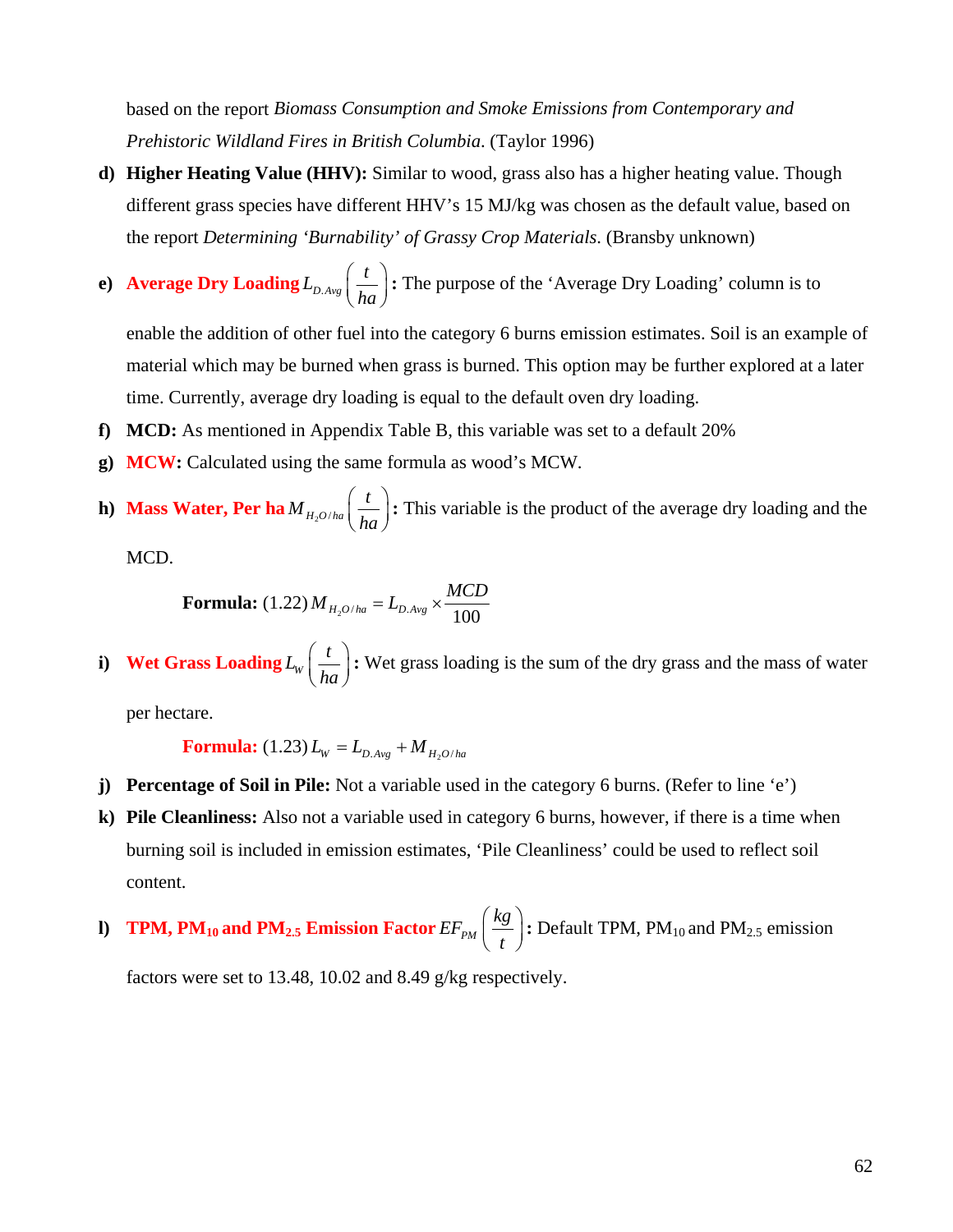based on the report *Biomass Consumption and Smoke Emissions from Contemporary and Prehistoric Wildland Fires in British Columbia*. (Taylor 1996)

d) **Higher Heating Value (HHV):** Similar to wood, grass also has a higher heating value. Though different grass species have different HHV's 15 MJ/kg was chosen as the default value, based on the report *Determining 'Burnability' of Grassy Crop Materials*. (Bransby unknown)

e) **Average Dry Loading** $L_{D.Avg}\left(\frac{t}{ha}\right)$**:** The purpose of the 'Average Dry Loading' column is to enable the addition of other fuel into the category 6 burns emission estimates. Soil is an example of material which may be burned when grass is burned. This option may be further explored at a later time. Currently, average dry loading is equal to the default oven dry loading.

f) **MCD:** As mentioned in Appendix Table B, this variable was set to a default 20%

g) **MCW:** Calculated using the same formula as wood's MCW.

h) **Mass Water, Per ha** $M_{H_2O/ha}\left(\frac{t}{ha}\right)$**:** This variable is the product of the average dry loading and the MCD.

**Formula:** (1.22) $M_{H_2O/ha} = L_{D.Avg} \times \frac{MCD}{100}$

i) **Wet Grass Loading** $L_W\left(\frac{t}{ha}\right)$**:** Wet grass loading is the sum of the dry grass and the mass of water per hectare.

**Formula:** (1.23) $L_W = L_{D.Avg} + M_{H_2O/ha}$

j) **Percentage of Soil in Pile:** Not a variable used in the category 6 burns. (Refer to line 'e')

k) **Pile Cleanliness:** Also not a variable used in category 6 burns, however, if there is a time when burning soil is included in emission estimates, 'Pile Cleanliness' could be used to reflect soil content.

l) **TPM, $PM_{10}$ and $PM_{2.5}$ Emission Factor** $EF_{PM}\left(\frac{kg}{t}\right)$**:** Default TPM, $PM_{10}$ and $PM_{2.5}$ emission factors were set to 13.48, 10.02 and 8.49 g/kg respectively.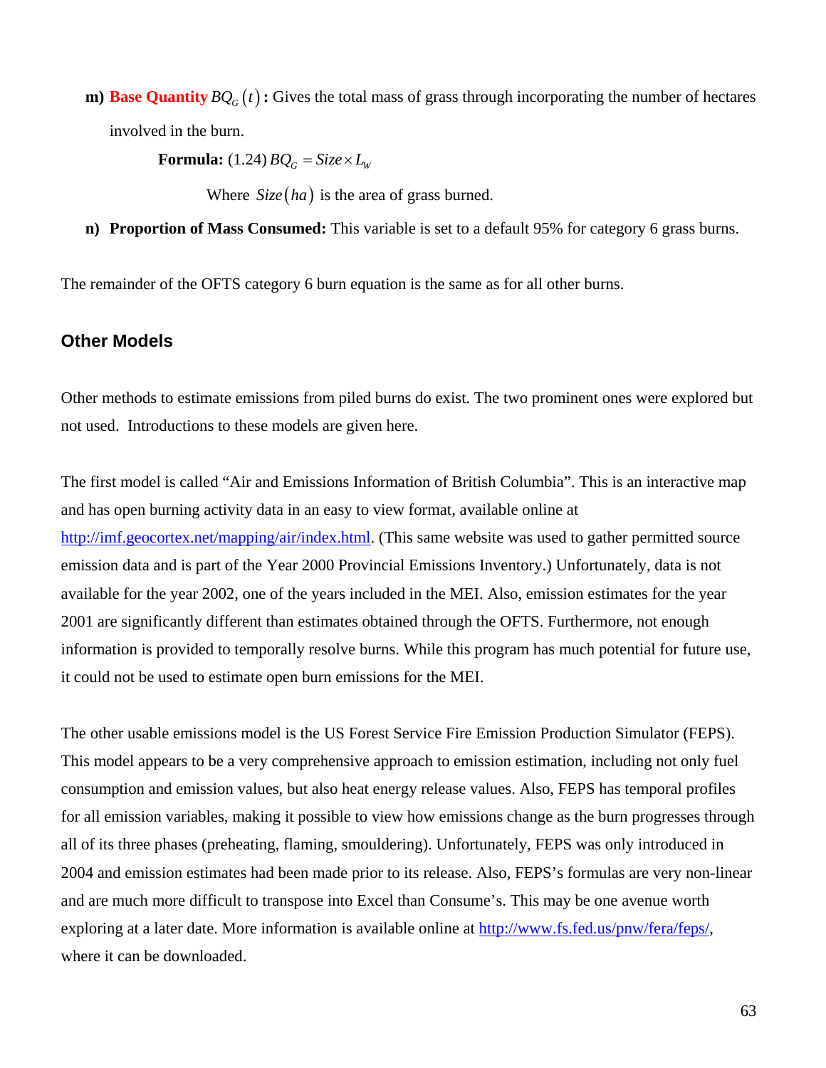**m) Base Quantity** $BQ_G(t)$ **:** Gives the total mass of grass through incorporating the number of hectares involved in the burn.

**Formula:** (1.24) $BQ_G = Size \times L_W$

Where $Size(ha)$ is the area of grass burned.

**n) Proportion of Mass Consumed:** This variable is set to a default 95% for category 6 grass burns.

The remainder of the OFTS category 6 burn equation is the same as for all other burns.

## Other Models

Other methods to estimate emissions from piled burns do exist. The two prominent ones were explored but not used. Introductions to these models are given here.

The first model is called "Air and Emissions Information of British Columbia". This is an interactive map and has open burning activity data in an easy to view format, available online at http://imf.geocortex.net/mapping/air/index.html. (This same website was used to gather permitted source emission data and is part of the Year 2000 Provincial Emissions Inventory.) Unfortunately, data is not available for the year 2002, one of the years included in the MEI. Also, emission estimates for the year 2001 are significantly different than estimates obtained through the OFTS. Furthermore, not enough information is provided to temporally resolve burns. While this program has much potential for future use, it could not be used to estimate open burn emissions for the MEI.

The other usable emissions model is the US Forest Service Fire Emission Production Simulator (FEPS). This model appears to be a very comprehensive approach to emission estimation, including not only fuel consumption and emission values, but also heat energy release values. Also, FEPS has temporal profiles for all emission variables, making it possible to view how emissions change as the burn progresses through all of its three phases (preheating, flaming, smouldering). Unfortunately, FEPS was only introduced in 2004 and emission estimates had been made prior to its release. Also, FEPS's formulas are very non-linear and are much more difficult to transpose into Excel than Consume's. This may be one avenue worth exploring at a later date. More information is available online at http://www.fs.fed.us/pnw/fera/feps/, where it can be downloaded.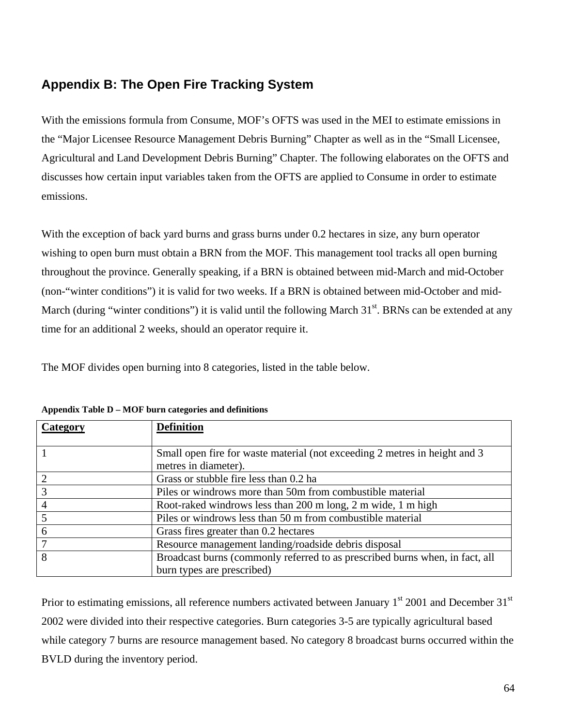## Appendix B: The Open Fire Tracking System

With the emissions formula from Consume, MOF's OFTS was used in the MEI to estimate emissions in the "Major Licensee Resource Management Debris Burning" Chapter as well as in the "Small Licensee, Agricultural and Land Development Debris Burning" Chapter. The following elaborates on the OFTS and discusses how certain input variables taken from the OFTS are applied to Consume in order to estimate emissions.

With the exception of back yard burns and grass burns under 0.2 hectares in size, any burn operator wishing to open burn must obtain a BRN from the MOF. This management tool tracks all open burning throughout the province. Generally speaking, if a BRN is obtained between mid-March and mid-October (non-"winter conditions") it is valid for two weeks. If a BRN is obtained between mid-October and mid-March (during "winter conditions") it is valid until the following March 31st. BRNs can be extended at any time for an additional 2 weeks, should an operator require it.

The MOF divides open burning into 8 categories, listed in the table below.

**Appendix Table D – MOF burn categories and definitions**

| Category | Definition |
|---|---|
| 1 | Small open fire for waste material (not exceeding 2 metres in height and 3 metres in diameter). |
| 2 | Grass or stubble fire less than 0.2 ha |
| 3 | Piles or windrows more than 50m from combustible material |
| 4 | Root-raked windrows less than 200 m long, 2 m wide, 1 m high |
| 5 | Piles or windrows less than 50 m from combustible material |
| 6 | Grass fires greater than 0.2 hectares |
| 7 | Resource management landing/roadside debris disposal |
| 8 | Broadcast burns (commonly referred to as prescribed burns when, in fact, all burn types are prescribed) |

Prior to estimating emissions, all reference numbers activated between January 1st 2001 and December 31st 2002 were divided into their respective categories. Burn categories 3-5 are typically agricultural based while category 7 burns are resource management based. No category 8 broadcast burns occurred within the BVLD during the inventory period.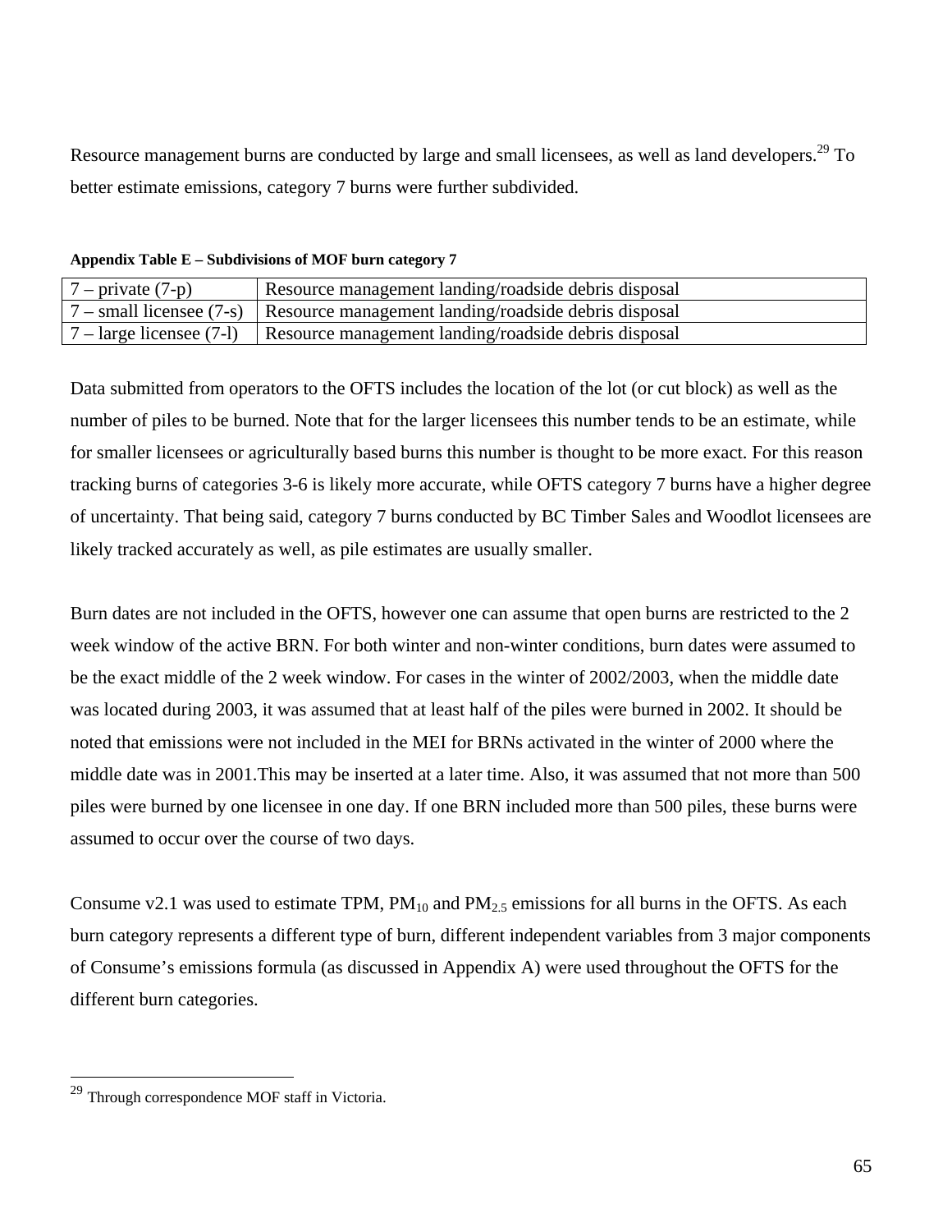Resource management burns are conducted by large and small licensees, as well as land developers.[29] To better estimate emissions, category 7 burns were further subdivided.

**Appendix Table E – Subdivisions of MOF burn category 7**

| | |
|---|---|
| 7 – private (7-p) | Resource management landing/roadside debris disposal |
| 7 – small licensee (7-s) | Resource management landing/roadside debris disposal |
| 7 – large licensee (7-l) | Resource management landing/roadside debris disposal |

Data submitted from operators to the OFTS includes the location of the lot (or cut block) as well as the number of piles to be burned. Note that for the larger licensees this number tends to be an estimate, while for smaller licensees or agriculturally based burns this number is thought to be more exact. For this reason tracking burns of categories 3-6 is likely more accurate, while OFTS category 7 burns have a higher degree of uncertainty. That being said, category 7 burns conducted by BC Timber Sales and Woodlot licensees are likely tracked accurately as well, as pile estimates are usually smaller.

Burn dates are not included in the OFTS, however one can assume that open burns are restricted to the 2 week window of the active BRN. For both winter and non-winter conditions, burn dates were assumed to be the exact middle of the 2 week window. For cases in the winter of 2002/2003, when the middle date was located during 2003, it was assumed that at least half of the piles were burned in 2002. It should be noted that emissions were not included in the MEI for BRNs activated in the winter of 2000 where the middle date was in 2001.This may be inserted at a later time. Also, it was assumed that not more than 500 piles were burned by one licensee in one day. If one BRN included more than 500 piles, these burns were assumed to occur over the course of two days.

Consume v2.1 was used to estimate TPM, $PM_{10}$ and $PM_{2.5}$ emissions for all burns in the OFTS. As each burn category represents a different type of burn, different independent variables from 3 major components of Consume's emissions formula (as discussed in Appendix A) were used throughout the OFTS for the different burn categories.

---

[29] Through correspondence MOF staff in Victoria.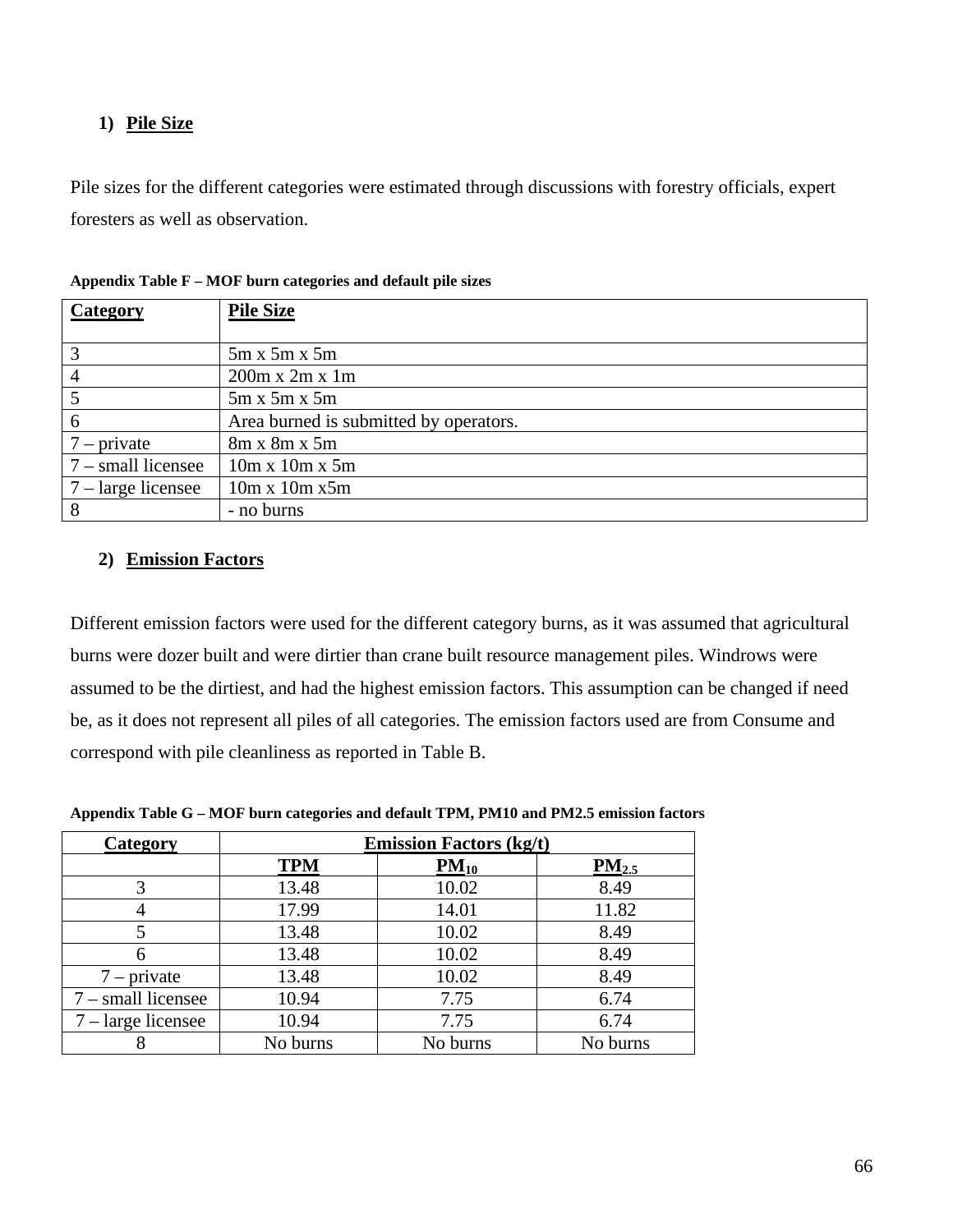1) **Pile Size**

Pile sizes for the different categories were estimated through discussions with forestry officials, expert foresters as well as observation.

**Appendix Table F – MOF burn categories and default pile sizes**

| Category | Pile Size |
|---|---|
| 3 | 5m x 5m x 5m |
| 4 | 200m x 2m x 1m |
| 5 | 5m x 5m x 5m |
| 6 | Area burned is submitted by operators. |
| 7 – private | 8m x 8m x 5m |
| 7 – small licensee | 10m x 10m x 5m |
| 7 – large licensee | 10m x 10m x5m |
| 8 | - no burns |

2) **Emission Factors**

Different emission factors were used for the different category burns, as it was assumed that agricultural burns were dozer built and were dirtier than crane built resource management piles. Windrows were assumed to be the dirtiest, and had the highest emission factors. This assumption can be changed if need be, as it does not represent all piles of all categories. The emission factors used are from Consume and correspond with pile cleanliness as reported in Table B.

**Appendix Table G – MOF burn categories and default TPM, PM10 and PM2.5 emission factors**

| Category | Emission Factors (kg/t) | | |
|---|---|---|---|
| | TPM | $PM_{10}$ | $PM_{2.5}$ |
| 3 | 13.48 | 10.02 | 8.49 |
| 4 | 17.99 | 14.01 | 11.82 |
| 5 | 13.48 | 10.02 | 8.49 |
| 6 | 13.48 | 10.02 | 8.49 |
| 7 – private | 13.48 | 10.02 | 8.49 |
| 7 – small licensee | 10.94 | 7.75 | 6.74 |
| 7 – large licensee | 10.94 | 7.75 | 6.74 |
| 8 | No burns | No burns | No burns |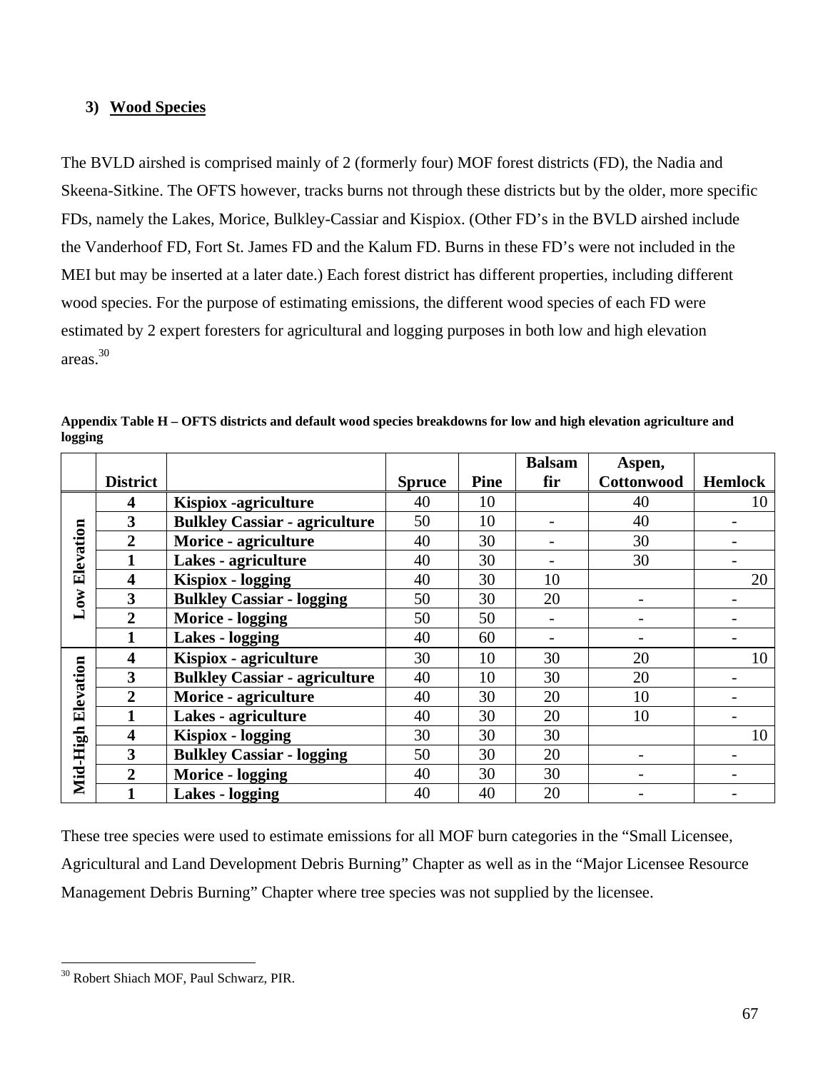### 3) Wood Species

The BVLD airshed is comprised mainly of 2 (formerly four) MOF forest districts (FD), the Nadia and Skeena-Sitkine. The OFTS however, tracks burns not through these districts but by the older, more specific FDs, namely the Lakes, Morice, Bulkley-Cassiar and Kispiox. (Other FD's in the BVLD airshed include the Vanderhoof FD, Fort St. James FD and the Kalum FD. Burns in these FD's were not included in the MEI but may be inserted at a later date.) Each forest district has different properties, including different wood species. For the purpose of estimating emissions, the different wood species of each FD were estimated by 2 expert foresters for agricultural and logging purposes in both low and high elevation areas.[30]

**Appendix Table H – OFTS districts and default wood species breakdowns for low and high elevation agriculture and logging**

| | District | | Spruce | Pine | Balsam fir | Aspen, Cottonwood | Hemlock |
|---|---|---|---|---|---|---|---|
| Low Elevation | 4 | Kispiox -agriculture | 40 | 10 | | 40 | 10 |
| | 3 | Bulkley Cassiar - agriculture | 50 | 10 | - | 40 | - |
| | 2 | Morice - agriculture | 40 | 30 | - | 30 | - |
| | 1 | Lakes - agriculture | 40 | 30 | - | 30 | - |
| | 4 | Kispiox - logging | 40 | 30 | 10 | | 20 |
| | 3 | Bulkley Cassiar - logging | 50 | 30 | 20 | - | - |
| | 2 | Morice - logging | 50 | 50 | - | - | - |
| | 1 | Lakes - logging | 40 | 60 | - | - | - |
| Mid-High Elevation | 4 | Kispiox - agriculture | 30 | 10 | 30 | 20 | 10 |
| | 3 | Bulkley Cassiar - agriculture | 40 | 10 | 30 | 20 | - |
| | 2 | Morice - agriculture | 40 | 30 | 20 | 10 | - |
| | 1 | Lakes - agriculture | 40 | 30 | 20 | 10 | - |
| | 4 | Kispiox - logging | 30 | 30 | 30 | | 10 |
| | 3 | Bulkley Cassiar - logging | 50 | 30 | 20 | - | - |
| | 2 | Morice - logging | 40 | 30 | 30 | - | - |
| | 1 | Lakes - logging | 40 | 40 | 20 | - | - |

These tree species were used to estimate emissions for all MOF burn categories in the "Small Licensee, Agricultural and Land Development Debris Burning" Chapter as well as in the "Major Licensee Resource Management Debris Burning" Chapter where tree species was not supplied by the licensee.

[30] Robert Shiach MOF, Paul Schwarz, PIR.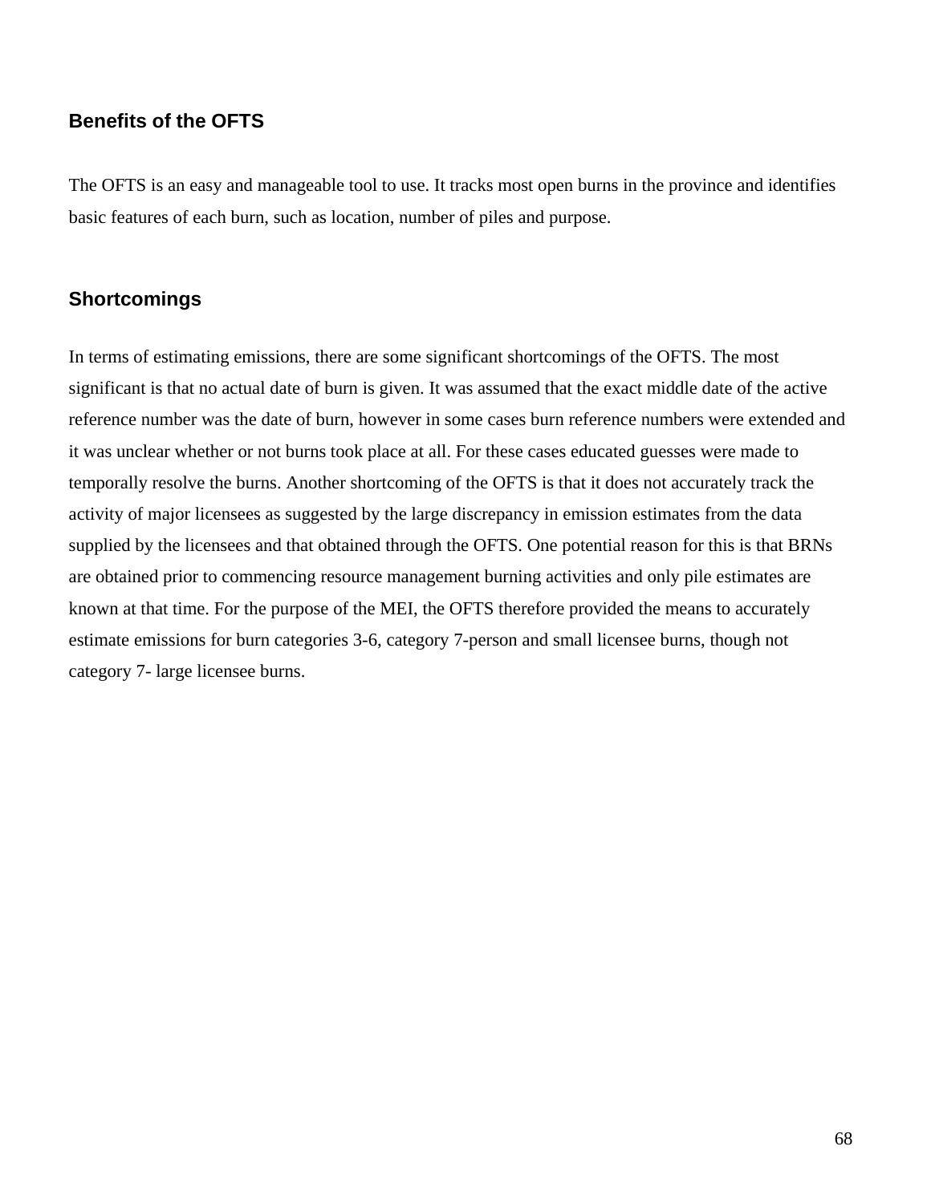### Benefits of the OFTS

The OFTS is an easy and manageable tool to use. It tracks most open burns in the province and identifies basic features of each burn, such as location, number of piles and purpose.

### Shortcomings

In terms of estimating emissions, there are some significant shortcomings of the OFTS. The most significant is that no actual date of burn is given. It was assumed that the exact middle date of the active reference number was the date of burn, however in some cases burn reference numbers were extended and it was unclear whether or not burns took place at all. For these cases educated guesses were made to temporally resolve the burns. Another shortcoming of the OFTS is that it does not accurately track the activity of major licensees as suggested by the large discrepancy in emission estimates from the data supplied by the licensees and that obtained through the OFTS. One potential reason for this is that BRNs are obtained prior to commencing resource management burning activities and only pile estimates are known at that time. For the purpose of the MEI, the OFTS therefore provided the means to accurately estimate emissions for burn categories 3-6, category 7-person and small licensee burns, though not category 7- large licensee burns.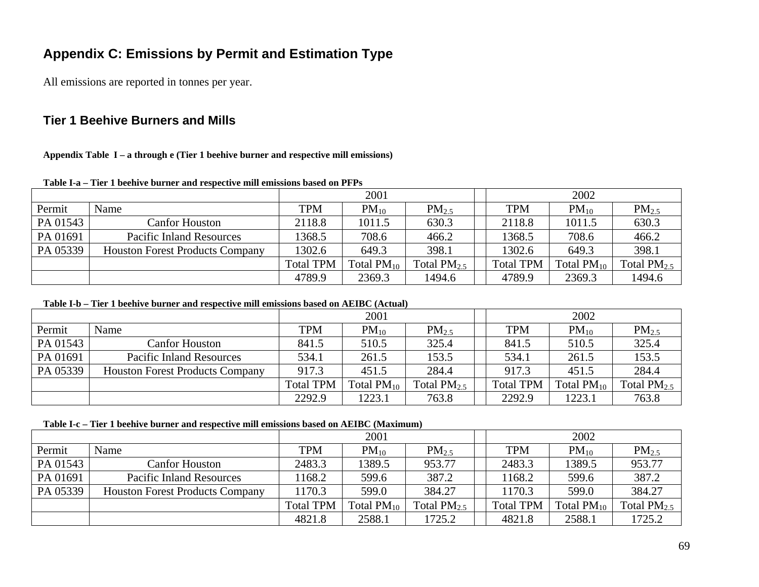## Appendix C: Emissions by Permit and Estimation Type

All emissions are reported in tonnes per year.

### Tier 1 Beehive Burners and Mills

**Appendix Table I – a through e (Tier 1 beehive burner and respective mill emissions)**

**Table I-a – Tier 1 beehive burner and respective mill emissions based on PFPs**

| | | 2001 | | | | 2002 | | |
|---|---|---|---|---|---|---|---|---|
| Permit | Name | TPM | $PM_{10}$ | $PM_{2.5}$ | | TPM | $PM_{10}$ | $PM_{2.5}$ |
| PA 01543 | Canfor Houston | 2118.8 | 1011.5 | 630.3 | | 2118.8 | 1011.5 | 630.3 |
| PA 01691 | Pacific Inland Resources | 1368.5 | 708.6 | 466.2 | | 1368.5 | 708.6 | 466.2 |
| PA 05339 | Houston Forest Products Company | 1302.6 | 649.3 | 398.1 | | 1302.6 | 649.3 | 398.1 |
| | | Total TPM | Total $PM_{10}$ | Total $PM_{2.5}$ | | Total TPM | Total $PM_{10}$ | Total $PM_{2.5}$ |
| | | 4789.9 | 2369.3 | 1494.6 | | 4789.9 | 2369.3 | 1494.6 |

**Table I-b – Tier 1 beehive burner and respective mill emissions based on AEIBC (Actual)**

| | | 2001 | | | | 2002 | | |
|---|---|---|---|---|---|---|---|---|
| Permit | Name | TPM | $PM_{10}$ | $PM_{2.5}$ | | TPM | $PM_{10}$ | $PM_{2.5}$ |
| PA 01543 | Canfor Houston | 841.5 | 510.5 | 325.4 | | 841.5 | 510.5 | 325.4 |
| PA 01691 | Pacific Inland Resources | 534.1 | 261.5 | 153.5 | | 534.1 | 261.5 | 153.5 |
| PA 05339 | Houston Forest Products Company | 917.3 | 451.5 | 284.4 | | 917.3 | 451.5 | 284.4 |
| | | Total TPM | Total $PM_{10}$ | Total $PM_{2.5}$ | | Total TPM | Total $PM_{10}$ | Total $PM_{2.5}$ |
| | | 2292.9 | 1223.1 | 763.8 | | 2292.9 | 1223.1 | 763.8 |

**Table I-c – Tier 1 beehive burner and respective mill emissions based on AEIBC (Maximum)**

| | | 2001 | | | | 2002 | | |
|---|---|---|---|---|---|---|---|---|
| Permit | Name | TPM | $PM_{10}$ | $PM_{2.5}$ | | TPM | $PM_{10}$ | $PM_{2.5}$ |
| PA 01543 | Canfor Houston | 2483.3 | 1389.5 | 953.77 | | 2483.3 | 1389.5 | 953.77 |
| PA 01691 | Pacific Inland Resources | 1168.2 | 599.6 | 387.2 | | 1168.2 | 599.6 | 387.2 |
| PA 05339 | Houston Forest Products Company | 1170.3 | 599.0 | 384.27 | | 1170.3 | 599.0 | 384.27 |
| | | Total TPM | Total $PM_{10}$ | Total $PM_{2.5}$ | | Total TPM | Total $PM_{10}$ | Total $PM_{2.5}$ |
| | | 4821.8 | 2588.1 | 1725.2 | | 4821.8 | 2588.1 | 1725.2 |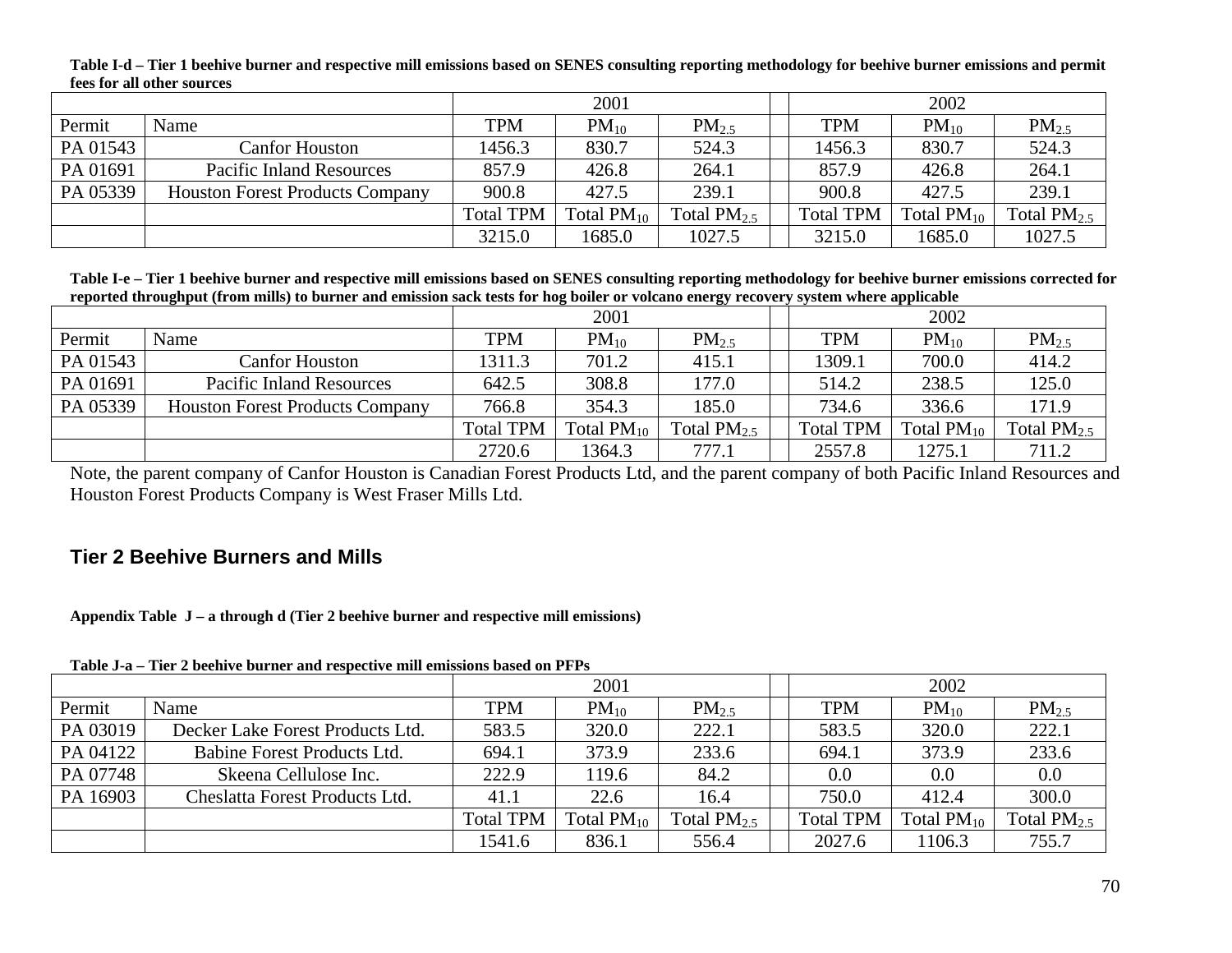**Table I-d – Tier 1 beehive burner and respective mill emissions based on SENES consulting reporting methodology for beehive burner emissions and permit fees for all other sources**

| | | 2001 | | | | 2002 | | |
|---|---|---|---|---|---|---|---|---|
| Permit | Name | TPM | $PM_{10}$ | $PM_{2.5}$ | | TPM | $PM_{10}$ | $PM_{2.5}$ |
| PA 01543 | Canfor Houston | 1456.3 | 830.7 | 524.3 | | 1456.3 | 830.7 | 524.3 |
| PA 01691 | Pacific Inland Resources | 857.9 | 426.8 | 264.1 | | 857.9 | 426.8 | 264.1 |
| PA 05339 | Houston Forest Products Company | 900.8 | 427.5 | 239.1 | | 900.8 | 427.5 | 239.1 |
| | | Total TPM | Total $PM_{10}$ | Total $PM_{2.5}$ | | Total TPM | Total $PM_{10}$ | Total $PM_{2.5}$ |
| | | 3215.0 | 1685.0 | 1027.5 | | 3215.0 | 1685.0 | 1027.5 |

**Table I-e – Tier 1 beehive burner and respective mill emissions based on SENES consulting reporting methodology for beehive burner emissions corrected for reported throughput (from mills) to burner and emission sack tests for hog boiler or volcano energy recovery system where applicable**

| | | 2001 | | | | 2002 | | |
|---|---|---|---|---|---|---|---|---|
| Permit | Name | TPM | $PM_{10}$ | $PM_{2.5}$ | | TPM | $PM_{10}$ | $PM_{2.5}$ |
| PA 01543 | Canfor Houston | 1311.3 | 701.2 | 415.1 | | 1309.1 | 700.0 | 414.2 |
| PA 01691 | Pacific Inland Resources | 642.5 | 308.8 | 177.0 | | 514.2 | 238.5 | 125.0 |
| PA 05339 | Houston Forest Products Company | 766.8 | 354.3 | 185.0 | | 734.6 | 336.6 | 171.9 |
| | | Total TPM | Total $PM_{10}$ | Total $PM_{2.5}$ | | Total TPM | Total $PM_{10}$ | Total $PM_{2.5}$ |
| | | 2720.6 | 1364.3 | 777.1 | | 2557.8 | 1275.1 | 711.2 |

Note, the parent company of Canfor Houston is Canadian Forest Products Ltd, and the parent company of both Pacific Inland Resources and Houston Forest Products Company is West Fraser Mills Ltd.

## Tier 2 Beehive Burners and Mills

**Appendix Table J – a through d (Tier 2 beehive burner and respective mill emissions)**

**Table J-a – Tier 2 beehive burner and respective mill emissions based on PFPs**

| | | 2001 | | | | 2002 | | |
|---|---|---|---|---|---|---|---|---|
| Permit | Name | TPM | $PM_{10}$ | $PM_{2.5}$ | | TPM | $PM_{10}$ | $PM_{2.5}$ |
| PA 03019 | Decker Lake Forest Products Ltd. | 583.5 | 320.0 | 222.1 | | 583.5 | 320.0 | 222.1 |
| PA 04122 | Babine Forest Products Ltd. | 694.1 | 373.9 | 233.6 | | 694.1 | 373.9 | 233.6 |
| PA 07748 | Skeena Cellulose Inc. | 222.9 | 119.6 | 84.2 | | 0.0 | 0.0 | 0.0 |
| PA 16903 | Cheslatta Forest Products Ltd. | 41.1 | 22.6 | 16.4 | | 750.0 | 412.4 | 300.0 |
| | | Total TPM | Total $PM_{10}$ | Total $PM_{2.5}$ | | Total TPM | Total $PM_{10}$ | Total $PM_{2.5}$ |
| | | 1541.6 | 836.1 | 556.4 | | 2027.6 | 1106.3 | 755.7 |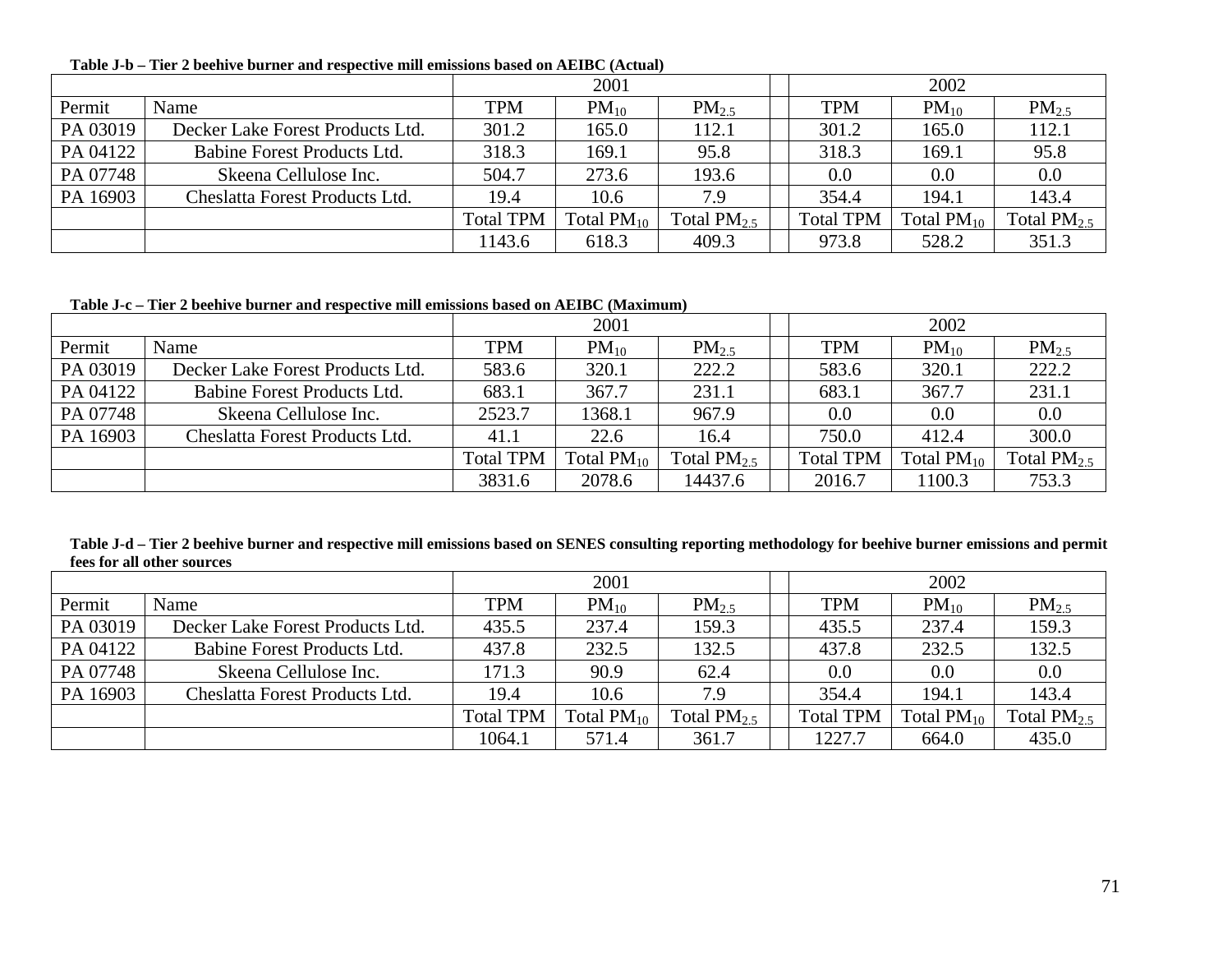**Table J-b – Tier 2 beehive burner and respective mill emissions based on AEIBC (Actual)**

| | | 2001 | | | | 2002 | | |
|---|---|---|---|---|---|---|---|---|
| Permit | Name | TPM | $PM_{10}$ | $PM_{2.5}$ | | TPM | $PM_{10}$ | $PM_{2.5}$ |
| PA 03019 | Decker Lake Forest Products Ltd. | 301.2 | 165.0 | 112.1 | | 301.2 | 165.0 | 112.1 |
| PA 04122 | Babine Forest Products Ltd. | 318.3 | 169.1 | 95.8 | | 318.3 | 169.1 | 95.8 |
| PA 07748 | Skeena Cellulose Inc. | 504.7 | 273.6 | 193.6 | | 0.0 | 0.0 | 0.0 |
| PA 16903 | Cheslatta Forest Products Ltd. | 19.4 | 10.6 | 7.9 | | 354.4 | 194.1 | 143.4 |
| | | Total TPM | Total $PM_{10}$ | Total $PM_{2.5}$ | | Total TPM | Total $PM_{10}$ | Total $PM_{2.5}$ |
| | | 1143.6 | 618.3 | 409.3 | | 973.8 | 528.2 | 351.3 |

**Table J-c – Tier 2 beehive burner and respective mill emissions based on AEIBC (Maximum)**

| | | 2001 | | | | 2002 | | |
|---|---|---|---|---|---|---|---|---|
| Permit | Name | TPM | $PM_{10}$ | $PM_{2.5}$ | | TPM | $PM_{10}$ | $PM_{2.5}$ |
| PA 03019 | Decker Lake Forest Products Ltd. | 583.6 | 320.1 | 222.2 | | 583.6 | 320.1 | 222.2 |
| PA 04122 | Babine Forest Products Ltd. | 683.1 | 367.7 | 231.1 | | 683.1 | 367.7 | 231.1 |
| PA 07748 | Skeena Cellulose Inc. | 2523.7 | 1368.1 | 967.9 | | 0.0 | 0.0 | 0.0 |
| PA 16903 | Cheslatta Forest Products Ltd. | 41.1 | 22.6 | 16.4 | | 750.0 | 412.4 | 300.0 |
| | | Total TPM | Total $PM_{10}$ | Total $PM_{2.5}$ | | Total TPM | Total $PM_{10}$ | Total $PM_{2.5}$ |
| | | 3831.6 | 2078.6 | 14437.6 | | 2016.7 | 1100.3 | 753.3 |

**Table J-d – Tier 2 beehive burner and respective mill emissions based on SENES consulting reporting methodology for beehive burner emissions and permit fees for all other sources**

| | | 2001 | | | | 2002 | | |
|---|---|---|---|---|---|---|---|---|
| Permit | Name | TPM | $PM_{10}$ | $PM_{2.5}$ | | TPM | $PM_{10}$ | $PM_{2.5}$ |
| PA 03019 | Decker Lake Forest Products Ltd. | 435.5 | 237.4 | 159.3 | | 435.5 | 237.4 | 159.3 |
| PA 04122 | Babine Forest Products Ltd. | 437.8 | 232.5 | 132.5 | | 437.8 | 232.5 | 132.5 |
| PA 07748 | Skeena Cellulose Inc. | 171.3 | 90.9 | 62.4 | | 0.0 | 0.0 | 0.0 |
| PA 16903 | Cheslatta Forest Products Ltd. | 19.4 | 10.6 | 7.9 | | 354.4 | 194.1 | 143.4 |
| | | Total TPM | Total $PM_{10}$ | Total $PM_{2.5}$ | | Total TPM | Total $PM_{10}$ | Total $PM_{2.5}$ |
| | | 1064.1 | 571.4 | 361.7 | | 1227.7 | 664.0 | 435.0 |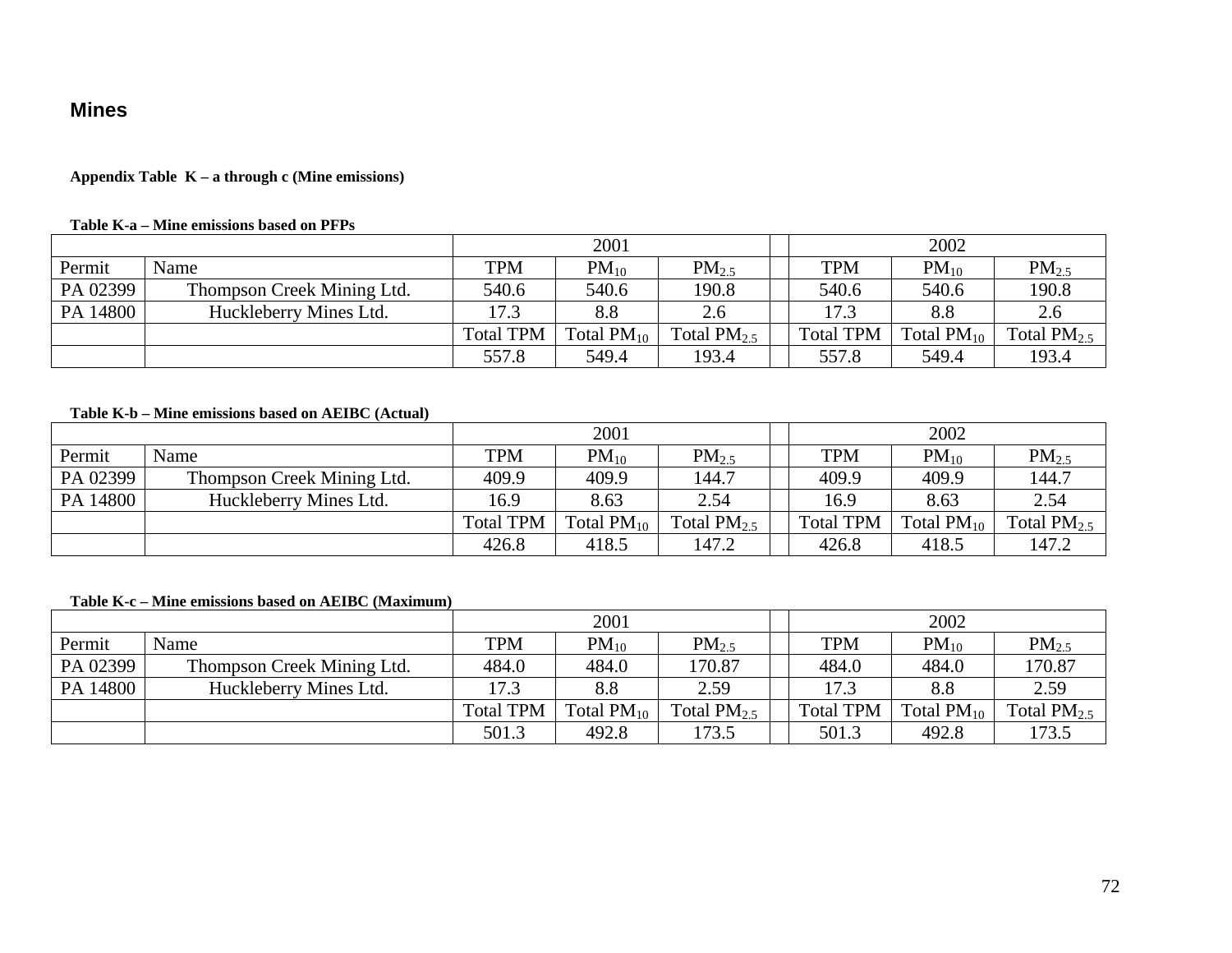## Mines

**Appendix Table K – a through c (Mine emissions)**

**Table K-a – Mine emissions based on PFPs**

| | | 2001 | | | | 2002 | | |
|---|---|---|---|---|---|---|---|---|
| Permit | Name | TPM | $PM_{10}$ | $PM_{2.5}$ | | TPM | $PM_{10}$ | $PM_{2.5}$ |
| PA 02399 | Thompson Creek Mining Ltd. | 540.6 | 540.6 | 190.8 | | 540.6 | 540.6 | 190.8 |
| PA 14800 | Huckleberry Mines Ltd. | 17.3 | 8.8 | 2.6 | | 17.3 | 8.8 | 2.6 |
| | | Total TPM | Total $PM_{10}$ | Total $PM_{2.5}$ | | Total TPM | Total $PM_{10}$ | Total $PM_{2.5}$ |
| | | 557.8 | 549.4 | 193.4 | | 557.8 | 549.4 | 193.4 |

**Table K-b – Mine emissions based on AEIBC (Actual)**

| | | 2001 | | | | 2002 | | |
|---|---|---|---|---|---|---|---|---|
| Permit | Name | TPM | $PM_{10}$ | $PM_{2.5}$ | | TPM | $PM_{10}$ | $PM_{2.5}$ |
| PA 02399 | Thompson Creek Mining Ltd. | 409.9 | 409.9 | 144.7 | | 409.9 | 409.9 | 144.7 |
| PA 14800 | Huckleberry Mines Ltd. | 16.9 | 8.63 | 2.54 | | 16.9 | 8.63 | 2.54 |
| | | Total TPM | Total $PM_{10}$ | Total $PM_{2.5}$ | | Total TPM | Total $PM_{10}$ | Total $PM_{2.5}$ |
| | | 426.8 | 418.5 | 147.2 | | 426.8 | 418.5 | 147.2 |

**Table K-c – Mine emissions based on AEIBC (Maximum)**

| | | 2001 | | | | 2002 | | |
|---|---|---|---|---|---|---|---|---|
| Permit | Name | TPM | $PM_{10}$ | $PM_{2.5}$ | | TPM | $PM_{10}$ | $PM_{2.5}$ |
| PA 02399 | Thompson Creek Mining Ltd. | 484.0 | 484.0 | 170.87 | | 484.0 | 484.0 | 170.87 |
| PA 14800 | Huckleberry Mines Ltd. | 17.3 | 8.8 | 2.59 | | 17.3 | 8.8 | 2.59 |
| | | Total TPM | Total $PM_{10}$ | Total $PM_{2.5}$ | | Total TPM | Total $PM_{10}$ | Total $PM_{2.5}$ |
| | | 501.3 | 492.8 | 173.5 | | 501.3 | 492.8 | 173.5 |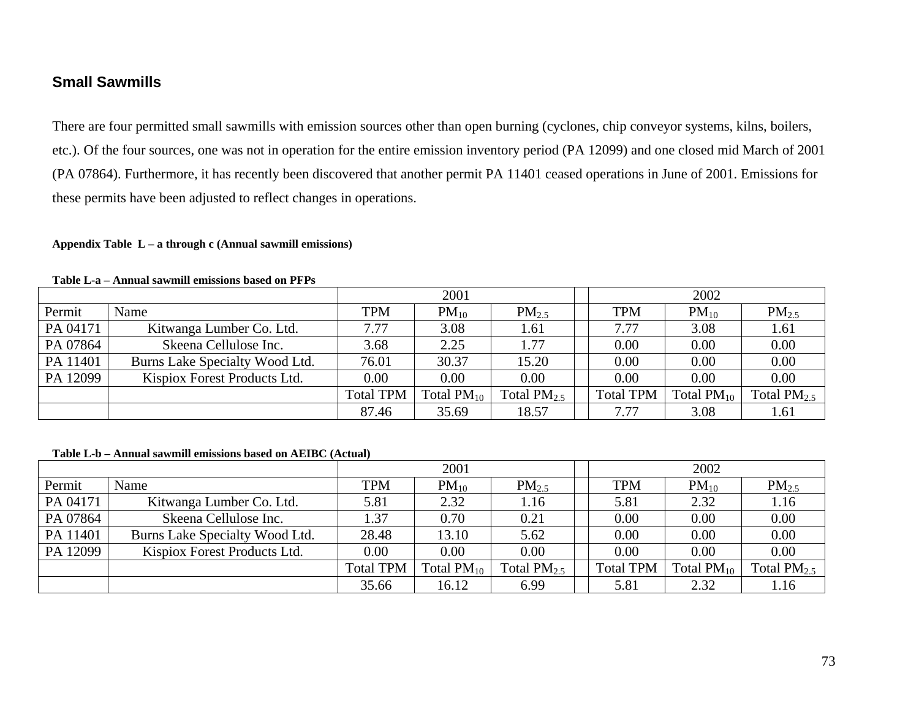## Small Sawmills

There are four permitted small sawmills with emission sources other than open burning (cyclones, chip conveyor systems, kilns, boilers, etc.). Of the four sources, one was not in operation for the entire emission inventory period (PA 12099) and one closed mid March of 2001 (PA 07864). Furthermore, it has recently been discovered that another permit PA 11401 ceased operations in June of 2001. Emissions for these permits have been adjusted to reflect changes in operations.

**Appendix Table L – a through c (Annual sawmill emissions)**

**Table L-a – Annual sawmill emissions based on PFPs**

| | | 2001 | | | | 2002 | | |
|---|---|---|---|---|---|---|---|---|
| Permit | Name | TPM | $PM_{10}$ | $PM_{2.5}$ | | TPM | $PM_{10}$ | $PM_{2.5}$ |
| PA 04171 | Kitwanga Lumber Co. Ltd. | 7.77 | 3.08 | 1.61 | | 7.77 | 3.08 | 1.61 |
| PA 07864 | Skeena Cellulose Inc. | 3.68 | 2.25 | 1.77 | | 0.00 | 0.00 | 0.00 |
| PA 11401 | Burns Lake Specialty Wood Ltd. | 76.01 | 30.37 | 15.20 | | 0.00 | 0.00 | 0.00 |
| PA 12099 | Kispiox Forest Products Ltd. | 0.00 | 0.00 | 0.00 | | 0.00 | 0.00 | 0.00 |
| | | Total TPM | Total $PM_{10}$ | Total $PM_{2.5}$ | | Total TPM | Total $PM_{10}$ | Total $PM_{2.5}$ |
| | | 87.46 | 35.69 | 18.57 | | 7.77 | 3.08 | 1.61 |

**Table L-b – Annual sawmill emissions based on AEIBC (Actual)**

| | | 2001 | | | | 2002 | | |
|---|---|---|---|---|---|---|---|---|
| Permit | Name | TPM | $PM_{10}$ | $PM_{2.5}$ | | TPM | $PM_{10}$ | $PM_{2.5}$ |
| PA 04171 | Kitwanga Lumber Co. Ltd. | 5.81 | 2.32 | 1.16 | | 5.81 | 2.32 | 1.16 |
| PA 07864 | Skeena Cellulose Inc. | 1.37 | 0.70 | 0.21 | | 0.00 | 0.00 | 0.00 |
| PA 11401 | Burns Lake Specialty Wood Ltd. | 28.48 | 13.10 | 5.62 | | 0.00 | 0.00 | 0.00 |
| PA 12099 | Kispiox Forest Products Ltd. | 0.00 | 0.00 | 0.00 | | 0.00 | 0.00 | 0.00 |
| | | Total TPM | Total $PM_{10}$ | Total $PM_{2.5}$ | | Total TPM | Total $PM_{10}$ | Total $PM_{2.5}$ |
| | | 35.66 | 16.12 | 6.99 | | 5.81 | 2.32 | 1.16 |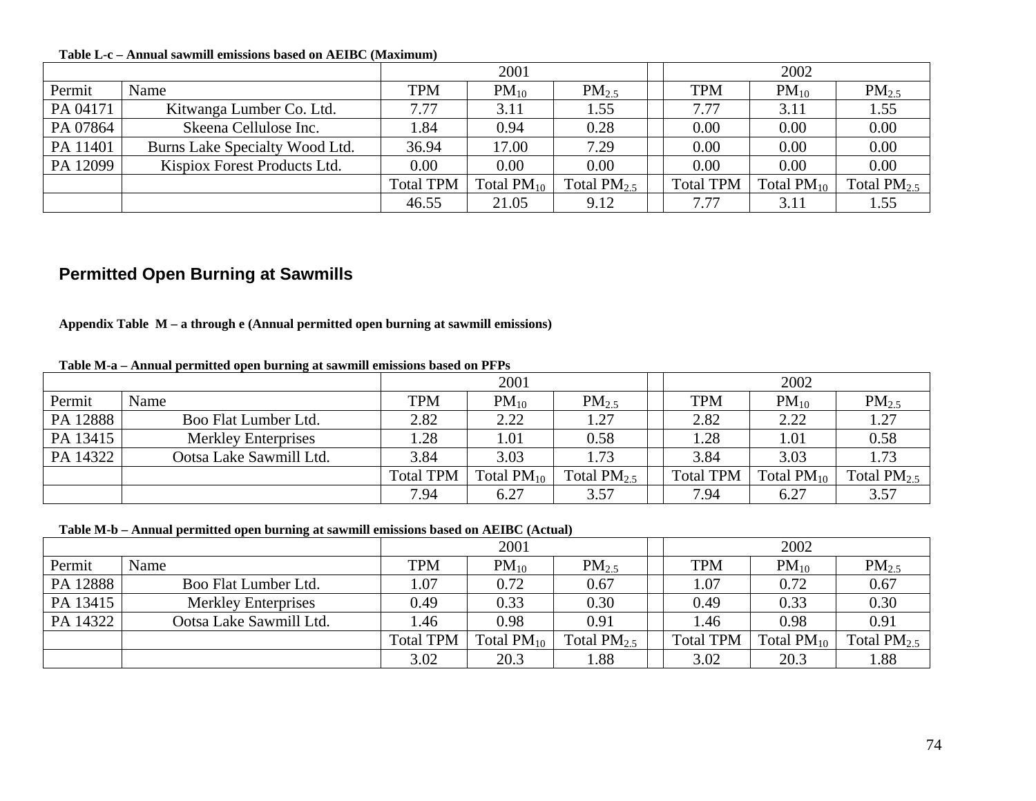**Table L-c – Annual sawmill emissions based on AEIBC (Maximum)**

| | | 2001 | | | | 2002 | | |
|---|---|---|---|---|---|---|---|---|
| Permit | Name | TPM | $PM_{10}$ | $PM_{2.5}$ | | TPM | $PM_{10}$ | $PM_{2.5}$ |
| PA 04171 | Kitwanga Lumber Co. Ltd. | 7.77 | 3.11 | 1.55 | | 7.77 | 3.11 | 1.55 |
| PA 07864 | Skeena Cellulose Inc. | 1.84 | 0.94 | 0.28 | | 0.00 | 0.00 | 0.00 |
| PA 11401 | Burns Lake Specialty Wood Ltd. | 36.94 | 17.00 | 7.29 | | 0.00 | 0.00 | 0.00 |
| PA 12099 | Kispiox Forest Products Ltd. | 0.00 | 0.00 | 0.00 | | 0.00 | 0.00 | 0.00 |
| | | Total TPM | Total $PM_{10}$ | Total $PM_{2.5}$ | | Total TPM | Total $PM_{10}$ | Total $PM_{2.5}$ |
| | | 46.55 | 21.05 | 9.12 | | 7.77 | 3.11 | 1.55 |

## Permitted Open Burning at Sawmills

**Appendix Table M – a through e (Annual permitted open burning at sawmill emissions)**

**Table M-a – Annual permitted open burning at sawmill emissions based on PFPs**

| | | 2001 | | | | 2002 | | |
|---|---|---|---|---|---|---|---|---|
| Permit | Name | TPM | $PM_{10}$ | $PM_{2.5}$ | | TPM | $PM_{10}$ | $PM_{2.5}$ |
| PA 12888 | Boo Flat Lumber Ltd. | 2.82 | 2.22 | 1.27 | | 2.82 | 2.22 | 1.27 |
| PA 13415 | Merkley Enterprises | 1.28 | 1.01 | 0.58 | | 1.28 | 1.01 | 0.58 |
| PA 14322 | Ootsa Lake Sawmill Ltd. | 3.84 | 3.03 | 1.73 | | 3.84 | 3.03 | 1.73 |
| | | Total TPM | Total $PM_{10}$ | Total $PM_{2.5}$ | | Total TPM | Total $PM_{10}$ | Total $PM_{2.5}$ |
| | | 7.94 | 6.27 | 3.57 | | 7.94 | 6.27 | 3.57 |

**Table M-b – Annual permitted open burning at sawmill emissions based on AEIBC (Actual)**

| | | 2001 | | | | 2002 | | |
|---|---|---|---|---|---|---|---|---|
| Permit | Name | TPM | $PM_{10}$ | $PM_{2.5}$ | | TPM | $PM_{10}$ | $PM_{2.5}$ |
| PA 12888 | Boo Flat Lumber Ltd. | 1.07 | 0.72 | 0.67 | | 1.07 | 0.72 | 0.67 |
| PA 13415 | Merkley Enterprises | 0.49 | 0.33 | 0.30 | | 0.49 | 0.33 | 0.30 |
| PA 14322 | Ootsa Lake Sawmill Ltd. | 1.46 | 0.98 | 0.91 | | 1.46 | 0.98 | 0.91 |
| | | Total TPM | Total $PM_{10}$ | Total $PM_{2.5}$ | | Total TPM | Total $PM_{10}$ | Total $PM_{2.5}$ |
| | | 3.02 | 20.3 | 1.88 | | 3.02 | 20.3 | 1.88 |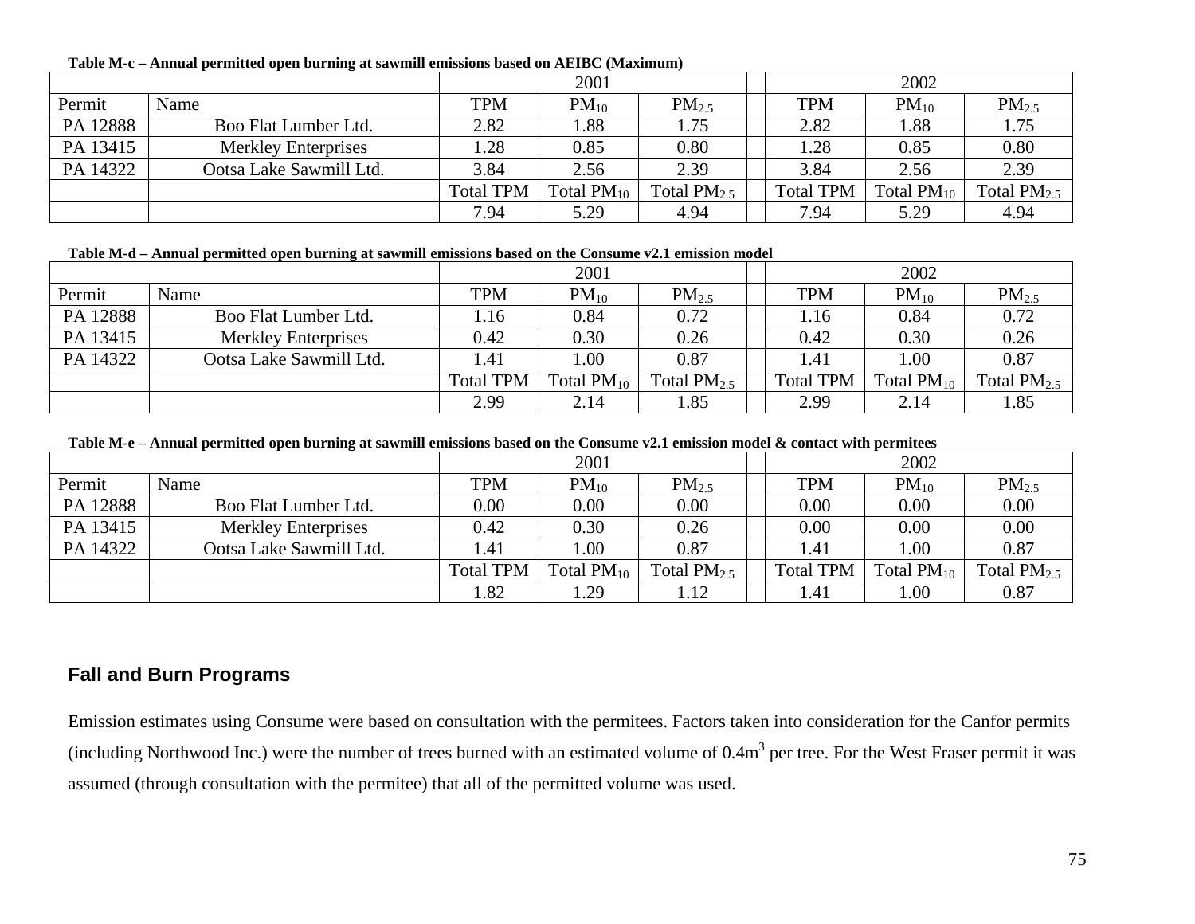**Table M-c – Annual permitted open burning at sawmill emissions based on AEIBC (Maximum)**

| | | 2001 | | | | 2002 | | |
|---|---|---|---|---|---|---|---|---|
| Permit | Name | TPM | $PM_{10}$ | $PM_{2.5}$ | | TPM | $PM_{10}$ | $PM_{2.5}$ |
| PA 12888 | Boo Flat Lumber Ltd. | 2.82 | 1.88 | 1.75 | | 2.82 | 1.88 | 1.75 |
| PA 13415 | Merkley Enterprises | 1.28 | 0.85 | 0.80 | | 1.28 | 0.85 | 0.80 |
| PA 14322 | Ootsa Lake Sawmill Ltd. | 3.84 | 2.56 | 2.39 | | 3.84 | 2.56 | 2.39 |
| | | Total TPM | Total $PM_{10}$ | Total $PM_{2.5}$ | | Total TPM | Total $PM_{10}$ | Total $PM_{2.5}$ |
| | | 7.94 | 5.29 | 4.94 | | 7.94 | 5.29 | 4.94 |

**Table M-d – Annual permitted open burning at sawmill emissions based on the Consume v2.1 emission model**

| | | 2001 | | | | 2002 | | |
|---|---|---|---|---|---|---|---|---|
| Permit | Name | TPM | $PM_{10}$ | $PM_{2.5}$ | | TPM | $PM_{10}$ | $PM_{2.5}$ |
| PA 12888 | Boo Flat Lumber Ltd. | 1.16 | 0.84 | 0.72 | | 1.16 | 0.84 | 0.72 |
| PA 13415 | Merkley Enterprises | 0.42 | 0.30 | 0.26 | | 0.42 | 0.30 | 0.26 |
| PA 14322 | Ootsa Lake Sawmill Ltd. | 1.41 | 1.00 | 0.87 | | 1.41 | 1.00 | 0.87 |
| | | Total TPM | Total $PM_{10}$ | Total $PM_{2.5}$ | | Total TPM | Total $PM_{10}$ | Total $PM_{2.5}$ |
| | | 2.99 | 2.14 | 1.85 | | 2.99 | 2.14 | 1.85 |

**Table M-e – Annual permitted open burning at sawmill emissions based on the Consume v2.1 emission model & contact with permitees**

| | | 2001 | | | | 2002 | | |
|---|---|---|---|---|---|---|---|---|
| Permit | Name | TPM | $PM_{10}$ | $PM_{2.5}$ | | TPM | $PM_{10}$ | $PM_{2.5}$ |
| PA 12888 | Boo Flat Lumber Ltd. | 0.00 | 0.00 | 0.00 | | 0.00 | 0.00 | 0.00 |
| PA 13415 | Merkley Enterprises | 0.42 | 0.30 | 0.26 | | 0.00 | 0.00 | 0.00 |
| PA 14322 | Ootsa Lake Sawmill Ltd. | 1.41 | 1.00 | 0.87 | | 1.41 | 1.00 | 0.87 |
| | | Total TPM | Total $PM_{10}$ | Total $PM_{2.5}$ | | Total TPM | Total $PM_{10}$ | Total $PM_{2.5}$ |
| | | 1.82 | 1.29 | 1.12 | | 1.41 | 1.00 | 0.87 |

## Fall and Burn Programs

Emission estimates using Consume were based on consultation with the permitees. Factors taken into consideration for the Canfor permits (including Northwood Inc.) were the number of trees burned with an estimated volume of $0.4m^3$ per tree. For the West Fraser permit it was assumed (through consultation with the permitee) that all of the permitted volume was used.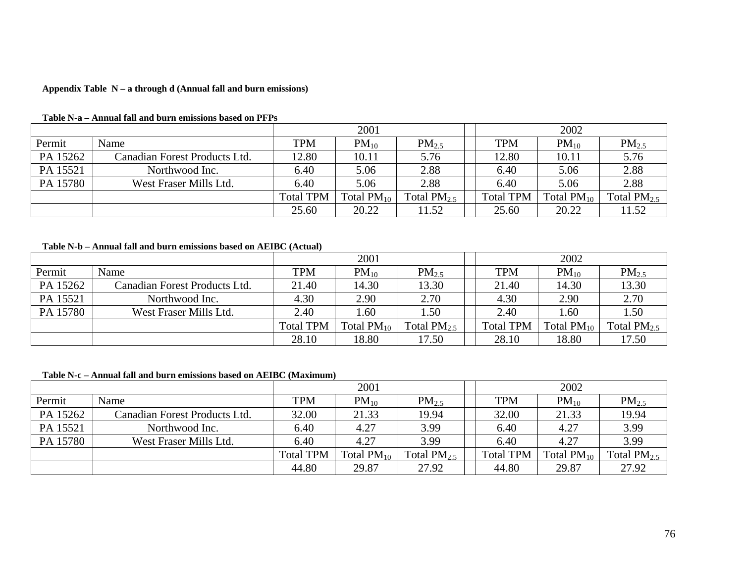**Appendix Table N – a through d (Annual fall and burn emissions)**

**Table N-a – Annual fall and burn emissions based on PFPs**

| | | 2001 | | | | 2002 | | |
|---|---|---|---|---|---|---|---|---|
| Permit | Name | TPM | $PM_{10}$ | $PM_{2.5}$ | | TPM | $PM_{10}$ | $PM_{2.5}$ |
| PA 15262 | Canadian Forest Products Ltd. | 12.80 | 10.11 | 5.76 | | 12.80 | 10.11 | 5.76 |
| PA 15521 | Northwood Inc. | 6.40 | 5.06 | 2.88 | | 6.40 | 5.06 | 2.88 |
| PA 15780 | West Fraser Mills Ltd. | 6.40 | 5.06 | 2.88 | | 6.40 | 5.06 | 2.88 |
| | | Total TPM | Total $PM_{10}$ | Total $PM_{2.5}$ | | Total TPM | Total $PM_{10}$ | Total $PM_{2.5}$ |
| | | 25.60 | 20.22 | 11.52 | | 25.60 | 20.22 | 11.52 |

**Table N-b – Annual fall and burn emissions based on AEIBC (Actual)**

| | | 2001 | | | | 2002 | | |
|---|---|---|---|---|---|---|---|---|
| Permit | Name | TPM | $PM_{10}$ | $PM_{2.5}$ | | TPM | $PM_{10}$ | $PM_{2.5}$ |
| PA 15262 | Canadian Forest Products Ltd. | 21.40 | 14.30 | 13.30 | | 21.40 | 14.30 | 13.30 |
| PA 15521 | Northwood Inc. | 4.30 | 2.90 | 2.70 | | 4.30 | 2.90 | 2.70 |
| PA 15780 | West Fraser Mills Ltd. | 2.40 | 1.60 | 1.50 | | 2.40 | 1.60 | 1.50 |
| | | Total TPM | Total $PM_{10}$ | Total $PM_{2.5}$ | | Total TPM | Total $PM_{10}$ | Total $PM_{2.5}$ |
| | | 28.10 | 18.80 | 17.50 | | 28.10 | 18.80 | 17.50 |

**Table N-c – Annual fall and burn emissions based on AEIBC (Maximum)**

| | | 2001 | | | | 2002 | | |
|---|---|---|---|---|---|---|---|---|
| Permit | Name | TPM | $PM_{10}$ | $PM_{2.5}$ | | TPM | $PM_{10}$ | $PM_{2.5}$ |
| PA 15262 | Canadian Forest Products Ltd. | 32.00 | 21.33 | 19.94 | | 32.00 | 21.33 | 19.94 |
| PA 15521 | Northwood Inc. | 6.40 | 4.27 | 3.99 | | 6.40 | 4.27 | 3.99 |
| PA 15780 | West Fraser Mills Ltd. | 6.40 | 4.27 | 3.99 | | 6.40 | 4.27 | 3.99 |
| | | Total TPM | Total $PM_{10}$ | Total $PM_{2.5}$ | | Total TPM | Total $PM_{10}$ | Total $PM_{2.5}$ |
| | | 44.80 | 29.87 | 27.92 | | 44.80 | 29.87 | 27.92 |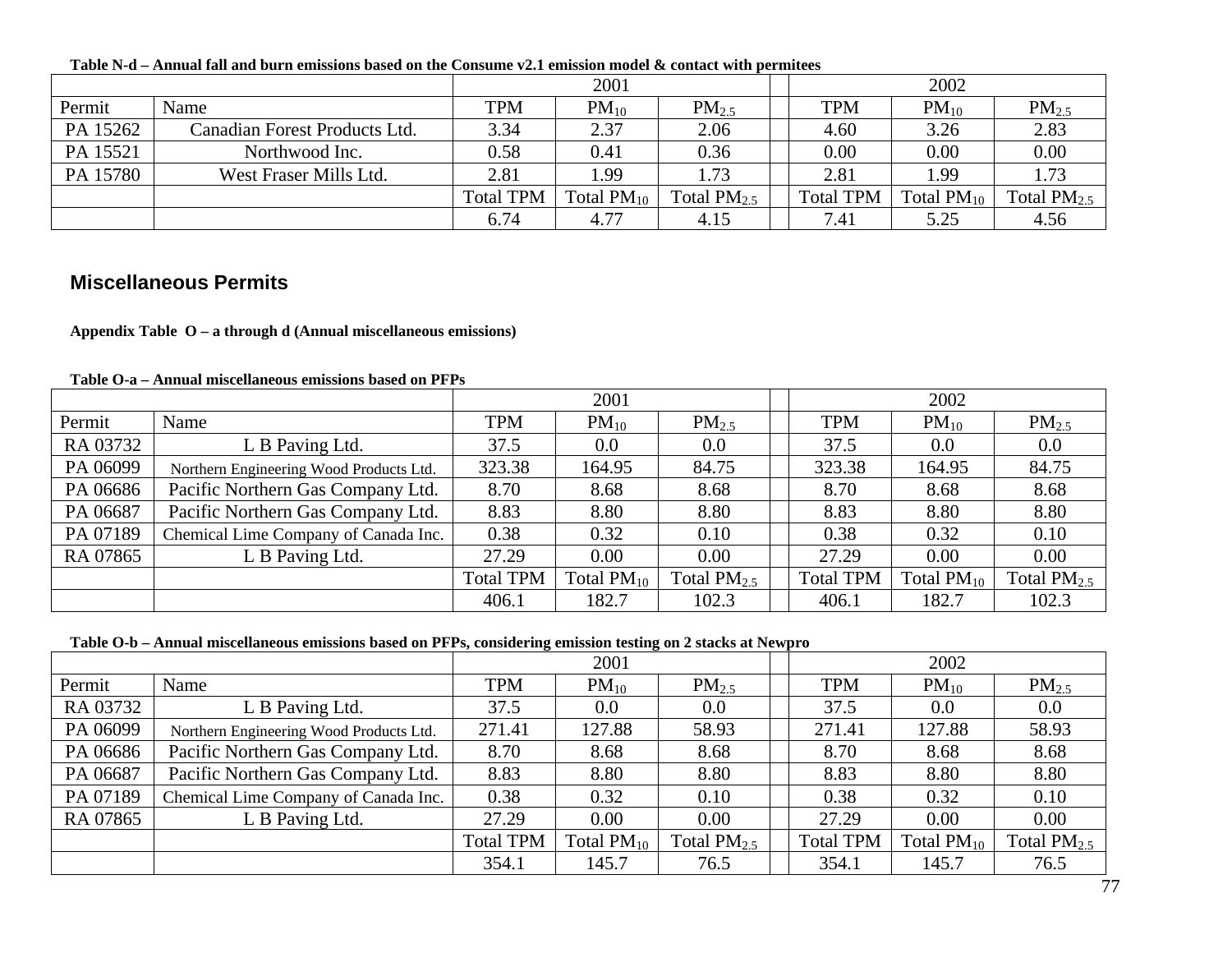**Table N-d – Annual fall and burn emissions based on the Consume v2.1 emission model & contact with permitees**

| | | 2001 | | | | 2002 | | |
|---|---|---|---|---|---|---|---|---|
| Permit | Name | TPM | $PM_{10}$ | $PM_{2.5}$ | | TPM | $PM_{10}$ | $PM_{2.5}$ |
| PA 15262 | Canadian Forest Products Ltd. | 3.34 | 2.37 | 2.06 | | 4.60 | 3.26 | 2.83 |
| PA 15521 | Northwood Inc. | 0.58 | 0.41 | 0.36 | | 0.00 | 0.00 | 0.00 |
| PA 15780 | West Fraser Mills Ltd. | 2.81 | 1.99 | 1.73 | | 2.81 | 1.99 | 1.73 |
| | | Total TPM | Total $PM_{10}$ | Total $PM_{2.5}$ | | Total TPM | Total $PM_{10}$ | Total $PM_{2.5}$ |
| | | 6.74 | 4.77 | 4.15 | | 7.41 | 5.25 | 4.56 |

## Miscellaneous Permits

**Appendix Table O – a through d (Annual miscellaneous emissions)**

**Table O-a – Annual miscellaneous emissions based on PFPs**

| | | 2001 | | | | 2002 | | |
|---|---|---|---|---|---|---|---|---|
| Permit | Name | TPM | $PM_{10}$ | $PM_{2.5}$ | | TPM | $PM_{10}$ | $PM_{2.5}$ |
| RA 03732 | L B Paving Ltd. | 37.5 | 0.0 | 0.0 | | 37.5 | 0.0 | 0.0 |
| PA 06099 | Northern Engineering Wood Products Ltd. | 323.38 | 164.95 | 84.75 | | 323.38 | 164.95 | 84.75 |
| PA 06686 | Pacific Northern Gas Company Ltd. | 8.70 | 8.68 | 8.68 | | 8.70 | 8.68 | 8.68 |
| PA 06687 | Pacific Northern Gas Company Ltd. | 8.83 | 8.80 | 8.80 | | 8.83 | 8.80 | 8.80 |
| PA 07189 | Chemical Lime Company of Canada Inc. | 0.38 | 0.32 | 0.10 | | 0.38 | 0.32 | 0.10 |
| RA 07865 | L B Paving Ltd. | 27.29 | 0.00 | 0.00 | | 27.29 | 0.00 | 0.00 |
| | | Total TPM | Total $PM_{10}$ | Total $PM_{2.5}$ | | Total TPM | Total $PM_{10}$ | Total $PM_{2.5}$ |
| | | 406.1 | 182.7 | 102.3 | | 406.1 | 182.7 | 102.3 |

**Table O-b – Annual miscellaneous emissions based on PFPs, considering emission testing on 2 stacks at Newpro**

| | | 2001 | | | | 2002 | | |
|---|---|---|---|---|---|---|---|---|
| Permit | Name | TPM | $PM_{10}$ | $PM_{2.5}$ | | TPM | $PM_{10}$ | $PM_{2.5}$ |
| RA 03732 | L B Paving Ltd. | 37.5 | 0.0 | 0.0 | | 37.5 | 0.0 | 0.0 |
| PA 06099 | Northern Engineering Wood Products Ltd. | 271.41 | 127.88 | 58.93 | | 271.41 | 127.88 | 58.93 |
| PA 06686 | Pacific Northern Gas Company Ltd. | 8.70 | 8.68 | 8.68 | | 8.70 | 8.68 | 8.68 |
| PA 06687 | Pacific Northern Gas Company Ltd. | 8.83 | 8.80 | 8.80 | | 8.83 | 8.80 | 8.80 |
| PA 07189 | Chemical Lime Company of Canada Inc. | 0.38 | 0.32 | 0.10 | | 0.38 | 0.32 | 0.10 |
| RA 07865 | L B Paving Ltd. | 27.29 | 0.00 | 0.00 | | 27.29 | 0.00 | 0.00 |
| | | Total TPM | Total $PM_{10}$ | Total $PM_{2.5}$ | | Total TPM | Total $PM_{10}$ | Total $PM_{2.5}$ |
| | | 354.1 | 145.7 | 76.5 | | 354.1 | 145.7 | 76.5 |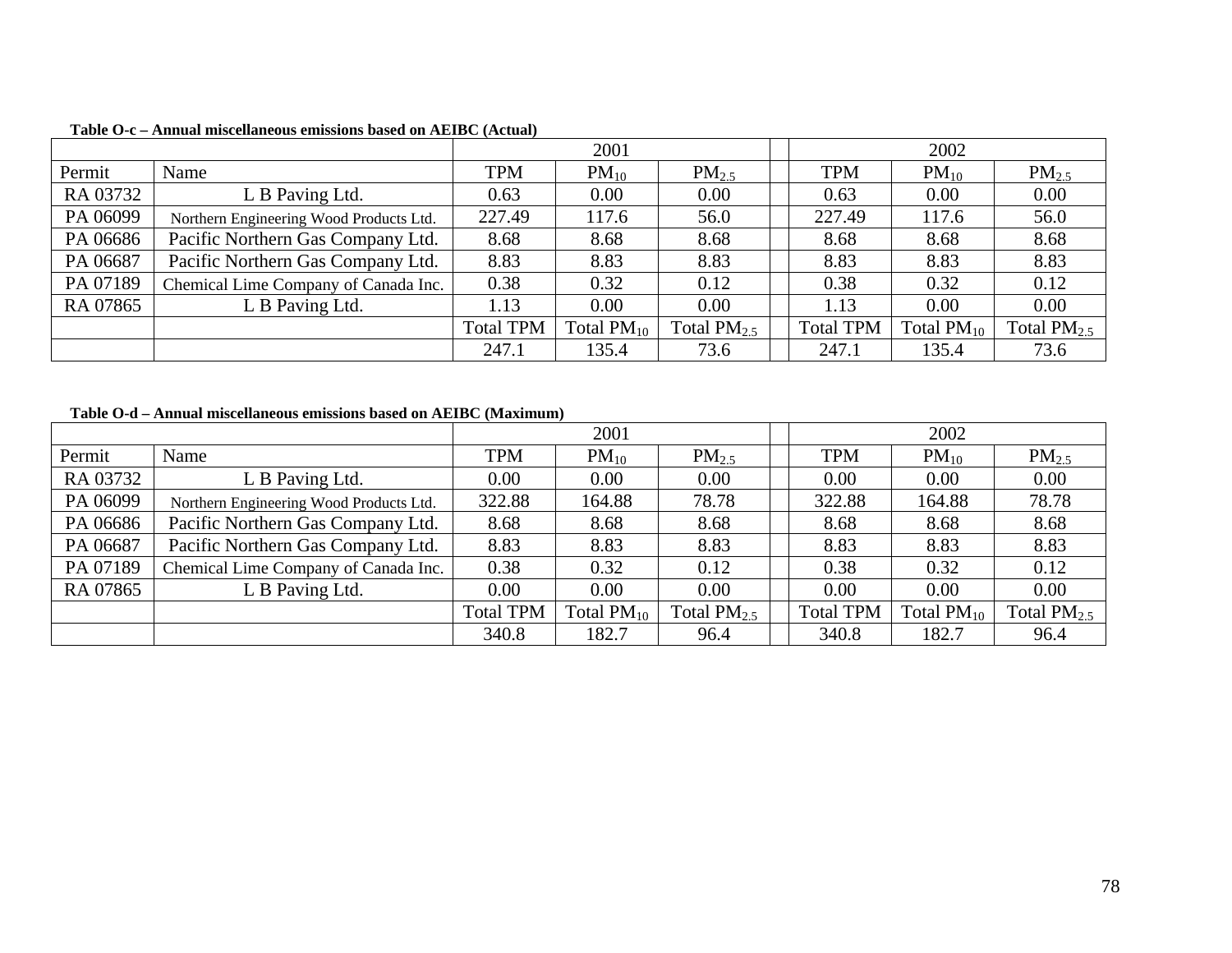**Table O-c – Annual miscellaneous emissions based on AEIBC (Actual)**

| | | 2001 | | | | 2002 | | |
|---|---|---|---|---|---|---|---|---|
| Permit | Name | TPM | $PM_{10}$ | $PM_{2.5}$ | | TPM | $PM_{10}$ | $PM_{2.5}$ |
| RA 03732 | L B Paving Ltd. | 0.63 | 0.00 | 0.00 | | 0.63 | 0.00 | 0.00 |
| PA 06099 | Northern Engineering Wood Products Ltd. | 227.49 | 117.6 | 56.0 | | 227.49 | 117.6 | 56.0 |
| PA 06686 | Pacific Northern Gas Company Ltd. | 8.68 | 8.68 | 8.68 | | 8.68 | 8.68 | 8.68 |
| PA 06687 | Pacific Northern Gas Company Ltd. | 8.83 | 8.83 | 8.83 | | 8.83 | 8.83 | 8.83 |
| PA 07189 | Chemical Lime Company of Canada Inc. | 0.38 | 0.32 | 0.12 | | 0.38 | 0.32 | 0.12 |
| RA 07865 | L B Paving Ltd. | 1.13 | 0.00 | 0.00 | | 1.13 | 0.00 | 0.00 |
| | | Total TPM | Total $PM_{10}$ | Total $PM_{2.5}$ | | Total TPM | Total $PM_{10}$ | Total $PM_{2.5}$ |
| | | 247.1 | 135.4 | 73.6 | | 247.1 | 135.4 | 73.6 |

**Table O-d – Annual miscellaneous emissions based on AEIBC (Maximum)**

| | | 2001 | | | | 2002 | | |
|---|---|---|---|---|---|---|---|---|
| Permit | Name | TPM | $PM_{10}$ | $PM_{2.5}$ | | TPM | $PM_{10}$ | $PM_{2.5}$ |
| RA 03732 | L B Paving Ltd. | 0.00 | 0.00 | 0.00 | | 0.00 | 0.00 | 0.00 |
| PA 06099 | Northern Engineering Wood Products Ltd. | 322.88 | 164.88 | 78.78 | | 322.88 | 164.88 | 78.78 |
| PA 06686 | Pacific Northern Gas Company Ltd. | 8.68 | 8.68 | 8.68 | | 8.68 | 8.68 | 8.68 |
| PA 06687 | Pacific Northern Gas Company Ltd. | 8.83 | 8.83 | 8.83 | | 8.83 | 8.83 | 8.83 |
| PA 07189 | Chemical Lime Company of Canada Inc. | 0.38 | 0.32 | 0.12 | | 0.38 | 0.32 | 0.12 |
| RA 07865 | L B Paving Ltd. | 0.00 | 0.00 | 0.00 | | 0.00 | 0.00 | 0.00 |
| | | Total TPM | Total $PM_{10}$ | Total $PM_{2.5}$ | | Total TPM | Total $PM_{10}$ | Total $PM_{2.5}$ |
| | | 340.8 | 182.7 | 96.4 | | 340.8 | 182.7 | 96.4 |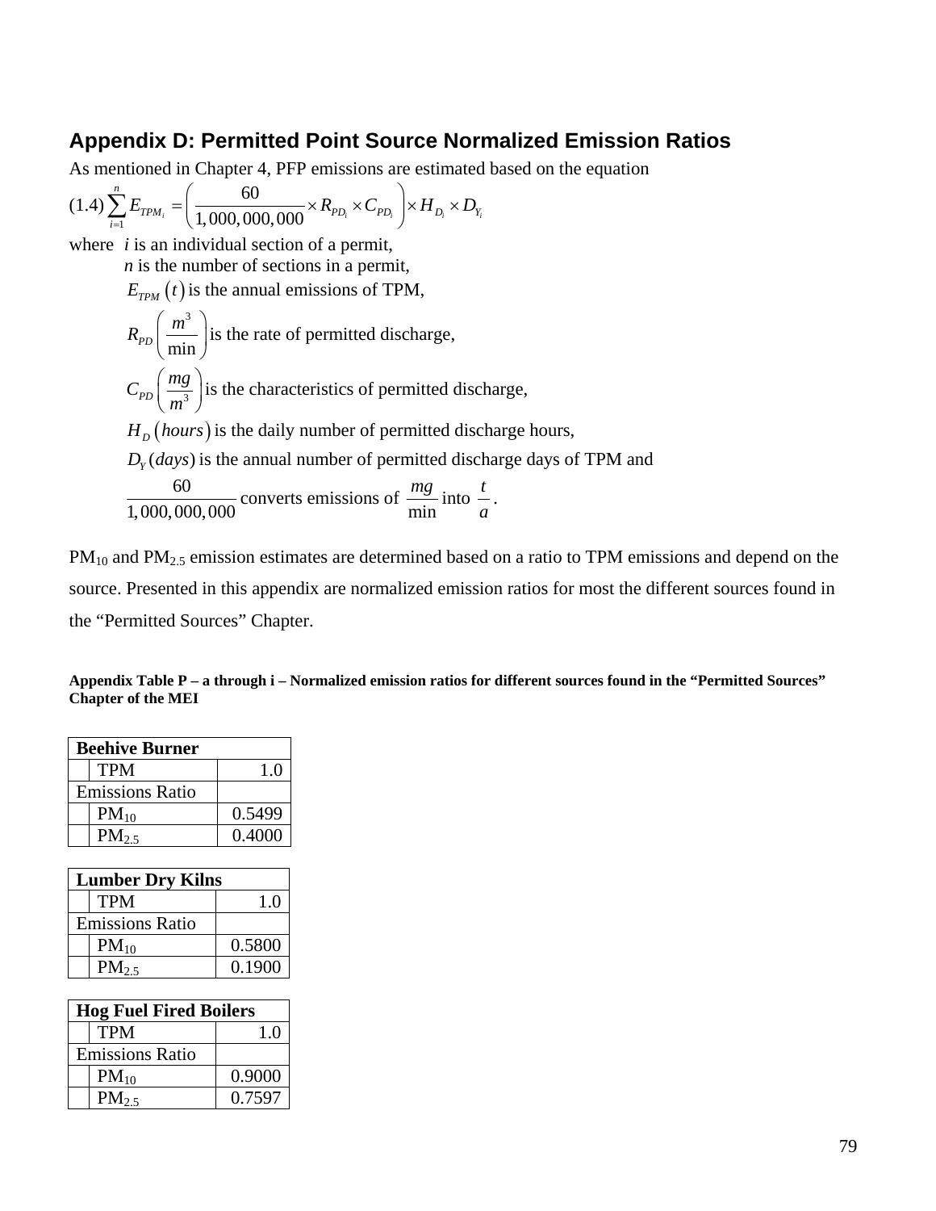## Appendix D: Permitted Point Source Normalized Emission Ratios

As mentioned in Chapter 4, PFP emissions are estimated based on the equation

$$(1.4)\sum_{i=1}^{n} E_{TPM_i} = \left(\frac{60}{1,000,000,000} \times R_{PD_i} \times C_{PD_i}\right) \times H_{D_i} \times D_{Y_i}$$

where $i$ is an individual section of a permit,

$n$ is the number of sections in a permit,

$E_{TPM}\left(t\right)$ is the annual emissions of TPM,

$R_{PD}\left(\frac{m^3}{\min}\right)$ is the rate of permitted discharge,

$C_{PD}\left(\frac{mg}{m^3}\right)$ is the characteristics of permitted discharge,

$H_D\left(hours\right)$ is the daily number of permitted discharge hours,

$D_Y\left(days\right)$ is the annual number of permitted discharge days of TPM and

$\frac{60}{1,000,000,000}$ converts emissions of $\frac{mg}{\min}$ into $\frac{t}{a}$.

$PM_{10}$ and $PM_{2.5}$ emission estimates are determined based on a ratio to TPM emissions and depend on the source. Presented in this appendix are normalized emission ratios for most the different sources found in the "Permitted Sources" Chapter.

**Appendix Table P – a through i – Normalized emission ratios for different sources found in the "Permitted Sources" Chapter of the MEI**

| Beehive Burner | | |
|---|---|---|
| | TPM | 1.0 |
| Emissions Ratio | | |
| | $PM_{10}$ | 0.5499 |
| | $PM_{2.5}$ | 0.4000 |

| Lumber Dry Kilns | | |
|---|---|---|
| | TPM | 1.0 |
| Emissions Ratio | | |
| | $PM_{10}$ | 0.5800 |
| | $PM_{2.5}$ | 0.1900 |

| Hog Fuel Fired Boilers | | |
|---|---|---|
| | TPM | 1.0 |
| Emissions Ratio | | |
| | $PM_{10}$ | 0.9000 |
| | $PM_{2.5}$ | 0.7597 |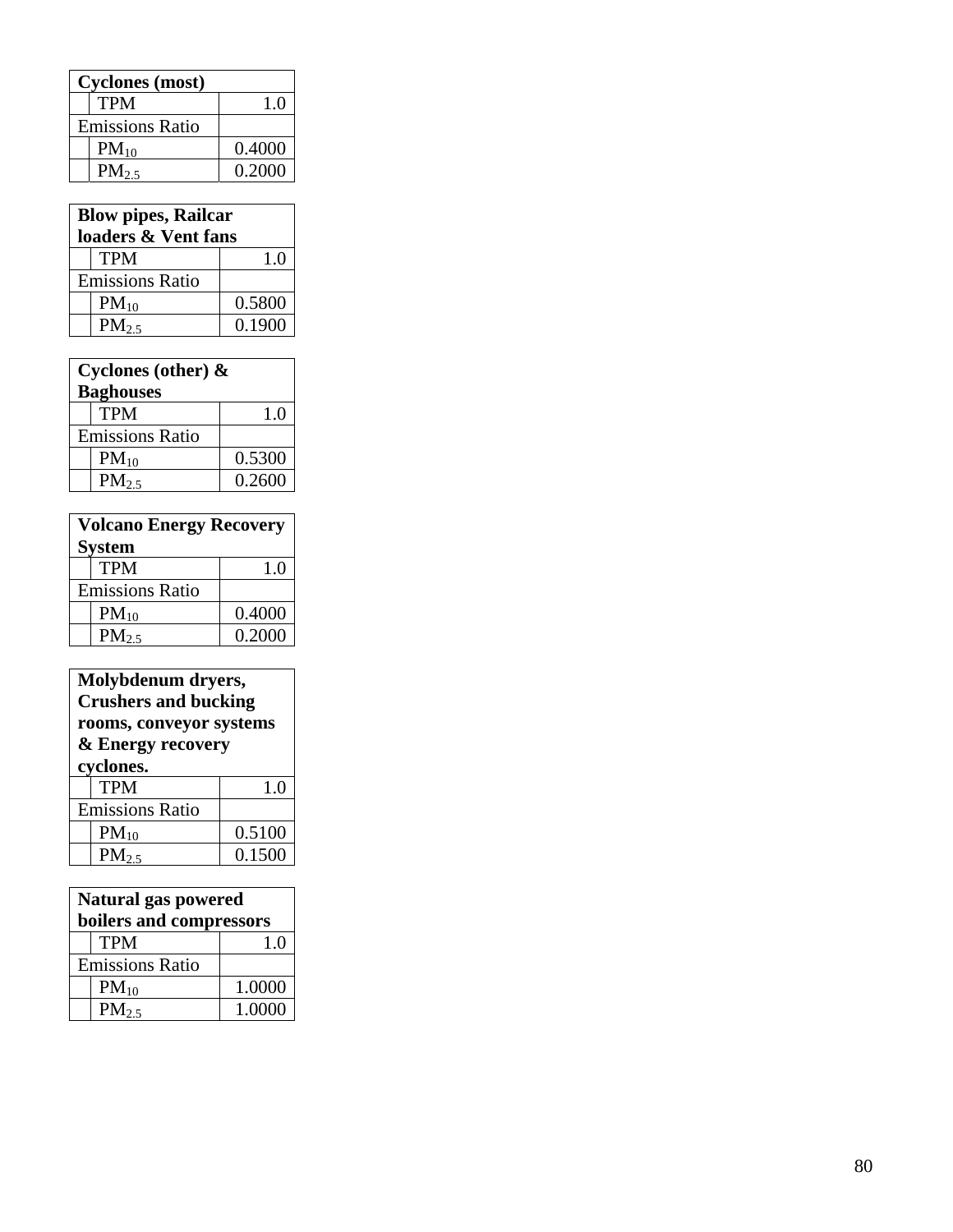| **Cyclones (most)** | |
|---|---|
| TPM | 1.0 |
| Emissions Ratio | |
| $PM_{10}$ | 0.4000 |
| $PM_{2.5}$ | 0.2000 |

| **Blow pipes, Railcar loaders & Vent fans** | |
|---|---|
| TPM | 1.0 |
| Emissions Ratio | |
| $PM_{10}$ | 0.5800 |
| $PM_{2.5}$ | 0.1900 |

| **Cyclones (other) & Baghouses** | |
|---|---|
| TPM | 1.0 |
| Emissions Ratio | |
| $PM_{10}$ | 0.5300 |
| $PM_{2.5}$ | 0.2600 |

| **Volcano Energy Recovery System** | |
|---|---|
| TPM | 1.0 |
| Emissions Ratio | |
| $PM_{10}$ | 0.4000 |
| $PM_{2.5}$ | 0.2000 |

| **Molybdenum dryers, Crushers and bucking rooms, conveyor systems & Energy recovery cyclones.** | |
|---|---|
| TPM | 1.0 |
| Emissions Ratio | |
| $PM_{10}$ | 0.5100 |
| $PM_{2.5}$ | 0.1500 |

| **Natural gas powered boilers and compressors** | |
|---|---|
| TPM | 1.0 |
| Emissions Ratio | |
| $PM_{10}$ | 1.0000 |
| $PM_{2.5}$ | 1.0000 |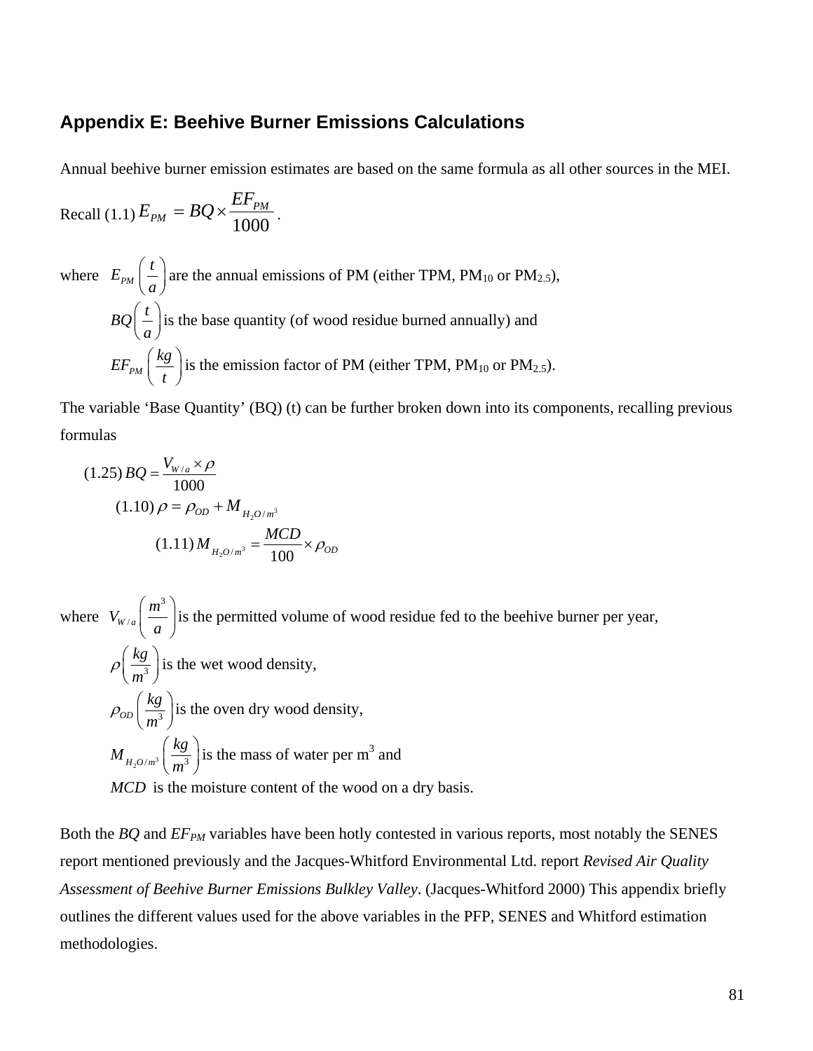## Appendix E: Beehive Burner Emissions Calculations

Annual beehive burner emission estimates are based on the same formula as all other sources in the MEI.

Recall (1.1) $E_{PM} = BQ \times \frac{EF_{PM}}{1000}$.

where $E_{PM}\left(\frac{t}{a}\right)$ are the annual emissions of PM (either TPM, $PM_{10}$ or $PM_{2.5}$),

$BQ\left(\frac{t}{a}\right)$ is the base quantity (of wood residue burned annually) and

$EF_{PM}\left(\frac{kg}{t}\right)$ is the emission factor of PM (either TPM, $PM_{10}$ or $PM_{2.5}$).

The variable 'Base Quantity' (BQ) (t) can be further broken down into its components, recalling previous formulas

$$(1.25)\ BQ = \frac{V_{W/a} \times \rho}{1000}$$

$$(1.10)\ \rho = \rho_{OD} + M_{H_2O/m^3}$$

$$(1.11)\ M_{H_2O/m^3} = \frac{MCD}{100} \times \rho_{OD}$$

where $V_{W/a}\left(\frac{m^3}{a}\right)$ is the permitted volume of wood residue fed to the beehive burner per year,

$\rho\left(\frac{kg}{m^3}\right)$ is the wet wood density,

$\rho_{OD}\left(\frac{kg}{m^3}\right)$ is the oven dry wood density,

$M_{H_2O/m^3}\left(\frac{kg}{m^3}\right)$ is the mass of water per $m^3$ and

$MCD$ is the moisture content of the wood on a dry basis.

Both the *BQ* and $EF_{PM}$ variables have been hotly contested in various reports, most notably the SENES report mentioned previously and the Jacques-Whitford Environmental Ltd. report *Revised Air Quality Assessment of Beehive Burner Emissions Bulkley Valley*. (Jacques-Whitford 2000) This appendix briefly outlines the different values used for the above variables in the PFP, SENES and Whitford estimation methodologies.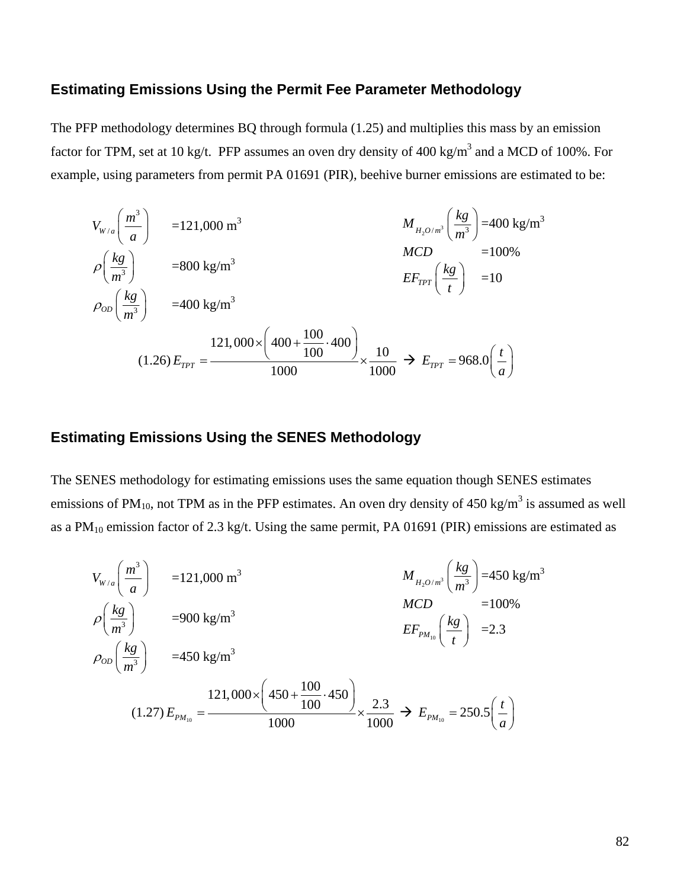## Estimating Emissions Using the Permit Fee Parameter Methodology

The PFP methodology determines BQ through formula (1.25) and multiplies this mass by an emission factor for TPM, set at 10 kg/t. PFP assumes an oven dry density of 400 kg/m$^3$ and a MCD of 100%. For example, using parameters from permit PA 01691 (PIR), beehive burner emissions are estimated to be:

$V_{W/a}\left(\frac{m^3}{a}\right)$ =121,000 m$^3$

$\rho\left(\frac{kg}{m^3}\right)$ =800 kg/m$^3$

$\rho_{OD}\left(\frac{kg}{m^3}\right)$ =400 kg/m$^3$

$M_{H_2O/m^3}\left(\frac{kg}{m^3}\right)$ =400 kg/m$^3$

$MCD$ =100%

$EF_{TPT}\left(\frac{kg}{t}\right)$ =10

$$(1.26)\ E_{TPT} = \frac{121,000 \times \left(400 + \frac{100}{100}\cdot 400\right)}{1000} \times \frac{10}{1000} \rightarrow E_{TPT} = 968.0\left(\frac{t}{a}\right)$$

## Estimating Emissions Using the SENES Methodology

The SENES methodology for estimating emissions uses the same equation though SENES estimates emissions of $PM_{10}$, not TPM as in the PFP estimates. An oven dry density of 450 kg/m$^3$ is assumed as well as a $PM_{10}$ emission factor of 2.3 kg/t. Using the same permit, PA 01691 (PIR) emissions are estimated as

$V_{W/a}\left(\frac{m^3}{a}\right)$ =121,000 m$^3$

$\rho\left(\frac{kg}{m^3}\right)$ =900 kg/m$^3$

$\rho_{OD}\left(\frac{kg}{m^3}\right)$ =450 kg/m$^3$

$M_{H_2O/m^3}\left(\frac{kg}{m^3}\right)$ =450 kg/m$^3$

$MCD$ =100%

$EF_{PM_{10}}\left(\frac{kg}{t}\right)$ =2.3

$$(1.27)\ E_{PM_{10}} = \frac{121,000 \times \left(450 + \frac{100}{100}\cdot 450\right)}{1000} \times \frac{2.3}{1000} \rightarrow E_{PM_{10}} = 250.5\left(\frac{t}{a}\right)$$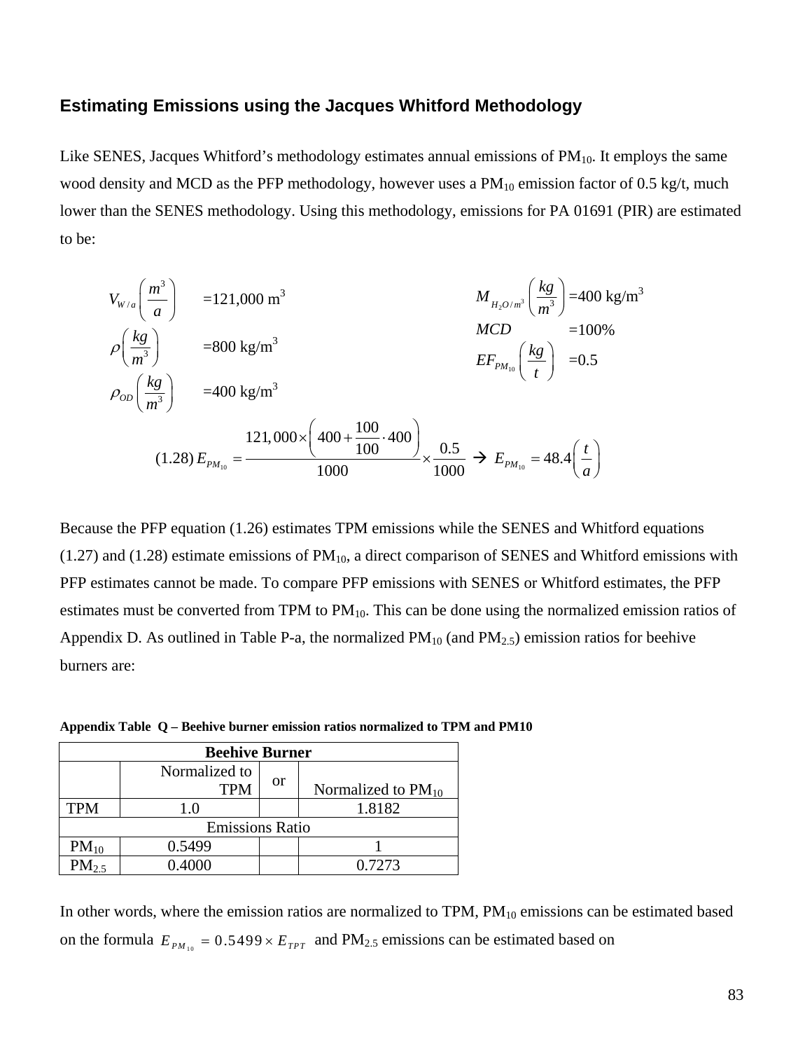## Estimating Emissions using the Jacques Whitford Methodology

Like SENES, Jacques Whitford's methodology estimates annual emissions of $PM_{10}$. It employs the same wood density and MCD as the PFP methodology, however uses a $PM_{10}$ emission factor of 0.5 kg/t, much lower than the SENES methodology. Using this methodology, emissions for PA 01691 (PIR) are estimated to be:

$V_{W/a}\left(\frac{m^3}{a}\right)$ =121,000 m$^3$

$\rho\left(\frac{kg}{m^3}\right)$ =800 kg/m$^3$

$\rho_{OD}\left(\frac{kg}{m^3}\right)$ =400 kg/m$^3$

$M_{H_2O/m^3}\left(\frac{kg}{m^3}\right)$ =400 kg/m$^3$

$MCD$ =100%

$EF_{PM_{10}}\left(\frac{kg}{t}\right)$ =0.5

$$(1.28)\ E_{PM_{10}} = \frac{121,000 \times \left(400 + \frac{100}{100} \cdot 400\right)}{1000} \times \frac{0.5}{1000} \rightarrow E_{PM_{10}} = 48.4\left(\frac{t}{a}\right)$$

Because the PFP equation (1.26) estimates TPM emissions while the SENES and Whitford equations (1.27) and (1.28) estimate emissions of $PM_{10}$, a direct comparison of SENES and Whitford emissions with PFP estimates cannot be made. To compare PFP emissions with SENES or Whitford estimates, the PFP estimates must be converted from TPM to $PM_{10}$. This can be done using the normalized emission ratios of Appendix D. As outlined in Table P-a, the normalized $PM_{10}$ (and $PM_{2.5}$) emission ratios for beehive burners are:

**Appendix Table Q – Beehive burner emission ratios normalized to TPM and PM10**

| Beehive Burner | | | |
|---|---|---|---|
| | Normalized to TPM | or | Normalized to $PM_{10}$ |
| TPM | 1.0 | | 1.8182 |
| Emissions Ratio | | | |
| $PM_{10}$ | 0.5499 | | 1 |
| $PM_{2.5}$ | 0.4000 | | 0.7273 |

In other words, where the emission ratios are normalized to TPM, $PM_{10}$ emissions can be estimated based on the formula $E_{PM_{10}} = 0.5499 \times E_{TPT}$ and $PM_{2.5}$ emissions can be estimated based on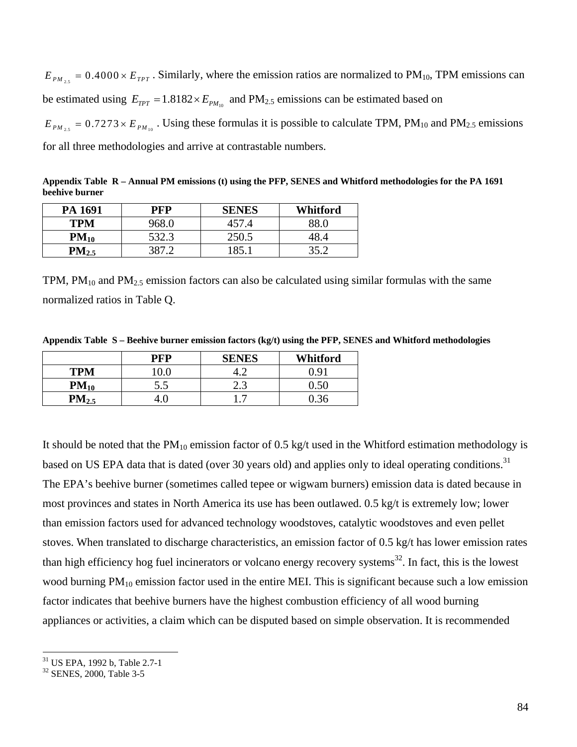$E_{PM_{2.5}} = 0.4000 \times E_{TPT}$. Similarly, where the emission ratios are normalized to $PM_{10}$, TPM emissions can be estimated using $E_{TPT} = 1.8182 \times E_{PM_{10}}$ and $PM_{2.5}$ emissions can be estimated based on $E_{PM_{2.5}} = 0.7273 \times E_{PM_{10}}$. Using these formulas it is possible to calculate TPM, $PM_{10}$ and $PM_{2.5}$ emissions for all three methodologies and arrive at contrastable numbers.

**Appendix Table R – Annual PM emissions (t) using the PFP, SENES and Whitford methodologies for the PA 1691 beehive burner**

| PA 1691 | PFP | SENES | Whitford |
|---|---|---|---|
| **TPM** | 968.0 | 457.4 | 88.0 |
| **$PM_{10}$** | 532.3 | 250.5 | 48.4 |
| **$PM_{2.5}$** | 387.2 | 185.1 | 35.2 |

TPM, $PM_{10}$ and $PM_{2.5}$ emission factors can also be calculated using similar formulas with the same normalized ratios in Table Q.

**Appendix Table S – Beehive burner emission factors (kg/t) using the PFP, SENES and Whitford methodologies**

| | PFP | SENES | Whitford |
|---|---|---|---|
| **TPM** | 10.0 | 4.2 | 0.91 |
| **$PM_{10}$** | 5.5 | 2.3 | 0.50 |
| **$PM_{2.5}$** | 4.0 | 1.7 | 0.36 |

It should be noted that the $PM_{10}$ emission factor of 0.5 kg/t used in the Whitford estimation methodology is based on US EPA data that is dated (over 30 years old) and applies only to ideal operating conditions.[31] The EPA's beehive burner (sometimes called tepee or wigwam burners) emission data is dated because in most provinces and states in North America its use has been outlawed. 0.5 kg/t is extremely low; lower than emission factors used for advanced technology woodstoves, catalytic woodstoves and even pellet stoves. When translated to discharge characteristics, an emission factor of 0.5 kg/t has lower emission rates than high efficiency hog fuel incinerators or volcano energy recovery systems[32]. In fact, this is the lowest wood burning $PM_{10}$ emission factor used in the entire MEI. This is significant because such a low emission factor indicates that beehive burners have the highest combustion efficiency of all wood burning appliances or activities, a claim which can be disputed based on simple observation. It is recommended

[31] US EPA, 1992 b, Table 2.7-1

[32] SENES, 2000, Table 3-5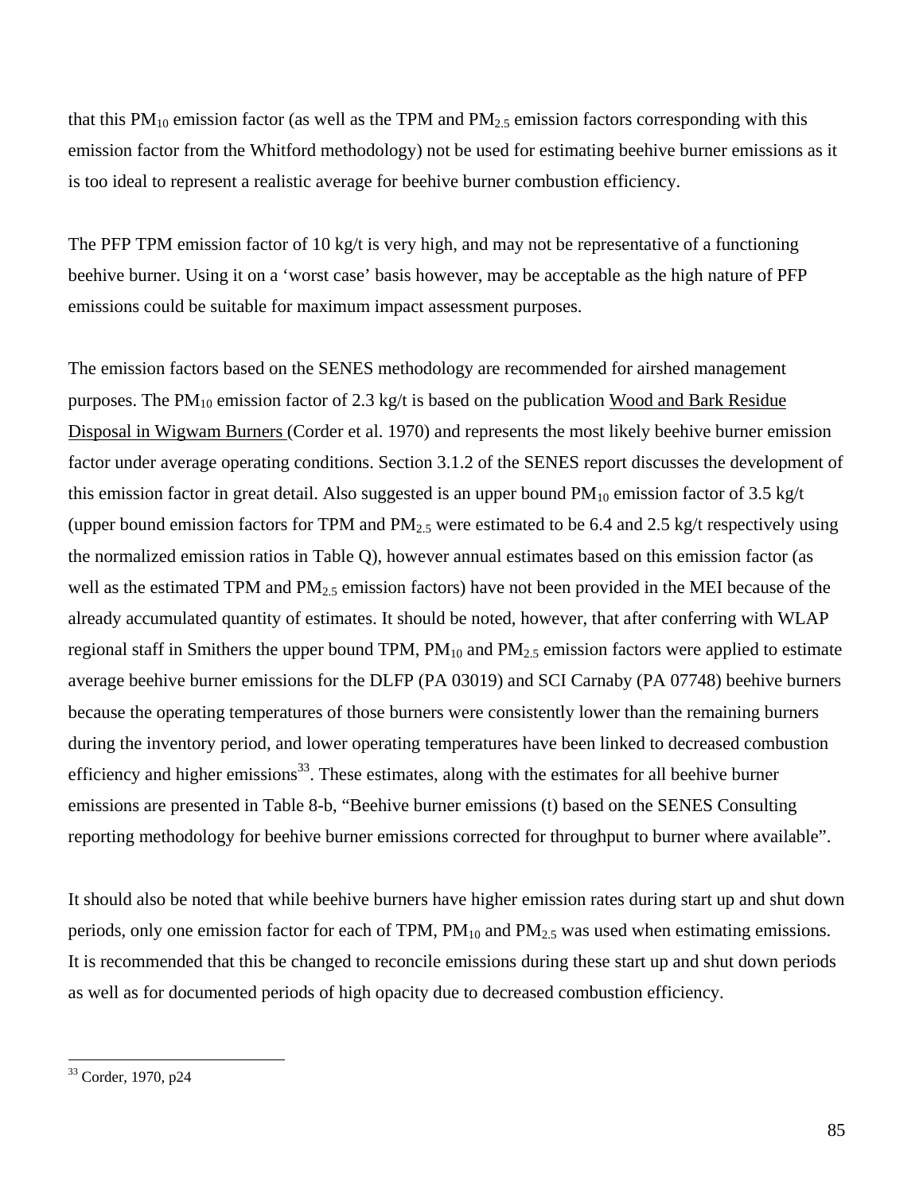that this $PM_{10}$ emission factor (as well as the TPM and $PM_{2.5}$ emission factors corresponding with this emission factor from the Whitford methodology) not be used for estimating beehive burner emissions as it is too ideal to represent a realistic average for beehive burner combustion efficiency.

The PFP TPM emission factor of 10 kg/t is very high, and may not be representative of a functioning beehive burner. Using it on a 'worst case' basis however, may be acceptable as the high nature of PFP emissions could be suitable for maximum impact assessment purposes.

The emission factors based on the SENES methodology are recommended for airshed management purposes. The $PM_{10}$ emission factor of 2.3 kg/t is based on the publication Wood and Bark Residue Disposal in Wigwam Burners (Corder et al. 1970) and represents the most likely beehive burner emission factor under average operating conditions. Section 3.1.2 of the SENES report discusses the development of this emission factor in great detail. Also suggested is an upper bound $PM_{10}$ emission factor of 3.5 kg/t (upper bound emission factors for TPM and $PM_{2.5}$ were estimated to be 6.4 and 2.5 kg/t respectively using the normalized emission ratios in Table Q), however annual estimates based on this emission factor (as well as the estimated TPM and $PM_{2.5}$ emission factors) have not been provided in the MEI because of the already accumulated quantity of estimates. It should be noted, however, that after conferring with WLAP regional staff in Smithers the upper bound TPM, $PM_{10}$ and $PM_{2.5}$ emission factors were applied to estimate average beehive burner emissions for the DLFP (PA 03019) and SCI Carnaby (PA 07748) beehive burners because the operating temperatures of those burners were consistently lower than the remaining burners during the inventory period, and lower operating temperatures have been linked to decreased combustion efficiency and higher emissions[33]. These estimates, along with the estimates for all beehive burner emissions are presented in Table 8-b, "Beehive burner emissions (t) based on the SENES Consulting reporting methodology for beehive burner emissions corrected for throughput to burner where available".

It should also be noted that while beehive burners have higher emission rates during start up and shut down periods, only one emission factor for each of TPM, $PM_{10}$ and $PM_{2.5}$ was used when estimating emissions. It is recommended that this be changed to reconcile emissions during these start up and shut down periods as well as for documented periods of high opacity due to decreased combustion efficiency.

[33] Corder, 1970, p24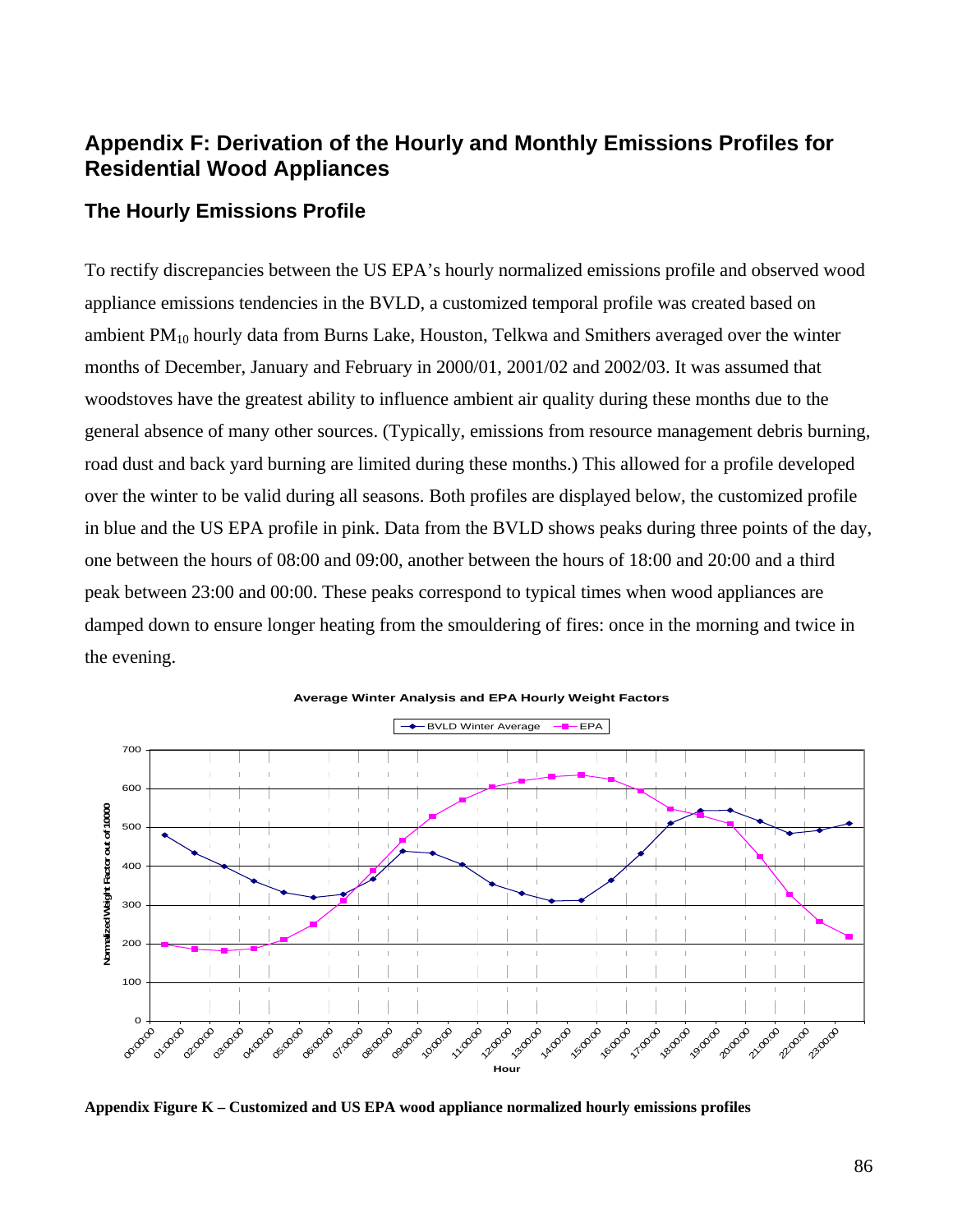## Appendix F: Derivation of the Hourly and Monthly Emissions Profiles for Residential Wood Appliances

### The Hourly Emissions Profile

To rectify discrepancies between the US EPA's hourly normalized emissions profile and observed wood appliance emissions tendencies in the BVLD, a customized temporal profile was created based on ambient $PM_{10}$ hourly data from Burns Lake, Houston, Telkwa and Smithers averaged over the winter months of December, January and February in 2000/01, 2001/02 and 2002/03. It was assumed that woodstoves have the greatest ability to influence ambient air quality during these months due to the general absence of many other sources. (Typically, emissions from resource management debris burning, road dust and back yard burning are limited during these months.) This allowed for a profile developed over the winter to be valid during all seasons. Both profiles are displayed below, the customized profile in blue and the US EPA profile in pink. Data from the BVLD shows peaks during three points of the day, one between the hours of 08:00 and 09:00, another between the hours of 18:00 and 20:00 and a third peak between 23:00 and 00:00. These peaks correspond to typical times when wood appliances are damped down to ensure longer heating from the smouldering of fires: once in the morning and twice in the evening.

**Appendix Figure K – Customized and US EPA wood appliance normalized hourly emissions profiles**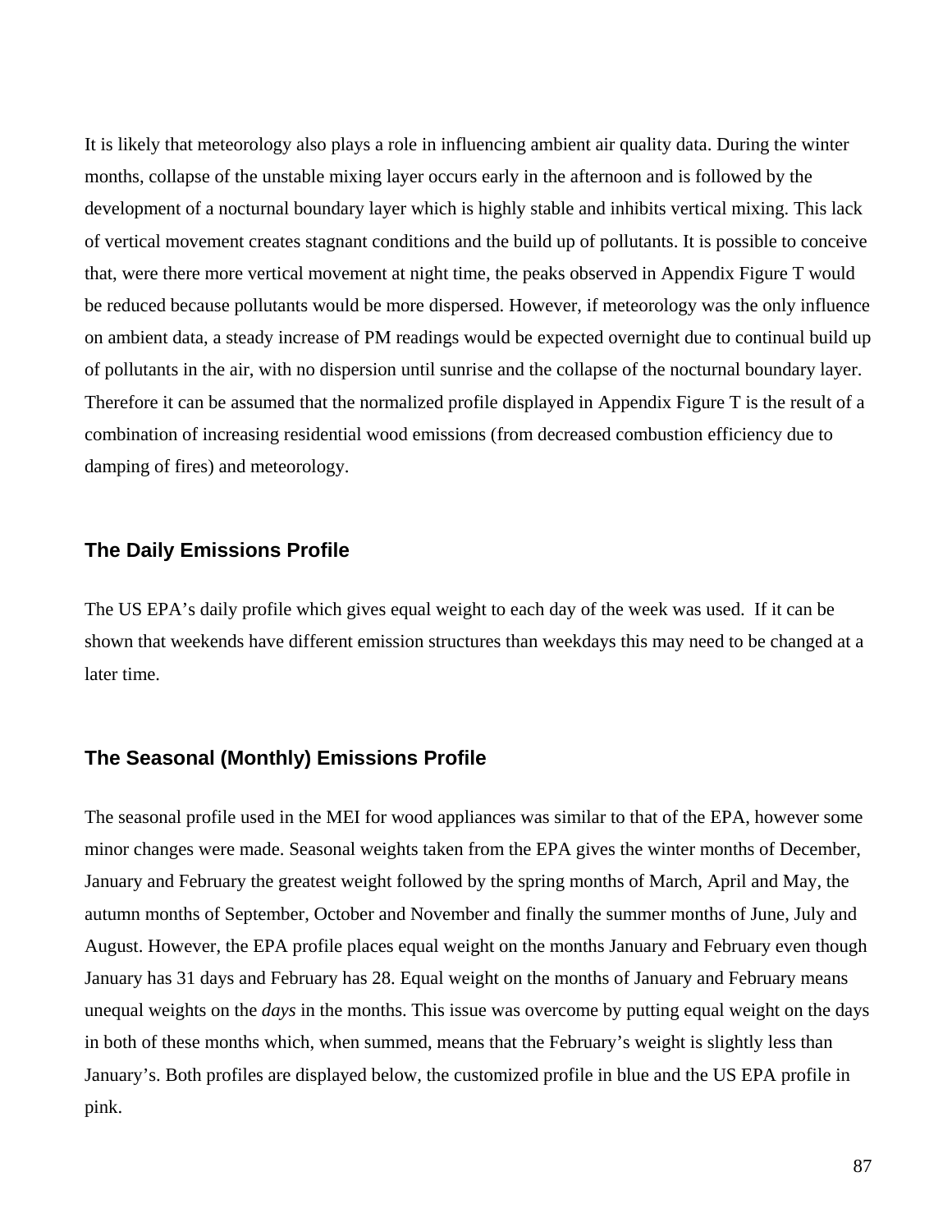It is likely that meteorology also plays a role in influencing ambient air quality data. During the winter months, collapse of the unstable mixing layer occurs early in the afternoon and is followed by the development of a nocturnal boundary layer which is highly stable and inhibits vertical mixing. This lack of vertical movement creates stagnant conditions and the build up of pollutants. It is possible to conceive that, were there more vertical movement at night time, the peaks observed in Appendix Figure T would be reduced because pollutants would be more dispersed. However, if meteorology was the only influence on ambient data, a steady increase of PM readings would be expected overnight due to continual build up of pollutants in the air, with no dispersion until sunrise and the collapse of the nocturnal boundary layer. Therefore it can be assumed that the normalized profile displayed in Appendix Figure T is the result of a combination of increasing residential wood emissions (from decreased combustion efficiency due to damping of fires) and meteorology.

## The Daily Emissions Profile

The US EPA's daily profile which gives equal weight to each day of the week was used. If it can be shown that weekends have different emission structures than weekdays this may need to be changed at a later time.

## The Seasonal (Monthly) Emissions Profile

The seasonal profile used in the MEI for wood appliances was similar to that of the EPA, however some minor changes were made. Seasonal weights taken from the EPA gives the winter months of December, January and February the greatest weight followed by the spring months of March, April and May, the autumn months of September, October and November and finally the summer months of June, July and August. However, the EPA profile places equal weight on the months January and February even though January has 31 days and February has 28. Equal weight on the months of January and February means unequal weights on the *days* in the months. This issue was overcome by putting equal weight on the days in both of these months which, when summed, means that the February's weight is slightly less than January's. Both profiles are displayed below, the customized profile in blue and the US EPA profile in pink.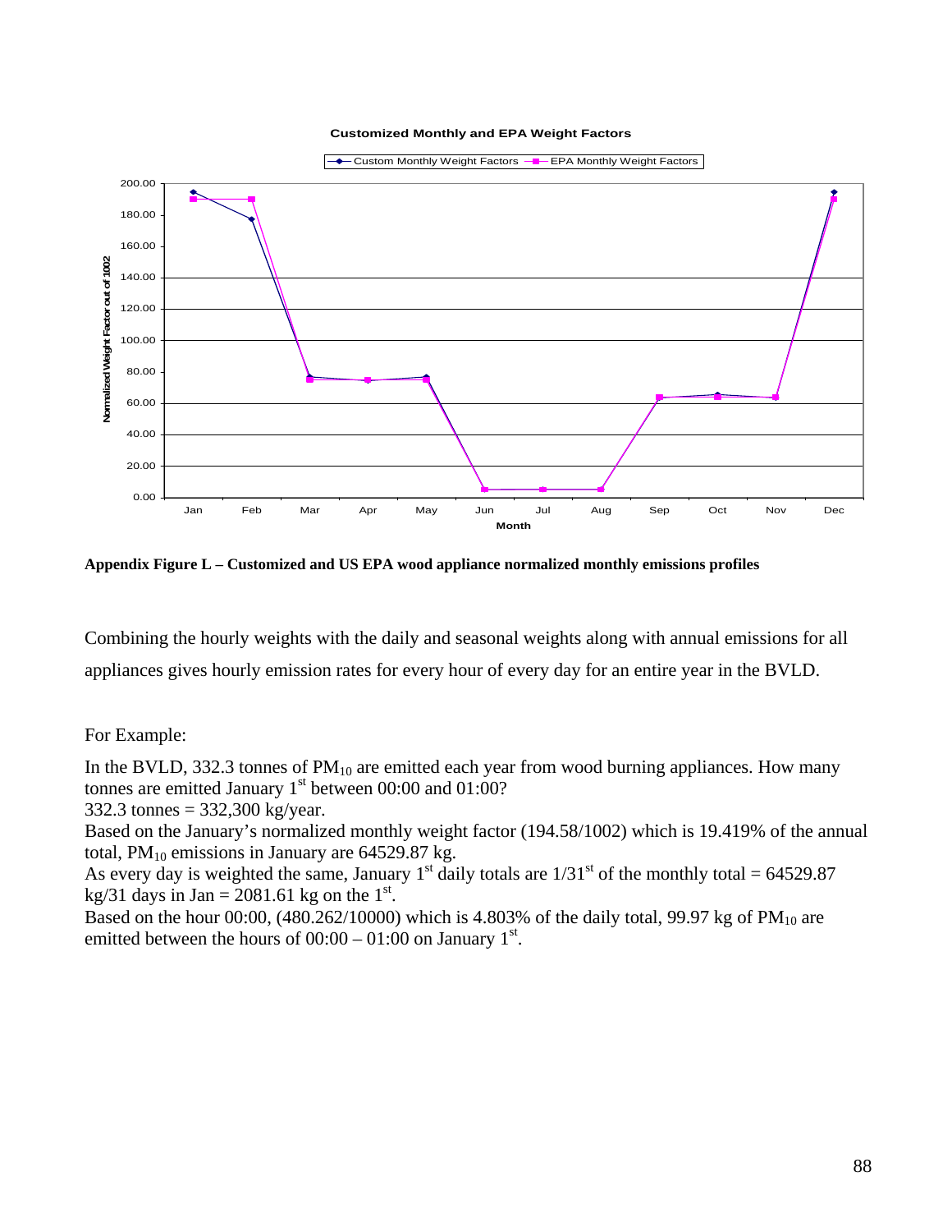Customized Monthly and EPA Weight Factors

Custom Monthly Weight Factors — EPA Monthly Weight Factors

Normalized Weight Factor out of 1002

200.00
180.00
160.00
140.00
120.00
100.00
80.00
60.00
40.00
20.00
0.00

Jan Feb Mar Apr May Jun Jul Aug Sep Oct Nov Dec

Month

**Appendix Figure L – Customized and US EPA wood appliance normalized monthly emissions profiles**

Combining the hourly weights with the daily and seasonal weights along with annual emissions for all appliances gives hourly emission rates for every hour of every day for an entire year in the BVLD.

For Example:

In the BVLD, 332.3 tonnes of $PM_{10}$ are emitted each year from wood burning appliances. How many tonnes are emitted January 1st between 00:00 and 01:00?

332.3 tonnes = 332,300 kg/year.

Based on the January's normalized monthly weight factor (194.58/1002) which is 19.419% of the annual total, $PM_{10}$ emissions in January are 64529.87 kg.

As every day is weighted the same, January 1st daily totals are 1/31st of the monthly total = 64529.87 kg/31 days in Jan = 2081.61 kg on the 1st.

Based on the hour 00:00, (480.262/10000) which is 4.803% of the daily total, 99.97 kg of $PM_{10}$ are emitted between the hours of 00:00 – 01:00 on January 1st.